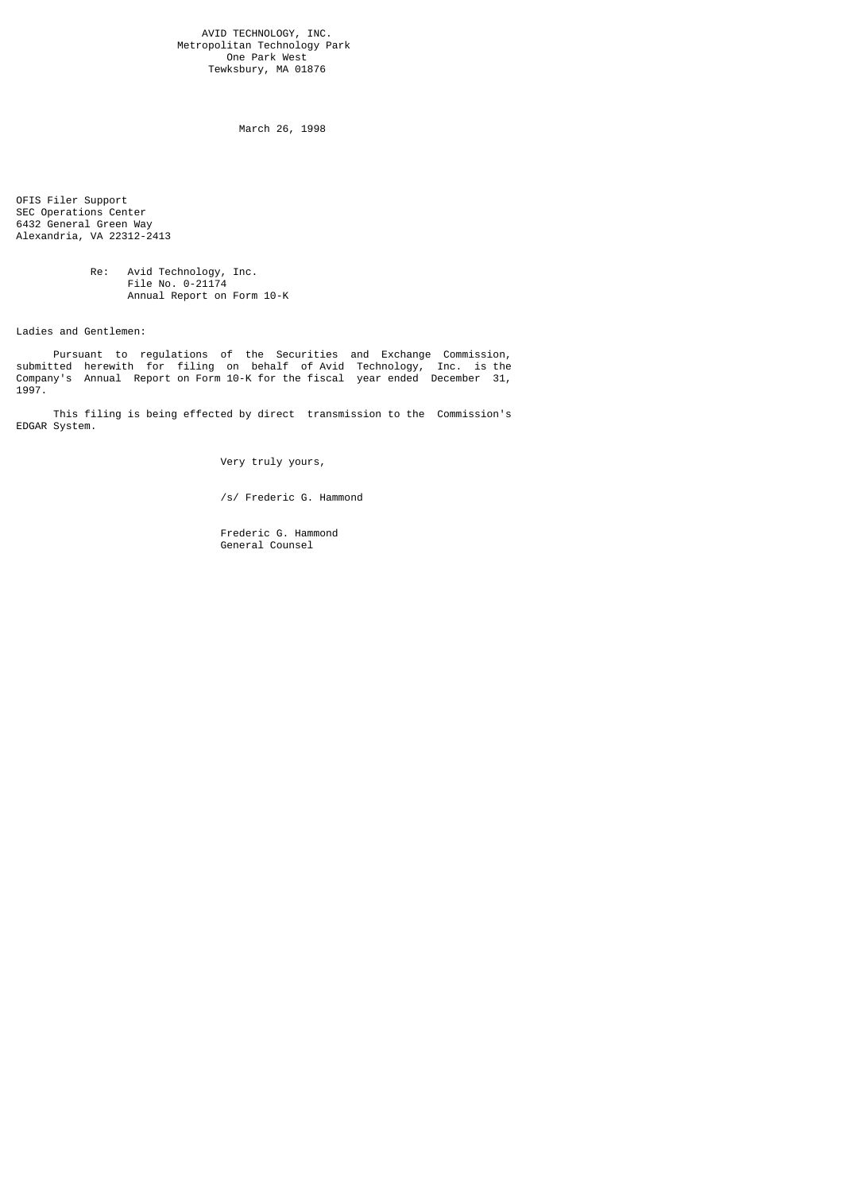AVID TECHNOLOGY, INC.
Metropolitan Technology Park
One Park West
Tewksbury, MA 01876

March 26, 1998

OFIS Filer Support
SEC Operations Center
6432 General Green Way
Alexandria, VA 22312-2413

Re: Avid Technology, Inc.
File No. 0-21174
Annual Report on Form 10-K

Ladies and Gentlemen:

Pursuant to regulations of the Securities and Exchange Commission, submitted herewith for filing on behalf of Avid Technology, Inc. is the Company's Annual Report on Form 10-K for the fiscal year ended December 31, 1997.

This filing is being effected by direct transmission to the Commission's EDGAR System.

Very truly yours,

/s/ Frederic G. Hammond

Frederic G. Hammond
General Counsel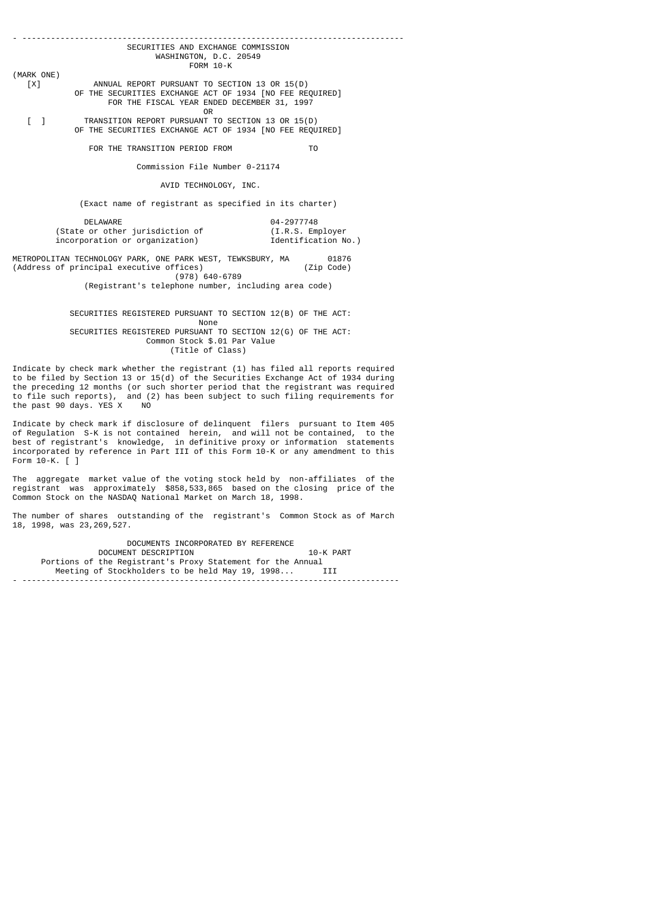SECURITIES AND EXCHANGE COMMISSION
WASHINGTON, D.C. 20549

FORM 10-K

(MARK ONE)

[X] ANNUAL REPORT PURSUANT TO SECTION 13 OR 15(D) OF THE SECURITIES EXCHANGE ACT OF 1934 [NO FEE REQUIRED]

FOR THE FISCAL YEAR ENDED DECEMBER 31, 1997

OR

[ ] TRANSITION REPORT PURSUANT TO SECTION 13 OR 15(D) OF THE SECURITIES EXCHANGE ACT OF 1934 [NO FEE REQUIRED]

FOR THE TRANSITION PERIOD FROM TO

Commission File Number 0-21174

AVID TECHNOLOGY, INC.

(Exact name of registrant as specified in its charter)

| DELAWARE | 04-2977748 |
|---|---|
| (State or other jurisdiction of incorporation or organization) | (I.R.S. Employer Identification No.) |

| METROPOLITAN TECHNOLOGY PARK, ONE PARK WEST, TEWKSBURY, MA | 01876 |
|---|---|
| (Address of principal executive offices) | (Zip Code) |

(978) 640-6789

(Registrant's telephone number, including area code)

SECURITIES REGISTERED PURSUANT TO SECTION 12(B) OF THE ACT:
None

SECURITIES REGISTERED PURSUANT TO SECTION 12(G) OF THE ACT:
Common Stock $.01 Par Value
(Title of Class)

Indicate by check mark whether the registrant (1) has filed all reports required to be filed by Section 13 or 15(d) of the Securities Exchange Act of 1934 during the preceding 12 months (or such shorter period that the registrant was required to file such reports), and (2) has been subject to such filing requirements for the past 90 days. YES X NO

Indicate by check mark if disclosure of delinquent filers pursuant to Item 405 of Regulation S-K is not contained herein, and will not be contained, to the best of registrant's knowledge, in definitive proxy or information statements incorporated by reference in Part III of this Form 10-K or any amendment to this Form 10-K. [ ]

The aggregate market value of the voting stock held by non-affiliates of the registrant was approximately $858,533,865 based on the closing price of the Common Stock on the NASDAQ National Market on March 18, 1998.

The number of shares outstanding of the registrant's Common Stock as of March 18, 1998, was 23,269,527.

DOCUMENTS INCORPORATED BY REFERENCE

| DOCUMENT DESCRIPTION | 10-K PART |
|---|---|
| Portions of the Registrant's Proxy Statement for the Annual Meeting of Stockholders to be held May 19, 1998... | III |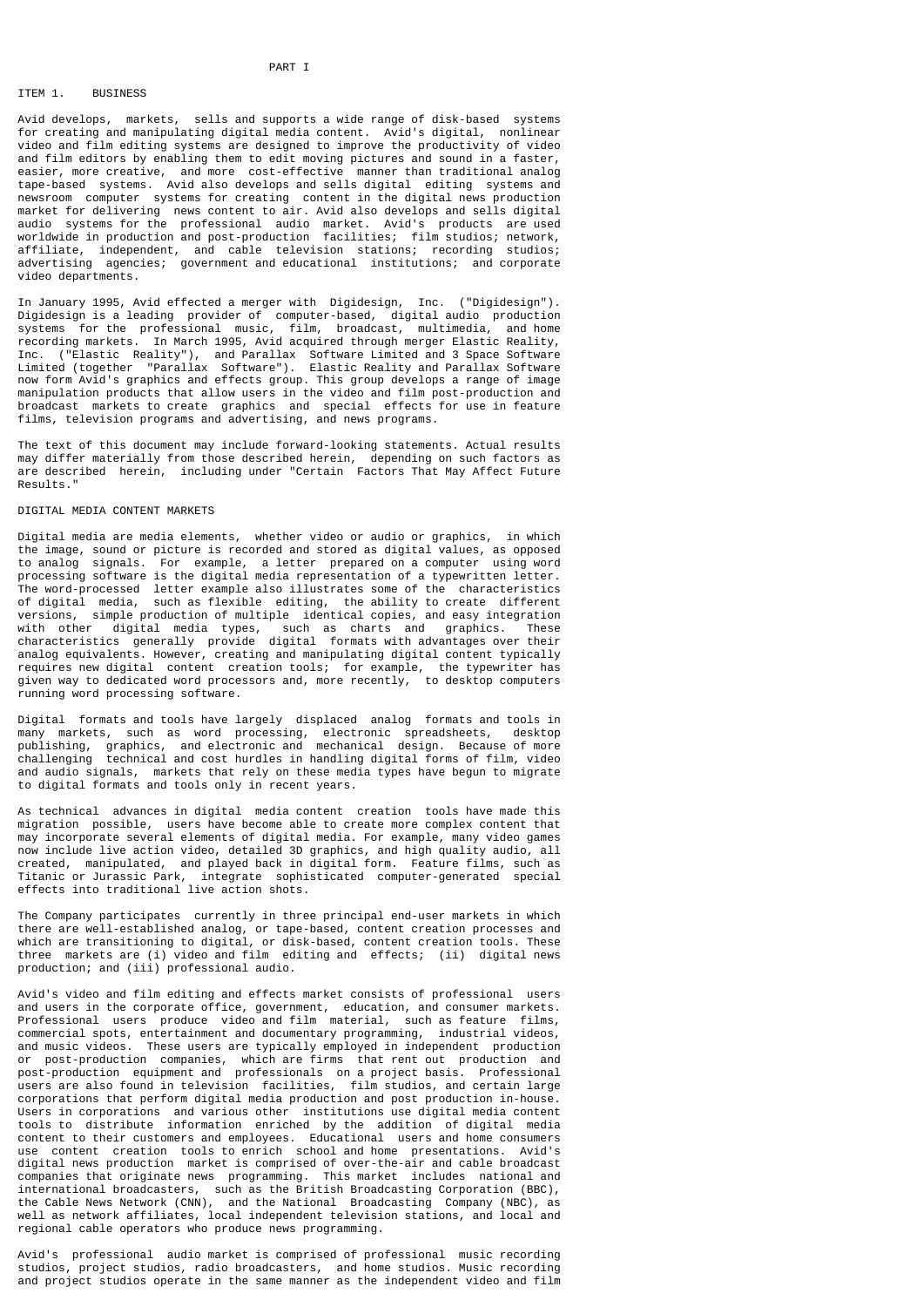PART I

## ITEM 1. BUSINESS

Avid develops, markets, sells and supports a wide range of disk-based systems for creating and manipulating digital media content. Avid's digital, nonlinear video and film editing systems are designed to improve the productivity of video and film editors by enabling them to edit moving pictures and sound in a faster, easier, more creative, and more cost-effective manner than traditional analog tape-based systems. Avid also develops and sells digital editing systems and newsroom computer systems for creating content in the digital news production market for delivering news content to air. Avid also develops and sells digital audio systems for the professional audio market. Avid's products are used worldwide in production and post-production facilities; film studios; network, affiliate, independent, and cable television stations; recording studios; advertising agencies; government and educational institutions; and corporate video departments.

In January 1995, Avid effected a merger with Digidesign, Inc. ("Digidesign"). Digidesign is a leading provider of computer-based, digital audio production systems for the professional music, film, broadcast, multimedia, and home recording markets. In March 1995, Avid acquired through merger Elastic Reality, Inc. ("Elastic Reality"), and Parallax Software Limited and 3 Space Software Limited (together "Parallax Software"). Elastic Reality and Parallax Software now form Avid's graphics and effects group. This group develops a range of image manipulation products that allow users in the video and film post-production and broadcast markets to create graphics and special effects for use in feature films, television programs and advertising, and news programs.

The text of this document may include forward-looking statements. Actual results may differ materially from those described herein, depending on such factors as are described herein, including under "Certain Factors That May Affect Future Results."

### DIGITAL MEDIA CONTENT MARKETS

Digital media are media elements, whether video or audio or graphics, in which the image, sound or picture is recorded and stored as digital values, as opposed to analog signals. For example, a letter prepared on a computer using word processing software is the digital media representation of a typewritten letter. The word-processed letter example also illustrates some of the characteristics of digital media, such as flexible editing, the ability to create different versions, simple production of multiple identical copies, and easy integration with other digital media types, such as charts and graphics. These characteristics generally provide digital formats with advantages over their analog equivalents. However, creating and manipulating digital content typically requires new digital content creation tools; for example, the typewriter has given way to dedicated word processors and, more recently, to desktop computers running word processing software.

Digital formats and tools have largely displaced analog formats and tools in many markets, such as word processing, electronic spreadsheets, desktop publishing, graphics, and electronic and mechanical design. Because of more challenging technical and cost hurdles in handling digital forms of film, video and audio signals, markets that rely on these media types have begun to migrate to digital formats and tools only in recent years.

As technical advances in digital media content creation tools have made this migration possible, users have become able to create more complex content that may incorporate several elements of digital media. For example, many video games now include live action video, detailed 3D graphics, and high quality audio, all created, manipulated, and played back in digital form. Feature films, such as Titanic or Jurassic Park, integrate sophisticated computer-generated special effects into traditional live action shots.

The Company participates currently in three principal end-user markets in which there are well-established analog, or tape-based, content creation processes and which are transitioning to digital, or disk-based, content creation tools. These three markets are (i) video and film editing and effects; (ii) digital news production; and (iii) professional audio.

Avid's video and film editing and effects market consists of professional users and users in the corporate office, government, education, and consumer markets. Professional users produce video and film material, such as feature films, commercial spots, entertainment and documentary programming, industrial videos, and music videos. These users are typically employed in independent production or post-production companies, which are firms that rent out production and post-production equipment and professionals on a project basis. Professional users are also found in television facilities, film studios, and certain large corporations that perform digital media production and post production in-house. Users in corporations and various other institutions use digital media content tools to distribute information enriched by the addition of digital media content to their customers and employees. Educational users and home consumers use content creation tools to enrich school and home presentations. Avid's digital news production market is comprised of over-the-air and cable broadcast companies that originate news programming. This market includes national and international broadcasters, such as the British Broadcasting Corporation (BBC), the Cable News Network (CNN), and the National Broadcasting Company (NBC), as well as network affiliates, local independent television stations, and local and regional cable operators who produce news programming.

Avid's professional audio market is comprised of professional music recording studios, project studios, radio broadcasters, and home studios. Music recording and project studios operate in the same manner as the independent video and film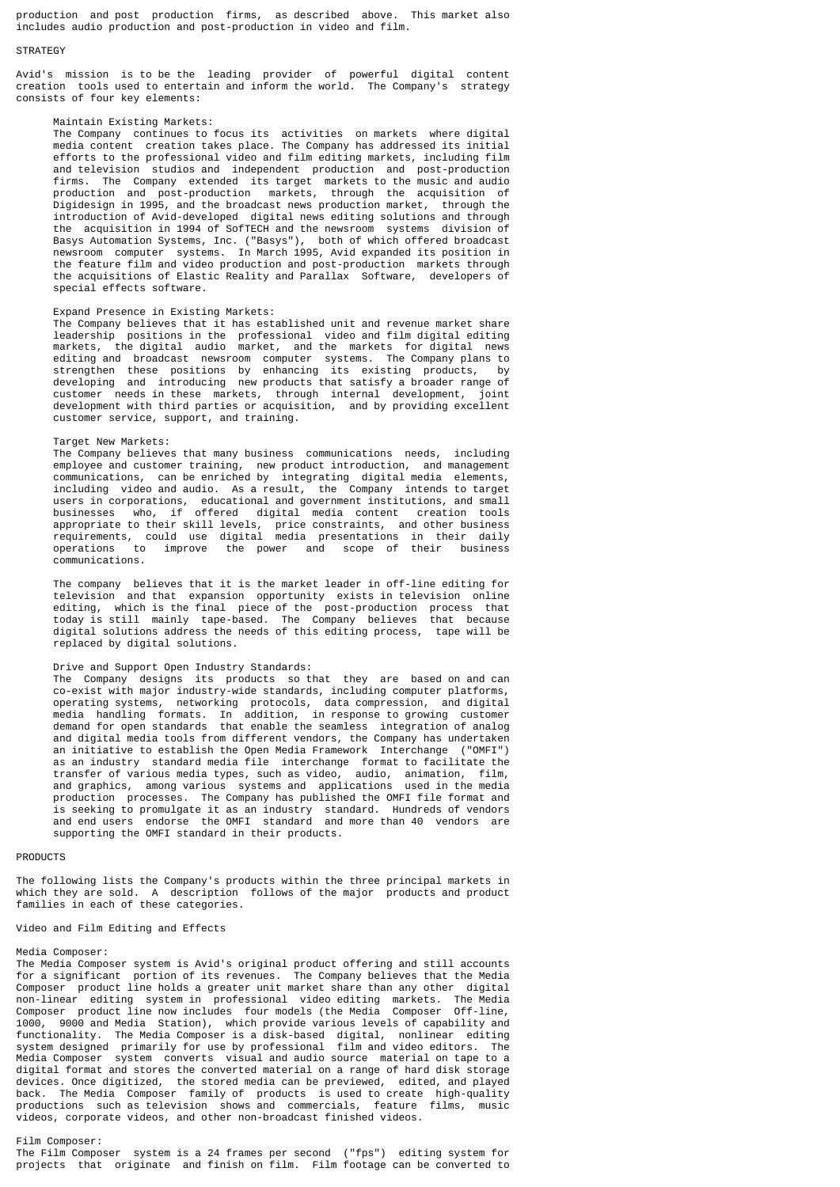production and post production firms, as described above. This market also includes audio production and post-production in video and film.

## STRATEGY

Avid's mission is to be the leading provider of powerful digital content creation tools used to entertain and inform the world. The Company's strategy consists of four key elements:

**Maintain Existing Markets:**
The Company continues to focus its activities on markets where digital media content creation takes place. The Company has addressed its initial efforts to the professional video and film editing markets, including film and television studios and independent production and post-production firms. The Company extended its target markets to the music and audio production and post-production markets, through the acquisition of Digidesign in 1995, and the broadcast news production market, through the introduction of Avid-developed digital news editing solutions and through the acquisition in 1994 of SofTECH and the newsroom systems division of Basys Automation Systems, Inc. ("Basys"), both of which offered broadcast newsroom computer systems. In March 1995, Avid expanded its position in the feature film and video production and post-production markets through the acquisitions of Elastic Reality and Parallax Software, developers of special effects software.

**Expand Presence in Existing Markets:**
The Company believes that it has established unit and revenue market share leadership positions in the professional video and film digital editing markets, the digital audio market, and the markets for digital news editing and broadcast newsroom computer systems. The Company plans to strengthen these positions by enhancing its existing products, by developing and introducing new products that satisfy a broader range of customer needs in these markets, through internal development, joint development with third parties or acquisition, and by providing excellent customer service, support, and training.

**Target New Markets:**
The Company believes that many business communications needs, including employee and customer training, new product introduction, and management communications, can be enriched by integrating digital media elements, including video and audio. As a result, the Company intends to target users in corporations, educational and government institutions, and small businesses who, if offered digital media content creation tools appropriate to their skill levels, price constraints, and other business requirements, could use digital media presentations in their daily operations to improve the power and scope of their business communications.

The company believes that it is the market leader in off-line editing for television and that expansion opportunity exists in television online editing, which is the final piece of the post-production process that today is still mainly tape-based. The Company believes that because digital solutions address the needs of this editing process, tape will be replaced by digital solutions.

**Drive and Support Open Industry Standards:**
The Company designs its products so that they are based on and can co-exist with major industry-wide standards, including computer platforms, operating systems, networking protocols, data compression, and digital media handling formats. In addition, in response to growing customer demand for open standards that enable the seamless integration of analog and digital media tools from different vendors, the Company has undertaken an initiative to establish the Open Media Framework Interchange ("OMFI") as an industry standard media file interchange format to facilitate the transfer of various media types, such as video, audio, animation, film, and graphics, among various systems and applications used in the media production processes. The Company has published the OMFI file format and is seeking to promulgate it as an industry standard. Hundreds of vendors and end users endorse the OMFI standard and more than 40 vendors are supporting the OMFI standard in their products.

## PRODUCTS

The following lists the Company's products within the three principal markets in which they are sold. A description follows of the major products and product families in each of these categories.

### Video and Film Editing and Effects

**Media Composer:**
The Media Composer system is Avid's original product offering and still accounts for a significant portion of its revenues. The Company believes that the Media Composer product line holds a greater unit market share than any other digital non-linear editing system in professional video editing markets. The Media Composer product line now includes four models (the Media Composer Off-line, 1000, 9000 and Media Station), which provide various levels of capability and functionality. The Media Composer is a disk-based digital, nonlinear editing system designed primarily for use by professional film and video editors. The Media Composer system converts visual and audio source material on tape to a digital format and stores the converted material on a range of hard disk storage devices. Once digitized, the stored media can be previewed, edited, and played back. The Media Composer family of products is used to create high-quality productions such as television shows and commercials, feature films, music videos, corporate videos, and other non-broadcast finished videos.

**Film Composer:**
The Film Composer system is a 24 frames per second ("fps") editing system for projects that originate and finish on film. Film footage can be converted to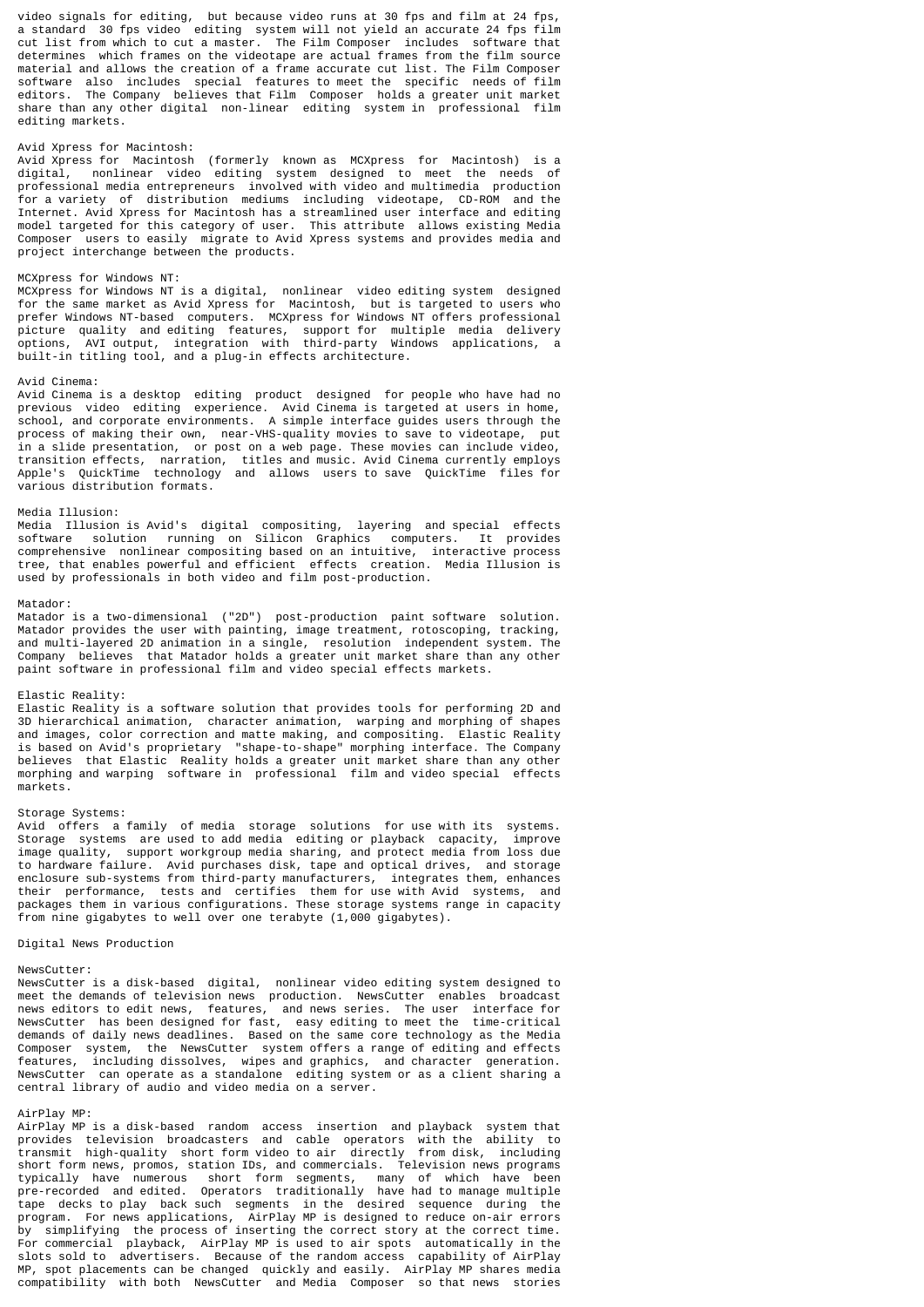video signals for editing, but because video runs at 30 fps and film at 24 fps, a standard 30 fps video editing system will not yield an accurate 24 fps film cut list from which to cut a master. The Film Composer includes software that determines which frames on the videotape are actual frames from the film source material and allows the creation of a frame accurate cut list. The Film Composer software also includes special features to meet the specific needs of film editors. The Company believes that Film Composer holds a greater unit market share than any other digital non-linear editing system in professional film editing markets.

Avid Xpress for Macintosh:
Avid Xpress for Macintosh (formerly known as MCXpress for Macintosh) is a digital, nonlinear video editing system designed to meet the needs of professional media entrepreneurs involved with video and multimedia production for a variety of distribution mediums including videotape, CD-ROM and the Internet. Avid Xpress for Macintosh has a streamlined user interface and editing model targeted for this category of user. This attribute allows existing Media Composer users to easily migrate to Avid Xpress systems and provides media and project interchange between the products.

MCXpress for Windows NT:
MCXpress for Windows NT is a digital, nonlinear video editing system designed for the same market as Avid Xpress for Macintosh, but is targeted to users who prefer Windows NT-based computers. MCXpress for Windows NT offers professional picture quality and editing features, support for multiple media delivery options, AVI output, integration with third-party Windows applications, a built-in titling tool, and a plug-in effects architecture.

Avid Cinema:
Avid Cinema is a desktop editing product designed for people who have had no previous video editing experience. Avid Cinema is targeted at users in home, school, and corporate environments. A simple interface guides users through the process of making their own, near-VHS-quality movies to save to videotape, put in a slide presentation, or post on a web page. These movies can include video, transition effects, narration, titles and music. Avid Cinema currently employs Apple's QuickTime technology and allows users to save QuickTime files for various distribution formats.

Media Illusion:
Media Illusion is Avid's digital compositing, layering and special effects software solution running on Silicon Graphics computers. It provides comprehensive nonlinear compositing based on an intuitive, interactive process tree, that enables powerful and efficient effects creation. Media Illusion is used by professionals in both video and film post-production.

Matador:
Matador is a two-dimensional ("2D") post-production paint software solution. Matador provides the user with painting, image treatment, rotoscoping, tracking, and multi-layered 2D animation in a single, resolution independent system. The Company believes that Matador holds a greater unit market share than any other paint software in professional film and video special effects markets.

Elastic Reality:
Elastic Reality is a software solution that provides tools for performing 2D and 3D hierarchical animation, character animation, warping and morphing of shapes and images, color correction and matte making, and compositing. Elastic Reality is based on Avid's proprietary "shape-to-shape" morphing interface. The Company believes that Elastic Reality holds a greater unit market share than any other morphing and warping software in professional film and video special effects markets.

Storage Systems:
Avid offers a family of media storage solutions for use with its systems. Storage systems are used to add media editing or playback capacity, improve image quality, support workgroup media sharing, and protect media from loss due to hardware failure. Avid purchases disk, tape and optical drives, and storage enclosure sub-systems from third-party manufacturers, integrates them, enhances their performance, tests and certifies them for use with Avid systems, and packages them in various configurations. These storage systems range in capacity from nine gigabytes to well over one terabyte (1,000 gigabytes).

Digital News Production

NewsCutter:
NewsCutter is a disk-based digital, nonlinear video editing system designed to meet the demands of television news production. NewsCutter enables broadcast news editors to edit news, features, and news series. The user interface for NewsCutter has been designed for fast, easy editing to meet the time-critical demands of daily news deadlines. Based on the same core technology as the Media Composer system, the NewsCutter system offers a range of editing and effects features, including dissolves, wipes and graphics, and character generation. NewsCutter can operate as a standalone editing system or as a client sharing a central library of audio and video media on a server.

AirPlay MP:
AirPlay MP is a disk-based random access insertion and playback system that provides television broadcasters and cable operators with the ability to transmit high-quality short form video to air directly from disk, including short form news, promos, station IDs, and commercials. Television news programs typically have numerous short form segments, many of which have been pre-recorded and edited. Operators traditionally have had to manage multiple tape decks to play back such segments in the desired sequence during the program. For news applications, AirPlay MP is designed to reduce on-air errors by simplifying the process of inserting the correct story at the correct time. For commercial playback, AirPlay MP is used to air spots automatically in the slots sold to advertisers. Because of the random access capability of AirPlay MP, spot placements can be changed quickly and easily. AirPlay MP shares media compatibility with both NewsCutter and Media Composer so that news stories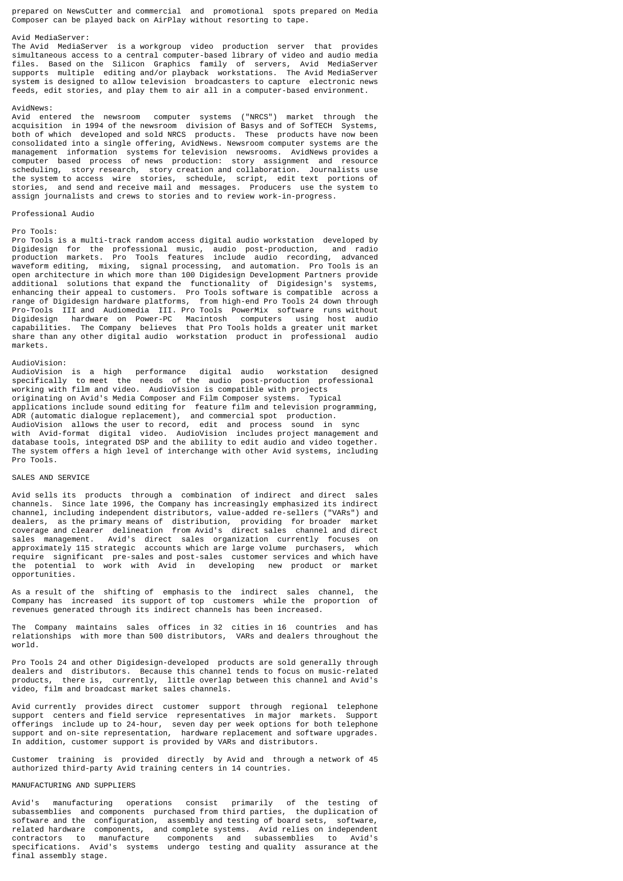prepared on NewsCutter and commercial and promotional spots prepared on Media Composer can be played back on AirPlay without resorting to tape.

Avid MediaServer:
The Avid MediaServer is a workgroup video production server that provides simultaneous access to a central computer-based library of video and audio media files. Based on the Silicon Graphics family of servers, Avid MediaServer supports multiple editing and/or playback workstations. The Avid MediaServer system is designed to allow television broadcasters to capture electronic news feeds, edit stories, and play them to air all in a computer-based environment.

AvidNews:
Avid entered the newsroom computer systems ("NRCS") market through the acquisition in 1994 of the newsroom division of Basys and of SofTECH Systems, both of which developed and sold NRCS products. These products have now been consolidated into a single offering, AvidNews. Newsroom computer systems are the management information systems for television newsrooms. AvidNews provides a computer based process of news production: story assignment and resource scheduling, story research, story creation and collaboration. Journalists use the system to access wire stories, schedule, script, edit text portions of stories, and send and receive mail and messages. Producers use the system to assign journalists and crews to stories and to review work-in-progress.

Professional Audio

Pro Tools:
Pro Tools is a multi-track random access digital audio workstation developed by Digidesign for the professional music, audio post-production, and radio production markets. Pro Tools features include audio recording, advanced waveform editing, mixing, signal processing, and automation. Pro Tools is an open architecture in which more than 100 Digidesign Development Partners provide additional solutions that expand the functionality of Digidesign's systems, enhancing their appeal to customers. Pro Tools software is compatible across a range of Digidesign hardware platforms, from high-end Pro Tools 24 down through Pro-Tools III and Audiomedia III. Pro Tools PowerMix software runs without Digidesign hardware on Power-PC Macintosh computers using host audio capabilities. The Company believes that Pro Tools holds a greater unit market share than any other digital audio workstation product in professional audio markets.

AudioVision:
AudioVision is a high performance digital audio workstation designed specifically to meet the needs of the audio post-production professional working with film and video. AudioVision is compatible with projects originating on Avid's Media Composer and Film Composer systems. Typical applications include sound editing for feature film and television programming, ADR (automatic dialogue replacement), and commercial spot production. AudioVision allows the user to record, edit and process sound in sync with Avid-format digital video. AudioVision includes project management and database tools, integrated DSP and the ability to edit audio and video together. The system offers a high level of interchange with other Avid systems, including Pro Tools.

SALES AND SERVICE

Avid sells its products through a combination of indirect and direct sales channels. Since late 1996, the Company has increasingly emphasized its indirect channel, including independent distributors, value-added re-sellers ("VARs") and dealers, as the primary means of distribution, providing for broader market coverage and clearer delineation from Avid's direct sales channel and direct sales management. Avid's direct sales organization currently focuses on approximately 115 strategic accounts which are large volume purchasers, which require significant pre-sales and post-sales customer services and which have the potential to work with Avid in developing new product or market opportunities.

As a result of the shifting of emphasis to the indirect sales channel, the Company has increased its support of top customers while the proportion of revenues generated through its indirect channels has been increased.

The Company maintains sales offices in 32 cities in 16 countries and has relationships with more than 500 distributors, VARs and dealers throughout the world.

Pro Tools 24 and other Digidesign-developed products are sold generally through dealers and distributors. Because this channel tends to focus on music-related products, there is, currently, little overlap between this channel and Avid's video, film and broadcast market sales channels.

Avid currently provides direct customer support through regional telephone support centers and field service representatives in major markets. Support offerings include up to 24-hour, seven day per week options for both telephone support and on-site representation, hardware replacement and software upgrades. In addition, customer support is provided by VARs and distributors.

Customer training is provided directly by Avid and through a network of 45 authorized third-party Avid training centers in 14 countries.

MANUFACTURING AND SUPPLIERS

Avid's manufacturing operations consist primarily of the testing of subassemblies and components purchased from third parties, the duplication of software and the configuration, assembly and testing of board sets, software, related hardware components, and complete systems. Avid relies on independent contractors to manufacture components and subassemblies to Avid's specifications. Avid's systems undergo testing and quality assurance at the final assembly stage.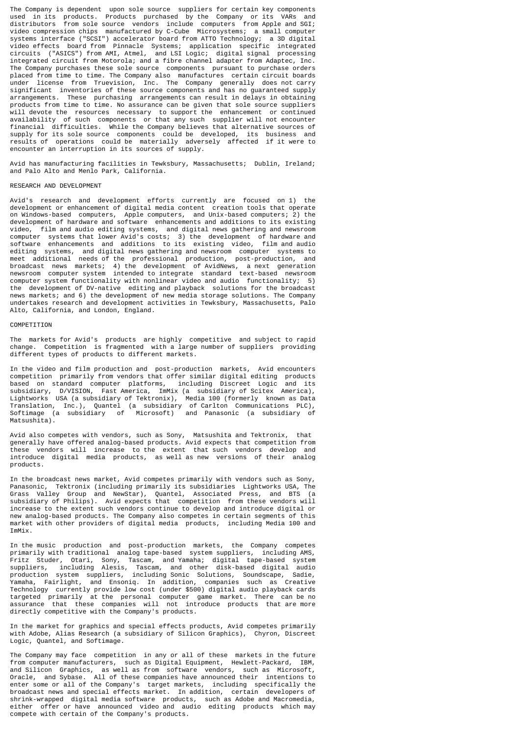The Company is dependent upon sole source suppliers for certain key components used in its products. Products purchased by the Company or its VARs and distributors from sole source vendors include computers from Apple and SGI; video compression chips manufactured by C-Cube Microsystems; a small computer systems interface ("SCSI") accelerator board from ATTO Technology; a 3D digital video effects board from Pinnacle Systems; application specific integrated circuits ("ASICS") from AMI, Atmel, and LSI Logic; digital signal processing integrated circuit from Motorola; and a fibre channel adapter from Adaptec, Inc. The Company purchases these sole source components pursuant to purchase orders placed from time to time. The Company also manufactures certain circuit boards under license from Truevision, Inc. The Company generally does not carry significant inventories of these source components and has no guaranteed supply arrangements. These purchasing arrangements can result in delays in obtaining products from time to time. No assurance can be given that sole source suppliers will devote the resources necessary to support the enhancement or continued availability of such components or that any such supplier will not encounter financial difficulties. While the Company believes that alternative sources of supply for its sole source components could be developed, its business and results of operations could be materially adversely affected if it were to encounter an interruption in its sources of supply.

Avid has manufacturing facilities in Tewksbury, Massachusetts; Dublin, Ireland; and Palo Alto and Menlo Park, California.

RESEARCH AND DEVELOPMENT

Avid's research and development efforts currently are focused on 1) the development or enhancement of digital media content creation tools that operate on Windows-based computers, Apple computers, and Unix-based computers; 2) the development of hardware and software enhancements and additions to its existing video, film and audio editing systems, and digital news gathering and newsroom computer systems that lower Avid's costs; 3) the development of hardware and software enhancements and additions to its existing video, film and audio editing systems, and digital news gathering and newsroom computer systems to meet additional needs of the professional production, post-production, and broadcast news markets; 4) the development of AvidNews, a next generation newsroom computer system intended to integrate standard text-based newsroom computer system functionality with nonlinear video and audio functionality; 5) the development of DV-native editing and playback solutions for the broadcast news markets; and 6) the development of new media storage solutions. The Company undertakes research and development activities in Tewksbury, Massachusetts, Palo Alto, California, and London, England.

COMPETITION

The markets for Avid's products are highly competitive and subject to rapid change. Competition is fragmented with a large number of suppliers providing different types of products to different markets.

In the video and film production and post-production markets, Avid encounters competition primarily from vendors that offer similar digital editing products based on standard computer platforms, including Discreet Logic and its subsidiary, D/VISION, Fast America, ImMix (a subsidiary of Scitex America), Lightworks USA (a subsidiary of Tektronix), Media 100 (formerly known as Data Translation, Inc.), Quantel (a subsidiary of Carlton Communications PLC), Softimage (a subsidiary of Microsoft) and Panasonic (a subsidiary of Matsushita).

Avid also competes with vendors, such as Sony, Matsushita and Tektronix, that generally have offered analog-based products. Avid expects that competition from these vendors will increase to the extent that such vendors develop and introduce digital media products, as well as new versions of their analog products.

In the broadcast news market, Avid competes primarily with vendors such as Sony, Panasonic, Tektronix (including primarily its subsidiaries Lightworks USA, The Grass Valley Group and NewStar), Quantel, Associated Press, and BTS (a subsidiary of Philips). Avid expects that competition from these vendors will increase to the extent such vendors continue to develop and introduce digital or new analog-based products. The Company also competes in certain segments of this market with other providers of digital media products, including Media 100 and ImMix.

In the music production and post-production markets, the Company competes primarily with traditional analog tape-based system suppliers, including AMS, Fritz Studer, Otari, Sony, Tascam, and Yamaha; digital tape-based system suppliers, including Alesis, Tascam, and other disk-based digital audio production system suppliers, including Sonic Solutions, Soundscape, Sadie, Yamaha, Fairlight, and Ensoniq. In addition, companies such as Creative Technology currently provide low cost (under $500) digital audio playback cards targeted primarily at the personal computer game market. There can be no assurance that these companies will not introduce products that are more directly competitive with the Company's products.

In the market for graphics and special effects products, Avid competes primarily with Adobe, Alias Research (a subsidiary of Silicon Graphics), Chyron, Discreet Logic, Quantel, and Softimage.

The Company may face competition in any or all of these markets in the future from computer manufacturers, such as Digital Equipment, Hewlett-Packard, IBM, and Silicon Graphics, as well as from software vendors, such as Microsoft, Oracle, and Sybase. All of these companies have announced their intentions to enter some or all of the Company's target markets, including specifically the broadcast news and special effects market. In addition, certain developers of shrink-wrapped digital media software products, such as Adobe and Macromedia, either offer or have announced video and audio editing products which may compete with certain of the Company's products.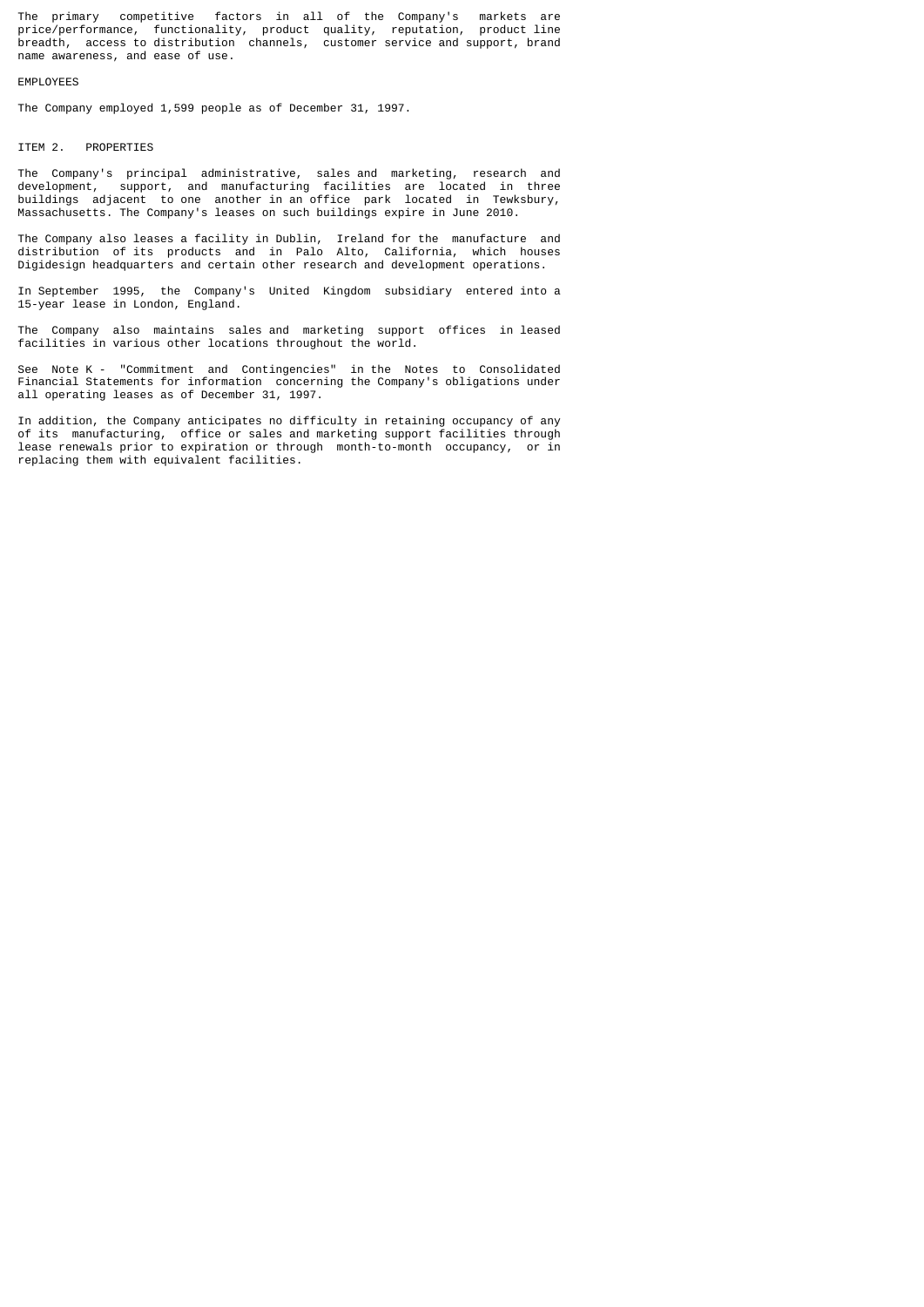The primary competitive factors in all of the Company's markets are price/performance, functionality, product quality, reputation, product line breadth, access to distribution channels, customer service and support, brand name awareness, and ease of use.

## EMPLOYEES

The Company employed 1,599 people as of December 31, 1997.

## ITEM 2. PROPERTIES

The Company's principal administrative, sales and marketing, research and development, support, and manufacturing facilities are located in three buildings adjacent to one another in an office park located in Tewksbury, Massachusetts. The Company's leases on such buildings expire in June 2010.

The Company also leases a facility in Dublin, Ireland for the manufacture and distribution of its products and in Palo Alto, California, which houses Digidesign headquarters and certain other research and development operations.

In September 1995, the Company's United Kingdom subsidiary entered into a 15-year lease in London, England.

The Company also maintains sales and marketing support offices in leased facilities in various other locations throughout the world.

See Note K - "Commitment and Contingencies" in the Notes to Consolidated Financial Statements for information concerning the Company's obligations under all operating leases as of December 31, 1997.

In addition, the Company anticipates no difficulty in retaining occupancy of any of its manufacturing, office or sales and marketing support facilities through lease renewals prior to expiration or through month-to-month occupancy, or in replacing them with equivalent facilities.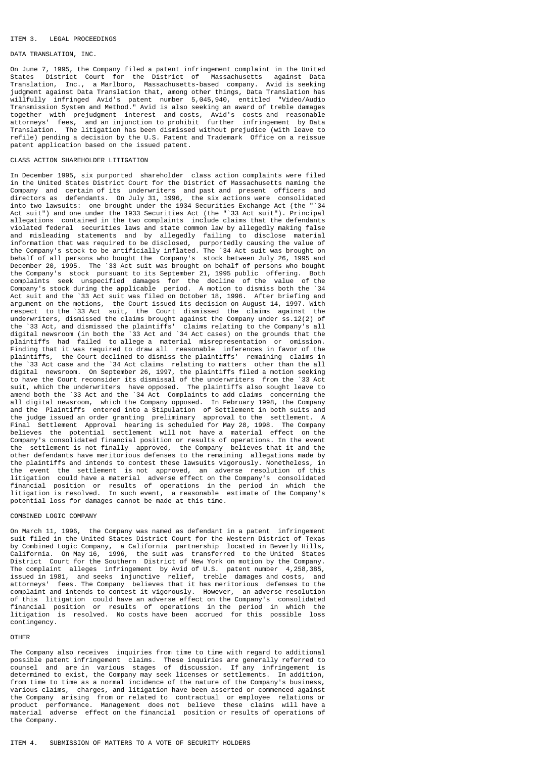## ITEM 3. LEGAL PROCEEDINGS

### DATA TRANSLATION, INC.

On June 7, 1995, the Company filed a patent infringement complaint in the United States District Court for the District of Massachusetts against Data Translation, Inc., a Marlboro, Massachusetts-based company. Avid is seeking judgment against Data Translation that, among other things, Data Translation has willfully infringed Avid's patent number 5,045,940, entitled "Video/Audio Transmission System and Method." Avid is also seeking an award of treble damages together with prejudgment interest and costs, Avid's costs and reasonable attorneys' fees, and an injunction to prohibit further infringement by Data Translation. The litigation has been dismissed without prejudice (with leave to refile) pending a decision by the U.S. Patent and Trademark Office on a reissue patent application based on the issued patent.

### CLASS ACTION SHAREHOLDER LITIGATION

In December 1995, six purported shareholder class action complaints were filed in the United States District Court for the District of Massachusetts naming the Company and certain of its underwriters and past and present officers and directors as defendants. On July 31, 1996, the six actions were consolidated into two lawsuits: one brought under the 1934 Securities Exchange Act (the "`34 Act suit") and one under the 1933 Securities Act (the "`33 Act suit"). Principal allegations contained in the two complaints include claims that the defendants violated federal securities laws and state common law by allegedly making false and misleading statements and by allegedly failing to disclose material information that was required to be disclosed, purportedly causing the value of the Company's stock to be artificially inflated. The `34 Act suit was brought on behalf of all persons who bought the Company's stock between July 26, 1995 and December 20, 1995. The `33 Act suit was brought on behalf of persons who bought the Company's stock pursuant to its September 21, 1995 public offering. Both complaints seek unspecified damages for the decline of the value of the Company's stock during the applicable period. A motion to dismiss both the `34 Act suit and the `33 Act suit was filed on October 18, 1996. After briefing and argument on the motions, the Court issued its decision on August 14, 1997. With respect to the `33 Act suit, the Court dismissed the claims against the underwriters, dismissed the claims brought against the Company under ss.12(2) of the `33 Act, and dismissed the plaintiffs' claims relating to the Company's all digital newsroom (in both the `33 Act and `34 Act cases) on the grounds that the plaintiffs had failed to allege a material misrepresentation or omission. Finding that it was required to draw all reasonable inferences in favor of the plaintiffs, the Court declined to dismiss the plaintiffs' remaining claims in the `33 Act case and the `34 Act claims relating to matters other than the all digital newsroom. On September 26, 1997, the plaintiffs filed a motion seeking to have the Court reconsider its dismissal of the underwriters from the `33 Act suit, which the underwriters have opposed. The plaintiffs also sought leave to amend both the `33 Act and the `34 Act Complaints to add claims concerning the all digital newsroom, which the Company opposed. In February 1998, the Company and the Plaintiffs entered into a Stipulation of Settlement in both suits and the judge issued an order granting preliminary approval to the settlement. A Final Settlement Approval hearing is scheduled for May 28, 1998. The Company believes the potential settlement will not have a material effect on the Company's consolidated financial position or results of operations. In the event the settlement is not finally approved, the Company believes that it and the other defendants have meritorious defenses to the remaining allegations made by the plaintiffs and intends to contest these lawsuits vigorously. Nonetheless, in the event the settlement is not approved, an adverse resolution of this litigation could have a material adverse effect on the Company's consolidated financial position or results of operations in the period in which the litigation is resolved. In such event, a reasonable estimate of the Company's potential loss for damages cannot be made at this time.

### COMBINED LOGIC COMPANY

On March 11, 1996, the Company was named as defendant in a patent infringement suit filed in the United States District Court for the Western District of Texas by Combined Logic Company, a California partnership located in Beverly Hills, California. On May 16, 1996, the suit was transferred to the United States District Court for the Southern District of New York on motion by the Company. The complaint alleges infringement by Avid of U.S. patent number 4,258,385, issued in 1981, and seeks injunctive relief, treble damages and costs, and attorneys' fees. The Company believes that it has meritorious defenses to the complaint and intends to contest it vigorously. However, an adverse resolution of this litigation could have an adverse effect on the Company's consolidated financial position or results of operations in the period in which the litigation is resolved. No costs have been accrued for this possible loss contingency.

### OTHER

The Company also receives inquiries from time to time with regard to additional possible patent infringement claims. These inquiries are generally referred to counsel and are in various stages of discussion. If any infringement is determined to exist, the Company may seek licenses or settlements. In addition, from time to time as a normal incidence of the nature of the Company's business, various claims, charges, and litigation have been asserted or commenced against the Company arising from or related to contractual or employee relations or product performance. Management does not believe these claims will have a material adverse effect on the financial position or results of operations of the Company.

## ITEM 4. SUBMISSION OF MATTERS TO A VOTE OF SECURITY HOLDERS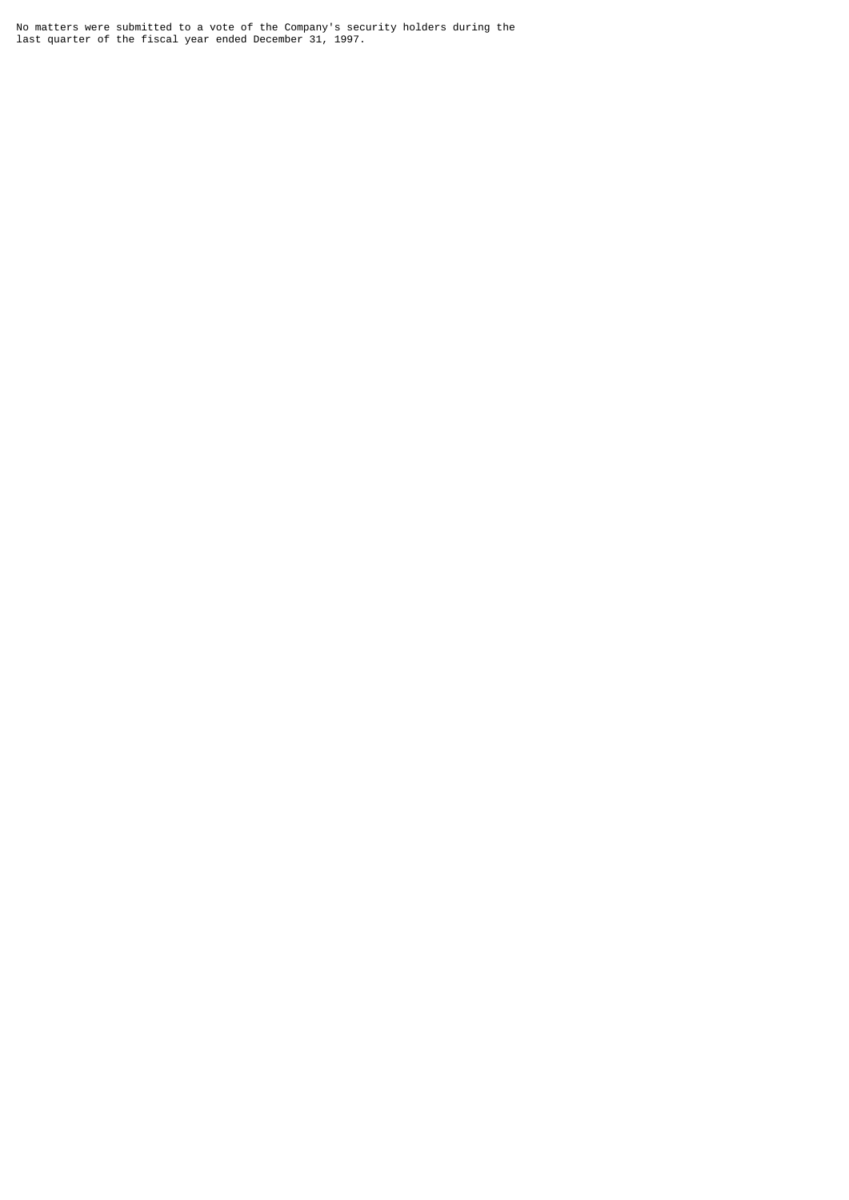No matters were submitted to a vote of the Company's security holders during the last quarter of the fiscal year ended December 31, 1997.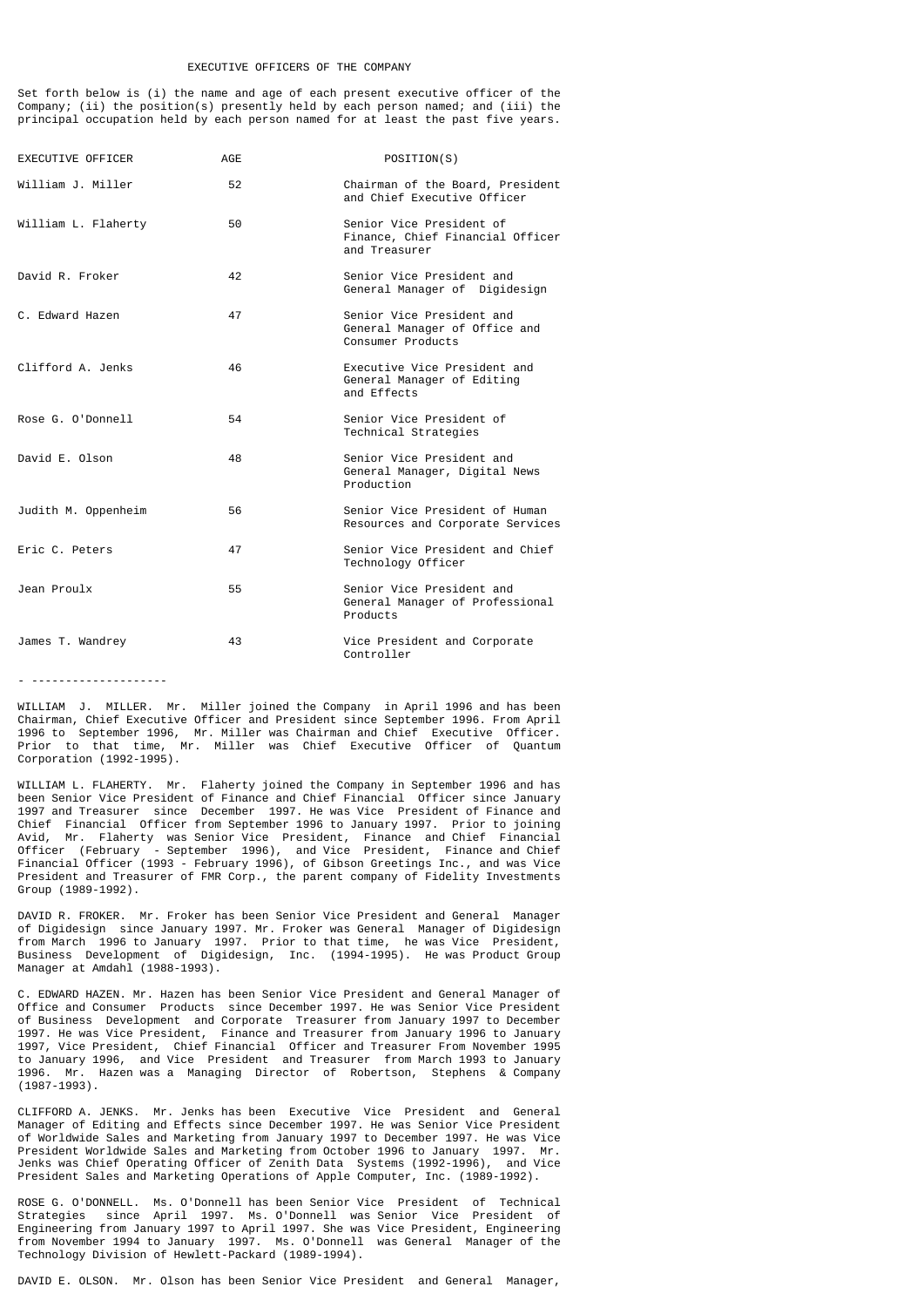## EXECUTIVE OFFICERS OF THE COMPANY

Set forth below is (i) the name and age of each present executive officer of the Company; (ii) the position(s) presently held by each person named; and (iii) the principal occupation held by each person named for at least the past five years.

| EXECUTIVE OFFICER | AGE | POSITION(S) |
|---|---|---|
| William J. Miller | 52 | Chairman of the Board, President and Chief Executive Officer |
| William L. Flaherty | 50 | Senior Vice President of Finance, Chief Financial Officer and Treasurer |
| David R. Froker | 42 | Senior Vice President and General Manager of Digidesign |
| C. Edward Hazen | 47 | Senior Vice President and General Manager of Office and Consumer Products |
| Clifford A. Jenks | 46 | Executive Vice President and General Manager of Editing and Effects |
| Rose G. O'Donnell | 54 | Senior Vice President of Technical Strategies |
| David E. Olson | 48 | Senior Vice President and General Manager, Digital News Production |
| Judith M. Oppenheim | 56 | Senior Vice President of Human Resources and Corporate Services |
| Eric C. Peters | 47 | Senior Vice President and Chief Technology Officer |
| Jean Proulx | 55 | Senior Vice President and General Manager of Professional Products |
| James T. Wandrey | 43 | Vice President and Corporate Controller |

- --------------------

WILLIAM J. MILLER. Mr. Miller joined the Company in April 1996 and has been Chairman, Chief Executive Officer and President since September 1996. From April 1996 to September 1996, Mr. Miller was Chairman and Chief Executive Officer. Prior to that time, Mr. Miller was Chief Executive Officer of Quantum Corporation (1992-1995).

WILLIAM L. FLAHERTY. Mr. Flaherty joined the Company in September 1996 and has been Senior Vice President of Finance and Chief Financial Officer since January 1997 and Treasurer since December 1997. He was Vice President of Finance and Chief Financial Officer from September 1996 to January 1997. Prior to joining Avid, Mr. Flaherty was Senior Vice President, Finance and Chief Financial Officer (February - September 1996), and Vice President, Finance and Chief Financial Officer (1993 - February 1996), of Gibson Greetings Inc., and was Vice President and Treasurer of FMR Corp., the parent company of Fidelity Investments Group (1989-1992).

DAVID R. FROKER. Mr. Froker has been Senior Vice President and General Manager of Digidesign since January 1997. Mr. Froker was General Manager of Digidesign from March 1996 to January 1997. Prior to that time, he was Vice President, Business Development of Digidesign, Inc. (1994-1995). He was Product Group Manager at Amdahl (1988-1993).

C. EDWARD HAZEN. Mr. Hazen has been Senior Vice President and General Manager of Office and Consumer Products since December 1997. He was Senior Vice President of Business Development and Corporate Treasurer from January 1997 to December 1997. He was Vice President, Finance and Treasurer from January 1996 to January 1997, Vice President, Chief Financial Officer and Treasurer From November 1995 to January 1996, and Vice President and Treasurer from March 1993 to January 1996. Mr. Hazen was a Managing Director of Robertson, Stephens & Company (1987-1993).

CLIFFORD A. JENKS. Mr. Jenks has been Executive Vice President and General Manager of Editing and Effects since December 1997. He was Senior Vice President of Worldwide Sales and Marketing from January 1997 to December 1997. He was Vice President Worldwide Sales and Marketing from October 1996 to January 1997. Mr. Jenks was Chief Operating Officer of Zenith Data Systems (1992-1996), and Vice President Sales and Marketing Operations of Apple Computer, Inc. (1989-1992).

ROSE G. O'DONNELL. Ms. O'Donnell has been Senior Vice President of Technical Strategies since April 1997. Ms. O'Donnell was Senior Vice President of Engineering from January 1997 to April 1997. She was Vice President, Engineering from November 1994 to January 1997. Ms. O'Donnell was General Manager of the Technology Division of Hewlett-Packard (1989-1994).

DAVID E. OLSON. Mr. Olson has been Senior Vice President and General Manager,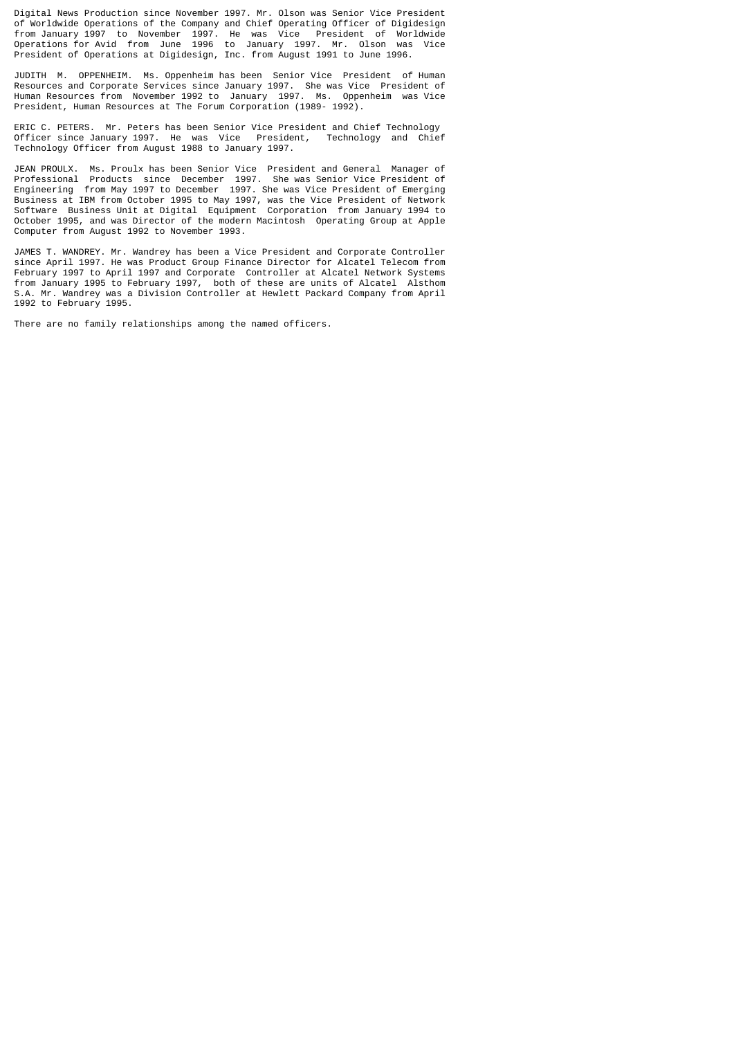Digital News Production since November 1997. Mr. Olson was Senior Vice President of Worldwide Operations of the Company and Chief Operating Officer of Digidesign from January 1997 to November 1997. He was Vice President of Worldwide Operations for Avid from June 1996 to January 1997. Mr. Olson was Vice President of Operations at Digidesign, Inc. from August 1991 to June 1996.

JUDITH M. OPPENHEIM. Ms. Oppenheim has been Senior Vice President of Human Resources and Corporate Services since January 1997. She was Vice President of Human Resources from November 1992 to January 1997. Ms. Oppenheim was Vice President, Human Resources at The Forum Corporation (1989- 1992).

ERIC C. PETERS. Mr. Peters has been Senior Vice President and Chief Technology Officer since January 1997. He was Vice President, Technology and Chief Technology Officer from August 1988 to January 1997.

JEAN PROULX. Ms. Proulx has been Senior Vice President and General Manager of Professional Products since December 1997. She was Senior Vice President of Engineering from May 1997 to December 1997. She was Vice President of Emerging Business at IBM from October 1995 to May 1997, was the Vice President of Network Software Business Unit at Digital Equipment Corporation from January 1994 to October 1995, and was Director of the modern Macintosh Operating Group at Apple Computer from August 1992 to November 1993.

JAMES T. WANDREY. Mr. Wandrey has been a Vice President and Corporate Controller since April 1997. He was Product Group Finance Director for Alcatel Telecom from February 1997 to April 1997 and Corporate Controller at Alcatel Network Systems from January 1995 to February 1997, both of these are units of Alcatel Alsthom S.A. Mr. Wandrey was a Division Controller at Hewlett Packard Company from April 1992 to February 1995.

There are no family relationships among the named officers.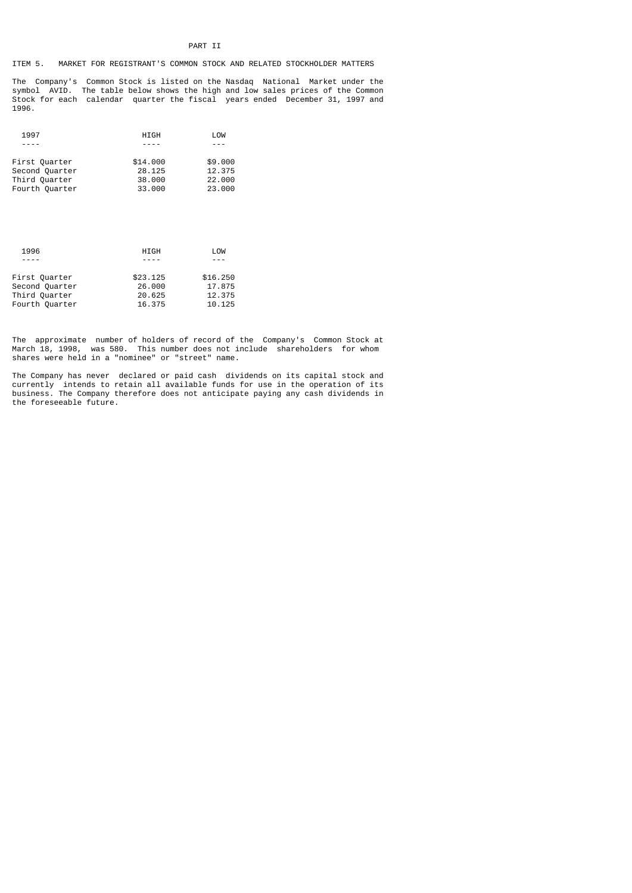# PART II

## ITEM 5. MARKET FOR REGISTRANT'S COMMON STOCK AND RELATED STOCKHOLDER MATTERS

The Company's Common Stock is listed on the Nasdaq National Market under the symbol AVID. The table below shows the high and low sales prices of the Common Stock for each calendar quarter the fiscal years ended December 31, 1997 and 1996.

| 1997 | HIGH | LOW |
|---|---|---|
| First Quarter | $14.000 | $9.000 |
| Second Quarter | 28.125 | 12.375 |
| Third Quarter | 38.000 | 22.000 |
| Fourth Quarter | 33.000 | 23.000 |

| 1996 | HIGH | LOW |
|---|---|---|
| First Quarter | $23.125 | $16.250 |
| Second Quarter | 26.000 | 17.875 |
| Third Quarter | 20.625 | 12.375 |
| Fourth Quarter | 16.375 | 10.125 |

The approximate number of holders of record of the Company's Common Stock at March 18, 1998, was 580. This number does not include shareholders for whom shares were held in a "nominee" or "street" name.

The Company has never declared or paid cash dividends on its capital stock and currently intends to retain all available funds for use in the operation of its business. The Company therefore does not anticipate paying any cash dividends in the foreseeable future.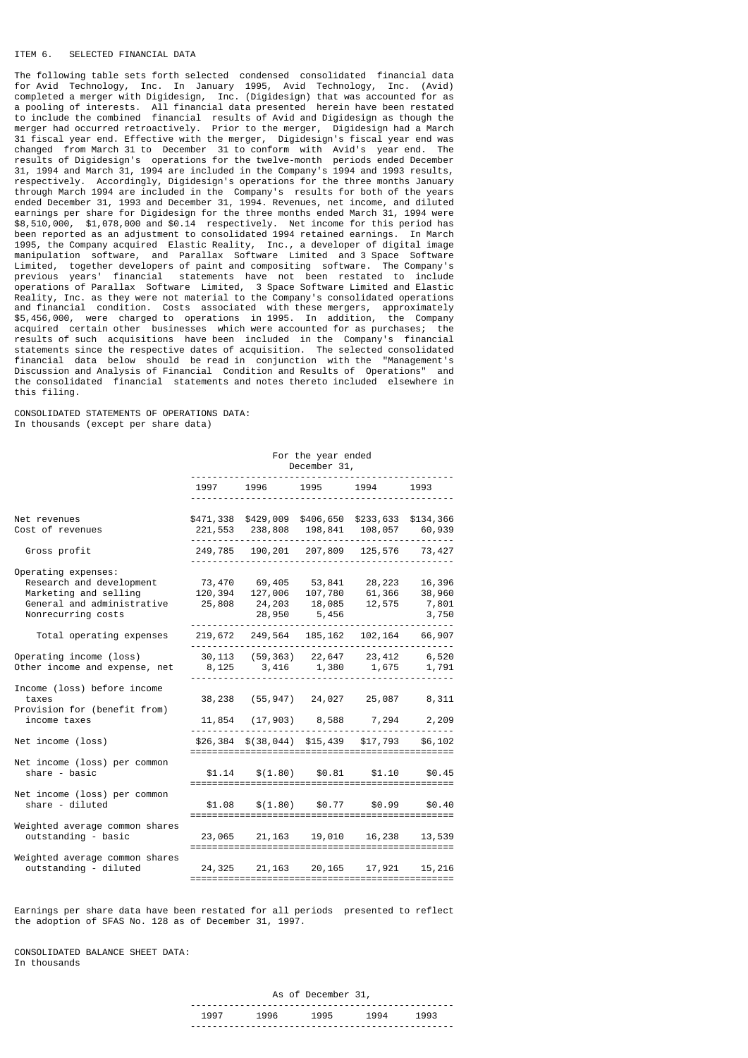# ITEM 6. SELECTED FINANCIAL DATA

The following table sets forth selected condensed consolidated financial data for Avid Technology, Inc. In January 1995, Avid Technology, Inc. (Avid) completed a merger with Digidesign, Inc. (Digidesign) that was accounted for as a pooling of interests. All financial data presented herein have been restated to include the combined financial results of Avid and Digidesign as though the merger had occurred retroactively. Prior to the merger, Digidesign had a March 31 fiscal year end. Effective with the merger, Digidesign's fiscal year end was changed from March 31 to December 31 to conform with Avid's year end. The results of Digidesign's operations for the twelve-month periods ended December 31, 1994 and March 31, 1994 are included in the Company's 1994 and 1993 results, respectively. Accordingly, Digidesign's operations for the three months January through March 1994 are included in the Company's results for both of the years ended December 31, 1993 and December 31, 1994. Revenues, net income, and diluted earnings per share for Digidesign for the three months ended March 31, 1994 were $8,510,000, $1,078,000 and $0.14 respectively. Net income for this period has been reported as an adjustment to consolidated 1994 retained earnings. In March 1995, the Company acquired Elastic Reality, Inc., a developer of digital image manipulation software, and Parallax Software Limited and 3 Space Software Limited, together developers of paint and compositing software. The Company's previous years' financial statements have not been restated to include operations of Parallax Software Limited, 3 Space Software Limited and Elastic Reality, Inc. as they were not material to the Company's consolidated operations and financial condition. Costs associated with these mergers, approximately $5,456,000, were charged to operations in 1995. In addition, the Company acquired certain other businesses which were accounted for as purchases; the results of such acquisitions have been included in the Company's financial statements since the respective dates of acquisition. The selected consolidated financial data below should be read in conjunction with the "Management's Discussion and Analysis of Financial Condition and Results of Operations" and the consolidated financial statements and notes thereto included elsewhere in this filing.

CONSOLIDATED STATEMENTS OF OPERATIONS DATA:
In thousands (except per share data)

| | For the year ended December 31, | | | | |
|---|---|---|---|---|---|
| | 1997 | 1996 | 1995 | 1994 | 1993 |
| Net revenues | $471,338 | $429,009 | $406,650 | $233,633 | $134,366 |
| Cost of revenues | 221,553 | 238,808 | 198,841 | 108,057 | 60,939 |
| Gross profit | 249,785 | 190,201 | 207,809 | 125,576 | 73,427 |
| Operating expenses: | | | | | |
| Research and development | 73,470 | 69,405 | 53,841 | 28,223 | 16,396 |
| Marketing and selling | 120,394 | 127,006 | 107,780 | 61,366 | 38,960 |
| General and administrative | 25,808 | 24,203 | 18,085 | 12,575 | 7,801 |
| Nonrecurring costs | | 28,950 | 5,456 | | 3,750 |
| Total operating expenses | 219,672 | 249,564 | 185,162 | 102,164 | 66,907 |
| Operating income (loss) | 30,113 | (59,363) | 22,647 | 23,412 | 6,520 |
| Other income and expense, net | 8,125 | 3,416 | 1,380 | 1,675 | 1,791 |
| Income (loss) before income taxes | 38,238 | (55,947) | 24,027 | 25,087 | 8,311 |
| Provision for (benefit from) income taxes | 11,854 | (17,903) | 8,588 | 7,294 | 2,209 |
| Net income (loss) | $26,384 | $(38,044) | $15,439 | $17,793 | $6,102 |
| Net income (loss) per common share - basic | $1.14 | $(1.80) | $0.81 | $1.10 | $0.45 |
| Net income (loss) per common share - diluted | $1.08 | $(1.80) | $0.77 | $0.99 | $0.40 |
| Weighted average common shares outstanding - basic | 23,065 | 21,163 | 19,010 | 16,238 | 13,539 |
| Weighted average common shares outstanding - diluted | 24,325 | 21,163 | 20,165 | 17,921 | 15,216 |

Earnings per share data have been restated for all periods presented to reflect the adoption of SFAS No. 128 as of December 31, 1997.

CONSOLIDATED BALANCE SHEET DATA:
In thousands

| | As of December 31, | | | | |
|---|---|---|---|---|---|
| | 1997 | 1996 | 1995 | 1994 | 1993 |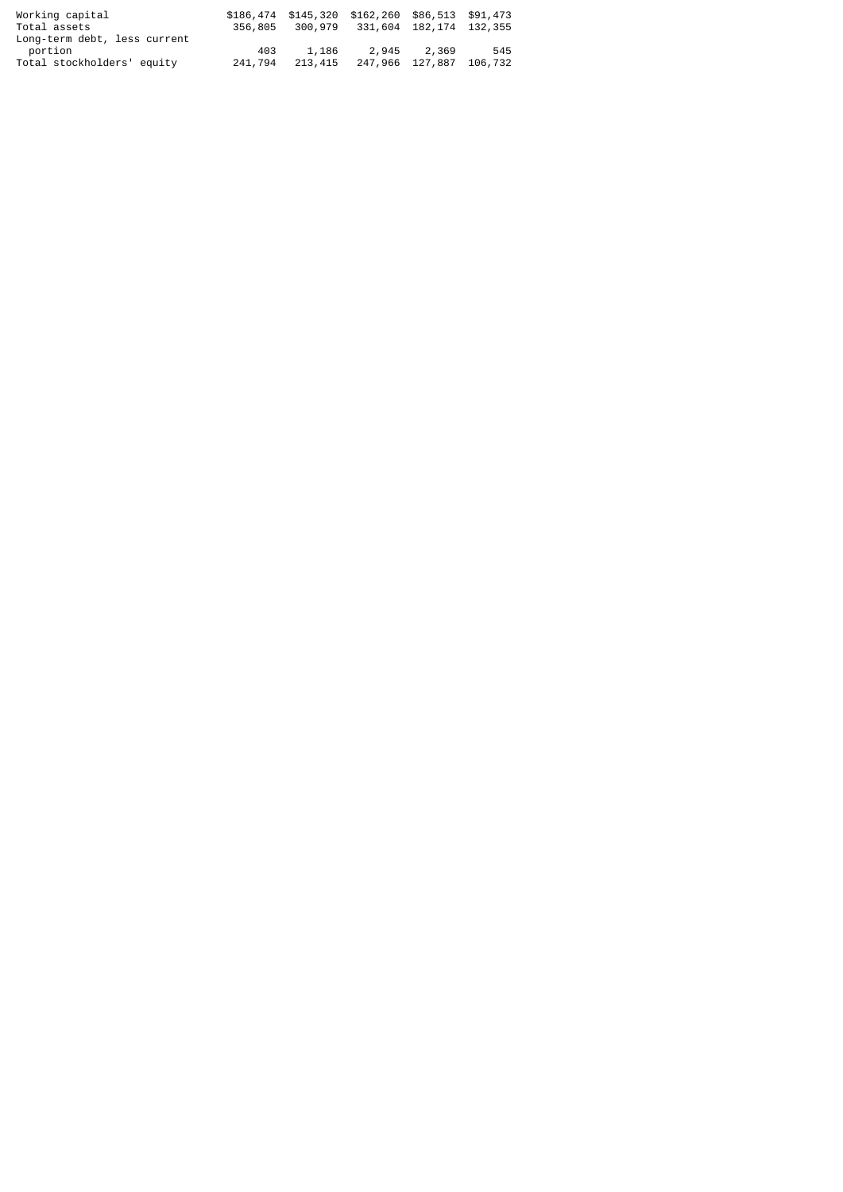| | | | | | |
|---|---|---|---|---|---|
| Working capital | $186,474 | $145,320 | $162,260 | $86,513 | $91,473 |
| Total assets | 356,805 | 300,979 | 331,604 | 182,174 | 132,355 |
| Long-term debt, less current portion | 403 | 1,186 | 2,945 | 2,369 | 545 |
| Total stockholders' equity | 241,794 | 213,415 | 247,966 | 127,887 | 106,732 |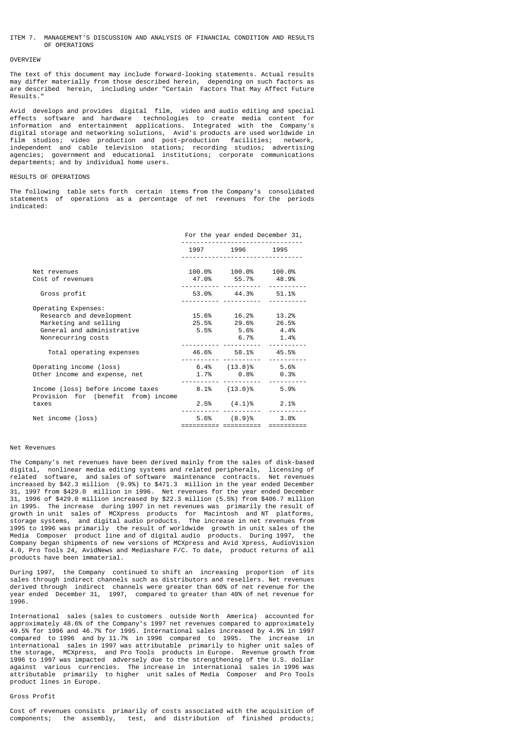## ITEM 7. MANAGEMENT'S DISCUSSION AND ANALYSIS OF FINANCIAL CONDITION AND RESULTS OF OPERATIONS

### OVERVIEW

The text of this document may include forward-looking statements. Actual results may differ materially from those described herein, depending on such factors as are described herein, including under "Certain Factors That May Affect Future Results."

Avid develops and provides digital film, video and audio editing and special effects software and hardware technologies to create media content for information and entertainment applications. Integrated with the Company's digital storage and networking solutions, Avid's products are used worldwide in film studios; video production and post-production facilities; network, independent and cable television stations; recording studios; advertising agencies; government and educational institutions; corporate communications departments; and by individual home users.

### RESULTS OF OPERATIONS

The following table sets forth certain items from the Company's consolidated statements of operations as a percentage of net revenues for the periods indicated:

| | For the year ended December 31, | | |
|---|---|---|---|
| | 1997 | 1996 | 1995 |
| Net revenues | 100.0% | 100.0% | 100.0% |
| Cost of revenues | 47.0% | 55.7% | 48.9% |
| Gross profit | 53.0% | 44.3% | 51.1% |
| Operating Expenses: | | | |
| Research and development | 15.6% | 16.2% | 13.2% |
| Marketing and selling | 25.5% | 29.6% | 26.5% |
| General and administrative | 5.5% | 5.6% | 4.4% |
| Nonrecurring costs | | 6.7% | 1.4% |
| Total operating expenses | 46.6% | 58.1% | 45.5% |
| Operating income (loss) | 6.4% | (13.8)% | 5.6% |
| Other income and expense, net | 1.7% | 0.8% | 0.3% |
| Income (loss) before income taxes | 8.1% | (13.0)% | 5.9% |
| Provision for (benefit from) income taxes | 2.5% | (4.1)% | 2.1% |
| Net income (loss) | 5.6% | (8.9)% | 3.8% |

#### Net Revenues

The Company's net revenues have been derived mainly from the sales of disk-based digital, nonlinear media editing systems and related peripherals, licensing of related software, and sales of software maintenance contracts. Net revenues increased by $42.3 million (9.9%) to $471.3 million in the year ended December 31, 1997 from $429.0 million in 1996. Net revenues for the year ended December 31, 1996 of $429.0 million increased by $22.3 million (5.5%) from $406.7 million in 1995. The increase during 1997 in net revenues was primarily the result of growth in unit sales of MCXpress products for Macintosh and NT platforms, storage systems, and digital audio products. The increase in net revenues from 1995 to 1996 was primarily the result of worldwide growth in unit sales of the Media Composer product line and of digital audio products. During 1997, the Company began shipments of new versions of MCXpress and Avid Xpress, AudioVision 4.0, Pro Tools 24, AvidNews and Mediashare F/C. To date, product returns of all products have been immaterial.

During 1997, the Company continued to shift an increasing proportion of its sales through indirect channels such as distributors and resellers. Net revenues derived through indirect channels were greater than 60% of net revenue for the year ended December 31, 1997, compared to greater than 40% of net revenue for 1996.

International sales (sales to customers outside North America) accounted for approximately 48.6% of the Company's 1997 net revenues compared to approximately 49.5% for 1996 and 46.7% for 1995. International sales increased by 4.9% in 1997 compared to 1996 and by 11.7% in 1996 compared to 1995. The increase in international sales in 1997 was attributable primarily to higher unit sales of the storage, MCXpress, and Pro Tools products in Europe. Revenue growth from 1996 to 1997 was impacted adversely due to the strengthening of the U.S. dollar against various currencies. The increase in international sales in 1996 was attributable primarily to higher unit sales of Media Composer and Pro Tools product lines in Europe.

#### Gross Profit

Cost of revenues consists primarily of costs associated with the acquisition of components; the assembly, test, and distribution of finished products;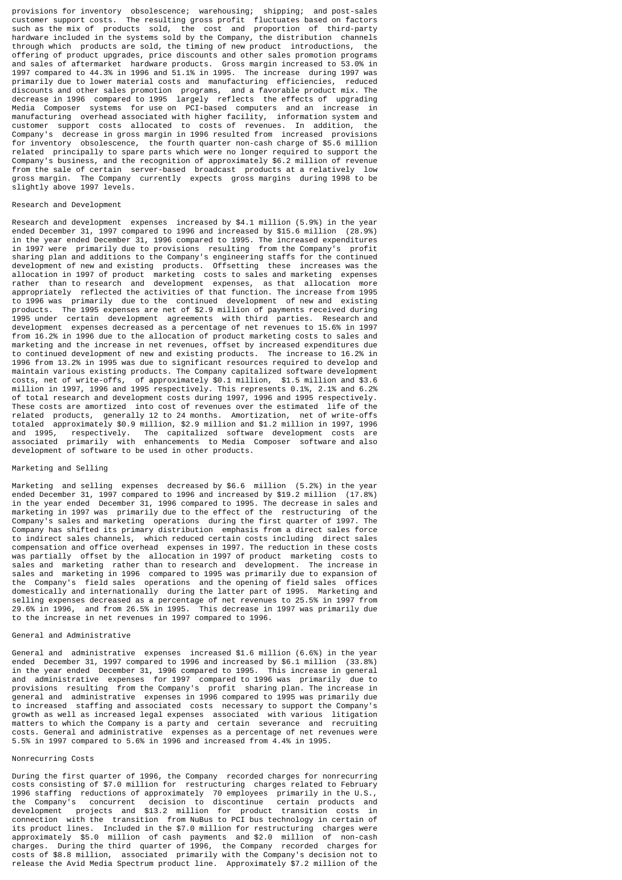provisions for inventory obsolescence; warehousing; shipping; and post-sales customer support costs. The resulting gross profit fluctuates based on factors such as the mix of products sold, the cost and proportion of third-party hardware included in the systems sold by the Company, the distribution channels through which products are sold, the timing of new product introductions, the offering of product upgrades, price discounts and other sales promotion programs and sales of aftermarket hardware products. Gross margin increased to 53.0% in 1997 compared to 44.3% in 1996 and 51.1% in 1995. The increase during 1997 was primarily due to lower material costs and manufacturing efficiencies, reduced discounts and other sales promotion programs, and a favorable product mix. The decrease in 1996 compared to 1995 largely reflects the effects of upgrading Media Composer systems for use on PCI-based computers and an increase in manufacturing overhead associated with higher facility, information system and customer support costs allocated to costs of revenues. In addition, the Company's decrease in gross margin in 1996 resulted from increased provisions for inventory obsolescence, the fourth quarter non-cash charge of $5.6 million related principally to spare parts which were no longer required to support the Company's business, and the recognition of approximately $6.2 million of revenue from the sale of certain server-based broadcast products at a relatively low gross margin. The Company currently expects gross margins during 1998 to be slightly above 1997 levels.

## Research and Development

Research and development expenses increased by $4.1 million (5.9%) in the year ended December 31, 1997 compared to 1996 and increased by $15.6 million (28.9%) in the year ended December 31, 1996 compared to 1995. The increased expenditures in 1997 were primarily due to provisions resulting from the Company's profit sharing plan and additions to the Company's engineering staffs for the continued development of new and existing products. Offsetting these increases was the allocation in 1997 of product marketing costs to sales and marketing expenses rather than to research and development expenses, as that allocation more appropriately reflected the activities of that function. The increase from 1995 to 1996 was primarily due to the continued development of new and existing products. The 1995 expenses are net of $2.9 million of payments received during 1995 under certain development agreements with third parties. Research and development expenses decreased as a percentage of net revenues to 15.6% in 1997 from 16.2% in 1996 due to the allocation of product marketing costs to sales and marketing and the increase in net revenues, offset by increased expenditures due to continued development of new and existing products. The increase to 16.2% in 1996 from 13.2% in 1995 was due to significant resources required to develop and maintain various existing products. The Company capitalized software development costs, net of write-offs, of approximately $0.1 million, $1.5 million and $3.6 million in 1997, 1996 and 1995 respectively. This represents 0.1%, 2.1% and 6.2% of total research and development costs during 1997, 1996 and 1995 respectively. These costs are amortized into cost of revenues over the estimated life of the related products, generally 12 to 24 months. Amortization, net of write-offs totaled approximately $0.9 million, $2.9 million and $1.2 million in 1997, 1996 and 1995, respectively. The capitalized software development costs are associated primarily with enhancements to Media Composer software and also development of software to be used in other products.

## Marketing and Selling

Marketing and selling expenses decreased by $6.6 million (5.2%) in the year ended December 31, 1997 compared to 1996 and increased by $19.2 million (17.8%) in the year ended December 31, 1996 compared to 1995. The decrease in sales and marketing in 1997 was primarily due to the effect of the restructuring of the Company's sales and marketing operations during the first quarter of 1997. The Company has shifted its primary distribution emphasis from a direct sales force to indirect sales channels, which reduced certain costs including direct sales compensation and office overhead expenses in 1997. The reduction in these costs was partially offset by the allocation in 1997 of product marketing costs to sales and marketing rather than to research and development. The increase in sales and marketing in 1996 compared to 1995 was primarily due to expansion of the Company's field sales operations and the opening of field sales offices domestically and internationally during the latter part of 1995. Marketing and selling expenses decreased as a percentage of net revenues to 25.5% in 1997 from 29.6% in 1996, and from 26.5% in 1995. This decrease in 1997 was primarily due to the increase in net revenues in 1997 compared to 1996.

## General and Administrative

General and administrative expenses increased $1.6 million (6.6%) in the year ended December 31, 1997 compared to 1996 and increased by $6.1 million (33.8%) in the year ended December 31, 1996 compared to 1995. This increase in general and administrative expenses for 1997 compared to 1996 was primarily due to provisions resulting from the Company's profit sharing plan. The increase in general and administrative expenses in 1996 compared to 1995 was primarily due to increased staffing and associated costs necessary to support the Company's growth as well as increased legal expenses associated with various litigation matters to which the Company is a party and certain severance and recruiting costs. General and administrative expenses as a percentage of net revenues were 5.5% in 1997 compared to 5.6% in 1996 and increased from 4.4% in 1995.

## Nonrecurring Costs

During the first quarter of 1996, the Company recorded charges for nonrecurring costs consisting of $7.0 million for restructuring charges related to February 1996 staffing reductions of approximately 70 employees primarily in the U.S., the Company's concurrent decision to discontinue certain products and development projects and $13.2 million for product transition costs in connection with the transition from NuBus to PCI bus technology in certain of its product lines. Included in the $7.0 million for restructuring charges were approximately $5.0 million of cash payments and $2.0 million of non-cash charges. During the third quarter of 1996, the Company recorded charges for costs of $8.8 million, associated primarily with the Company's decision not to release the Avid Media Spectrum product line. Approximately $7.2 million of the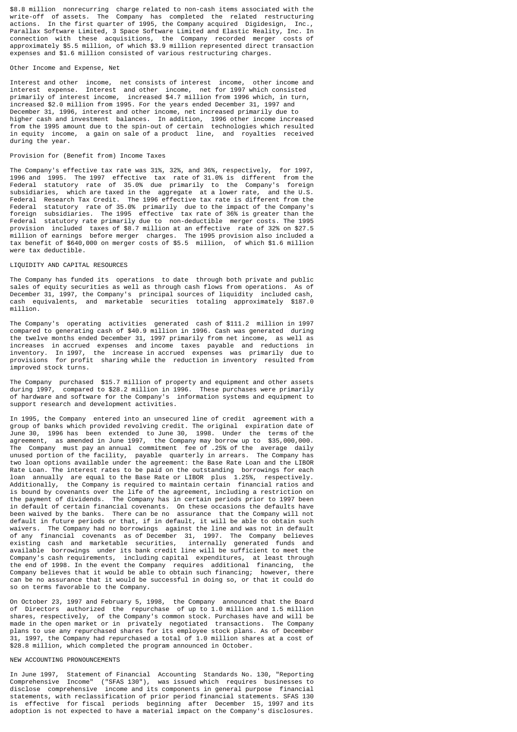$8.8 million nonrecurring charge related to non-cash items associated with the write-off of assets. The Company has completed the related restructuring actions. In the first quarter of 1995, the Company acquired Digidesign, Inc., Parallax Software Limited, 3 Space Software Limited and Elastic Reality, Inc. In connection with these acquisitions, the Company recorded merger costs of approximately $5.5 million, of which $3.9 million represented direct transaction expenses and $1.6 million consisted of various restructuring charges.

### Other Income and Expense, Net

Interest and other income, net consists of interest income, other income and interest expense. Interest and other income, net for 1997 which consisted primarily of interest income, increased $4.7 million from 1996 which, in turn, increased $2.0 million from 1995. For the years ended December 31, 1997 and December 31, 1996, interest and other income, net increased primarily due to higher cash and investment balances. In addition, 1996 other income increased from the 1995 amount due to the spin-out of certain technologies which resulted in equity income, a gain on sale of a product line, and royalties received during the year.

### Provision for (Benefit from) Income Taxes

The Company's effective tax rate was 31%, 32%, and 36%, respectively, for 1997, 1996 and 1995. The 1997 effective tax rate of 31.0% is different from the Federal statutory rate of 35.0% due primarily to the Company's foreign subsidiaries, which are taxed in the aggregate at a lower rate, and the U.S. Federal Research Tax Credit. The 1996 effective tax rate is different from the Federal statutory rate of 35.0% primarily due to the impact of the Company's foreign subsidiaries. The 1995 effective tax rate of 36% is greater than the Federal statutory rate primarily due to non-deductible merger costs. The 1995 provision included taxes of $8.7 million at an effective rate of 32% on $27.5 million of earnings before merger charges. The 1995 provision also included a tax benefit of $640,000 on merger costs of $5.5 million, of which $1.6 million were tax deductible.

## LIQUIDITY AND CAPITAL RESOURCES

The Company has funded its operations to date through both private and public sales of equity securities as well as through cash flows from operations. As of December 31, 1997, the Company's principal sources of liquidity included cash, cash equivalents, and marketable securities totaling approximately $187.0 million.

The Company's operating activities generated cash of $111.2 million in 1997 compared to generating cash of $40.9 million in 1996. Cash was generated during the twelve months ended December 31, 1997 primarily from net income, as well as increases in accrued expenses and income taxes payable and reductions in inventory. In 1997, the increase in accrued expenses was primarily due to provisions for profit sharing while the reduction in inventory resulted from improved stock turns.

The Company purchased $15.7 million of property and equipment and other assets during 1997, compared to $28.2 million in 1996. These purchases were primarily of hardware and software for the Company's information systems and equipment to support research and development activities.

In 1995, the Company entered into an unsecured line of credit agreement with a group of banks which provided revolving credit. The original expiration date of June 30, 1996 has been extended to June 30, 1998. Under the terms of the agreement, as amended in June 1997, the Company may borrow up to $35,000,000. The Company must pay an annual commitment fee of .25% of the average daily unused portion of the facility, payable quarterly in arrears. The Company has two loan options available under the agreement: the Base Rate Loan and the LIBOR Rate Loan. The interest rates to be paid on the outstanding borrowings for each loan annually are equal to the Base Rate or LIBOR plus 1.25%, respectively. Additionally, the Company is required to maintain certain financial ratios and is bound by covenants over the life of the agreement, including a restriction on the payment of dividends. The Company has in certain periods prior to 1997 been in default of certain financial covenants. On these occasions the defaults have been waived by the banks. There can be no assurance that the Company will not default in future periods or that, if in default, it will be able to obtain such waivers. The Company had no borrowings against the line and was not in default of any financial covenants as of December 31, 1997. The Company believes existing cash and marketable securities, internally generated funds and available borrowings under its bank credit line will be sufficient to meet the Company's cash requirements, including capital expenditures, at least through the end of 1998. In the event the Company requires additional financing, the Company believes that it would be able to obtain such financing; however, there can be no assurance that it would be successful in doing so, or that it could do so on terms favorable to the Company.

On October 23, 1997 and February 5, 1998, the Company announced that the Board of Directors authorized the repurchase of up to 1.0 million and 1.5 million shares, respectively, of the Company's common stock. Purchases have and will be made in the open market or in privately negotiated transactions. The Company plans to use any repurchased shares for its employee stock plans. As of December 31, 1997, the Company had repurchased a total of 1.0 million shares at a cost of $28.8 million, which completed the program announced in October.

## NEW ACCOUNTING PRONOUNCEMENTS

In June 1997, Statement of Financial Accounting Standards No. 130, "Reporting Comprehensive Income" ("SFAS 130"), was issued which requires businesses to disclose comprehensive income and its components in general purpose financial statements, with reclassification of prior period financial statements. SFAS 130 is effective for fiscal periods beginning after December 15, 1997 and its adoption is not expected to have a material impact on the Company's disclosures.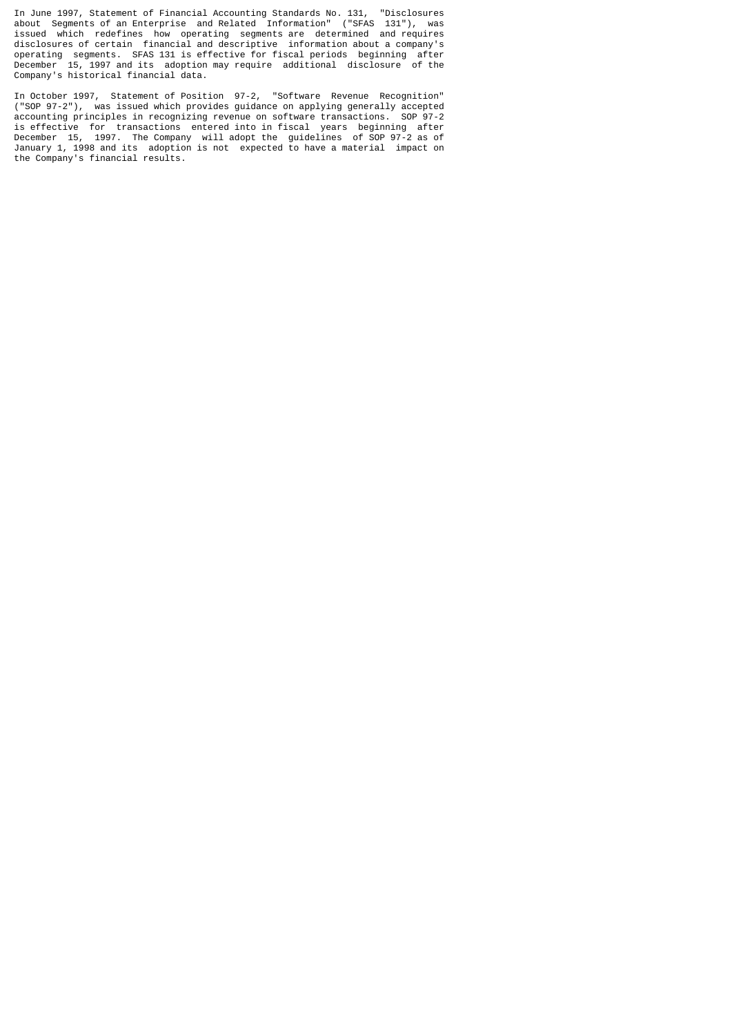In June 1997, Statement of Financial Accounting Standards No. 131, "Disclosures about Segments of an Enterprise and Related Information" ("SFAS 131"), was issued which redefines how operating segments are determined and requires disclosures of certain financial and descriptive information about a company's operating segments. SFAS 131 is effective for fiscal periods beginning after December 15, 1997 and its adoption may require additional disclosure of the Company's historical financial data.

In October 1997, Statement of Position 97-2, "Software Revenue Recognition" ("SOP 97-2"), was issued which provides guidance on applying generally accepted accounting principles in recognizing revenue on software transactions. SOP 97-2 is effective for transactions entered into in fiscal years beginning after December 15, 1997. The Company will adopt the guidelines of SOP 97-2 as of January 1, 1998 and its adoption is not expected to have a material impact on the Company's financial results.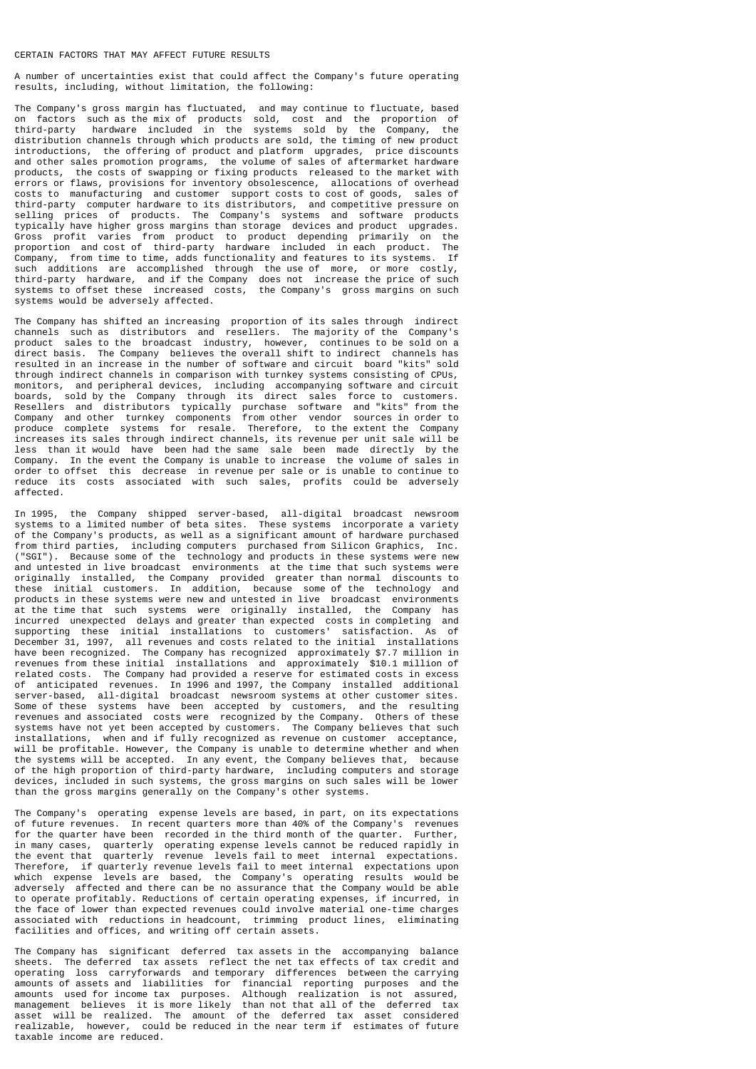CERTAIN FACTORS THAT MAY AFFECT FUTURE RESULTS

A number of uncertainties exist that could affect the Company's future operating results, including, without limitation, the following:

The Company's gross margin has fluctuated, and may continue to fluctuate, based on factors such as the mix of products sold, cost and the proportion of third-party hardware included in the systems sold by the Company, the distribution channels through which products are sold, the timing of new product introductions, the offering of product and platform upgrades, price discounts and other sales promotion programs, the volume of sales of aftermarket hardware products, the costs of swapping or fixing products released to the market with errors or flaws, provisions for inventory obsolescence, allocations of overhead costs to manufacturing and customer support costs to cost of goods, sales of third-party computer hardware to its distributors, and competitive pressure on selling prices of products. The Company's systems and software products typically have higher gross margins than storage devices and product upgrades. Gross profit varies from product to product depending primarily on the proportion and cost of third-party hardware included in each product. The Company, from time to time, adds functionality and features to its systems. If such additions are accomplished through the use of more, or more costly, third-party hardware, and if the Company does not increase the price of such systems to offset these increased costs, the Company's gross margins on such systems would be adversely affected.

The Company has shifted an increasing proportion of its sales through indirect channels such as distributors and resellers. The majority of the Company's product sales to the broadcast industry, however, continues to be sold on a direct basis. The Company believes the overall shift to indirect channels has resulted in an increase in the number of software and circuit board "kits" sold through indirect channels in comparison with turnkey systems consisting of CPUs, monitors, and peripheral devices, including accompanying software and circuit boards, sold by the Company through its direct sales force to customers. Resellers and distributors typically purchase software and "kits" from the Company and other turnkey components from other vendor sources in order to produce complete systems for resale. Therefore, to the extent the Company increases its sales through indirect channels, its revenue per unit sale will be less than it would have been had the same sale been made directly by the Company. In the event the Company is unable to increase the volume of sales in order to offset this decrease in revenue per sale or is unable to continue to reduce its costs associated with such sales, profits could be adversely affected.

In 1995, the Company shipped server-based, all-digital broadcast newsroom systems to a limited number of beta sites. These systems incorporate a variety of the Company's products, as well as a significant amount of hardware purchased from third parties, including computers purchased from Silicon Graphics, Inc. ("SGI"). Because some of the technology and products in these systems were new and untested in live broadcast environments at the time that such systems were originally installed, the Company provided greater than normal discounts to these initial customers. In addition, because some of the technology and products in these systems were new and untested in live broadcast environments at the time that such systems were originally installed, the Company has incurred unexpected delays and greater than expected costs in completing and supporting these initial installations to customers' satisfaction. As of December 31, 1997, all revenues and costs related to the initial installations have been recognized. The Company has recognized approximately $7.7 million in revenues from these initial installations and approximately $10.1 million of related costs. The Company had provided a reserve for estimated costs in excess of anticipated revenues. In 1996 and 1997, the Company installed additional server-based, all-digital broadcast newsroom systems at other customer sites. Some of these systems have been accepted by customers, and the resulting revenues and associated costs were recognized by the Company. Others of these systems have not yet been accepted by customers. The Company believes that such installations, when and if fully recognized as revenue on customer acceptance, will be profitable. However, the Company is unable to determine whether and when the systems will be accepted. In any event, the Company believes that, because of the high proportion of third-party hardware, including computers and storage devices, included in such systems, the gross margins on such sales will be lower than the gross margins generally on the Company's other systems.

The Company's operating expense levels are based, in part, on its expectations of future revenues. In recent quarters more than 40% of the Company's revenues for the quarter have been recorded in the third month of the quarter. Further, in many cases, quarterly operating expense levels cannot be reduced rapidly in the event that quarterly revenue levels fail to meet internal expectations. Therefore, if quarterly revenue levels fail to meet internal expectations upon which expense levels are based, the Company's operating results would be adversely affected and there can be no assurance that the Company would be able to operate profitably. Reductions of certain operating expenses, if incurred, in the face of lower than expected revenues could involve material one-time charges associated with reductions in headcount, trimming product lines, eliminating facilities and offices, and writing off certain assets.

The Company has significant deferred tax assets in the accompanying balance sheets. The deferred tax assets reflect the net tax effects of tax credit and operating loss carryforwards and temporary differences between the carrying amounts of assets and liabilities for financial reporting purposes and the amounts used for income tax purposes. Although realization is not assured, management believes it is more likely than not that all of the deferred tax asset will be realized. The amount of the deferred tax asset considered realizable, however, could be reduced in the near term if estimates of future taxable income are reduced.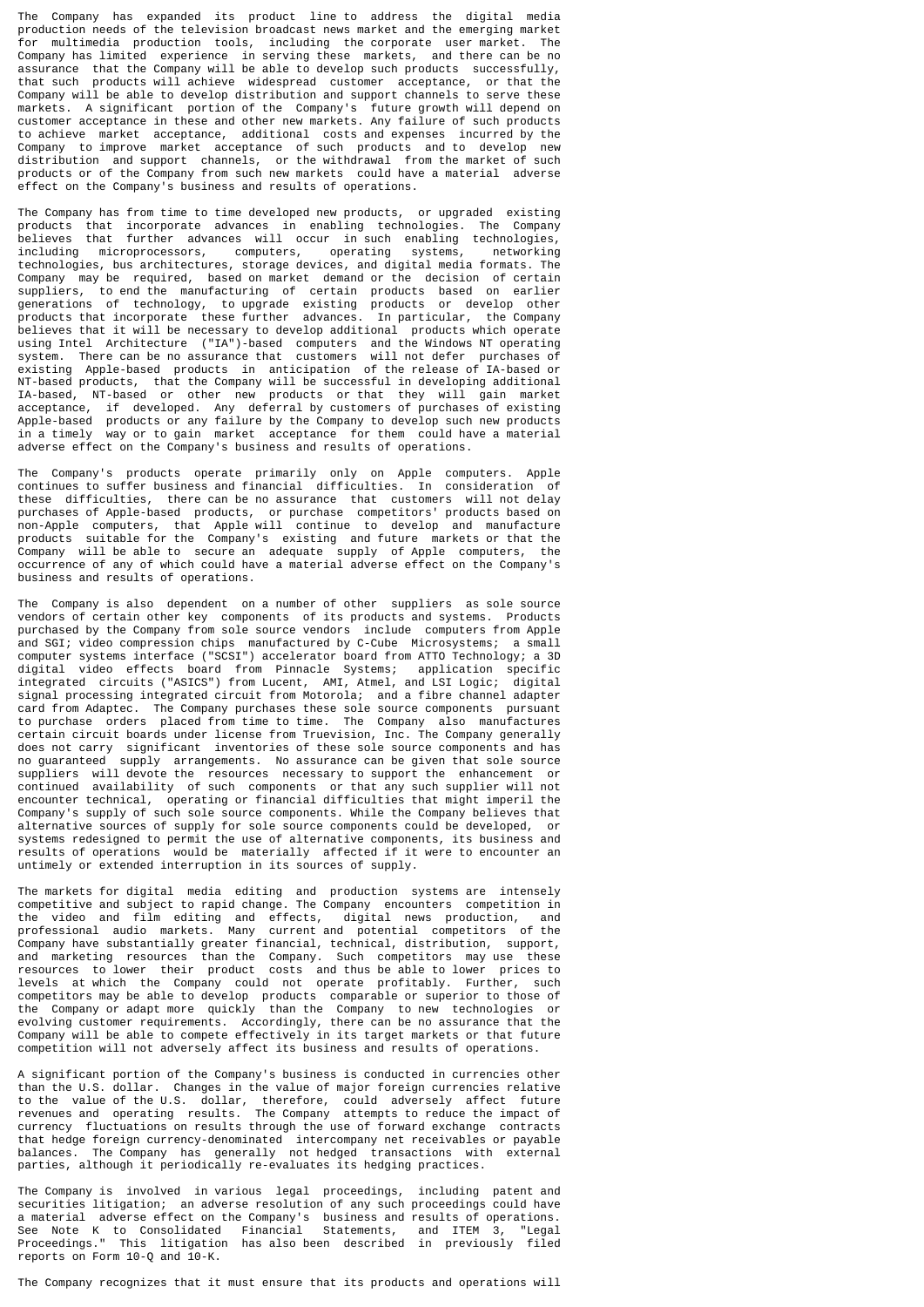The Company has expanded its product line to address the digital media production needs of the television broadcast news market and the emerging market for multimedia production tools, including the corporate user market. The Company has limited experience in serving these markets, and there can be no assurance that the Company will be able to develop such products successfully, that such products will achieve widespread customer acceptance, or that the Company will be able to develop distribution and support channels to serve these markets. A significant portion of the Company's future growth will depend on customer acceptance in these and other new markets. Any failure of such products to achieve market acceptance, additional costs and expenses incurred by the Company to improve market acceptance of such products and to develop new distribution and support channels, or the withdrawal from the market of such products or of the Company from such new markets could have a material adverse effect on the Company's business and results of operations.

The Company has from time to time developed new products, or upgraded existing products that incorporate advances in enabling technologies. The Company believes that further advances will occur in such enabling technologies, including microprocessors, computers, operating systems, networking technologies, bus architectures, storage devices, and digital media formats. The Company may be required, based on market demand or the decision of certain suppliers, to end the manufacturing of certain products based on earlier generations of technology, to upgrade existing products or develop other products that incorporate these further advances. In particular, the Company believes that it will be necessary to develop additional products which operate using Intel Architecture ("IA")-based computers and the Windows NT operating system. There can be no assurance that customers will not defer purchases of existing Apple-based products in anticipation of the release of IA-based or NT-based products, that the Company will be successful in developing additional IA-based, NT-based or other new products or that they will gain market acceptance, if developed. Any deferral by customers of purchases of existing Apple-based products or any failure by the Company to develop such new products in a timely way or to gain market acceptance for them could have a material adverse effect on the Company's business and results of operations.

The Company's products operate primarily only on Apple computers. Apple continues to suffer business and financial difficulties. In consideration of these difficulties, there can be no assurance that customers will not delay purchases of Apple-based products, or purchase competitors' products based on non-Apple computers, that Apple will continue to develop and manufacture products suitable for the Company's existing and future markets or that the Company will be able to secure an adequate supply of Apple computers, the occurrence of any of which could have a material adverse effect on the Company's business and results of operations.

The Company is also dependent on a number of other suppliers as sole source vendors of certain other key components of its products and systems. Products purchased by the Company from sole source vendors include computers from Apple and SGI; video compression chips manufactured by C-Cube Microsystems; a small computer systems interface ("SCSI") accelerator board from ATTO Technology; a 3D digital video effects board from Pinnacle Systems; application specific integrated circuits ("ASICS") from Lucent, AMI, Atmel, and LSI Logic; digital signal processing integrated circuit from Motorola; and a fibre channel adapter card from Adaptec. The Company purchases these sole source components pursuant to purchase orders placed from time to time. The Company also manufactures certain circuit boards under license from Truevision, Inc. The Company generally does not carry significant inventories of these sole source components and has no guaranteed supply arrangements. No assurance can be given that sole source suppliers will devote the resources necessary to support the enhancement or continued availability of such components or that any such supplier will not encounter technical, operating or financial difficulties that might imperil the Company's supply of such sole source components. While the Company believes that alternative sources of supply for sole source components could be developed, or systems redesigned to permit the use of alternative components, its business and results of operations would be materially affected if it were to encounter an untimely or extended interruption in its sources of supply.

The markets for digital media editing and production systems are intensely competitive and subject to rapid change. The Company encounters competition in the video and film editing and effects, digital news production, and professional audio markets. Many current and potential competitors of the Company have substantially greater financial, technical, distribution, support, and marketing resources than the Company. Such competitors may use these resources to lower their product costs and thus be able to lower prices to levels at which the Company could not operate profitably. Further, such competitors may be able to develop products comparable or superior to those of the Company or adapt more quickly than the Company to new technologies or evolving customer requirements. Accordingly, there can be no assurance that the Company will be able to compete effectively in its target markets or that future competition will not adversely affect its business and results of operations.

A significant portion of the Company's business is conducted in currencies other than the U.S. dollar. Changes in the value of major foreign currencies relative to the value of the U.S. dollar, therefore, could adversely affect future revenues and operating results. The Company attempts to reduce the impact of currency fluctuations on results through the use of forward exchange contracts that hedge foreign currency-denominated intercompany net receivables or payable balances. The Company has generally not hedged transactions with external parties, although it periodically re-evaluates its hedging practices.

The Company is involved in various legal proceedings, including patent and securities litigation; an adverse resolution of any such proceedings could have a material adverse effect on the Company's business and results of operations. See Note K to Consolidated Financial Statements, and ITEM 3, "Legal Proceedings." This litigation has also been described in previously filed reports on Form 10-Q and 10-K.

The Company recognizes that it must ensure that its products and operations will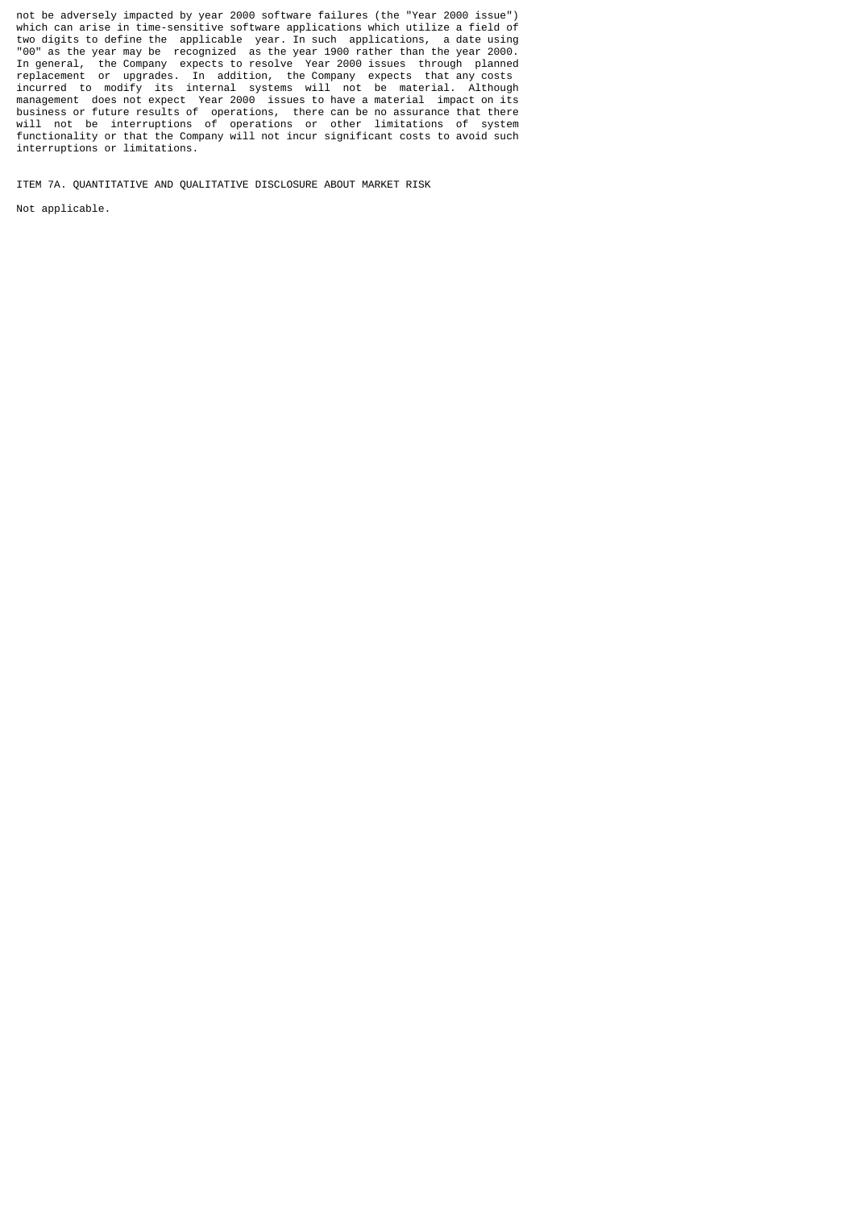not be adversely impacted by year 2000 software failures (the "Year 2000 issue") which can arise in time-sensitive software applications which utilize a field of two digits to define the applicable year. In such applications, a date using "00" as the year may be recognized as the year 1900 rather than the year 2000. In general, the Company expects to resolve Year 2000 issues through planned replacement or upgrades. In addition, the Company expects that any costs incurred to modify its internal systems will not be material. Although management does not expect Year 2000 issues to have a material impact on its business or future results of operations, there can be no assurance that there will not be interruptions of operations or other limitations of system functionality or that the Company will not incur significant costs to avoid such interruptions or limitations.

## ITEM 7A. QUANTITATIVE AND QUALITATIVE DISCLOSURE ABOUT MARKET RISK

Not applicable.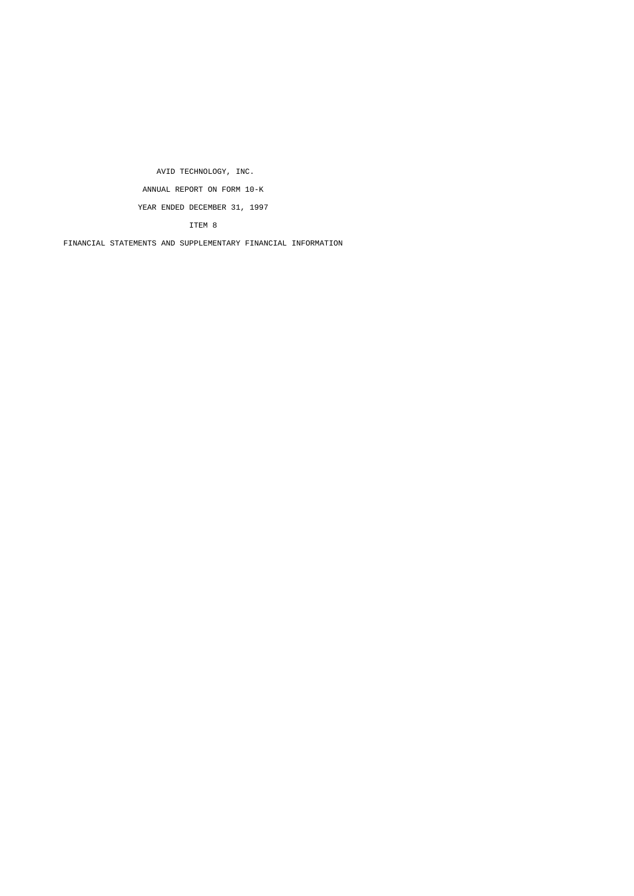AVID TECHNOLOGY, INC.

ANNUAL REPORT ON FORM 10-K

YEAR ENDED DECEMBER 31, 1997

ITEM 8

FINANCIAL STATEMENTS AND SUPPLEMENTARY FINANCIAL INFORMATION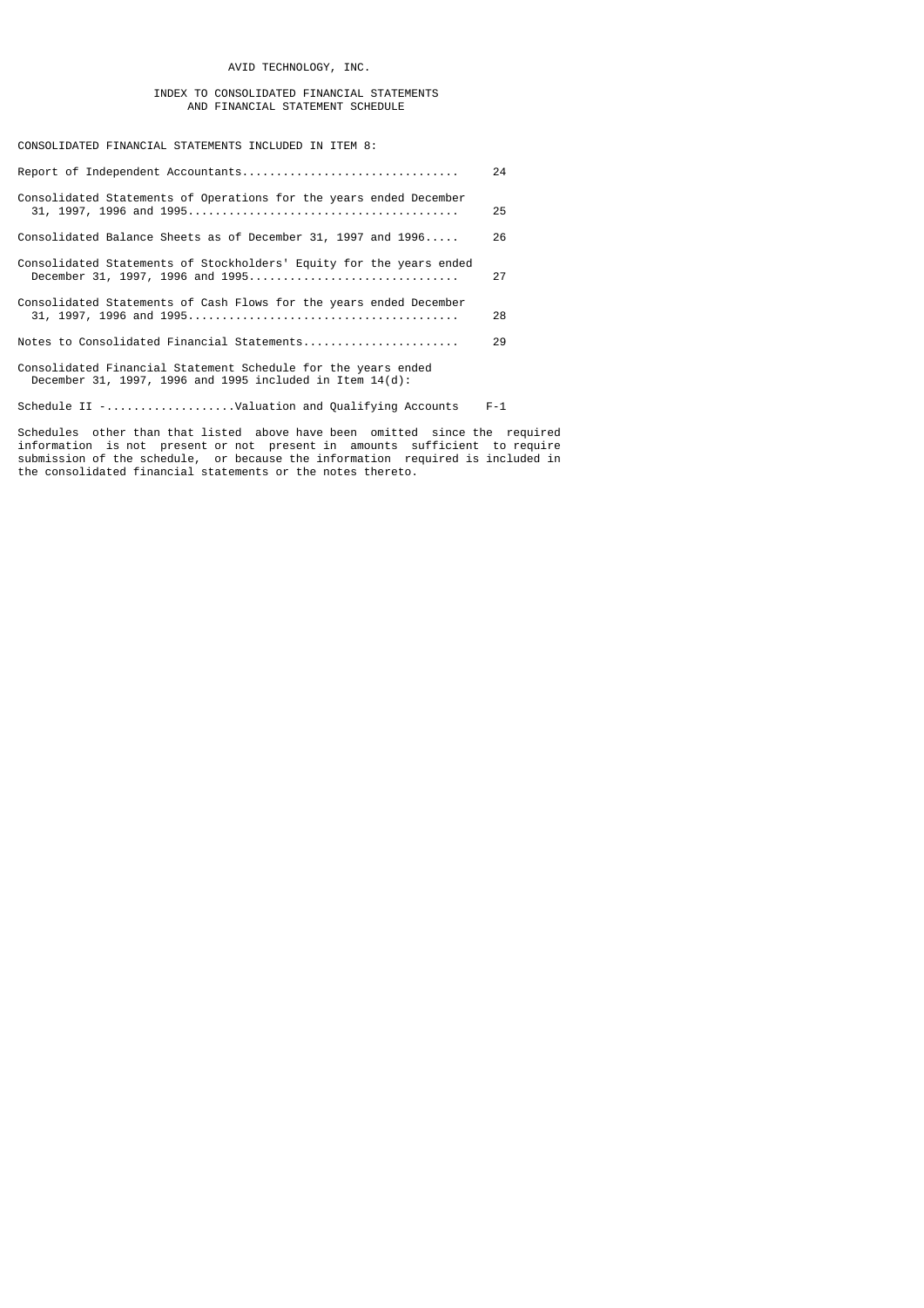# AVID TECHNOLOGY, INC.

## INDEX TO CONSOLIDATED FINANCIAL STATEMENTS AND FINANCIAL STATEMENT SCHEDULE

CONSOLIDATED FINANCIAL STATEMENTS INCLUDED IN ITEM 8:

| | |
|---|---|
| Report of Independent Accountants | 24 |
| Consolidated Statements of Operations for the years ended December 31, 1997, 1996 and 1995 | 25 |
| Consolidated Balance Sheets as of December 31, 1997 and 1996 | 26 |
| Consolidated Statements of Stockholders' Equity for the years ended December 31, 1997, 1996 and 1995 | 27 |
| Consolidated Statements of Cash Flows for the years ended December 31, 1997, 1996 and 1995 | 28 |
| Notes to Consolidated Financial Statements | 29 |

Consolidated Financial Statement Schedule for the years ended December 31, 1997, 1996 and 1995 included in Item 14(d):

| | |
|---|---|
| Schedule II - Valuation and Qualifying Accounts | F-1 |

Schedules other than that listed above have been omitted since the required information is not present or not present in amounts sufficient to require submission of the schedule, or because the information required is included in the consolidated financial statements or the notes thereto.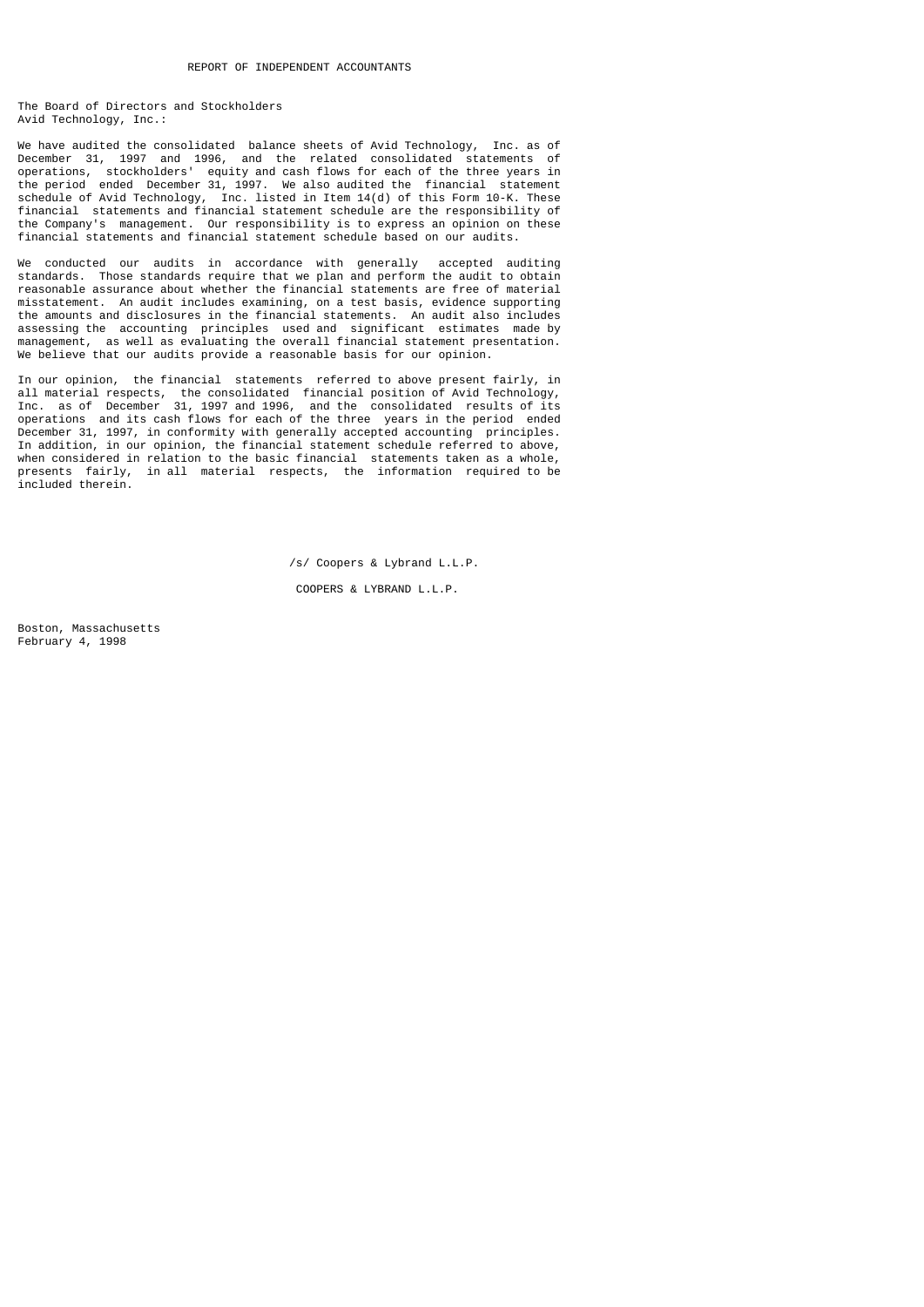# REPORT OF INDEPENDENT ACCOUNTANTS

The Board of Directors and Stockholders
Avid Technology, Inc.:

We have audited the consolidated balance sheets of Avid Technology, Inc. as of December 31, 1997 and 1996, and the related consolidated statements of operations, stockholders' equity and cash flows for each of the three years in the period ended December 31, 1997. We also audited the financial statement schedule of Avid Technology, Inc. listed in Item 14(d) of this Form 10-K. These financial statements and financial statement schedule are the responsibility of the Company's management. Our responsibility is to express an opinion on these financial statements and financial statement schedule based on our audits.

We conducted our audits in accordance with generally accepted auditing standards. Those standards require that we plan and perform the audit to obtain reasonable assurance about whether the financial statements are free of material misstatement. An audit includes examining, on a test basis, evidence supporting the amounts and disclosures in the financial statements. An audit also includes assessing the accounting principles used and significant estimates made by management, as well as evaluating the overall financial statement presentation. We believe that our audits provide a reasonable basis for our opinion.

In our opinion, the financial statements referred to above present fairly, in all material respects, the consolidated financial position of Avid Technology, Inc. as of December 31, 1997 and 1996, and the consolidated results of its operations and its cash flows for each of the three years in the period ended December 31, 1997, in conformity with generally accepted accounting principles. In addition, in our opinion, the financial statement schedule referred to above, when considered in relation to the basic financial statements taken as a whole, presents fairly, in all material respects, the information required to be included therein.

/s/ Coopers & Lybrand L.L.P.

COOPERS & LYBRAND L.L.P.

Boston, Massachusetts
February 4, 1998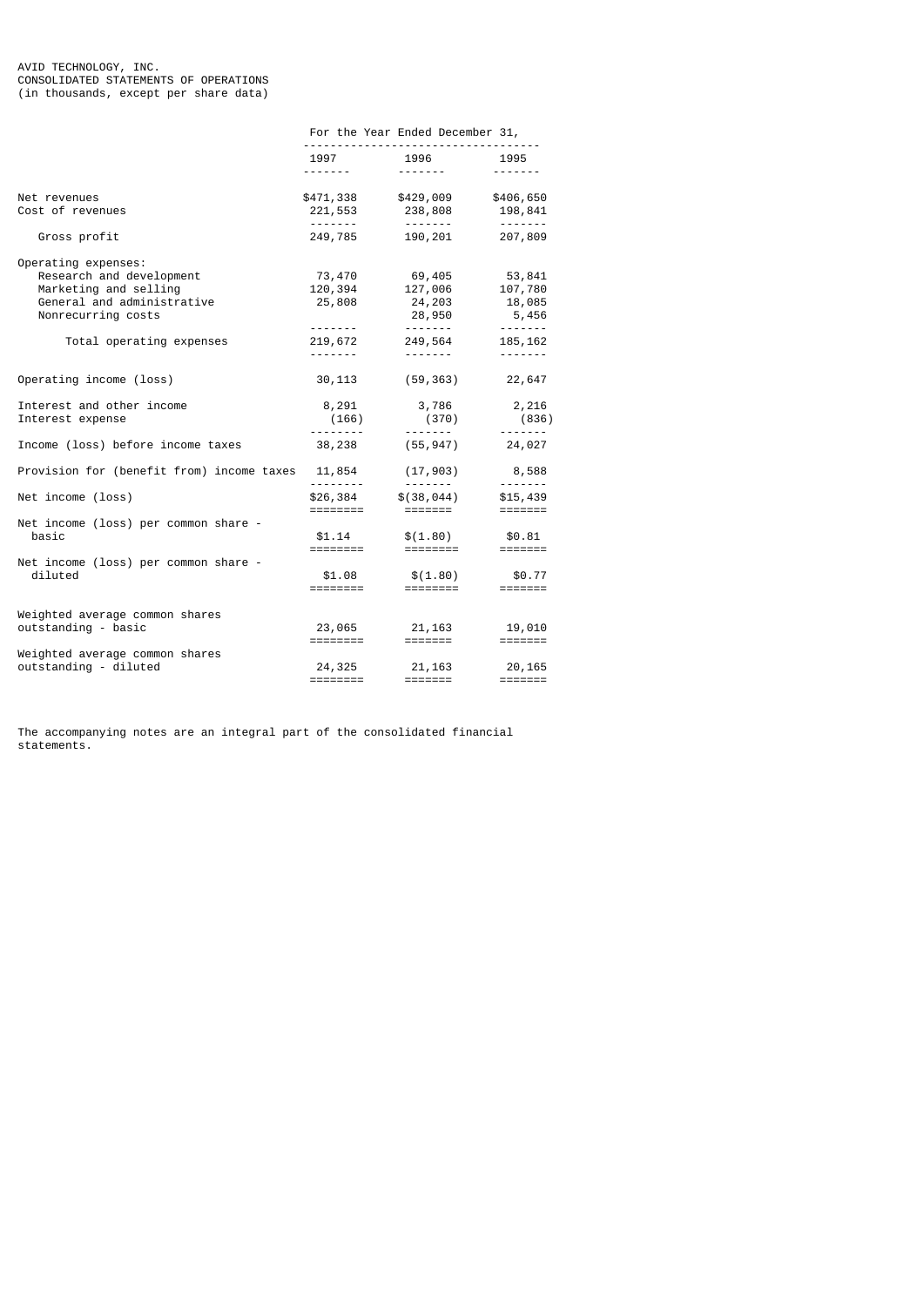AVID TECHNOLOGY, INC.
CONSOLIDATED STATEMENTS OF OPERATIONS
(in thousands, except per share data)

| | For the Year Ended December 31, | | |
|---|---|---|---|
| | 1997 | 1996 | 1995 |
| Net revenues | $471,338 | $429,009 | $406,650 |
| Cost of revenues | 221,553 | 238,808 | 198,841 |
| Gross profit | 249,785 | 190,201 | 207,809 |
| Operating expenses: | | | |
| Research and development | 73,470 | 69,405 | 53,841 |
| Marketing and selling | 120,394 | 127,006 | 107,780 |
| General and administrative | 25,808 | 24,203 | 18,085 |
| Nonrecurring costs | | 28,950 | 5,456 |
| Total operating expenses | 219,672 | 249,564 | 185,162 |
| Operating income (loss) | 30,113 | (59,363) | 22,647 |
| Interest and other income | 8,291 | 3,786 | 2,216 |
| Interest expense | (166) | (370) | (836) |
| Income (loss) before income taxes | 38,238 | (55,947) | 24,027 |
| Provision for (benefit from) income taxes | 11,854 | (17,903) | 8,588 |
| Net income (loss) | $26,384 | $(38,044) | $15,439 |
| Net income (loss) per common share - basic | $1.14 | $(1.80) | $0.81 |
| Net income (loss) per common share - diluted | $1.08 | $(1.80) | $0.77 |
| Weighted average common shares outstanding - basic | 23,065 | 21,163 | 19,010 |
| Weighted average common shares outstanding - diluted | 24,325 | 21,163 | 20,165 |

The accompanying notes are an integral part of the consolidated financial statements.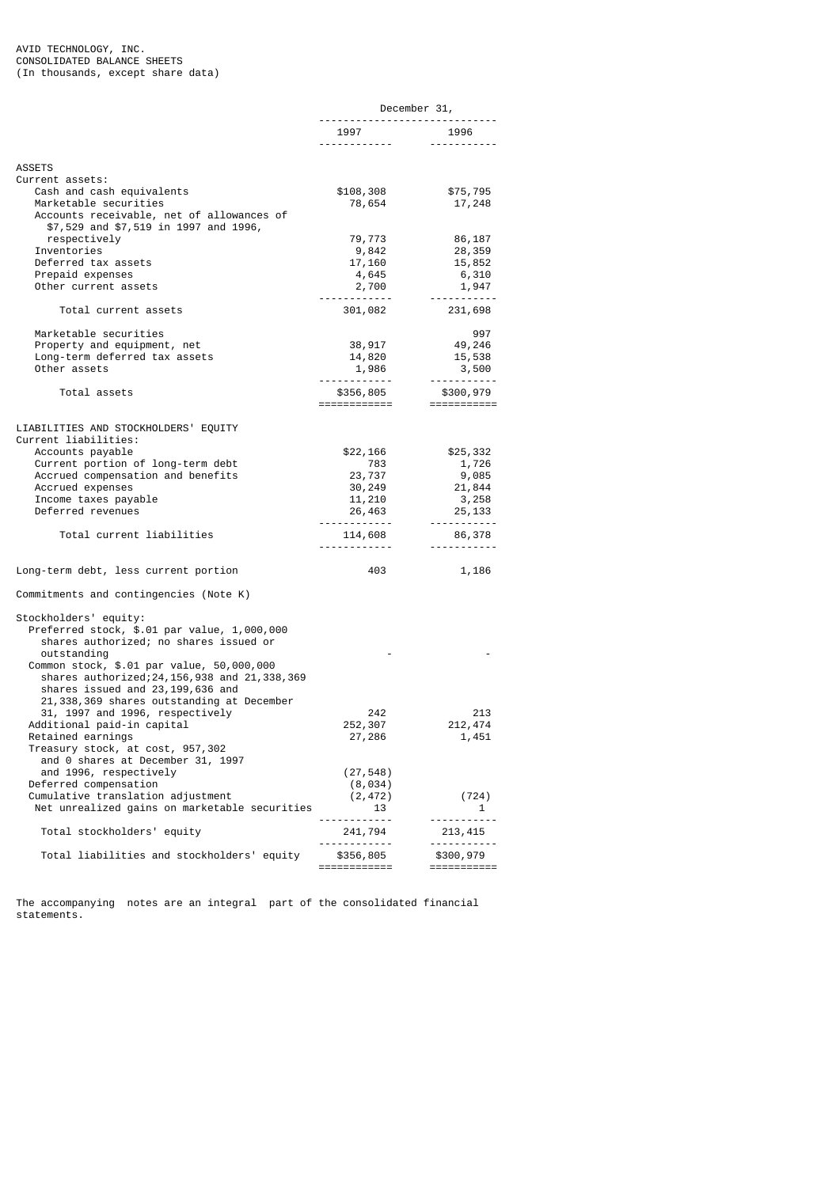AVID TECHNOLOGY, INC.
CONSOLIDATED BALANCE SHEETS
(In thousands, except share data)

| | December 31, 1997 | December 31, 1996 |
|---|---|---|
| **ASSETS** | | |
| Current assets: | | |
| Cash and cash equivalents | $108,308 | $75,795 |
| Marketable securities | 78,654 | 17,248 |
| Accounts receivable, net of allowances of $7,529 and $7,519 in 1997 and 1996, respectively | 79,773 | 86,187 |
| Inventories | 9,842 | 28,359 |
| Deferred tax assets | 17,160 | 15,852 |
| Prepaid expenses | 4,645 | 6,310 |
| Other current assets | 2,700 | 1,947 |
| Total current assets | 301,082 | 231,698 |
| Marketable securities | | 997 |
| Property and equipment, net | 38,917 | 49,246 |
| Long-term deferred tax assets | 14,820 | 15,538 |
| Other assets | 1,986 | 3,500 |
| Total assets | $356,805 | $300,979 |
| **LIABILITIES AND STOCKHOLDERS' EQUITY** | | |
| Current liabilities: | | |
| Accounts payable | $22,166 | $25,332 |
| Current portion of long-term debt | 783 | 1,726 |
| Accrued compensation and benefits | 23,737 | 9,085 |
| Accrued expenses | 30,249 | 21,844 |
| Income taxes payable | 11,210 | 3,258 |
| Deferred revenues | 26,463 | 25,133 |
| Total current liabilities | 114,608 | 86,378 |
| Long-term debt, less current portion | 403 | 1,186 |
| Commitments and contingencies (Note K) | | |
| Stockholders' equity: | | |
| Preferred stock, $.01 par value, 1,000,000 shares authorized; no shares issued or outstanding | - | - |
| Common stock, $.01 par value, 50,000,000 shares authorized;24,156,938 and 21,338,369 shares issued and 23,199,636 and 21,338,369 shares outstanding at December 31, 1997 and 1996, respectively | 242 | 213 |
| Additional paid-in capital | 252,307 | 212,474 |
| Retained earnings | 27,286 | 1,451 |
| Treasury stock, at cost, 957,302 and 0 shares at December 31, 1997 and 1996, respectively | (27,548) | |
| Deferred compensation | (8,034) | |
| Cumulative translation adjustment | (2,472) | (724) |
| Net unrealized gains on marketable securities | 13 | 1 |
| Total stockholders' equity | 241,794 | 213,415 |
| Total liabilities and stockholders' equity | $356,805 | $300,979 |

The accompanying notes are an integral part of the consolidated financial statements.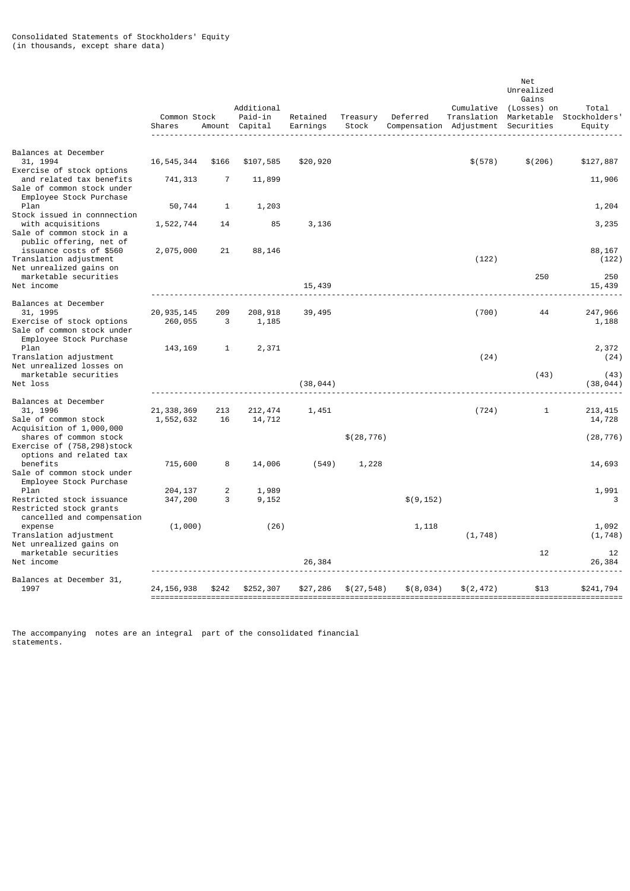Consolidated Statements of Stockholders' Equity
(in thousands, except share data)

| | Common Stock Shares | Common Stock Amount | Additional Paid-in Capital | Retained Earnings | Treasury Stock | Deferred Compensation | Cumulative Translation Adjustment | Net Unrealized Gains (Losses) on Marketable Securities | Total Stockholders' Equity |
|---|---|---|---|---|---|---|---|---|---|
| Balances at December 31, 1994 | 16,545,344 | $166 | $107,585 | $20,920 | | | $(578) | $(206) | $127,887 |
| Exercise of stock options and related tax benefits | 741,313 | 7 | 11,899 | | | | | | 11,906 |
| Sale of common stock under Employee Stock Purchase Plan | 50,744 | 1 | 1,203 | | | | | | 1,204 |
| Stock issued in connnection with acquisitions | 1,522,744 | 14 | 85 | 3,136 | | | | | 3,235 |
| Sale of common stock in a public offering, net of issuance costs of $560 | 2,075,000 | 21 | 88,146 | | | | | | 88,167 |
| Translation adjustment | | | | | | | (122) | | (122) |
| Net unrealized gains on marketable securities | | | | | | | | 250 | 250 |
| Net income | | | | 15,439 | | | | | 15,439 |
| Balances at December 31, 1995 | 20,935,145 | 209 | 208,918 | 39,495 | | | (700) | 44 | 247,966 |
| Exercise of stock options | 260,055 | 3 | 1,185 | | | | | | 1,188 |
| Sale of common stock under Employee Stock Purchase Plan | 143,169 | 1 | 2,371 | | | | | | 2,372 |
| Translation adjustment | | | | | | | (24) | | (24) |
| Net unrealized losses on marketable securities | | | | | | | | (43) | (43) |
| Net loss | | | | (38,044) | | | | | (38,044) |
| Balances at December 31, 1996 | 21,338,369 | 213 | 212,474 | 1,451 | | | (724) | 1 | 213,415 |
| Sale of common stock | 1,552,632 | 16 | 14,712 | | | | | | 14,728 |
| Acquisition of 1,000,000 shares of common stock | | | | | $(28,776) | | | | (28,776) |
| Exercise of (758,298)stock options and related tax benefits | 715,600 | 8 | 14,006 | (549) | 1,228 | | | | 14,693 |
| Sale of common stock under Employee Stock Purchase Plan | 204,137 | 2 | 1,989 | | | | | | 1,991 |
| Restricted stock issuance | 347,200 | 3 | 9,152 | | | $(9,152) | | | 3 |
| Restricted stock grants cancelled and compensation expense | (1,000) | | (26) | | | 1,118 | | | 1,092 |
| Translation adjustment | | | | | | | (1,748) | | (1,748) |
| Net unrealized gains on marketable securities | | | | | | | | 12 | 12 |
| Net income | | | | 26,384 | | | | | 26,384 |
| Balances at December 31, 1997 | 24,156,938 | $242 | $252,307 | $27,286 | $(27,548) | $(8,034) | $(2,472) | $13 | $241,794 |

The accompanying notes are an integral part of the consolidated financial statements.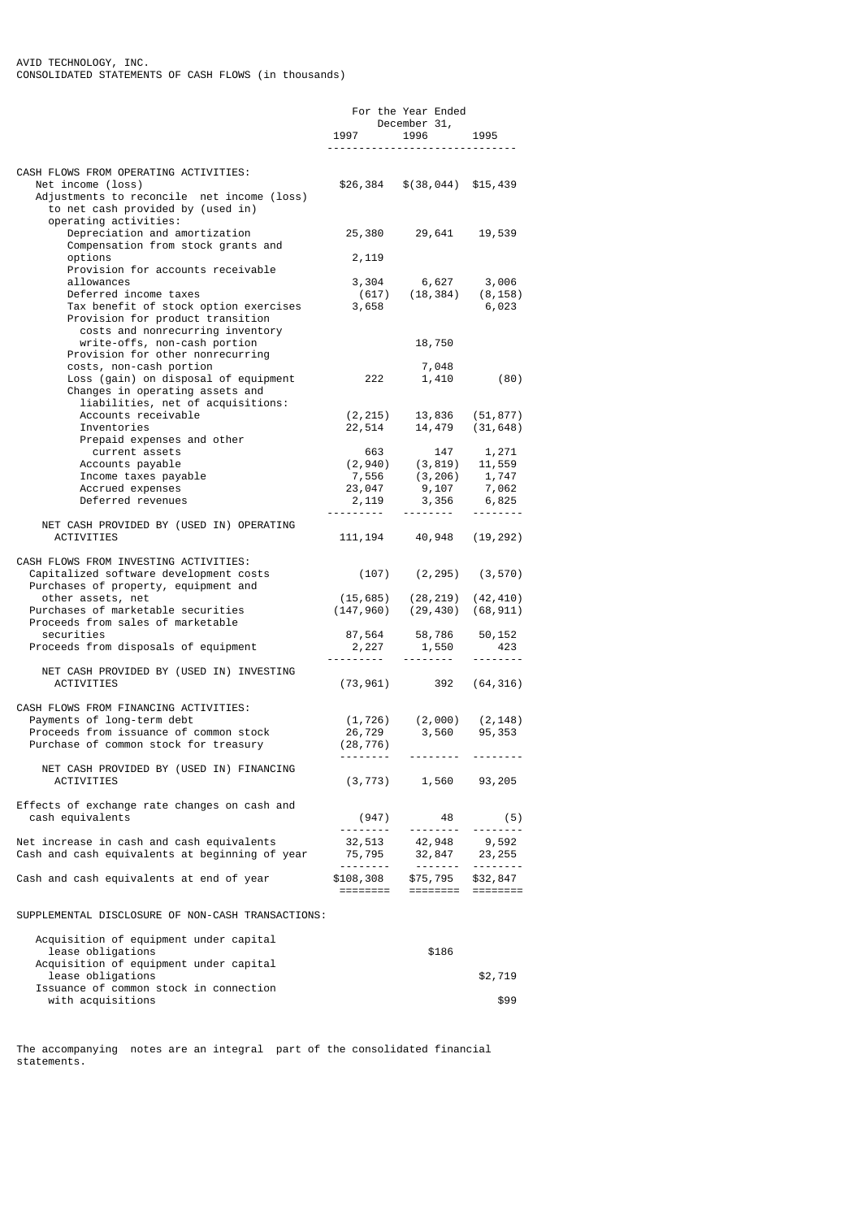AVID TECHNOLOGY, INC.
CONSOLIDATED STATEMENTS OF CASH FLOWS (in thousands)

| | For the Year Ended December 31, | | |
|---|---|---|---|
| | 1997 | 1996 | 1995 |
| CASH FLOWS FROM OPERATING ACTIVITIES: | | | |
| Net income (loss) | $26,384 | $(38,044) | $15,439 |
| Adjustments to reconcile net income (loss) to net cash provided by (used in) operating activities: | | | |
| Depreciation and amortization | 25,380 | 29,641 | 19,539 |
| Compensation from stock grants and options | 2,119 | | |
| Provision for accounts receivable allowances | 3,304 | 6,627 | 3,006 |
| Deferred income taxes | (617) | (18,384) | (8,158) |
| Tax benefit of stock option exercises | 3,658 | | 6,023 |
| Provision for product transition costs and nonrecurring inventory write-offs, non-cash portion | | 18,750 | |
| Provision for other nonrecurring costs, non-cash portion | | 7,048 | |
| Loss (gain) on disposal of equipment | 222 | 1,410 | (80) |
| Changes in operating assets and liabilities, net of acquisitions: | | | |
| Accounts receivable | (2,215) | 13,836 | (51,877) |
| Inventories | 22,514 | 14,479 | (31,648) |
| Prepaid expenses and other current assets | 663 | 147 | 1,271 |
| Accounts payable | (2,940) | (3,819) | 11,559 |
| Income taxes payable | 7,556 | (3,206) | 1,747 |
| Accrued expenses | 23,047 | 9,107 | 7,062 |
| Deferred revenues | 2,119 | 3,356 | 6,825 |
| NET CASH PROVIDED BY (USED IN) OPERATING ACTIVITIES | 111,194 | 40,948 | (19,292) |
| CASH FLOWS FROM INVESTING ACTIVITIES: | | | |
| Capitalized software development costs | (107) | (2,295) | (3,570) |
| Purchases of property, equipment and other assets, net | (15,685) | (28,219) | (42,410) |
| Purchases of marketable securities | (147,960) | (29,430) | (68,911) |
| Proceeds from sales of marketable securities | 87,564 | 58,786 | 50,152 |
| Proceeds from disposals of equipment | 2,227 | 1,550 | 423 |
| NET CASH PROVIDED BY (USED IN) INVESTING ACTIVITIES | (73,961) | 392 | (64,316) |
| CASH FLOWS FROM FINANCING ACTIVITIES: | | | |
| Payments of long-term debt | (1,726) | (2,000) | (2,148) |
| Proceeds from issuance of common stock | 26,729 | 3,560 | 95,353 |
| Purchase of common stock for treasury | (28,776) | | |
| NET CASH PROVIDED BY (USED IN) FINANCING ACTIVITIES | (3,773) | 1,560 | 93,205 |
| Effects of exchange rate changes on cash and cash equivalents | (947) | 48 | (5) |
| Net increase in cash and cash equivalents | 32,513 | 42,948 | 9,592 |
| Cash and cash equivalents at beginning of year | 75,795 | 32,847 | 23,255 |
| Cash and cash equivalents at end of year | $108,308 | $75,795 | $32,847 |

SUPPLEMENTAL DISCLOSURE OF NON-CASH TRANSACTIONS:

| | 1997 | 1996 | 1995 |
|---|---|---|---|
| Acquisition of equipment under capital lease obligations | | $186 | |
| Acquisition of equipment under capital lease obligations | | | $2,719 |
| Issuance of common stock in connection with acquisitions | | | $99 |

The accompanying notes are an integral part of the consolidated financial statements.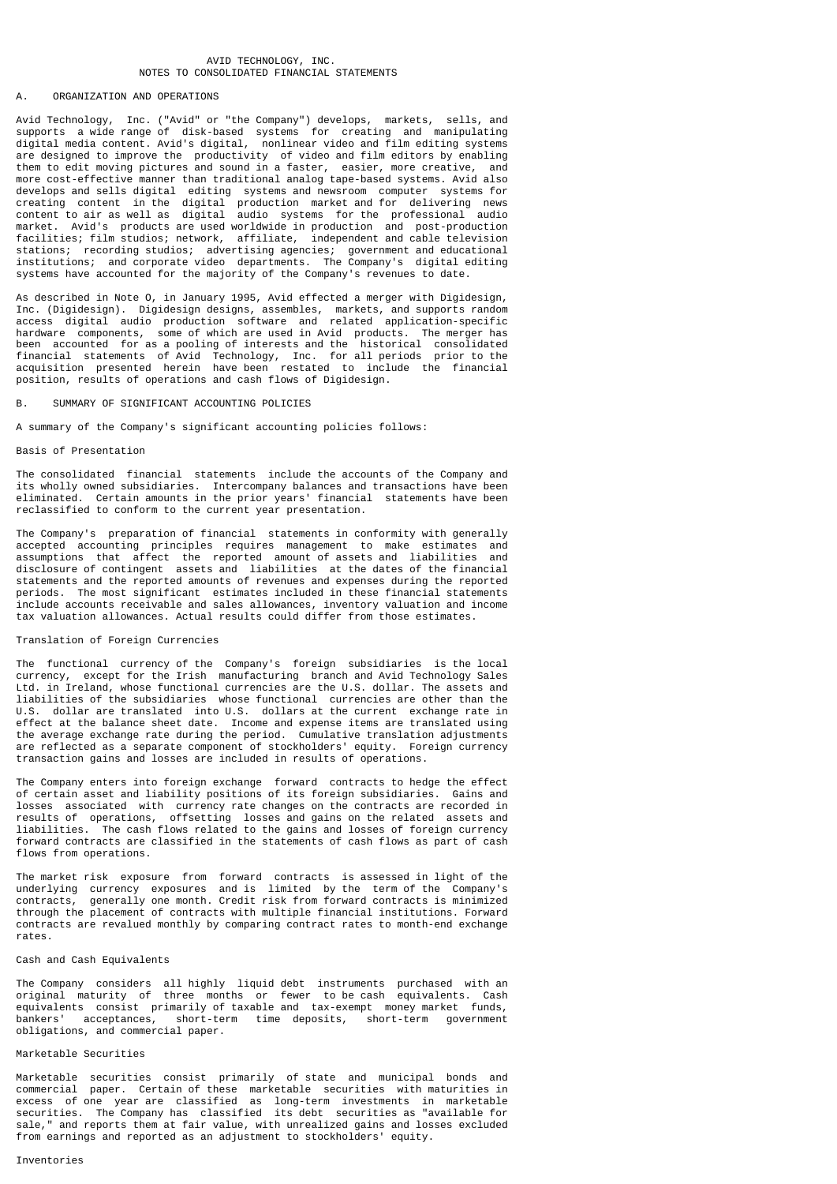# AVID TECHNOLOGY, INC.
## NOTES TO CONSOLIDATED FINANCIAL STATEMENTS

## A. ORGANIZATION AND OPERATIONS

Avid Technology, Inc. ("Avid" or "the Company") develops, markets, sells, and supports a wide range of disk-based systems for creating and manipulating digital media content. Avid's digital, nonlinear video and film editing systems are designed to improve the productivity of video and film editors by enabling them to edit moving pictures and sound in a faster, easier, more creative, and more cost-effective manner than traditional analog tape-based systems. Avid also develops and sells digital editing systems and newsroom computer systems for creating content in the digital production market and for delivering news content to air as well as digital audio systems for the professional audio market. Avid's products are used worldwide in production and post-production facilities; film studios; network, affiliate, independent and cable television stations; recording studios; advertising agencies; government and educational institutions; and corporate video departments. The Company's digital editing systems have accounted for the majority of the Company's revenues to date.

As described in Note O, in January 1995, Avid effected a merger with Digidesign, Inc. (Digidesign). Digidesign designs, assembles, markets, and supports random access digital audio production software and related application-specific hardware components, some of which are used in Avid products. The merger has been accounted for as a pooling of interests and the historical consolidated financial statements of Avid Technology, Inc. for all periods prior to the acquisition presented herein have been restated to include the financial position, results of operations and cash flows of Digidesign.

## B. SUMMARY OF SIGNIFICANT ACCOUNTING POLICIES

A summary of the Company's significant accounting policies follows:

### Basis of Presentation

The consolidated financial statements include the accounts of the Company and its wholly owned subsidiaries. Intercompany balances and transactions have been eliminated. Certain amounts in the prior years' financial statements have been reclassified to conform to the current year presentation.

The Company's preparation of financial statements in conformity with generally accepted accounting principles requires management to make estimates and assumptions that affect the reported amount of assets and liabilities and disclosure of contingent assets and liabilities at the dates of the financial statements and the reported amounts of revenues and expenses during the reported periods. The most significant estimates included in these financial statements include accounts receivable and sales allowances, inventory valuation and income tax valuation allowances. Actual results could differ from those estimates.

### Translation of Foreign Currencies

The functional currency of the Company's foreign subsidiaries is the local currency, except for the Irish manufacturing branch and Avid Technology Sales Ltd. in Ireland, whose functional currencies are the U.S. dollar. The assets and liabilities of the subsidiaries whose functional currencies are other than the U.S. dollar are translated into U.S. dollars at the current exchange rate in effect at the balance sheet date. Income and expense items are translated using the average exchange rate during the period. Cumulative translation adjustments are reflected as a separate component of stockholders' equity. Foreign currency transaction gains and losses are included in results of operations.

The Company enters into foreign exchange forward contracts to hedge the effect of certain asset and liability positions of its foreign subsidiaries. Gains and losses associated with currency rate changes on the contracts are recorded in results of operations, offsetting losses and gains on the related assets and liabilities. The cash flows related to the gains and losses of foreign currency forward contracts are classified in the statements of cash flows as part of cash flows from operations.

The market risk exposure from forward contracts is assessed in light of the underlying currency exposures and is limited by the term of the Company's contracts, generally one month. Credit risk from forward contracts is minimized through the placement of contracts with multiple financial institutions. Forward contracts are revalued monthly by comparing contract rates to month-end exchange rates.

### Cash and Cash Equivalents

The Company considers all highly liquid debt instruments purchased with an original maturity of three months or fewer to be cash equivalents. Cash equivalents consist primarily of taxable and tax-exempt money market funds, bankers' acceptances, short-term time deposits, short-term government obligations, and commercial paper.

### Marketable Securities

Marketable securities consist primarily of state and municipal bonds and commercial paper. Certain of these marketable securities with maturities in excess of one year are classified as long-term investments in marketable securities. The Company has classified its debt securities as "available for sale," and reports them at fair value, with unrealized gains and losses excluded from earnings and reported as an adjustment to stockholders' equity.

### Inventories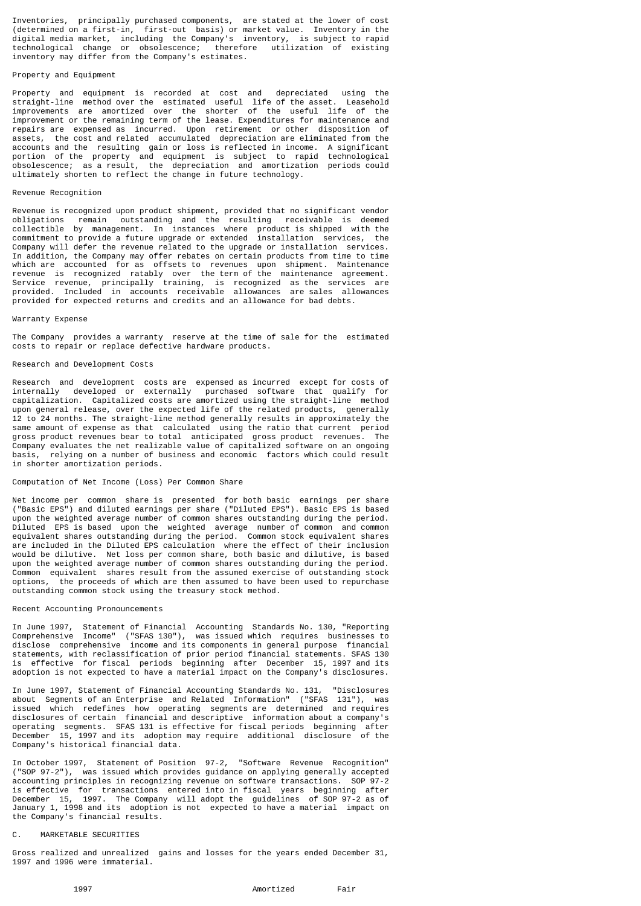Inventories, principally purchased components, are stated at the lower of cost (determined on a first-in, first-out basis) or market value. Inventory in the digital media market, including the Company's inventory, is subject to rapid technological change or obsolescence; therefore utilization of existing inventory may differ from the Company's estimates.

### Property and Equipment

Property and equipment is recorded at cost and depreciated using the straight-line method over the estimated useful life of the asset. Leasehold improvements are amortized over the shorter of the useful life of the improvement or the remaining term of the lease. Expenditures for maintenance and repairs are expensed as incurred. Upon retirement or other disposition of assets, the cost and related accumulated depreciation are eliminated from the accounts and the resulting gain or loss is reflected in income. A significant portion of the property and equipment is subject to rapid technological obsolescence; as a result, the depreciation and amortization periods could ultimately shorten to reflect the change in future technology.

### Revenue Recognition

Revenue is recognized upon product shipment, provided that no significant vendor obligations remain outstanding and the resulting receivable is deemed collectible by management. In instances where product is shipped with the commitment to provide a future upgrade or extended installation services, the Company will defer the revenue related to the upgrade or installation services. In addition, the Company may offer rebates on certain products from time to time which are accounted for as offsets to revenues upon shipment. Maintenance revenue is recognized ratably over the term of the maintenance agreement. Service revenue, principally training, is recognized as the services are provided. Included in accounts receivable allowances are sales allowances provided for expected returns and credits and an allowance for bad debts.

### Warranty Expense

The Company provides a warranty reserve at the time of sale for the estimated costs to repair or replace defective hardware products.

### Research and Development Costs

Research and development costs are expensed as incurred except for costs of internally developed or externally purchased software that qualify for capitalization. Capitalized costs are amortized using the straight-line method upon general release, over the expected life of the related products, generally 12 to 24 months. The straight-line method generally results in approximately the same amount of expense as that calculated using the ratio that current period gross product revenues bear to total anticipated gross product revenues. The Company evaluates the net realizable value of capitalized software on an ongoing basis, relying on a number of business and economic factors which could result in shorter amortization periods.

### Computation of Net Income (Loss) Per Common Share

Net income per common share is presented for both basic earnings per share ("Basic EPS") and diluted earnings per share ("Diluted EPS"). Basic EPS is based upon the weighted average number of common shares outstanding during the period. Diluted EPS is based upon the weighted average number of common and common equivalent shares outstanding during the period. Common stock equivalent shares are included in the Diluted EPS calculation where the effect of their inclusion would be dilutive. Net loss per common share, both basic and dilutive, is based upon the weighted average number of common shares outstanding during the period. Common equivalent shares result from the assumed exercise of outstanding stock options, the proceeds of which are then assumed to have been used to repurchase outstanding common stock using the treasury stock method.

### Recent Accounting Pronouncements

In June 1997, Statement of Financial Accounting Standards No. 130, "Reporting Comprehensive Income" ("SFAS 130"), was issued which requires businesses to disclose comprehensive income and its components in general purpose financial statements, with reclassification of prior period financial statements. SFAS 130 is effective for fiscal periods beginning after December 15, 1997 and its adoption is not expected to have a material impact on the Company's disclosures.

In June 1997, Statement of Financial Accounting Standards No. 131, "Disclosures about Segments of an Enterprise and Related Information" ("SFAS 131"), was issued which redefines how operating segments are determined and requires disclosures of certain financial and descriptive information about a company's operating segments. SFAS 131 is effective for fiscal periods beginning after December 15, 1997 and its adoption may require additional disclosure of the Company's historical financial data.

In October 1997, Statement of Position 97-2, "Software Revenue Recognition" ("SOP 97-2"), was issued which provides guidance on applying generally accepted accounting principles in recognizing revenue on software transactions. SOP 97-2 is effective for transactions entered into in fiscal years beginning after December 15, 1997. The Company will adopt the guidelines of SOP 97-2 as of January 1, 1998 and its adoption is not expected to have a material impact on the Company's financial results.

## C. MARKETABLE SECURITIES

Gross realized and unrealized gains and losses for the years ended December 31, 1997 and 1996 were immaterial.

| 1997 | Amortized | Fair |
|---|---|---|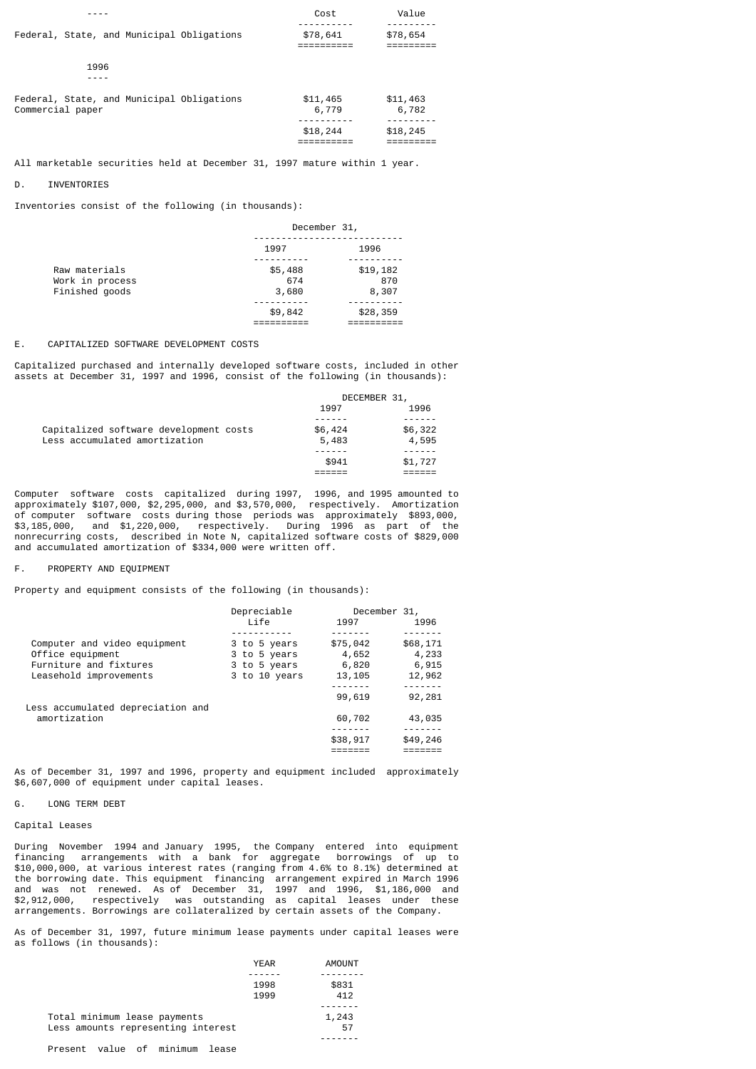| ---- | Cost | Value |
|---|---|---|
| Federal, State, and Municipal Obligations | $78,641 | $78,654 |

| 1996 | | |
|---|---|---|
| Federal, State, and Municipal Obligations | $11,465 | $11,463 |
| Commercial paper | 6,779 | 6,782 |
| | $18,244 | $18,245 |

All marketable securities held at December 31, 1997 mature within 1 year.

D. INVENTORIES

Inventories consist of the following (in thousands):

| | December 31, | |
|---|---|---|
| | 1997 | 1996 |
| Raw materials | $5,488 | $19,182 |
| Work in process | 674 | 870 |
| Finished goods | 3,680 | 8,307 |
| | $9,842 | $28,359 |

E. CAPITALIZED SOFTWARE DEVELOPMENT COSTS

Capitalized purchased and internally developed software costs, included in other assets at December 31, 1997 and 1996, consist of the following (in thousands):

| | DECEMBER 31, | |
|---|---|---|
| | 1997 | 1996 |
| Capitalized software development costs | $6,424 | $6,322 |
| Less accumulated amortization | 5,483 | 4,595 |
| | $941 | $1,727 |

Computer software costs capitalized during 1997, 1996, and 1995 amounted to approximately $107,000, $2,295,000, and $3,570,000, respectively. Amortization of computer software costs during those periods was approximately $893,000, $3,185,000, and $1,220,000, respectively. During 1996 as part of the nonrecurring costs, described in Note N, capitalized software costs of $829,000 and accumulated amortization of $334,000 were written off.

F. PROPERTY AND EQUIPMENT

Property and equipment consists of the following (in thousands):

| | Depreciable Life | December 31, 1997 | 1996 |
|---|---|---|---|
| Computer and video equipment | 3 to 5 years | $75,042 | $68,171 |
| Office equipment | 3 to 5 years | 4,652 | 4,233 |
| Furniture and fixtures | 3 to 5 years | 6,820 | 6,915 |
| Leasehold improvements | 3 to 10 years | 13,105 | 12,962 |
| | | 99,619 | 92,281 |
| Less accumulated depreciation and amortization | | 60,702 | 43,035 |
| | | $38,917 | $49,246 |

As of December 31, 1997 and 1996, property and equipment included approximately $6,607,000 of equipment under capital leases.

G. LONG TERM DEBT

Capital Leases

During November 1994 and January 1995, the Company entered into equipment financing arrangements with a bank for aggregate borrowings of up to $10,000,000, at various interest rates (ranging from 4.6% to 8.1%) determined at the borrowing date. This equipment financing arrangement expired in March 1996 and was not renewed. As of December 31, 1997 and 1996, $1,186,000 and $2,912,000, respectively was outstanding as capital leases under these arrangements. Borrowings are collateralized by certain assets of the Company.

As of December 31, 1997, future minimum lease payments under capital leases were as follows (in thousands):

| | YEAR | AMOUNT |
|---|---|---|
| | 1998 | $831 |
| | 1999 | 412 |
| Total minimum lease payments | | 1,243 |
| Less amounts representing interest | | 57 |
| Present value of minimum lease | | |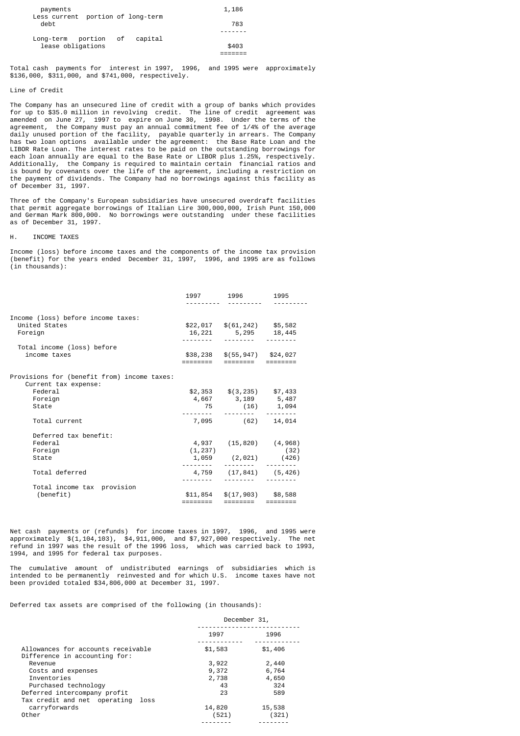| | |
|---|---|
| payments | 1,186 |
| Less current portion of long-term debt | 783 |
| Long-term portion of capital lease obligations | $403 |

Total cash payments for interest in 1997, 1996, and 1995 were approximately $136,000, $311,000, and $741,000, respectively.

Line of Credit

The Company has an unsecured line of credit with a group of banks which provides for up to $35.0 million in revolving credit. The line of credit agreement was amended on June 27, 1997 to expire on June 30, 1998. Under the terms of the agreement, the Company must pay an annual commitment fee of 1/4% of the average daily unused portion of the facility, payable quarterly in arrears. The Company has two loan options available under the agreement: the Base Rate Loan and the LIBOR Rate Loan. The interest rates to be paid on the outstanding borrowings for each loan annually are equal to the Base Rate or LIBOR plus 1.25%, respectively. Additionally, the Company is required to maintain certain financial ratios and is bound by covenants over the life of the agreement, including a restriction on the payment of dividends. The Company had no borrowings against this facility as of December 31, 1997.

Three of the Company's European subsidiaries have unsecured overdraft facilities that permit aggregate borrowings of Italian Lire 300,000,000, Irish Punt 150,000 and German Mark 800,000. No borrowings were outstanding under these facilities as of December 31, 1997.

H. INCOME TAXES

Income (loss) before income taxes and the components of the income tax provision (benefit) for the years ended December 31, 1997, 1996, and 1995 are as follows (in thousands):

| | 1997 | 1996 | 1995 |
|---|---|---|---|
| Income (loss) before income taxes: | | | |
| United States | $22,017 | $(61,242) | $5,582 |
| Foreign | 16,221 | 5,295 | 18,445 |
| Total income (loss) before income taxes | $38,238 | $(55,947) | $24,027 |
| Provisions for (benefit from) income taxes: | | | |
| Current tax expense: | | | |
| Federal | $2,353 | $(3,235) | $7,433 |
| Foreign | 4,667 | 3,189 | 5,487 |
| State | 75 | (16) | 1,094 |
| Total current | 7,095 | (62) | 14,014 |
| Deferred tax benefit: | | | |
| Federal | 4,937 | (15,820) | (4,968) |
| Foreign | (1,237) | | (32) |
| State | 1,059 | (2,021) | (426) |
| Total deferred | 4,759 | (17,841) | (5,426) |
| Total income tax provision (benefit) | $11,854 | $(17,903) | $8,588 |

Net cash payments or (refunds) for income taxes in 1997, 1996, and 1995 were approximately $(1,104,103), $4,911,000, and $7,927,000 respectively. The net refund in 1997 was the result of the 1996 loss, which was carried back to 1993, 1994, and 1995 for federal tax purposes.

The cumulative amount of undistributed earnings of subsidiaries which is intended to be permanently reinvested and for which U.S. income taxes have not been provided totaled $34,806,000 at December 31, 1997.

Deferred tax assets are comprised of the following (in thousands):

| | December 31, | |
|---|---|---|
| | 1997 | 1996 |
| Allowances for accounts receivable | $1,583 | $1,406 |
| Difference in accounting for: | | |
| Revenue | 3,922 | 2,440 |
| Costs and expenses | 9,372 | 6,764 |
| Inventories | 2,738 | 4,650 |
| Purchased technology | 43 | 324 |
| Deferred intercompany profit | 23 | 589 |
| Tax credit and net operating loss carryforwards | 14,820 | 15,538 |
| Other | (521) | (321) |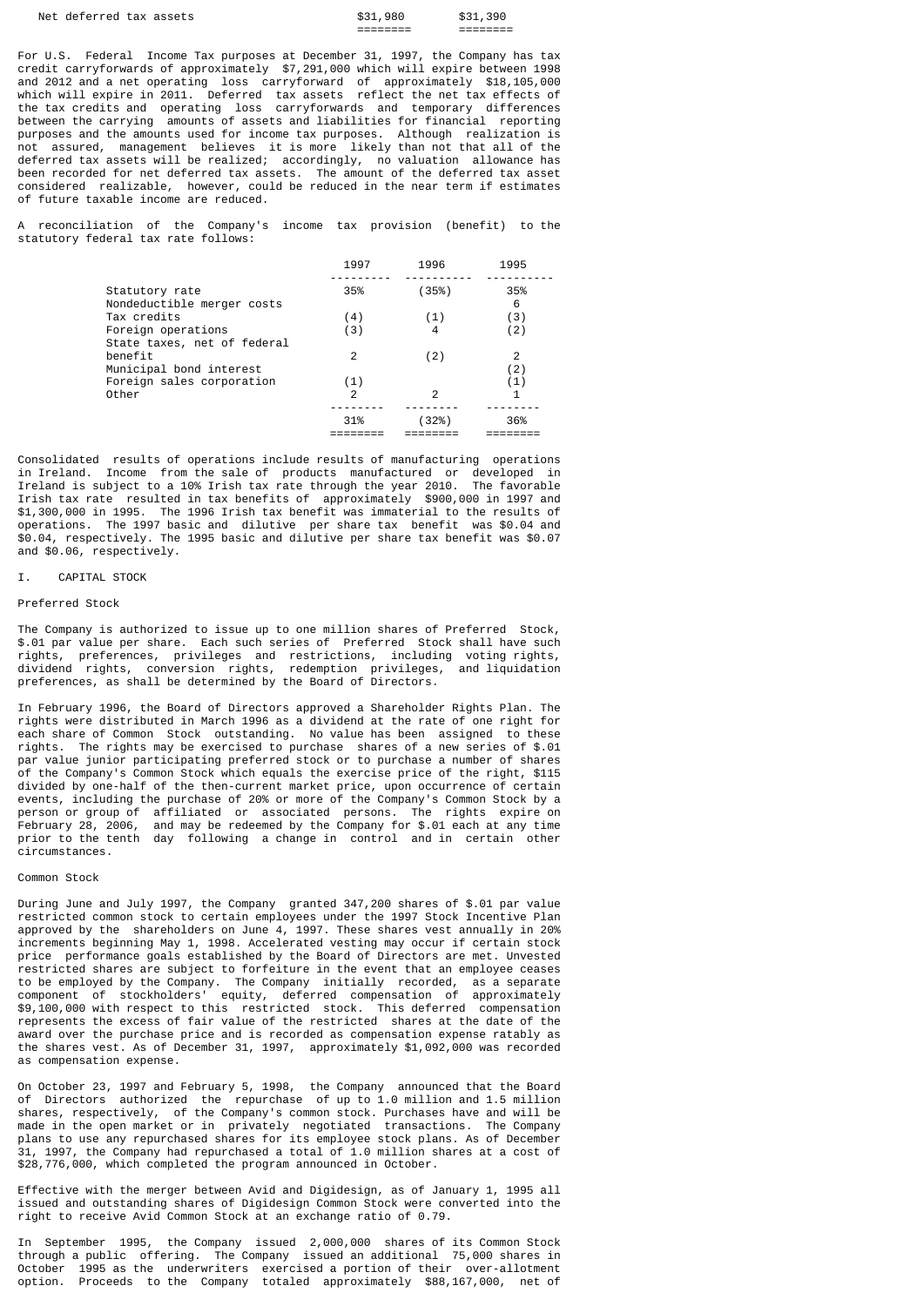| | | |
|---|---|---|
| Net deferred tax assets | $31,980 | $31,390 |

For U.S. Federal Income Tax purposes at December 31, 1997, the Company has tax credit carryforwards of approximately $7,291,000 which will expire between 1998 and 2012 and a net operating loss carryforward of approximately $18,105,000 which will expire in 2011. Deferred tax assets reflect the net tax effects of the tax credits and operating loss carryforwards and temporary differences between the carrying amounts of assets and liabilities for financial reporting purposes and the amounts used for income tax purposes. Although realization is not assured, management believes it is more likely than not that all of the deferred tax assets will be realized; accordingly, no valuation allowance has been recorded for net deferred tax assets. The amount of the deferred tax asset considered realizable, however, could be reduced in the near term if estimates of future taxable income are reduced.

A reconciliation of the Company's income tax provision (benefit) to the statutory federal tax rate follows:

| | 1997 | 1996 | 1995 |
|---|---|---|---|
| Statutory rate | 35% | (35%) | 35% |
| Nondeductible merger costs | | | 6 |
| Tax credits | (4) | (1) | (3) |
| Foreign operations | (3) | 4 | (2) |
| State taxes, net of federal benefit | 2 | (2) | 2 |
| Municipal bond interest | | | (2) |
| Foreign sales corporation | (1) | | (1) |
| Other | 2 | 2 | 1 |
| | 31% | (32%) | 36% |

Consolidated results of operations include results of manufacturing operations in Ireland. Income from the sale of products manufactured or developed in Ireland is subject to a 10% Irish tax rate through the year 2010. The favorable Irish tax rate resulted in tax benefits of approximately $900,000 in 1997 and $1,300,000 in 1995. The 1996 Irish tax benefit was immaterial to the results of operations. The 1997 basic and dilutive per share tax benefit was $0.04 and $0.04, respectively. The 1995 basic and dilutive per share tax benefit was $0.07 and $0.06, respectively.

I. CAPITAL STOCK

Preferred Stock

The Company is authorized to issue up to one million shares of Preferred Stock, $.01 par value per share. Each such series of Preferred Stock shall have such rights, preferences, privileges and restrictions, including voting rights, dividend rights, conversion rights, redemption privileges, and liquidation preferences, as shall be determined by the Board of Directors.

In February 1996, the Board of Directors approved a Shareholder Rights Plan. The rights were distributed in March 1996 as a dividend at the rate of one right for each share of Common Stock outstanding. No value has been assigned to these rights. The rights may be exercised to purchase shares of a new series of $.01 par value junior participating preferred stock or to purchase a number of shares of the Company's Common Stock which equals the exercise price of the right, $115 divided by one-half of the then-current market price, upon occurrence of certain events, including the purchase of 20% or more of the Company's Common Stock by a person or group of affiliated or associated persons. The rights expire on February 28, 2006, and may be redeemed by the Company for $.01 each at any time prior to the tenth day following a change in control and in certain other circumstances.

Common Stock

During June and July 1997, the Company granted 347,200 shares of $.01 par value restricted common stock to certain employees under the 1997 Stock Incentive Plan approved by the shareholders on June 4, 1997. These shares vest annually in 20% increments beginning May 1, 1998. Accelerated vesting may occur if certain stock price performance goals established by the Board of Directors are met. Unvested restricted shares are subject to forfeiture in the event that an employee ceases to be employed by the Company. The Company initially recorded, as a separate component of stockholders' equity, deferred compensation of approximately $9,100,000 with respect to this restricted stock. This deferred compensation represents the excess of fair value of the restricted shares at the date of the award over the purchase price and is recorded as compensation expense ratably as the shares vest. As of December 31, 1997, approximately $1,092,000 was recorded as compensation expense.

On October 23, 1997 and February 5, 1998, the Company announced that the Board of Directors authorized the repurchase of up to 1.0 million and 1.5 million shares, respectively, of the Company's common stock. Purchases have and will be made in the open market or in privately negotiated transactions. The Company plans to use any repurchased shares for its employee stock plans. As of December 31, 1997, the Company had repurchased a total of 1.0 million shares at a cost of $28,776,000, which completed the program announced in October.

Effective with the merger between Avid and Digidesign, as of January 1, 1995 all issued and outstanding shares of Digidesign Common Stock were converted into the right to receive Avid Common Stock at an exchange ratio of 0.79.

In September 1995, the Company issued 2,000,000 shares of its Common Stock through a public offering. The Company issued an additional 75,000 shares in October 1995 as the underwriters exercised a portion of their over-allotment option. Proceeds to the Company totaled approximately $88,167,000, net of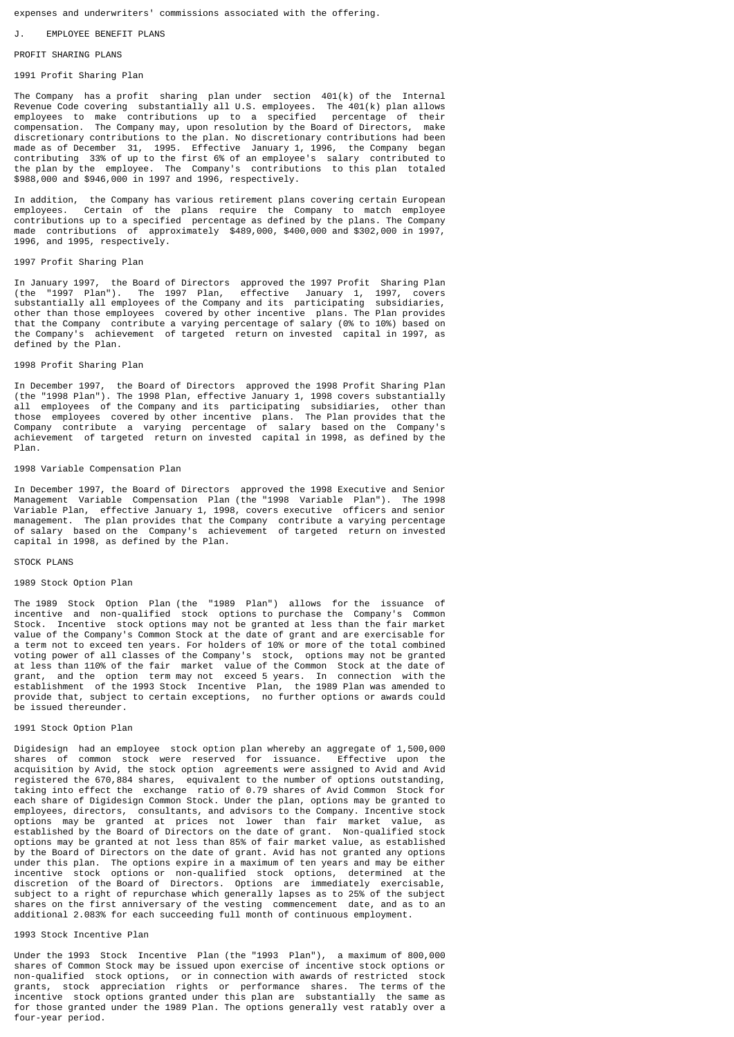expenses and underwriters' commissions associated with the offering.

## J. EMPLOYEE BENEFIT PLANS

### PROFIT SHARING PLANS

#### 1991 Profit Sharing Plan

The Company has a profit sharing plan under section 401(k) of the Internal Revenue Code covering substantially all U.S. employees. The 401(k) plan allows employees to make contributions up to a specified percentage of their compensation. The Company may, upon resolution by the Board of Directors, make discretionary contributions to the plan. No discretionary contributions had been made as of December 31, 1995. Effective January 1, 1996, the Company began contributing 33% of up to the first 6% of an employee's salary contributed to the plan by the employee. The Company's contributions to this plan totaled $988,000 and $946,000 in 1997 and 1996, respectively.

In addition, the Company has various retirement plans covering certain European employees. Certain of the plans require the Company to match employee contributions up to a specified percentage as defined by the plans. The Company made contributions of approximately $489,000, $400,000 and $302,000 in 1997, 1996, and 1995, respectively.

#### 1997 Profit Sharing Plan

In January 1997, the Board of Directors approved the 1997 Profit Sharing Plan (the "1997 Plan"). The 1997 Plan, effective January 1, 1997, covers substantially all employees of the Company and its participating subsidiaries, other than those employees covered by other incentive plans. The Plan provides that the Company contribute a varying percentage of salary (0% to 10%) based on the Company's achievement of targeted return on invested capital in 1997, as defined by the Plan.

#### 1998 Profit Sharing Plan

In December 1997, the Board of Directors approved the 1998 Profit Sharing Plan (the "1998 Plan"). The 1998 Plan, effective January 1, 1998 covers substantially all employees of the Company and its participating subsidiaries, other than those employees covered by other incentive plans. The Plan provides that the Company contribute a varying percentage of salary based on the Company's achievement of targeted return on invested capital in 1998, as defined by the Plan.

#### 1998 Variable Compensation Plan

In December 1997, the Board of Directors approved the 1998 Executive and Senior Management Variable Compensation Plan (the "1998 Variable Plan"). The 1998 Variable Plan, effective January 1, 1998, covers executive officers and senior management. The plan provides that the Company contribute a varying percentage of salary based on the Company's achievement of targeted return on invested capital in 1998, as defined by the Plan.

### STOCK PLANS

#### 1989 Stock Option Plan

The 1989 Stock Option Plan (the "1989 Plan") allows for the issuance of incentive and non-qualified stock options to purchase the Company's Common Stock. Incentive stock options may not be granted at less than the fair market value of the Company's Common Stock at the date of grant and are exercisable for a term not to exceed ten years. For holders of 10% or more of the total combined voting power of all classes of the Company's stock, options may not be granted at less than 110% of the fair market value of the Common Stock at the date of grant, and the option term may not exceed 5 years. In connection with the establishment of the 1993 Stock Incentive Plan, the 1989 Plan was amended to provide that, subject to certain exceptions, no further options or awards could be issued thereunder.

#### 1991 Stock Option Plan

Digidesign had an employee stock option plan whereby an aggregate of 1,500,000 shares of common stock were reserved for issuance. Effective upon the acquisition by Avid, the stock option agreements were assigned to Avid and Avid registered the 670,884 shares, equivalent to the number of options outstanding, taking into effect the exchange ratio of 0.79 shares of Avid Common Stock for each share of Digidesign Common Stock. Under the plan, options may be granted to employees, directors, consultants, and advisors to the Company. Incentive stock options may be granted at prices not lower than fair market value, as established by the Board of Directors on the date of grant. Non-qualified stock options may be granted at not less than 85% of fair market value, as established by the Board of Directors on the date of grant. Avid has not granted any options under this plan. The options expire in a maximum of ten years and may be either incentive stock options or non-qualified stock options, determined at the discretion of the Board of Directors. Options are immediately exercisable, subject to a right of repurchase which generally lapses as to 25% of the subject shares on the first anniversary of the vesting commencement date, and as to an additional 2.083% for each succeeding full month of continuous employment.

#### 1993 Stock Incentive Plan

Under the 1993 Stock Incentive Plan (the "1993 Plan"), a maximum of 800,000 shares of Common Stock may be issued upon exercise of incentive stock options or non-qualified stock options, or in connection with awards of restricted stock grants, stock appreciation rights or performance shares. The terms of the incentive stock options granted under this plan are substantially the same as for those granted under the 1989 Plan. The options generally vest ratably over a four-year period.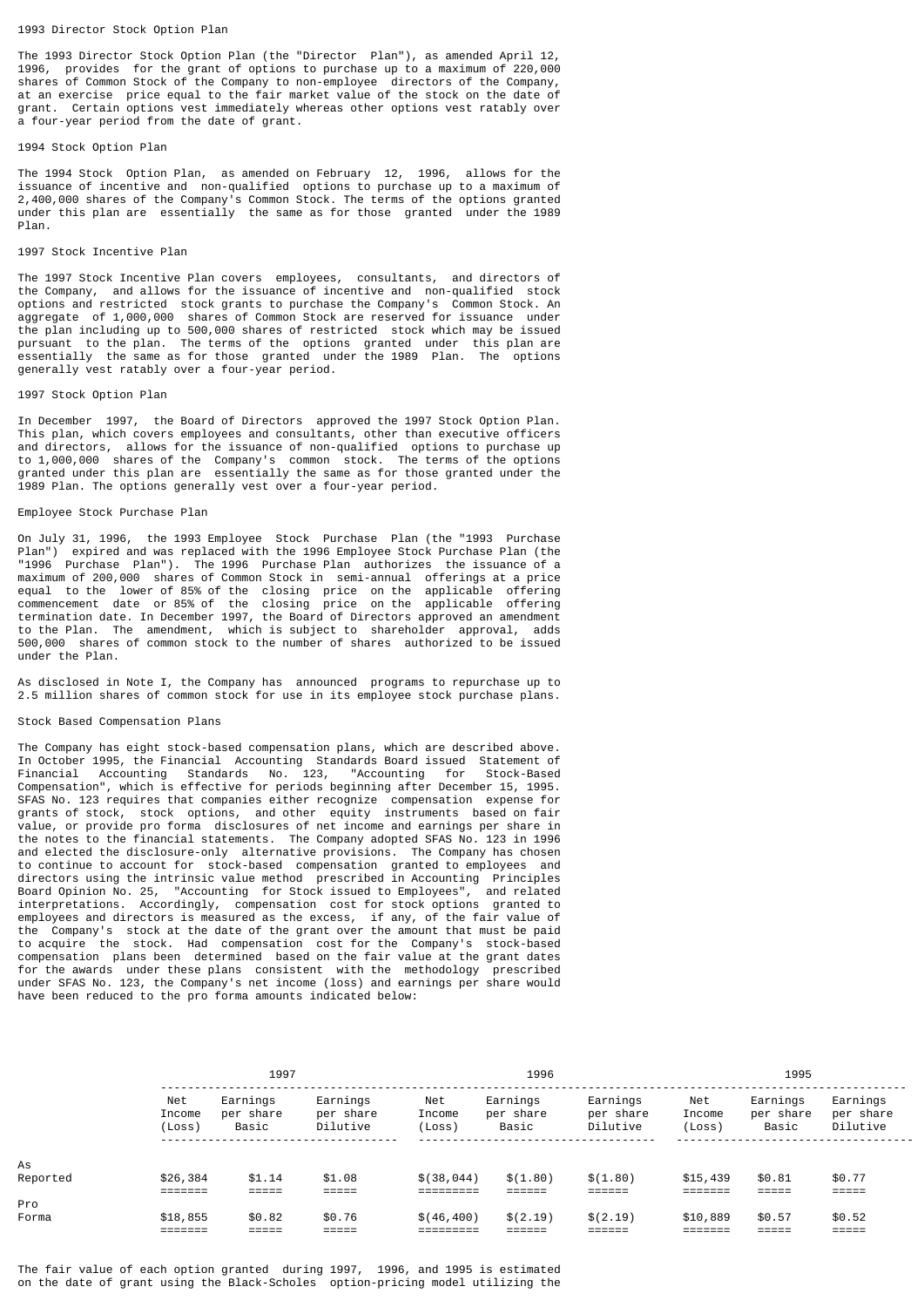### 1993 Director Stock Option Plan

The 1993 Director Stock Option Plan (the "Director Plan"), as amended April 12, 1996, provides for the grant of options to purchase up to a maximum of 220,000 shares of Common Stock of the Company to non-employee directors of the Company, at an exercise price equal to the fair market value of the stock on the date of grant. Certain options vest immediately whereas other options vest ratably over a four-year period from the date of grant.

### 1994 Stock Option Plan

The 1994 Stock Option Plan, as amended on February 12, 1996, allows for the issuance of incentive and non-qualified options to purchase up to a maximum of 2,400,000 shares of the Company's Common Stock. The terms of the options granted under this plan are essentially the same as for those granted under the 1989 Plan.

### 1997 Stock Incentive Plan

The 1997 Stock Incentive Plan covers employees, consultants, and directors of the Company, and allows for the issuance of incentive and non-qualified stock options and restricted stock grants to purchase the Company's Common Stock. An aggregate of 1,000,000 shares of Common Stock are reserved for issuance under the plan including up to 500,000 shares of restricted stock which may be issued pursuant to the plan. The terms of the options granted under this plan are essentially the same as for those granted under the 1989 Plan. The options generally vest ratably over a four-year period.

### 1997 Stock Option Plan

In December 1997, the Board of Directors approved the 1997 Stock Option Plan. This plan, which covers employees and consultants, other than executive officers and directors, allows for the issuance of non-qualified options to purchase up to 1,000,000 shares of the Company's common stock. The terms of the options granted under this plan are essentially the same as for those granted under the 1989 Plan. The options generally vest over a four-year period.

### Employee Stock Purchase Plan

On July 31, 1996, the 1993 Employee Stock Purchase Plan (the "1993 Purchase Plan") expired and was replaced with the 1996 Employee Stock Purchase Plan (the "1996 Purchase Plan"). The 1996 Purchase Plan authorizes the issuance of a maximum of 200,000 shares of Common Stock in semi-annual offerings at a price equal to the lower of 85% of the closing price on the applicable offering commencement date or 85% of the closing price on the applicable offering termination date. In December 1997, the Board of Directors approved an amendment to the Plan. The amendment, which is subject to shareholder approval, adds 500,000 shares of common stock to the number of shares authorized to be issued under the Plan.

As disclosed in Note I, the Company has announced programs to repurchase up to 2.5 million shares of common stock for use in its employee stock purchase plans.

### Stock Based Compensation Plans

The Company has eight stock-based compensation plans, which are described above. In October 1995, the Financial Accounting Standards Board issued Statement of Financial Accounting Standards No. 123, "Accounting for Stock-Based Compensation", which is effective for periods beginning after December 15, 1995. SFAS No. 123 requires that companies either recognize compensation expense for grants of stock, stock options, and other equity instruments based on fair value, or provide pro forma disclosures of net income and earnings per share in the notes to the financial statements. The Company adopted SFAS No. 123 in 1996 and elected the disclosure-only alternative provisions. The Company has chosen to continue to account for stock-based compensation granted to employees and directors using the intrinsic value method prescribed in Accounting Principles Board Opinion No. 25, "Accounting for Stock issued to Employees", and related interpretations. Accordingly, compensation cost for stock options granted to employees and directors is measured as the excess, if any, of the fair value of the Company's stock at the date of the grant over the amount that must be paid to acquire the stock. Had compensation cost for the Company's stock-based compensation plans been determined based on the fair value at the grant dates for the awards under these plans consistent with the methodology prescribed under SFAS No. 123, the Company's net income (loss) and earnings per share would have been reduced to the pro forma amounts indicated below:

| | 1997 | | | 1996 | | | 1995 | | |
|---|---|---|---|---|---|---|---|---|---|
| | Net Income (Loss) | Earnings per share Basic | Earnings per share Dilutive | Net Income (Loss) | Earnings per share Basic | Earnings per share Dilutive | Net Income (Loss) | Earnings per share Basic | Earnings per share Dilutive |
| As Reported | $26,384 | $1.14 | $1.08 | $(38,044) | $(1.80) | $(1.80) | $15,439 | $0.81 | $0.77 |
| Pro Forma | $18,855 | $0.82 | $0.76 | $(46,400) | $(2.19) | $(2.19) | $10,889 | $0.57 | $0.52 |

The fair value of each option granted during 1997, 1996, and 1995 is estimated on the date of grant using the Black-Scholes option-pricing model utilizing the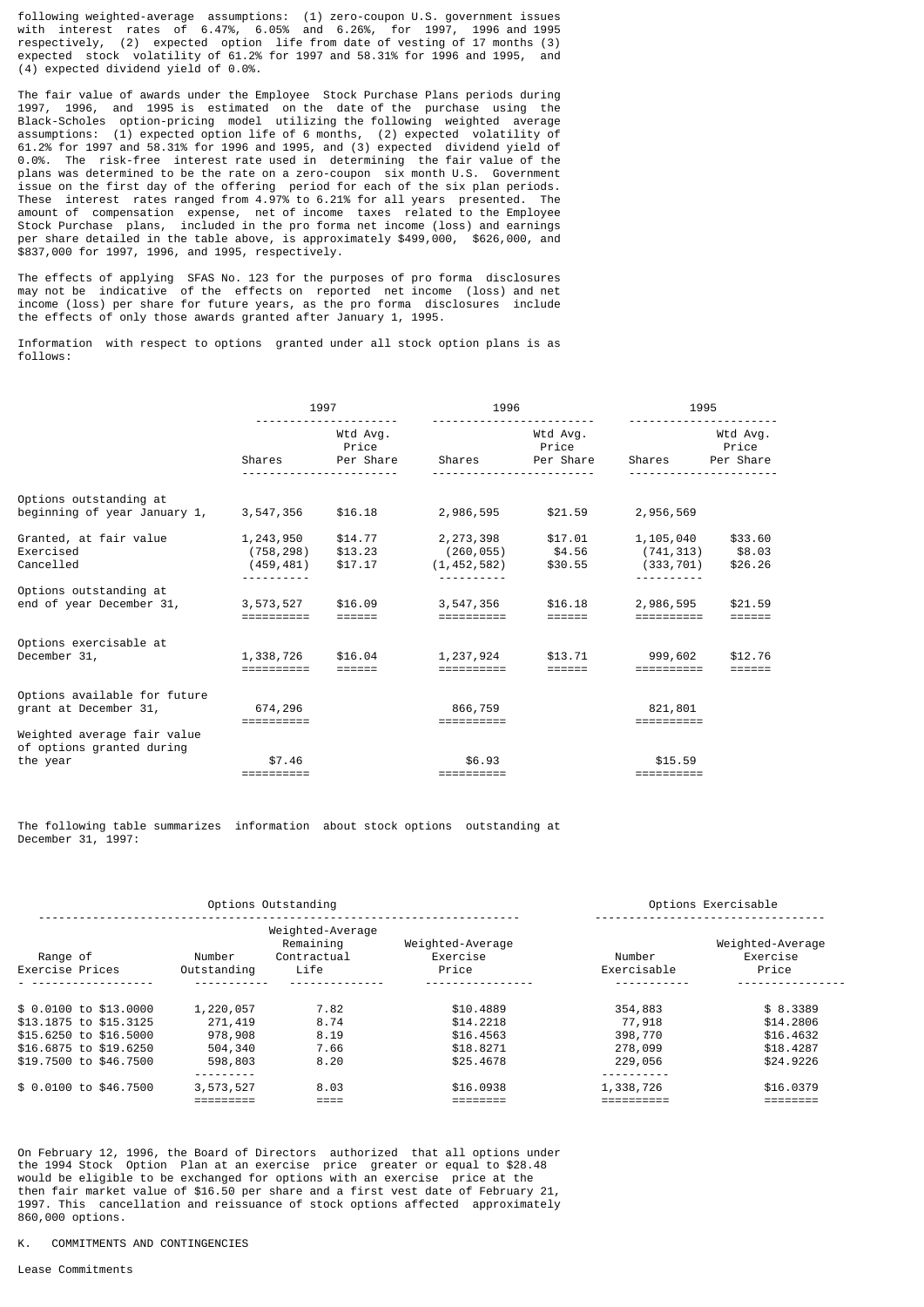following weighted-average assumptions: (1) zero-coupon U.S. government issues with interest rates of 6.47%, 6.05% and 6.26%, for 1997, 1996 and 1995 respectively, (2) expected option life from date of vesting of 17 months (3) expected stock volatility of 61.2% for 1997 and 58.31% for 1996 and 1995, and (4) expected dividend yield of 0.0%.

The fair value of awards under the Employee Stock Purchase Plans periods during 1997, 1996, and 1995 is estimated on the date of the purchase using the Black-Scholes option-pricing model utilizing the following weighted average assumptions: (1) expected option life of 6 months, (2) expected volatility of 61.2% for 1997 and 58.31% for 1996 and 1995, and (3) expected dividend yield of 0.0%. The risk-free interest rate used in determining the fair value of the plans was determined to be the rate on a zero-coupon six month U.S. Government issue on the first day of the offering period for each of the six plan periods. These interest rates ranged from 4.97% to 6.21% for all years presented. The amount of compensation expense, net of income taxes related to the Employee Stock Purchase plans, included in the pro forma net income (loss) and earnings per share detailed in the table above, is approximately \$499,000, \$626,000, and \$837,000 for 1997, 1996, and 1995, respectively.

The effects of applying SFAS No. 123 for the purposes of pro forma disclosures may not be indicative of the effects on reported net income (loss) and net income (loss) per share for future years, as the pro forma disclosures include the effects of only those awards granted after January 1, 1995.

Information with respect to options granted under all stock option plans is as follows:

| | 1997 | | 1996 | | 1995 | |
|---|---|---|---|---|---|---|
| | Shares | Wtd Avg. Price Per Share | Shares | Wtd Avg. Price Per Share | Shares | Wtd Avg. Price Per Share |
| Options outstanding at beginning of year January 1, | 3,547,356 | \$16.18 | 2,986,595 | \$21.59 | 2,956,569 | |
| Granted, at fair value | 1,243,950 | \$14.77 | 2,273,398 | \$17.01 | 1,105,040 | \$33.60 |
| Exercised | (758,298) | \$13.23 | (260,055) | \$4.56 | (741,313) | \$8.03 |
| Cancelled | (459,481) | \$17.17 | (1,452,582) | \$30.55 | (333,701) | \$26.26 |
| Options outstanding at end of year December 31, | 3,573,527 | \$16.09 | 3,547,356 | \$16.18 | 2,986,595 | \$21.59 |
| Options exercisable at December 31, | 1,338,726 | \$16.04 | 1,237,924 | \$13.71 | 999,602 | \$12.76 |
| Options available for future grant at December 31, | 674,296 | | 866,759 | | 821,801 | |
| Weighted average fair value of options granted during the year | \$7.46 | | \$6.93 | | \$15.59 | |

The following table summarizes information about stock options outstanding at December 31, 1997:

| Options Outstanding | | | | Options Exercisable | |
|---|---|---|---|---|---|
| Range of Exercise Prices | Number Outstanding | Weighted-Average Remaining Contractual Life | Weighted-Average Exercise Price | Number Exercisable | Weighted-Average Exercise Price |
| \$ 0.0100 to \$13.0000 | 1,220,057 | 7.82 | \$10.4889 | 354,883 | \$ 8.3389 |
| \$13.1875 to \$15.3125 | 271,419 | 8.74 | \$14.2218 | 77,918 | \$14.2806 |
| \$15.6250 to \$16.5000 | 978,908 | 8.19 | \$16.4563 | 398,770 | \$16.4632 |
| \$16.6875 to \$19.6250 | 504,340 | 7.66 | \$18.8271 | 278,099 | \$18.4287 |
| \$19.7500 to \$46.7500 | 598,803 | 8.20 | \$25.4678 | 229,056 | \$24.9226 |
| \$ 0.0100 to \$46.7500 | 3,573,527 | 8.03 | \$16.0938 | 1,338,726 | \$16.0379 |

On February 12, 1996, the Board of Directors authorized that all options under the 1994 Stock Option Plan at an exercise price greater or equal to \$28.48 would be eligible to be exchanged for options with an exercise price at the then fair market value of \$16.50 per share and a first vest date of February 21, 1997. This cancellation and reissuance of stock options affected approximately 860,000 options.

K. COMMITMENTS AND CONTINGENCIES

Lease Commitments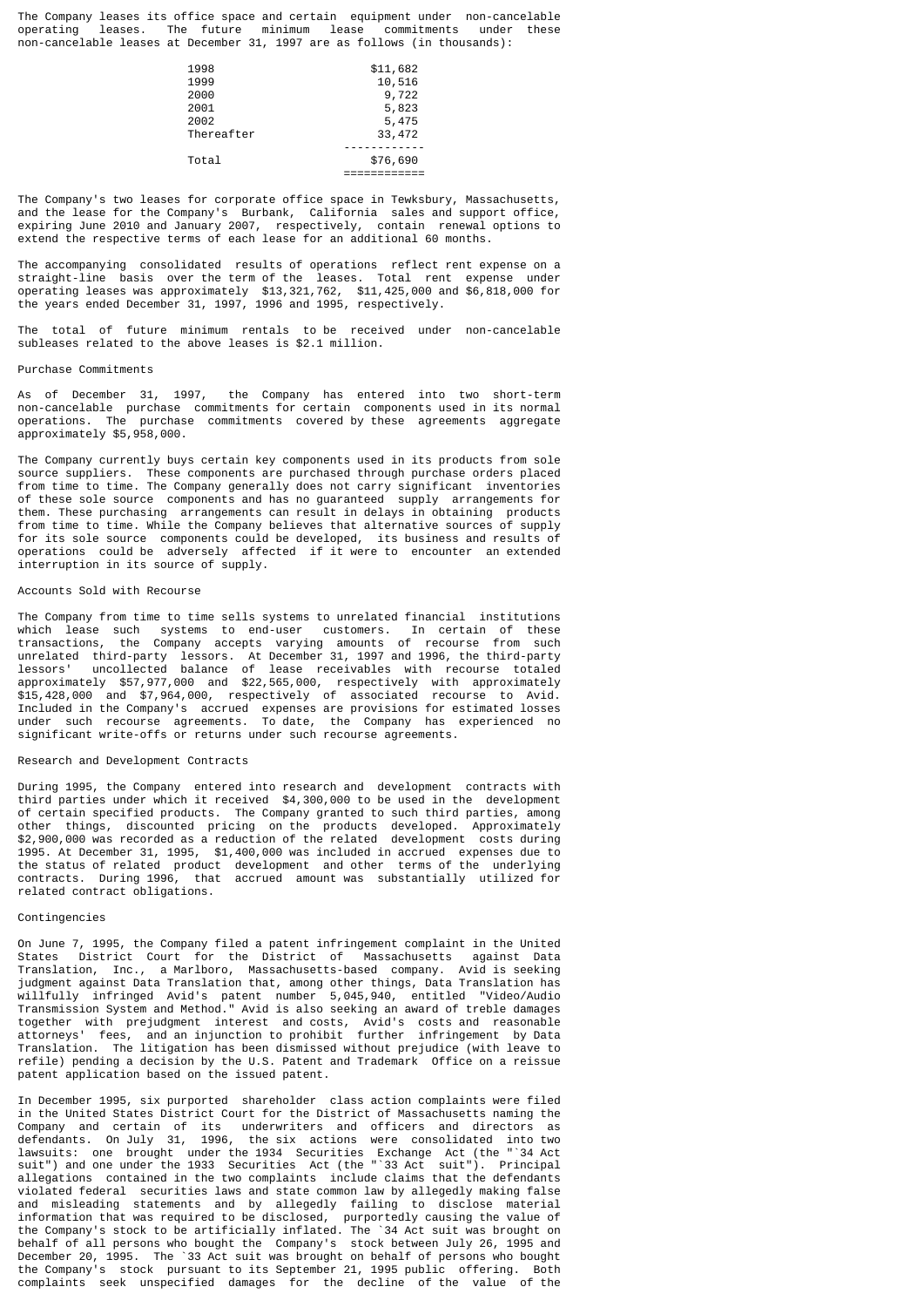The Company leases its office space and certain equipment under non-cancelable operating leases. The future minimum lease commitments under these non-cancelable leases at December 31, 1997 are as follows (in thousands):

| | |
|---|---|
| 1998 | $11,682 |
| 1999 | 10,516 |
| 2000 | 9,722 |
| 2001 | 5,823 |
| 2002 | 5,475 |
| Thereafter | 33,472 |
| Total | $76,690 |

The Company's two leases for corporate office space in Tewksbury, Massachusetts, and the lease for the Company's Burbank, California sales and support office, expiring June 2010 and January 2007, respectively, contain renewal options to extend the respective terms of each lease for an additional 60 months.

The accompanying consolidated results of operations reflect rent expense on a straight-line basis over the term of the leases. Total rent expense under operating leases was approximately $13,321,762, $11,425,000 and $6,818,000 for the years ended December 31, 1997, 1996 and 1995, respectively.

The total of future minimum rentals to be received under non-cancelable subleases related to the above leases is $2.1 million.

Purchase Commitments

As of December 31, 1997, the Company has entered into two short-term non-cancelable purchase commitments for certain components used in its normal operations. The purchase commitments covered by these agreements aggregate approximately $5,958,000.

The Company currently buys certain key components used in its products from sole source suppliers. These components are purchased through purchase orders placed from time to time. The Company generally does not carry significant inventories of these sole source components and has no guaranteed supply arrangements for them. These purchasing arrangements can result in delays in obtaining products from time to time. While the Company believes that alternative sources of supply for its sole source components could be developed, its business and results of operations could be adversely affected if it were to encounter an extended interruption in its source of supply.

Accounts Sold with Recourse

The Company from time to time sells systems to unrelated financial institutions which lease such systems to end-user customers. In certain of these transactions, the Company accepts varying amounts of recourse from such unrelated third-party lessors. At December 31, 1997 and 1996, the third-party lessors' uncollected balance of lease receivables with recourse totaled approximately $57,977,000 and $22,565,000, respectively with approximately $15,428,000 and $7,964,000, respectively of associated recourse to Avid. Included in the Company's accrued expenses are provisions for estimated losses under such recourse agreements. To date, the Company has experienced no significant write-offs or returns under such recourse agreements.

Research and Development Contracts

During 1995, the Company entered into research and development contracts with third parties under which it received $4,300,000 to be used in the development of certain specified products. The Company granted to such third parties, among other things, discounted pricing on the products developed. Approximately $2,900,000 was recorded as a reduction of the related development costs during 1995. At December 31, 1995, $1,400,000 was included in accrued expenses due to the status of related product development and other terms of the underlying contracts. During 1996, that accrued amount was substantially utilized for related contract obligations.

Contingencies

On June 7, 1995, the Company filed a patent infringement complaint in the United States District Court for the District of Massachusetts against Data Translation, Inc., a Marlboro, Massachusetts-based company. Avid is seeking judgment against Data Translation that, among other things, Data Translation has willfully infringed Avid's patent number 5,045,940, entitled "Video/Audio Transmission System and Method." Avid is also seeking an award of treble damages together with prejudgment interest and costs, Avid's costs and reasonable attorneys' fees, and an injunction to prohibit further infringement by Data Translation. The litigation has been dismissed without prejudice (with leave to refile) pending a decision by the U.S. Patent and Trademark Office on a reissue patent application based on the issued patent.

In December 1995, six purported shareholder class action complaints were filed in the United States District Court for the District of Massachusetts naming the Company and certain of its underwriters and officers and directors as defendants. On July 31, 1996, the six actions were consolidated into two lawsuits: one brought under the 1934 Securities Exchange Act (the "`34 Act suit") and one under the 1933 Securities Act (the "`33 Act suit"). Principal allegations contained in the two complaints include claims that the defendants violated federal securities laws and state common law by allegedly making false and misleading statements and by allegedly failing to disclose material information that was required to be disclosed, purportedly causing the value of the Company's stock to be artificially inflated. The `34 Act suit was brought on behalf of all persons who bought the Company's stock between July 26, 1995 and December 20, 1995. The `33 Act suit was brought on behalf of persons who bought the Company's stock pursuant to its September 21, 1995 public offering. Both complaints seek unspecified damages for the decline of the value of the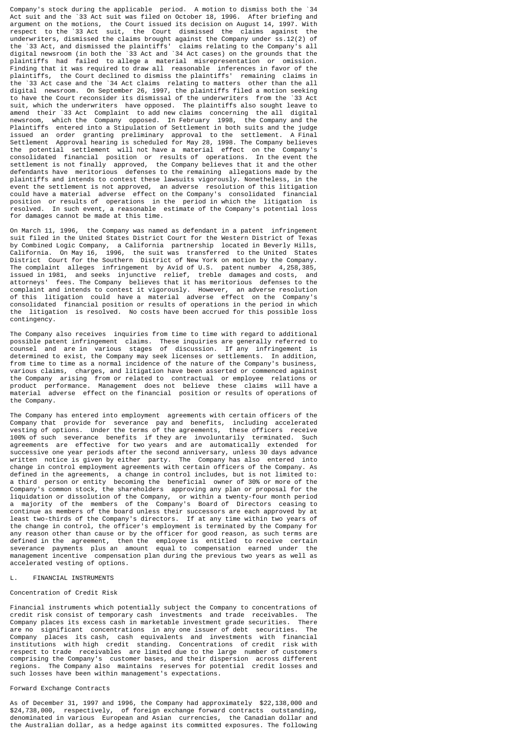Company's stock during the applicable period. A motion to dismiss both the `34 Act suit and the `33 Act suit was filed on October 18, 1996. After briefing and argument on the motions, the Court issued its decision on August 14, 1997. With respect to the `33 Act suit, the Court dismissed the claims against the underwriters, dismissed the claims brought against the Company under ss.12(2) of the `33 Act, and dismissed the plaintiffs' claims relating to the Company's all digital newsroom (in both the `33 Act and `34 Act cases) on the grounds that the plaintiffs had failed to allege a material misrepresentation or omission. Finding that it was required to draw all reasonable inferences in favor of the plaintiffs, the Court declined to dismiss the plaintiffs' remaining claims in the `33 Act case and the `34 Act claims relating to matters other than the all digital newsroom. On September 26, 1997, the plaintiffs filed a motion seeking to have the Court reconsider its dismissal of the underwriters from the `33 Act suit, which the underwriters have opposed. The plaintiffs also sought leave to amend their `33 Act Complaint to add new claims concerning the all digital newsroom, which the Company opposed. In February 1998, the Company and the Plaintiffs entered into a Stipulation of Settlement in both suits and the judge issued an order granting preliminary approval to the settlement. A Final Settlement Approval hearing is scheduled for May 28, 1998. The Company believes the potential settlement will not have a material effect on the Company's consolidated financial position or results of operations. In the event the settlement is not finally approved, the Company believes that it and the other defendants have meritorious defenses to the remaining allegations made by the plaintiffs and intends to contest these lawsuits vigorously. Nonetheless, in the event the settlement is not approved, an adverse resolution of this litigation could have a material adverse effect on the Company's consolidated financial position or results of operations in the period in which the litigation is resolved. In such event, a reasonable estimate of the Company's potential loss for damages cannot be made at this time.

On March 11, 1996, the Company was named as defendant in a patent infringement suit filed in the United States District Court for the Western District of Texas by Combined Logic Company, a California partnership located in Beverly Hills, California. On May 16, 1996, the suit was transferred to the United States District Court for the Southern District of New York on motion by the Company. The complaint alleges infringement by Avid of U.S. patent number 4,258,385, issued in 1981, and seeks injunctive relief, treble damages and costs, and attorneys' fees. The Company believes that it has meritorious defenses to the complaint and intends to contest it vigorously. However, an adverse resolution of this litigation could have a material adverse effect on the Company's consolidated financial position or results of operations in the period in which the litigation is resolved. No costs have been accrued for this possible loss contingency.

The Company also receives inquiries from time to time with regard to additional possible patent infringement claims. These inquiries are generally referred to counsel and are in various stages of discussion. If any infringement is determined to exist, the Company may seek licenses or settlements. In addition, from time to time as a normal incidence of the nature of the Company's business, various claims, charges, and litigation have been asserted or commenced against the Company arising from or related to contractual or employee relations or product performance. Management does not believe these claims will have a material adverse effect on the financial position or results of operations of the Company.

The Company has entered into employment agreements with certain officers of the Company that provide for severance pay and benefits, including accelerated vesting of options. Under the terms of the agreements, these officers receive 100% of such severance benefits if they are involuntarily terminated. Such agreements are effective for two years and are automatically extended for successive one year periods after the second anniversary, unless 30 days advance written notice is given by either party. The Company has also entered into change in control employment agreements with certain officers of the Company. As defined in the agreements, a change in control includes, but is not limited to: a third person or entity becoming the beneficial owner of 30% or more of the Company's common stock, the shareholders approving any plan or proposal for the liquidation or dissolution of the Company, or within a twenty-four month period a majority of the members of the Company's Board of Directors ceasing to continue as members of the board unless their successors are each approved by at least two-thirds of the Company's directors. If at any time within two years of the change in control, the officer's employment is terminated by the Company for any reason other than cause or by the officer for good reason, as such terms are defined in the agreement, then the employee is entitled to receive certain severance payments plus an amount equal to compensation earned under the management incentive compensation plan during the previous two years as well as accelerated vesting of options.

## L. FINANCIAL INSTRUMENTS

### Concentration of Credit Risk

Financial instruments which potentially subject the Company to concentrations of credit risk consist of temporary cash investments and trade receivables. The Company places its excess cash in marketable investment grade securities. There are no significant concentrations in any one issuer of debt securities. The Company places its cash, cash equivalents and investments with financial institutions with high credit standing. Concentrations of credit risk with respect to trade receivables are limited due to the large number of customers comprising the Company's customer bases, and their dispersion across different regions. The Company also maintains reserves for potential credit losses and such losses have been within management's expectations.

### Forward Exchange Contracts

As of December 31, 1997 and 1996, the Company had approximately $22,138,000 and $24,738,000, respectively, of foreign exchange forward contracts outstanding, denominated in various European and Asian currencies, the Canadian dollar and the Australian dollar, as a hedge against its committed exposures. The following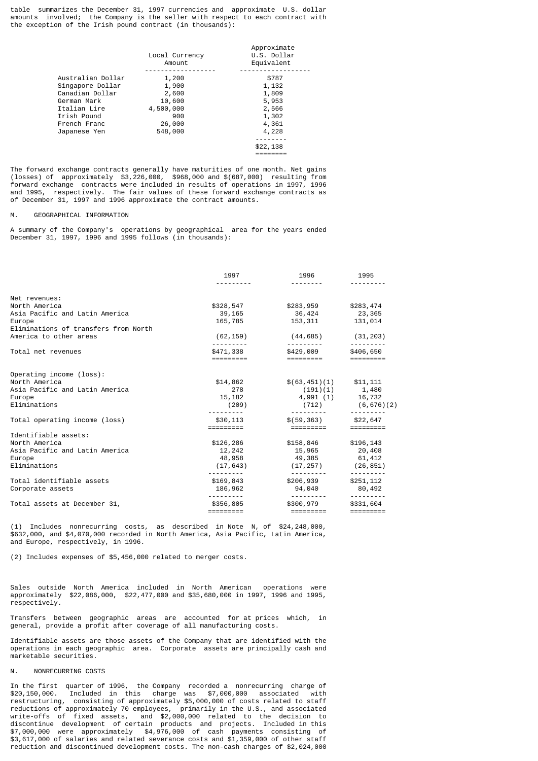table summarizes the December 31, 1997 currencies and approximate U.S. dollar amounts involved; the Company is the seller with respect to each contract with the exception of the Irish pound contract (in thousands):

| | Local Currency Amount | Approximate U.S. Dollar Equivalent |
|---|---|---|
| Australian Dollar | 1,200 | $787 |
| Singapore Dollar | 1,900 | 1,132 |
| Canadian Dollar | 2,600 | 1,809 |
| German Mark | 10,600 | 5,953 |
| Italian Lire | 4,500,000 | 2,566 |
| Irish Pound | 900 | 1,302 |
| French Franc | 26,000 | 4,361 |
| Japanese Yen | 548,000 | 4,228 |
| | | $22,138 |

The forward exchange contracts generally have maturities of one month. Net gains (losses) of approximately $3,226,000, $968,000 and $(687,000) resulting from forward exchange contracts were included in results of operations in 1997, 1996 and 1995, respectively. The fair values of these forward exchange contracts as of December 31, 1997 and 1996 approximate the contract amounts.

## M. GEOGRAPHICAL INFORMATION

A summary of the Company's operations by geographical area for the years ended December 31, 1997, 1996 and 1995 follows (in thousands):

| | 1997 | 1996 | 1995 |
|---|---|---|---|
| Net revenues: | | | |
| North America | $328,547 | $283,959 | $283,474 |
| Asia Pacific and Latin America | 39,165 | 36,424 | 23,365 |
| Europe | 165,785 | 153,311 | 131,014 |
| Eliminations of transfers from North America to other areas | (62,159) | (44,685) | (31,203) |
| Total net revenues | $471,338 | $429,009 | $406,650 |
| Operating income (loss): | | | |
| North America | $14,862 | $(63,451)(1) | $11,111 |
| Asia Pacific and Latin America | 278 | (191)(1) | 1,480 |
| Europe | 15,182 | 4,991 (1) | 16,732 |
| Eliminations | (209) | (712) | (6,676)(2) |
| Total operating income (loss) | $30,113 | $(59,363) | $22,647 |
| Identifiable assets: | | | |
| North America | $126,286 | $158,846 | $196,143 |
| Asia Pacific and Latin America | 12,242 | 15,965 | 20,408 |
| Europe | 48,958 | 49,385 | 61,412 |
| Eliminations | (17,643) | (17,257) | (26,851) |
| Total identifiable assets | $169,843 | $206,939 | $251,112 |
| Corporate assets | 186,962 | 94,040 | 80,492 |
| Total assets at December 31, | $356,805 | $300,979 | $331,604 |

(1) Includes nonrecurring costs, as described in Note N, of $24,248,000, $632,000, and $4,070,000 recorded in North America, Asia Pacific, Latin America, and Europe, respectively, in 1996.

(2) Includes expenses of $5,456,000 related to merger costs.

Sales outside North America included in North American operations were approximately $22,086,000, $22,477,000 and $35,680,000 in 1997, 1996 and 1995, respectively.

Transfers between geographic areas are accounted for at prices which, in general, provide a profit after coverage of all manufacturing costs.

Identifiable assets are those assets of the Company that are identified with the operations in each geographic area. Corporate assets are principally cash and marketable securities.

## N. NONRECURRING COSTS

In the first quarter of 1996, the Company recorded a nonrecurring charge of $20,150,000. Included in this charge was $7,000,000 associated with restructuring, consisting of approximately $5,000,000 of costs related to staff reductions of approximately 70 employees, primarily in the U.S., and associated write-offs of fixed assets, and $2,000,000 related to the decision to discontinue development of certain products and projects. Included in this $7,000,000 were approximately $4,976,000 of cash payments consisting of $3,617,000 of salaries and related severance costs and $1,359,000 of other staff reduction and discontinued development costs. The non-cash charges of $2,024,000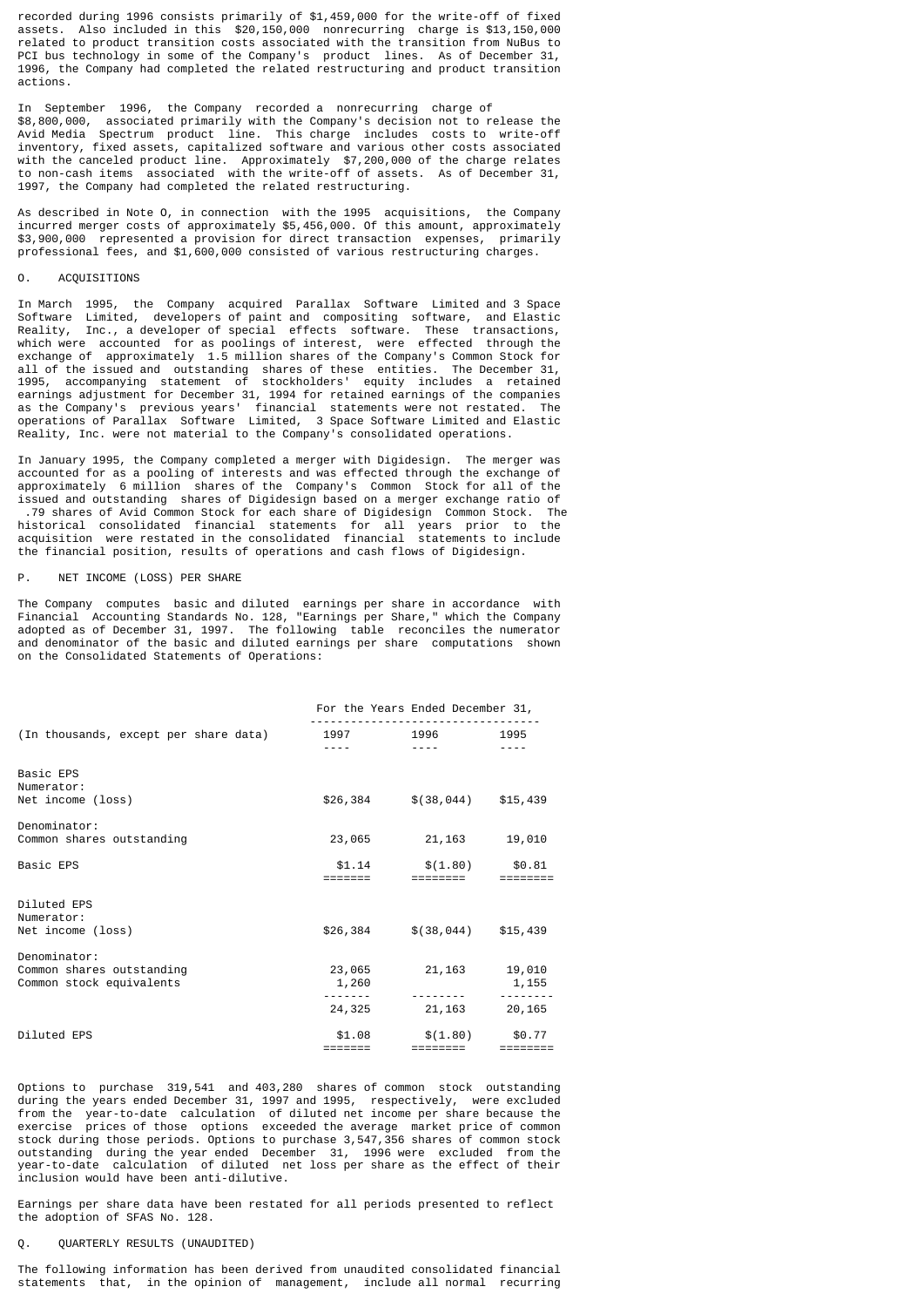recorded during 1996 consists primarily of $1,459,000 for the write-off of fixed assets. Also included in this $20,150,000 nonrecurring charge is $13,150,000 related to product transition costs associated with the transition from NuBus to PCI bus technology in some of the Company's product lines. As of December 31, 1996, the Company had completed the related restructuring and product transition actions.

In September 1996, the Company recorded a nonrecurring charge of $8,800,000, associated primarily with the Company's decision not to release the Avid Media Spectrum product line. This charge includes costs to write-off inventory, fixed assets, capitalized software and various other costs associated with the canceled product line. Approximately $7,200,000 of the charge relates to non-cash items associated with the write-off of assets. As of December 31, 1997, the Company had completed the related restructuring.

As described in Note O, in connection with the 1995 acquisitions, the Company incurred merger costs of approximately $5,456,000. Of this amount, approximately $3,900,000 represented a provision for direct transaction expenses, primarily professional fees, and $1,600,000 consisted of various restructuring charges.

## O. ACQUISITIONS

In March 1995, the Company acquired Parallax Software Limited and 3 Space Software Limited, developers of paint and compositing software, and Elastic Reality, Inc., a developer of special effects software. These transactions, which were accounted for as poolings of interest, were effected through the exchange of approximately 1.5 million shares of the Company's Common Stock for all of the issued and outstanding shares of these entities. The December 31, 1995, accompanying statement of stockholders' equity includes a retained earnings adjustment for December 31, 1994 for retained earnings of the companies as the Company's previous years' financial statements were not restated. The operations of Parallax Software Limited, 3 Space Software Limited and Elastic Reality, Inc. were not material to the Company's consolidated operations.

In January 1995, the Company completed a merger with Digidesign. The merger was accounted for as a pooling of interests and was effected through the exchange of approximately 6 million shares of the Company's Common Stock for all of the issued and outstanding shares of Digidesign based on a merger exchange ratio of .79 shares of Avid Common Stock for each share of Digidesign Common Stock. The historical consolidated financial statements for all years prior to the acquisition were restated in the consolidated financial statements to include the financial position, results of operations and cash flows of Digidesign.

## P. NET INCOME (LOSS) PER SHARE

The Company computes basic and diluted earnings per share in accordance with Financial Accounting Standards No. 128, "Earnings per Share," which the Company adopted as of December 31, 1997. The following table reconciles the numerator and denominator of the basic and diluted earnings per share computations shown on the Consolidated Statements of Operations:

| (In thousands, except per share data) | For the Years Ended December 31, 1997 | 1996 | 1995 |
|---|---|---|---|
| **Basic EPS** | | | |
| Numerator: | | | |
| Net income (loss) | $26,384 | $(38,044) | $15,439 |
| Denominator: | | | |
| Common shares outstanding | 23,065 | 21,163 | 19,010 |
| Basic EPS | $1.14 | $(1.80) | $0.81 |
| **Diluted EPS** | | | |
| Numerator: | | | |
| Net income (loss) | $26,384 | $(38,044) | $15,439 |
| Denominator: | | | |
| Common shares outstanding | 23,065 | 21,163 | 19,010 |
| Common stock equivalents | 1,260 | | 1,155 |
| | 24,325 | 21,163 | 20,165 |
| Diluted EPS | $1.08 | $(1.80) | $0.77 |

Options to purchase 319,541 and 403,280 shares of common stock outstanding during the years ended December 31, 1997 and 1995, respectively, were excluded from the year-to-date calculation of diluted net income per share because the exercise prices of those options exceeded the average market price of common stock during those periods. Options to purchase 3,547,356 shares of common stock outstanding during the year ended December 31, 1996 were excluded from the year-to-date calculation of diluted net loss per share as the effect of their inclusion would have been anti-dilutive.

Earnings per share data have been restated for all periods presented to reflect the adoption of SFAS No. 128.

## Q. QUARTERLY RESULTS (UNAUDITED)

The following information has been derived from unaudited consolidated financial statements that, in the opinion of management, include all normal recurring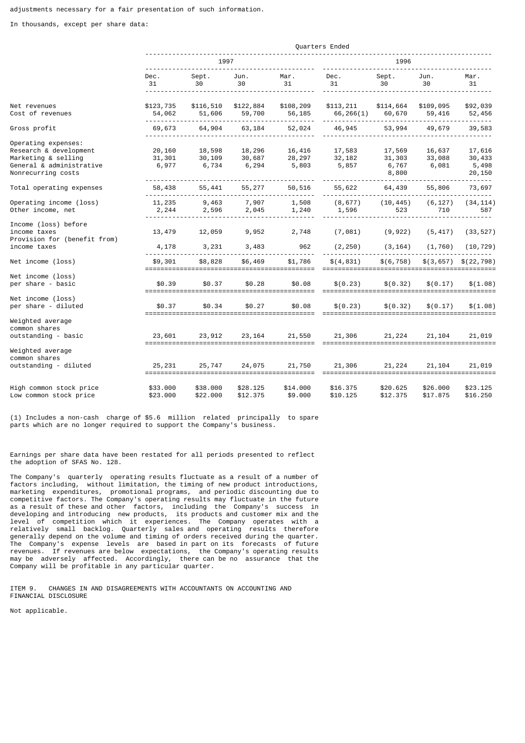adjustments necessary for a fair presentation of such information.

In thousands, except per share data:

| | Quarters Ended | | | | | | | |
|---|---|---|---|---|---|---|---|---|
| | 1997 | | | | 1996 | | | |
| | Dec. 31 | Sept. 30 | Jun. 30 | Mar. 31 | Dec. 31 | Sept. 30 | Jun. 30 | Mar. 31 |
| Net revenues | $123,735 | $116,510 | $122,884 | $108,209 | $113,211 | $114,664 | $109,095 | $92,039 |
| Cost of revenues | 54,062 | 51,606 | 59,700 | 56,185 | 66,266(1) | 60,670 | 59,416 | 52,456 |
| Gross profit | 69,673 | 64,904 | 63,184 | 52,024 | 46,945 | 53,994 | 49,679 | 39,583 |
| Operating expenses: | | | | | | | | |
| Research & development | 20,160 | 18,598 | 18,296 | 16,416 | 17,583 | 17,569 | 16,637 | 17,616 |
| Marketing & selling | 31,301 | 30,109 | 30,687 | 28,297 | 32,182 | 31,303 | 33,088 | 30,433 |
| General & administrative | 6,977 | 6,734 | 6,294 | 5,803 | 5,857 | 6,767 | 6,081 | 5,498 |
| Nonrecurring costs | | | | | | 8,800 | | 20,150 |
| Total operating expenses | 58,438 | 55,441 | 55,277 | 50,516 | 55,622 | 64,439 | 55,806 | 73,697 |
| Operating income (loss) | 11,235 | 9,463 | 7,907 | 1,508 | (8,677) | (10,445) | (6,127) | (34,114) |
| Other income, net | 2,244 | 2,596 | 2,045 | 1,240 | 1,596 | 523 | 710 | 587 |
| Income (loss) before income taxes | 13,479 | 12,059 | 9,952 | 2,748 | (7,081) | (9,922) | (5,417) | (33,527) |
| Provision for (benefit from) income taxes | 4,178 | 3,231 | 3,483 | 962 | (2,250) | (3,164) | (1,760) | (10,729) |
| Net income (loss) | $9,301 | $8,828 | $6,469 | $1,786 | $(4,831) | $(6,758) | $(3,657) | $(22,798) |
| Net income (loss) per share - basic | $0.39 | $0.37 | $0.28 | $0.08 | $(0.23) | $(0.32) | $(0.17) | $(1.08) |
| Net income (loss) per share - diluted | $0.37 | $0.34 | $0.27 | $0.08 | $(0.23) | $(0.32) | $(0.17) | $(1.08) |
| Weighted average common shares outstanding - basic | 23,601 | 23,912 | 23,164 | 21,550 | 21,306 | 21,224 | 21,104 | 21,019 |
| Weighted average common shares outstanding - diluted | 25,231 | 25,747 | 24,075 | 21,750 | 21,306 | 21,224 | 21,104 | 21,019 |
| High common stock price | $33.000 | $38.000 | $28.125 | $14.000 | $16.375 | $20.625 | $26.000 | $23.125 |
| Low common stock price | $23.000 | $22.000 | $12.375 | $9.000 | $10.125 | $12.375 | $17.875 | $16.250 |

(1) Includes a non-cash charge of $5.6 million related principally to spare parts which are no longer required to support the Company's business.

Earnings per share data have been restated for all periods presented to reflect the adoption of SFAS No. 128.

The Company's quarterly operating results fluctuate as a result of a number of factors including, without limitation, the timing of new product introductions, marketing expenditures, promotional programs, and periodic discounting due to competitive factors. The Company's operating results may fluctuate in the future as a result of these and other factors, including the Company's success in developing and introducing new products, its products and customer mix and the level of competition which it experiences. The Company operates with a relatively small backlog. Quarterly sales and operating results therefore generally depend on the volume and timing of orders received during the quarter. The Company's expense levels are based in part on its forecasts of future revenues. If revenues are below expectations, the Company's operating results may be adversely affected. Accordingly, there can be no assurance that the Company will be profitable in any particular quarter.

ITEM 9. CHANGES IN AND DISAGREEMENTS WITH ACCOUNTANTS ON ACCOUNTING AND FINANCIAL DISCLOSURE

Not applicable.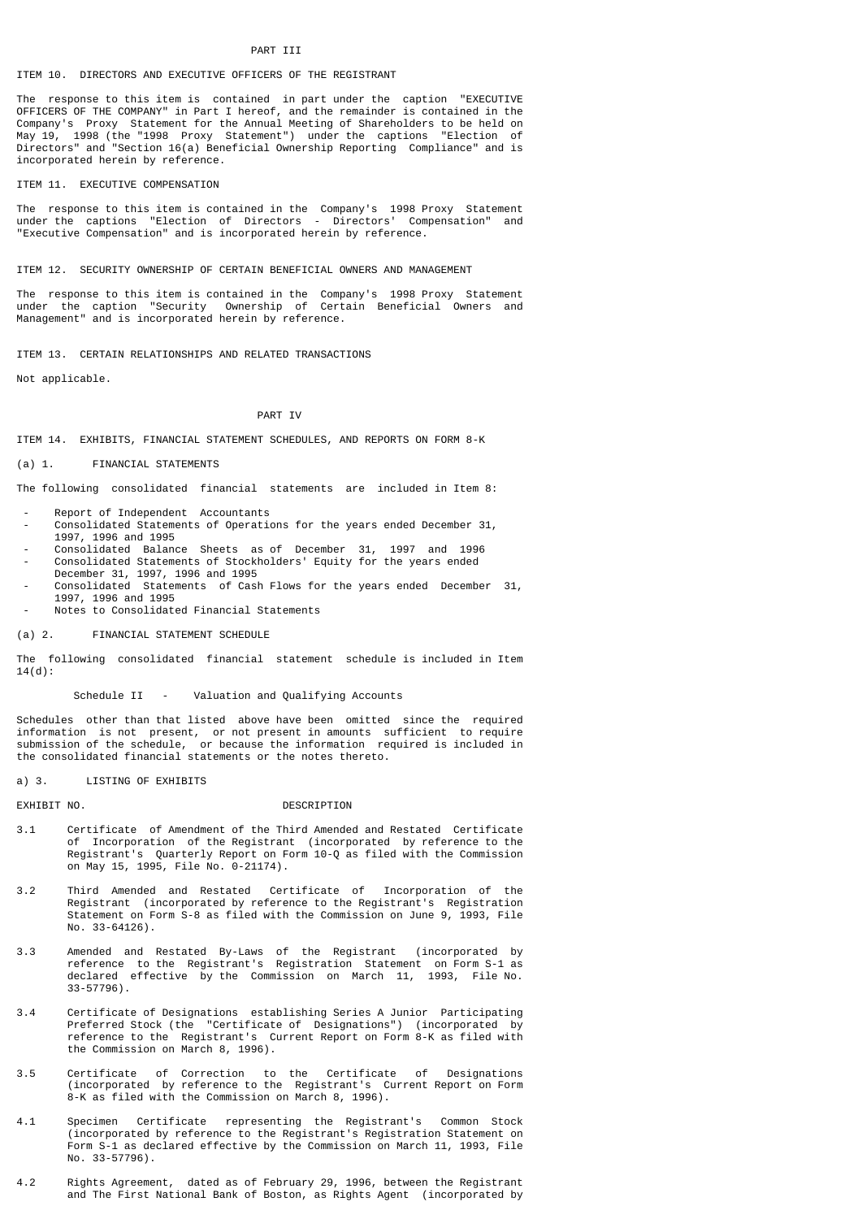# PART III

## ITEM 10. DIRECTORS AND EXECUTIVE OFFICERS OF THE REGISTRANT

The response to this item is contained in part under the caption "EXECUTIVE OFFICERS OF THE COMPANY" in Part I hereof, and the remainder is contained in the Company's Proxy Statement for the Annual Meeting of Shareholders to be held on May 19, 1998 (the "1998 Proxy Statement") under the captions "Election of Directors" and "Section 16(a) Beneficial Ownership Reporting Compliance" and is incorporated herein by reference.

## ITEM 11. EXECUTIVE COMPENSATION

The response to this item is contained in the Company's 1998 Proxy Statement under the captions "Election of Directors - Directors' Compensation" and "Executive Compensation" and is incorporated herein by reference.

## ITEM 12. SECURITY OWNERSHIP OF CERTAIN BENEFICIAL OWNERS AND MANAGEMENT

The response to this item is contained in the Company's 1998 Proxy Statement under the caption "Security Ownership of Certain Beneficial Owners and Management" and is incorporated herein by reference.

## ITEM 13. CERTAIN RELATIONSHIPS AND RELATED TRANSACTIONS

Not applicable.

# PART IV

## ITEM 14. EXHIBITS, FINANCIAL STATEMENT SCHEDULES, AND REPORTS ON FORM 8-K

(a) 1. FINANCIAL STATEMENTS

The following consolidated financial statements are included in Item 8:

- Report of Independent Accountants
- Consolidated Statements of Operations for the years ended December 31, 1997, 1996 and 1995
- Consolidated Balance Sheets as of December 31, 1997 and 1996
- Consolidated Statements of Stockholders' Equity for the years ended December 31, 1997, 1996 and 1995
- Consolidated Statements of Cash Flows for the years ended December 31, 1997, 1996 and 1995
- Notes to Consolidated Financial Statements

(a) 2. FINANCIAL STATEMENT SCHEDULE

The following consolidated financial statement schedule is included in Item 14(d):

Schedule II - Valuation and Qualifying Accounts

Schedules other than that listed above have been omitted since the required information is not present, or not present in amounts sufficient to require submission of the schedule, or because the information required is included in the consolidated financial statements or the notes thereto.

a) 3. LISTING OF EXHIBITS

| EXHIBIT NO. | DESCRIPTION |
|---|---|
| 3.1 | Certificate of Amendment of the Third Amended and Restated Certificate of Incorporation of the Registrant (incorporated by reference to the Registrant's Quarterly Report on Form 10-Q as filed with the Commission on May 15, 1995, File No. 0-21174). |
| 3.2 | Third Amended and Restated Certificate of Incorporation of the Registrant (incorporated by reference to the Registrant's Registration Statement on Form S-8 as filed with the Commission on June 9, 1993, File No. 33-64126). |
| 3.3 | Amended and Restated By-Laws of the Registrant (incorporated by reference to the Registrant's Registration Statement on Form S-1 as declared effective by the Commission on March 11, 1993, File No. 33-57796). |
| 3.4 | Certificate of Designations establishing Series A Junior Participating Preferred Stock (the "Certificate of Designations") (incorporated by reference to the Registrant's Current Report on Form 8-K as filed with the Commission on March 8, 1996). |
| 3.5 | Certificate of Correction to the Certificate of Designations (incorporated by reference to the Registrant's Current Report on Form 8-K as filed with the Commission on March 8, 1996). |
| 4.1 | Specimen Certificate representing the Registrant's Common Stock (incorporated by reference to the Registrant's Registration Statement on Form S-1 as declared effective by the Commission on March 11, 1993, File No. 33-57796). |
| 4.2 | Rights Agreement, dated as of February 29, 1996, between the Registrant and The First National Bank of Boston, as Rights Agent (incorporated by |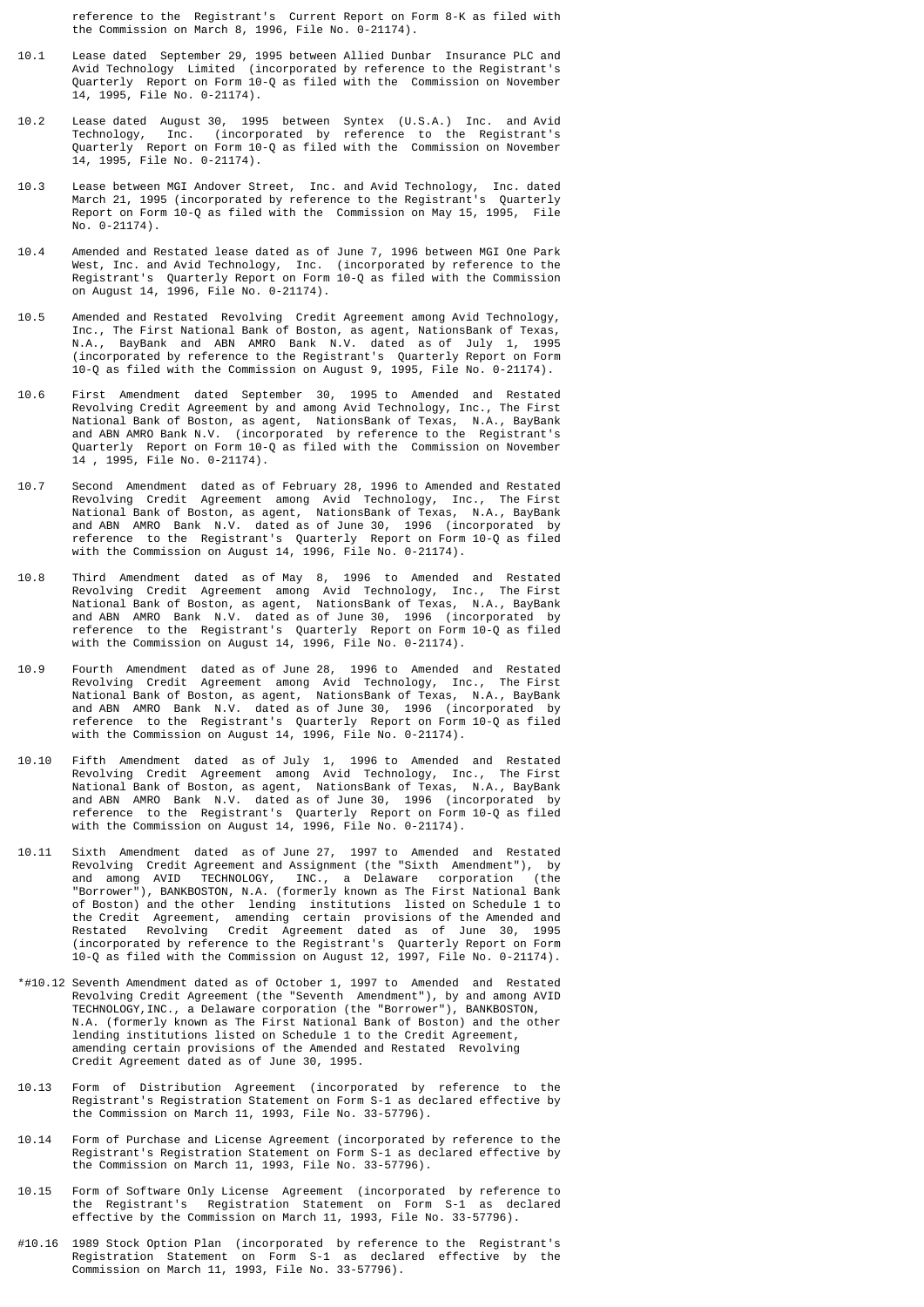reference to the Registrant's Current Report on Form 8-K as filed with the Commission on March 8, 1996, File No. 0-21174).

10.1 Lease dated September 29, 1995 between Allied Dunbar Insurance PLC and Avid Technology Limited (incorporated by reference to the Registrant's Quarterly Report on Form 10-Q as filed with the Commission on November 14, 1995, File No. 0-21174).

10.2 Lease dated August 30, 1995 between Syntex (U.S.A.) Inc. and Avid Technology, Inc. (incorporated by reference to the Registrant's Quarterly Report on Form 10-Q as filed with the Commission on November 14, 1995, File No. 0-21174).

10.3 Lease between MGI Andover Street, Inc. and Avid Technology, Inc. dated March 21, 1995 (incorporated by reference to the Registrant's Quarterly Report on Form 10-Q as filed with the Commission on May 15, 1995, File No. 0-21174).

10.4 Amended and Restated lease dated as of June 7, 1996 between MGI One Park West, Inc. and Avid Technology, Inc. (incorporated by reference to the Registrant's Quarterly Report on Form 10-Q as filed with the Commission on August 14, 1996, File No. 0-21174).

10.5 Amended and Restated Revolving Credit Agreement among Avid Technology, Inc., The First National Bank of Boston, as agent, NationsBank of Texas, N.A., BayBank and ABN AMRO Bank N.V. dated as of July 1, 1995 (incorporated by reference to the Registrant's Quarterly Report on Form 10-Q as filed with the Commission on August 9, 1995, File No. 0-21174).

10.6 First Amendment dated September 30, 1995 to Amended and Restated Revolving Credit Agreement by and among Avid Technology, Inc., The First National Bank of Boston, as agent, NationsBank of Texas, N.A., BayBank and ABN AMRO Bank N.V. (incorporated by reference to the Registrant's Quarterly Report on Form 10-Q as filed with the Commission on November 14 , 1995, File No. 0-21174).

10.7 Second Amendment dated as of February 28, 1996 to Amended and Restated Revolving Credit Agreement among Avid Technology, Inc., The First National Bank of Boston, as agent, NationsBank of Texas, N.A., BayBank and ABN AMRO Bank N.V. dated as of June 30, 1996 (incorporated by reference to the Registrant's Quarterly Report on Form 10-Q as filed with the Commission on August 14, 1996, File No. 0-21174).

10.8 Third Amendment dated as of May 8, 1996 to Amended and Restated Revolving Credit Agreement among Avid Technology, Inc., The First National Bank of Boston, as agent, NationsBank of Texas, N.A., BayBank and ABN AMRO Bank N.V. dated as of June 30, 1996 (incorporated by reference to the Registrant's Quarterly Report on Form 10-Q as filed with the Commission on August 14, 1996, File No. 0-21174).

10.9 Fourth Amendment dated as of June 28, 1996 to Amended and Restated Revolving Credit Agreement among Avid Technology, Inc., The First National Bank of Boston, as agent, NationsBank of Texas, N.A., BayBank and ABN AMRO Bank N.V. dated as of June 30, 1996 (incorporated by reference to the Registrant's Quarterly Report on Form 10-Q as filed with the Commission on August 14, 1996, File No. 0-21174).

10.10 Fifth Amendment dated as of July 1, 1996 to Amended and Restated Revolving Credit Agreement among Avid Technology, Inc., The First National Bank of Boston, as agent, NationsBank of Texas, N.A., BayBank and ABN AMRO Bank N.V. dated as of June 30, 1996 (incorporated by reference to the Registrant's Quarterly Report on Form 10-Q as filed with the Commission on August 14, 1996, File No. 0-21174).

10.11 Sixth Amendment dated as of June 27, 1997 to Amended and Restated Revolving Credit Agreement and Assignment (the "Sixth Amendment"), by and among AVID TECHNOLOGY, INC., a Delaware corporation (the "Borrower"), BANKBOSTON, N.A. (formerly known as The First National Bank of Boston) and the other lending institutions listed on Schedule 1 to the Credit Agreement, amending certain provisions of the Amended and Restated Revolving Credit Agreement dated as of June 30, 1995 (incorporated by reference to the Registrant's Quarterly Report on Form 10-Q as filed with the Commission on August 12, 1997, File No. 0-21174).

*#10.12 Seventh Amendment dated as of October 1, 1997 to Amended and Restated Revolving Credit Agreement (the "Seventh Amendment"), by and among AVID TECHNOLOGY,INC., a Delaware corporation (the "Borrower"), BANKBOSTON, N.A. (formerly known as The First National Bank of Boston) and the other lending institutions listed on Schedule 1 to the Credit Agreement, amending certain provisions of the Amended and Restated Revolving Credit Agreement dated as of June 30, 1995.

10.13 Form of Distribution Agreement (incorporated by reference to the Registrant's Registration Statement on Form S-1 as declared effective by the Commission on March 11, 1993, File No. 33-57796).

10.14 Form of Purchase and License Agreement (incorporated by reference to the Registrant's Registration Statement on Form S-1 as declared effective by the Commission on March 11, 1993, File No. 33-57796).

10.15 Form of Software Only License Agreement (incorporated by reference to the Registrant's Registration Statement on Form S-1 as declared effective by the Commission on March 11, 1993, File No. 33-57796).

#10.16 1989 Stock Option Plan (incorporated by reference to the Registrant's Registration Statement on Form S-1 as declared effective by the Commission on March 11, 1993, File No. 33-57796).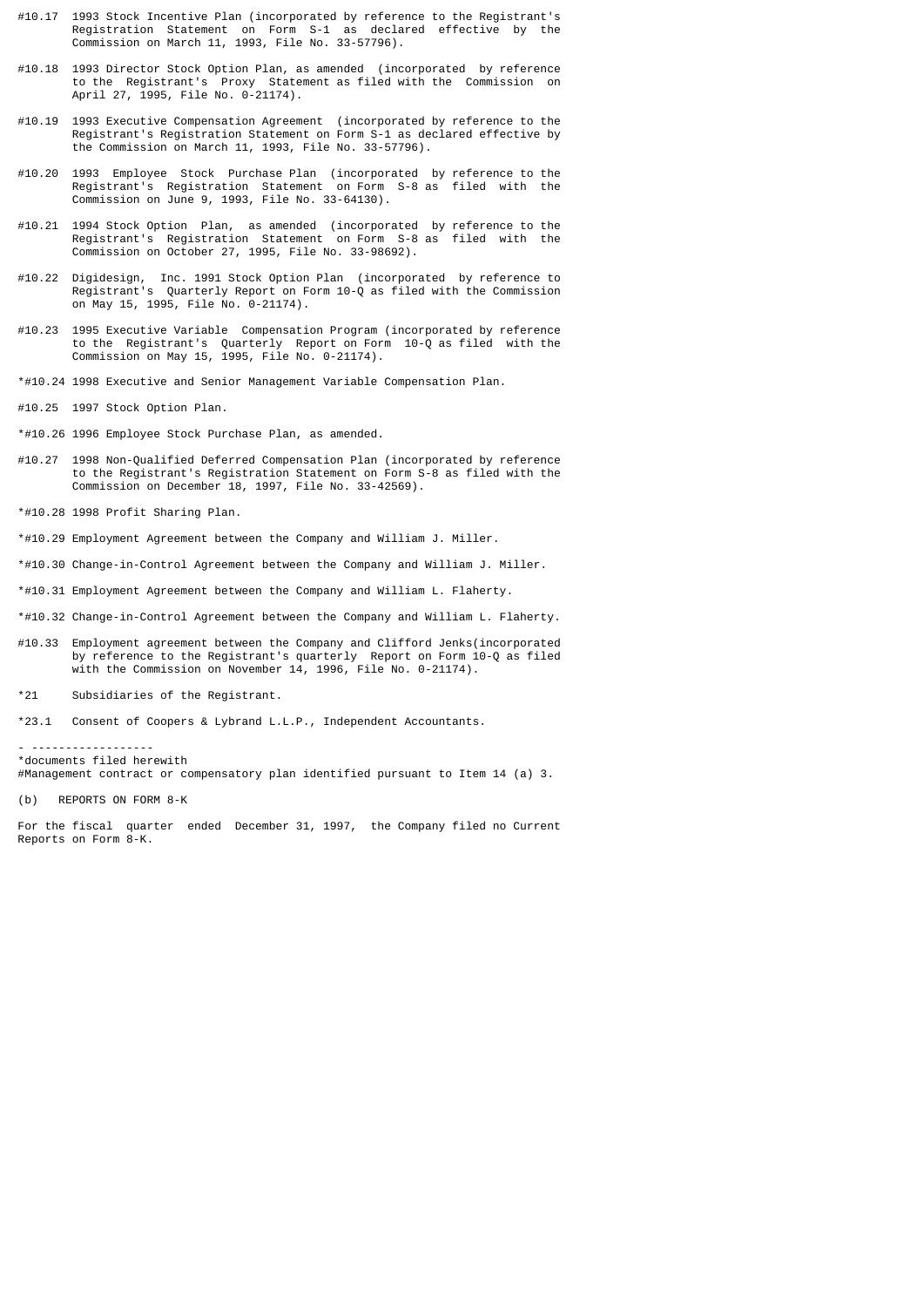#10.17 1993 Stock Incentive Plan (incorporated by reference to the Registrant's Registration Statement on Form S-1 as declared effective by the Commission on March 11, 1993, File No. 33-57796).

#10.18 1993 Director Stock Option Plan, as amended (incorporated by reference to the Registrant's Proxy Statement as filed with the Commission on April 27, 1995, File No. 0-21174).

#10.19 1993 Executive Compensation Agreement (incorporated by reference to the Registrant's Registration Statement on Form S-1 as declared effective by the Commission on March 11, 1993, File No. 33-57796).

#10.20 1993 Employee Stock Purchase Plan (incorporated by reference to the Registrant's Registration Statement on Form S-8 as filed with the Commission on June 9, 1993, File No. 33-64130).

#10.21 1994 Stock Option Plan, as amended (incorporated by reference to the Registrant's Registration Statement on Form S-8 as filed with the Commission on October 27, 1995, File No. 33-98692).

#10.22 Digidesign, Inc. 1991 Stock Option Plan (incorporated by reference to Registrant's Quarterly Report on Form 10-Q as filed with the Commission on May 15, 1995, File No. 0-21174).

#10.23 1995 Executive Variable Compensation Program (incorporated by reference to the Registrant's Quarterly Report on Form 10-Q as filed with the Commission on May 15, 1995, File No. 0-21174).

*#10.24 1998 Executive and Senior Management Variable Compensation Plan.

#10.25 1997 Stock Option Plan.

*#10.26 1996 Employee Stock Purchase Plan, as amended.

#10.27 1998 Non-Qualified Deferred Compensation Plan (incorporated by reference to the Registrant's Registration Statement on Form S-8 as filed with the Commission on December 18, 1997, File No. 33-42569).

*#10.28 1998 Profit Sharing Plan.

*#10.29 Employment Agreement between the Company and William J. Miller.

*#10.30 Change-in-Control Agreement between the Company and William J. Miller.

*#10.31 Employment Agreement between the Company and William L. Flaherty.

*#10.32 Change-in-Control Agreement between the Company and William L. Flaherty.

#10.33 Employment agreement between the Company and Clifford Jenks(incorporated by reference to the Registrant's quarterly Report on Form 10-Q as filed with the Commission on November 14, 1996, File No. 0-21174).

*21 Subsidiaries of the Registrant.

*23.1 Consent of Coopers & Lybrand L.L.P., Independent Accountants.

- ------------------

*documents filed herewith

#Management contract or compensatory plan identified pursuant to Item 14 (a) 3.

(b) REPORTS ON FORM 8-K

For the fiscal quarter ended December 31, 1997, the Company filed no Current Reports on Form 8-K.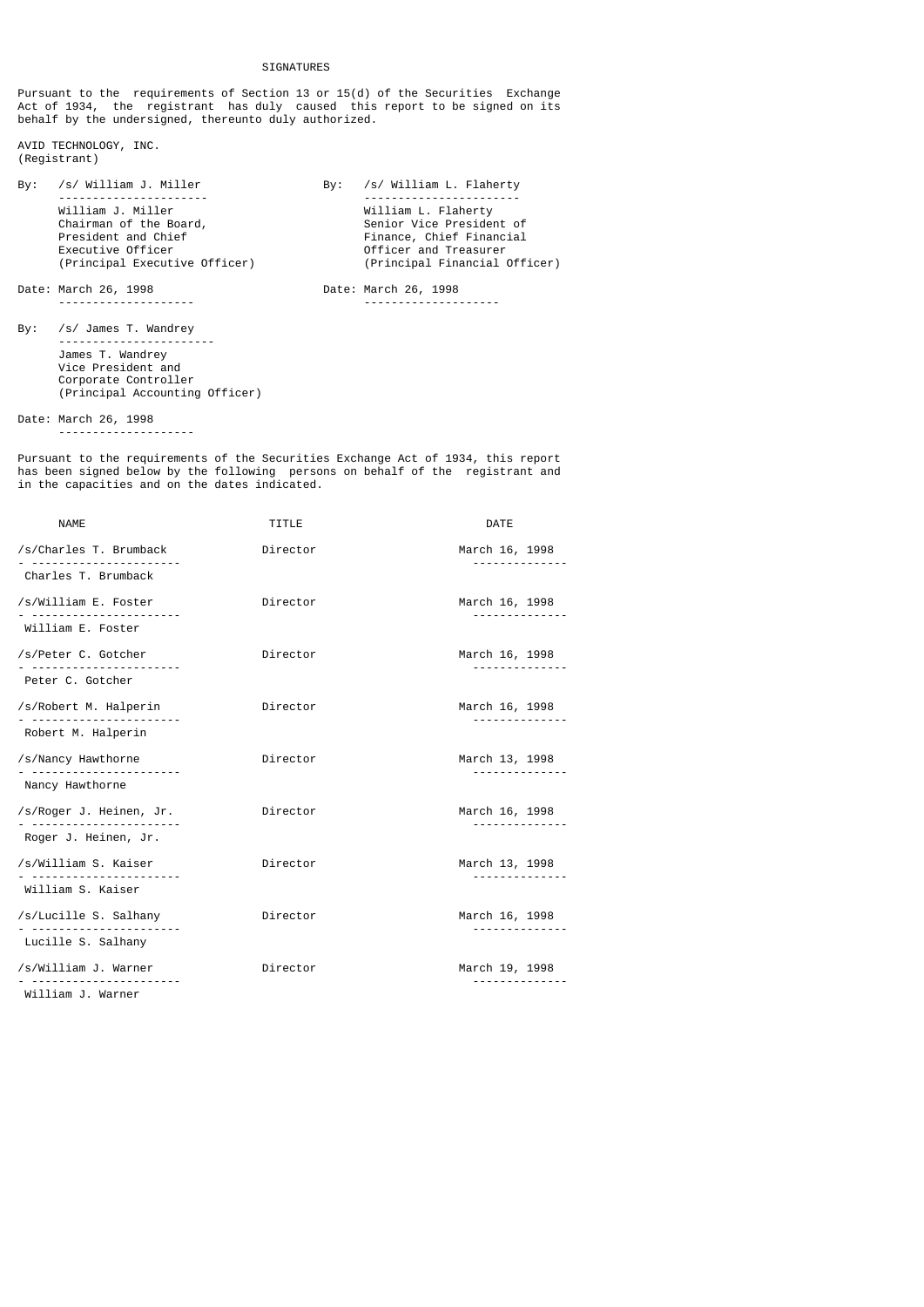# SIGNATURES

Pursuant to the requirements of Section 13 or 15(d) of the Securities Exchange Act of 1934, the registrant has duly caused this report to be signed on its behalf by the undersigned, thereunto duly authorized.

AVID TECHNOLOGY, INC.
(Registrant)

By: /s/ William J. Miller
William J. Miller
Chairman of the Board,
President and Chief
Executive Officer
(Principal Executive Officer)

Date: March 26, 1998

By: /s/ William L. Flaherty
William L. Flaherty
Senior Vice President of
Finance, Chief Financial
Officer and Treasurer
(Principal Financial Officer)

Date: March 26, 1998

By: /s/ James T. Wandrey
James T. Wandrey
Vice President and
Corporate Controller
(Principal Accounting Officer)

Date: March 26, 1998

Pursuant to the requirements of the Securities Exchange Act of 1934, this report has been signed below by the following persons on behalf of the registrant and in the capacities and on the dates indicated.

| NAME | TITLE | DATE |
|---|---|---|
| /s/Charles T. Brumback<br>Charles T. Brumback | Director | March 16, 1998 |
| /s/William E. Foster<br>William E. Foster | Director | March 16, 1998 |
| /s/Peter C. Gotcher<br>Peter C. Gotcher | Director | March 16, 1998 |
| /s/Robert M. Halperin<br>Robert M. Halperin | Director | March 16, 1998 |
| /s/Nancy Hawthorne<br>Nancy Hawthorne | Director | March 13, 1998 |
| /s/Roger J. Heinen, Jr.<br>Roger J. Heinen, Jr. | Director | March 16, 1998 |
| /s/William S. Kaiser<br>William S. Kaiser | Director | March 13, 1998 |
| /s/Lucille S. Salhany<br>Lucille S. Salhany | Director | March 16, 1998 |
| /s/William J. Warner<br>William J. Warner | Director | March 19, 1998 |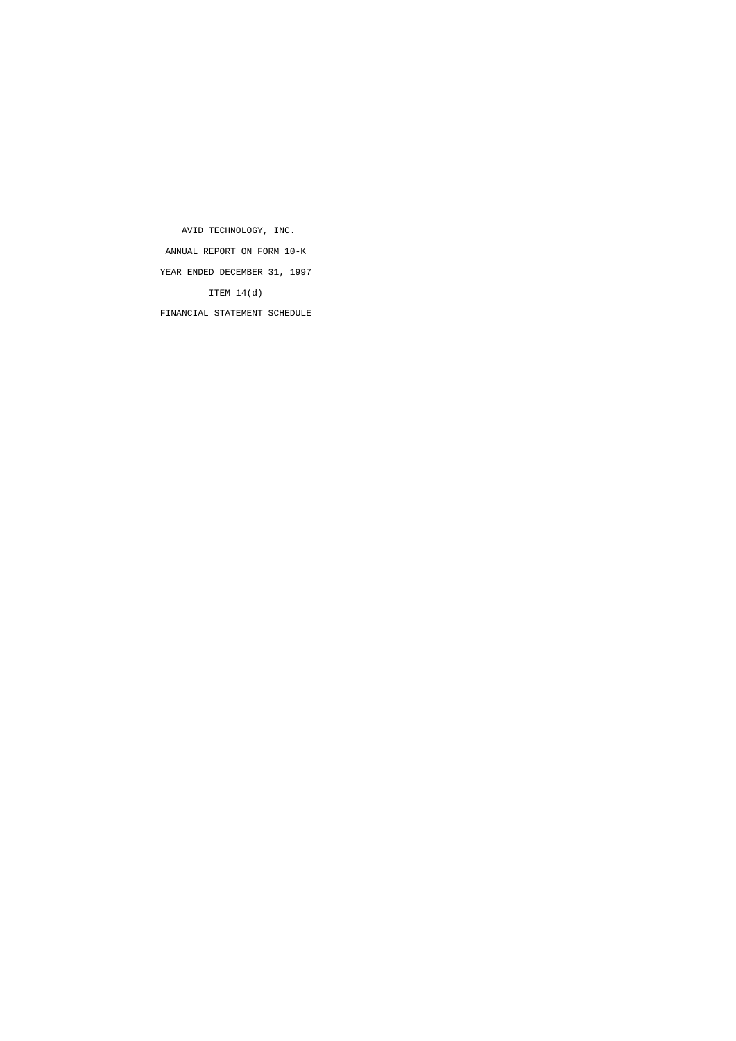AVID TECHNOLOGY, INC.

ANNUAL REPORT ON FORM 10-K

YEAR ENDED DECEMBER 31, 1997

ITEM 14(d)

FINANCIAL STATEMENT SCHEDULE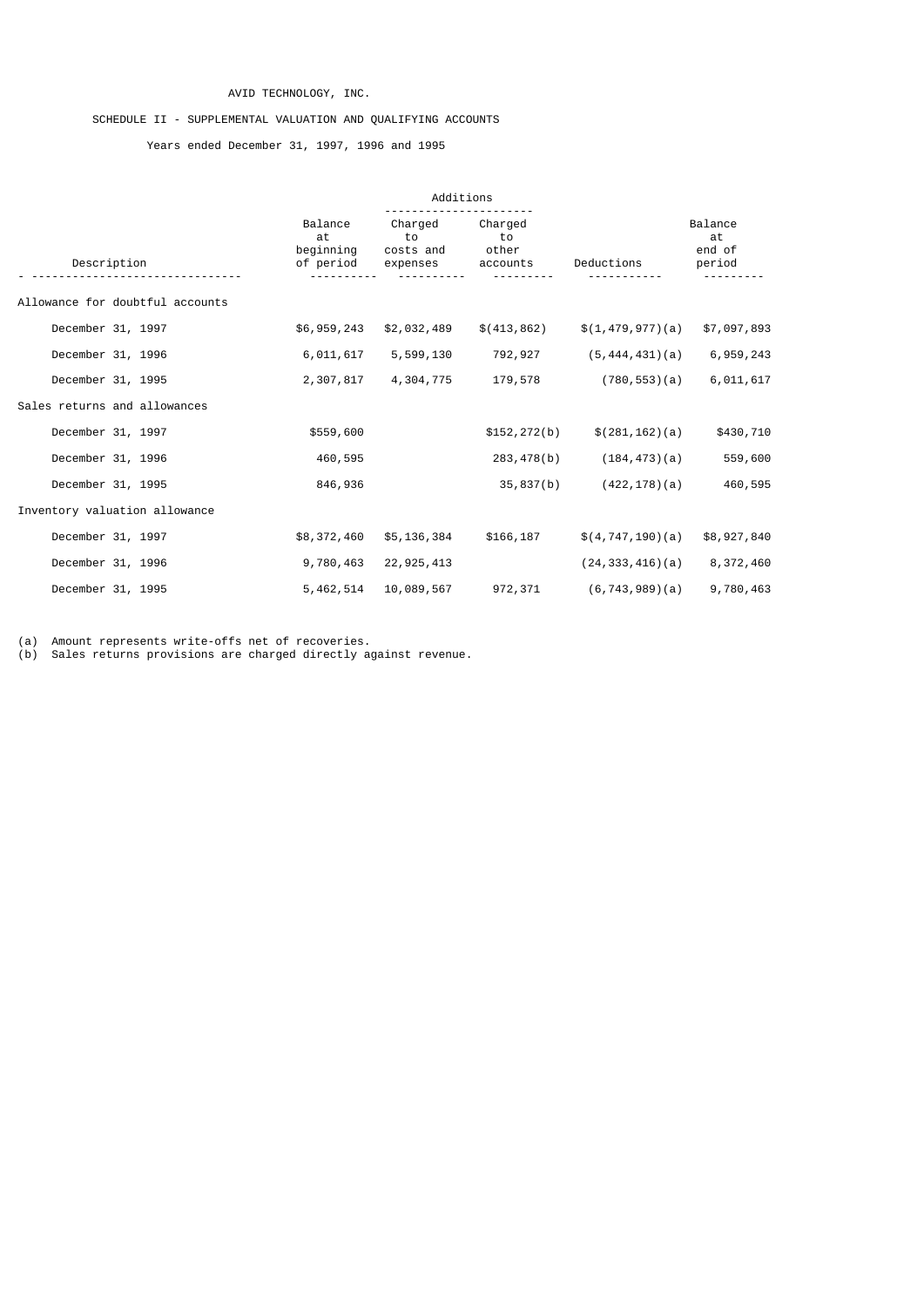AVID TECHNOLOGY, INC.

SCHEDULE II - SUPPLEMENTAL VALUATION AND QUALIFYING ACCOUNTS

Years ended December 31, 1997, 1996 and 1995

| Description | Balance at beginning of period | Additions: Charged to costs and expenses | Additions: Charged to other accounts | Deductions | Balance at end of period |
|---|---|---|---|---|---|
| Allowance for doubtful accounts | | | | | |
| December 31, 1997 | $6,959,243 | $2,032,489 | $(413,862) | $(1,479,977)(a) | $7,097,893 |
| December 31, 1996 | 6,011,617 | 5,599,130 | 792,927 | (5,444,431)(a) | 6,959,243 |
| December 31, 1995 | 2,307,817 | 4,304,775 | 179,578 | (780,553)(a) | 6,011,617 |
| Sales returns and allowances | | | | | |
| December 31, 1997 | $559,600 | | $152,272(b) | $(281,162)(a) | $430,710 |
| December 31, 1996 | 460,595 | | 283,478(b) | (184,473)(a) | 559,600 |
| December 31, 1995 | 846,936 | | 35,837(b) | (422,178)(a) | 460,595 |
| Inventory valuation allowance | | | | | |
| December 31, 1997 | $8,372,460 | $5,136,384 | $166,187 | $(4,747,190)(a) | $8,927,840 |
| December 31, 1996 | 9,780,463 | 22,925,413 | | (24,333,416)(a) | 8,372,460 |
| December 31, 1995 | 5,462,514 | 10,089,567 | 972,371 | (6,743,989)(a) | 9,780,463 |

(a) Amount represents write-offs net of recoveries.
(b) Sales returns provisions are charged directly against revenue.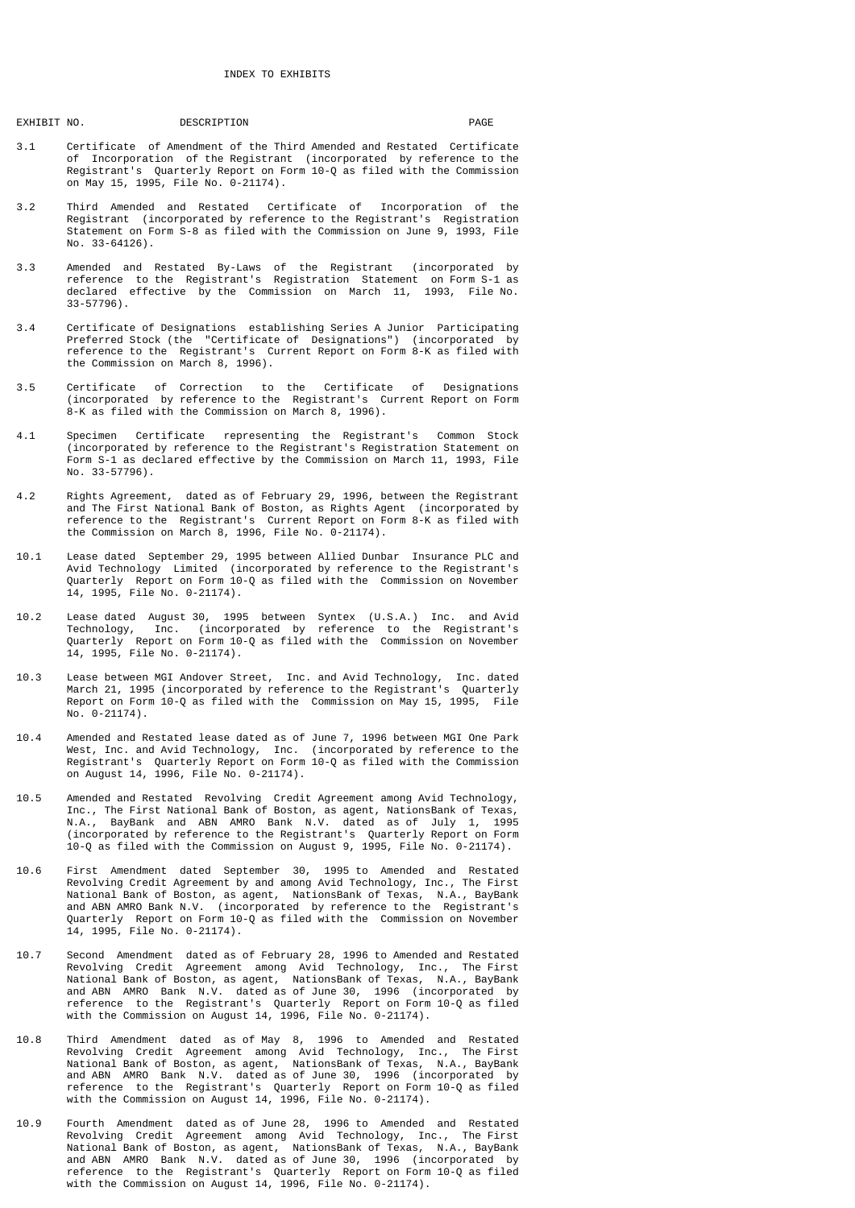# INDEX TO EXHIBITS

| EXHIBIT NO. | DESCRIPTION | PAGE |
|---|---|---|
| 3.1 | Certificate of Amendment of the Third Amended and Restated Certificate of Incorporation of the Registrant (incorporated by reference to the Registrant's Quarterly Report on Form 10-Q as filed with the Commission on May 15, 1995, File No. 0-21174). | |
| 3.2 | Third Amended and Restated Certificate of Incorporation of the Registrant (incorporated by reference to the Registrant's Registration Statement on Form S-8 as filed with the Commission on June 9, 1993, File No. 33-64126). | |
| 3.3 | Amended and Restated By-Laws of the Registrant (incorporated by reference to the Registrant's Registration Statement on Form S-1 as declared effective by the Commission on March 11, 1993, File No. 33-57796). | |
| 3.4 | Certificate of Designations establishing Series A Junior Participating Preferred Stock (the "Certificate of Designations") (incorporated by reference to the Registrant's Current Report on Form 8-K as filed with the Commission on March 8, 1996). | |
| 3.5 | Certificate of Correction to the Certificate of Designations (incorporated by reference to the Registrant's Current Report on Form 8-K as filed with the Commission on March 8, 1996). | |
| 4.1 | Specimen Certificate representing the Registrant's Common Stock (incorporated by reference to the Registrant's Registration Statement on Form S-1 as declared effective by the Commission on March 11, 1993, File No. 33-57796). | |
| 4.2 | Rights Agreement, dated as of February 29, 1996, between the Registrant and The First National Bank of Boston, as Rights Agent (incorporated by reference to the Registrant's Current Report on Form 8-K as filed with the Commission on March 8, 1996, File No. 0-21174). | |
| 10.1 | Lease dated September 29, 1995 between Allied Dunbar Insurance PLC and Avid Technology Limited (incorporated by reference to the Registrant's Quarterly Report on Form 10-Q as filed with the Commission on November 14, 1995, File No. 0-21174). | |
| 10.2 | Lease dated August 30, 1995 between Syntex (U.S.A.) Inc. and Avid Technology, Inc. (incorporated by reference to the Registrant's Quarterly Report on Form 10-Q as filed with the Commission on November 14, 1995, File No. 0-21174). | |
| 10.3 | Lease between MGI Andover Street, Inc. and Avid Technology, Inc. dated March 21, 1995 (incorporated by reference to the Registrant's Quarterly Report on Form 10-Q as filed with the Commission on May 15, 1995, File No. 0-21174). | |
| 10.4 | Amended and Restated lease dated as of June 7, 1996 between MGI One Park West, Inc. and Avid Technology, Inc. (incorporated by reference to the Registrant's Quarterly Report on Form 10-Q as filed with the Commission on August 14, 1996, File No. 0-21174). | |
| 10.5 | Amended and Restated Revolving Credit Agreement among Avid Technology, Inc., The First National Bank of Boston, as agent, NationsBank of Texas, N.A., BayBank and ABN AMRO Bank N.V. dated as of July 1, 1995 (incorporated by reference to the Registrant's Quarterly Report on Form 10-Q as filed with the Commission on August 9, 1995, File No. 0-21174). | |
| 10.6 | First Amendment dated September 30, 1995 to Amended and Restated Revolving Credit Agreement by and among Avid Technology, Inc., The First National Bank of Boston, as agent, NationsBank of Texas, N.A., BayBank and ABN AMRO Bank N.V. (incorporated by reference to the Registrant's Quarterly Report on Form 10-Q as filed with the Commission on November 14, 1995, File No. 0-21174). | |
| 10.7 | Second Amendment dated as of February 28, 1996 to Amended and Restated Revolving Credit Agreement among Avid Technology, Inc., The First National Bank of Boston, as agent, NationsBank of Texas, N.A., BayBank and ABN AMRO Bank N.V. dated as of June 30, 1996 (incorporated by reference to the Registrant's Quarterly Report on Form 10-Q as filed with the Commission on August 14, 1996, File No. 0-21174). | |
| 10.8 | Third Amendment dated as of May 8, 1996 to Amended and Restated Revolving Credit Agreement among Avid Technology, Inc., The First National Bank of Boston, as agent, NationsBank of Texas, N.A., BayBank and ABN AMRO Bank N.V. dated as of June 30, 1996 (incorporated by reference to the Registrant's Quarterly Report on Form 10-Q as filed with the Commission on August 14, 1996, File No. 0-21174). | |
| 10.9 | Fourth Amendment dated as of June 28, 1996 to Amended and Restated Revolving Credit Agreement among Avid Technology, Inc., The First National Bank of Boston, as agent, NationsBank of Texas, N.A., BayBank and ABN AMRO Bank N.V. dated as of June 30, 1996 (incorporated by reference to the Registrant's Quarterly Report on Form 10-Q as filed with the Commission on August 14, 1996, File No. 0-21174). | |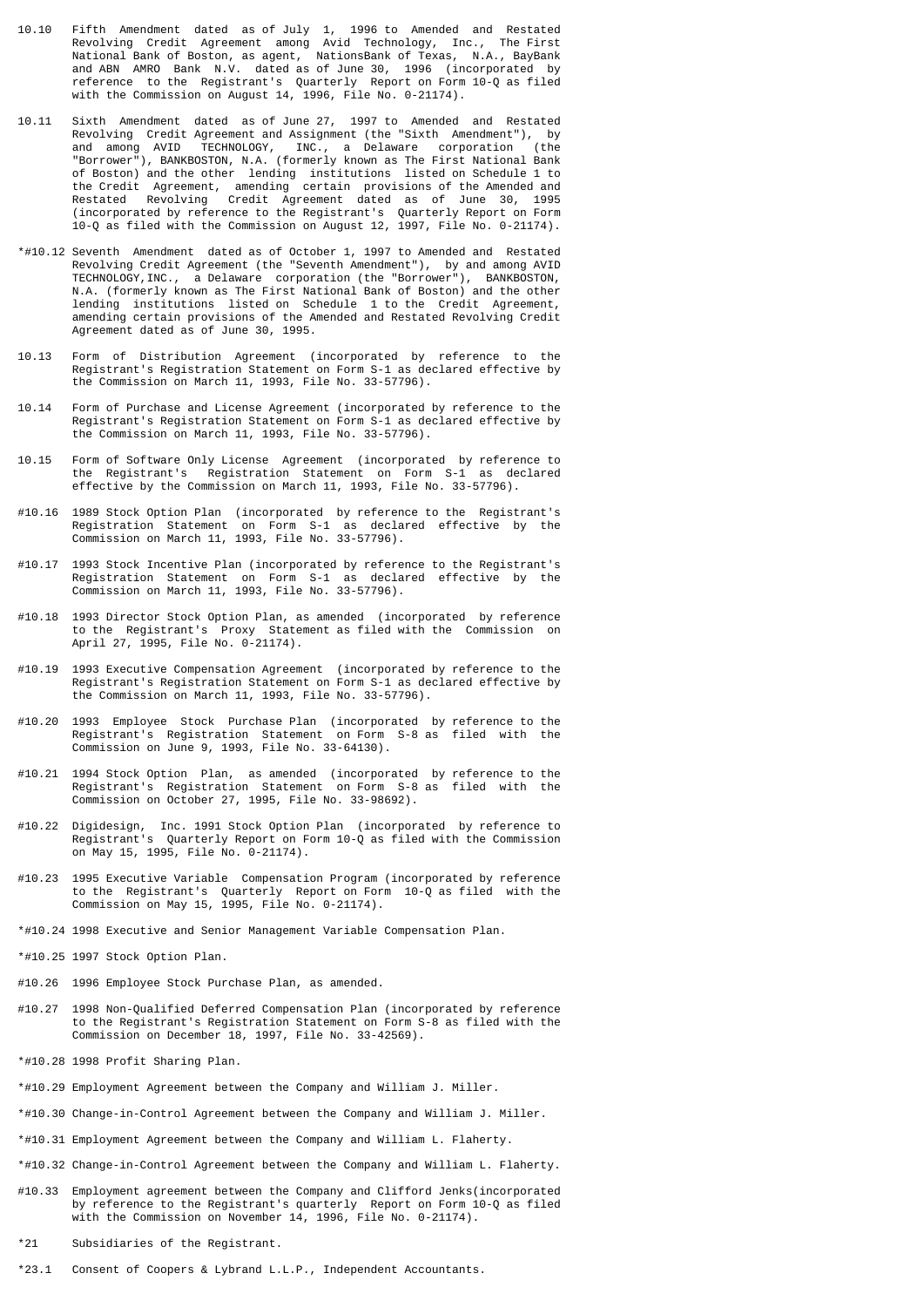10.10 Fifth Amendment dated as of July 1, 1996 to Amended and Restated Revolving Credit Agreement among Avid Technology, Inc., The First National Bank of Boston, as agent, NationsBank of Texas, N.A., BayBank and ABN AMRO Bank N.V. dated as of June 30, 1996 (incorporated by reference to the Registrant's Quarterly Report on Form 10-Q as filed with the Commission on August 14, 1996, File No. 0-21174).

10.11 Sixth Amendment dated as of June 27, 1997 to Amended and Restated Revolving Credit Agreement and Assignment (the "Sixth Amendment"), by and among AVID TECHNOLOGY, INC., a Delaware corporation (the "Borrower"), BANKBOSTON, N.A. (formerly known as The First National Bank of Boston) and the other lending institutions listed on Schedule 1 to the Credit Agreement, amending certain provisions of the Amended and Restated Revolving Credit Agreement dated as of June 30, 1995 (incorporated by reference to the Registrant's Quarterly Report on Form 10-Q as filed with the Commission on August 12, 1997, File No. 0-21174).

*#10.12 Seventh Amendment dated as of October 1, 1997 to Amended and Restated Revolving Credit Agreement (the "Seventh Amendment"), by and among AVID TECHNOLOGY,INC., a Delaware corporation (the "Borrower"), BANKBOSTON, N.A. (formerly known as The First National Bank of Boston) and the other lending institutions listed on Schedule 1 to the Credit Agreement, amending certain provisions of the Amended and Restated Revolving Credit Agreement dated as of June 30, 1995.

10.13 Form of Distribution Agreement (incorporated by reference to the Registrant's Registration Statement on Form S-1 as declared effective by the Commission on March 11, 1993, File No. 33-57796).

10.14 Form of Purchase and License Agreement (incorporated by reference to the Registrant's Registration Statement on Form S-1 as declared effective by the Commission on March 11, 1993, File No. 33-57796).

10.15 Form of Software Only License Agreement (incorporated by reference to the Registrant's Registration Statement on Form S-1 as declared effective by the Commission on March 11, 1993, File No. 33-57796).

#10.16 1989 Stock Option Plan (incorporated by reference to the Registrant's Registration Statement on Form S-1 as declared effective by the Commission on March 11, 1993, File No. 33-57796).

#10.17 1993 Stock Incentive Plan (incorporated by reference to the Registrant's Registration Statement on Form S-1 as declared effective by the Commission on March 11, 1993, File No. 33-57796).

#10.18 1993 Director Stock Option Plan, as amended (incorporated by reference to the Registrant's Proxy Statement as filed with the Commission on April 27, 1995, File No. 0-21174).

#10.19 1993 Executive Compensation Agreement (incorporated by reference to the Registrant's Registration Statement on Form S-1 as declared effective by the Commission on March 11, 1993, File No. 33-57796).

#10.20 1993 Employee Stock Purchase Plan (incorporated by reference to the Registrant's Registration Statement on Form S-8 as filed with the Commission on June 9, 1993, File No. 33-64130).

#10.21 1994 Stock Option Plan, as amended (incorporated by reference to the Registrant's Registration Statement on Form S-8 as filed with the Commission on October 27, 1995, File No. 33-98692).

#10.22 Digidesign, Inc. 1991 Stock Option Plan (incorporated by reference to Registrant's Quarterly Report on Form 10-Q as filed with the Commission on May 15, 1995, File No. 0-21174).

#10.23 1995 Executive Variable Compensation Program (incorporated by reference to the Registrant's Quarterly Report on Form 10-Q as filed with the Commission on May 15, 1995, File No. 0-21174).

*#10.24 1998 Executive and Senior Management Variable Compensation Plan.

*#10.25 1997 Stock Option Plan.

#10.26 1996 Employee Stock Purchase Plan, as amended.

#10.27 1998 Non-Qualified Deferred Compensation Plan (incorporated by reference to the Registrant's Registration Statement on Form S-8 as filed with the Commission on December 18, 1997, File No. 33-42569).

*#10.28 1998 Profit Sharing Plan.

*#10.29 Employment Agreement between the Company and William J. Miller.

*#10.30 Change-in-Control Agreement between the Company and William J. Miller.

*#10.31 Employment Agreement between the Company and William L. Flaherty.

*#10.32 Change-in-Control Agreement between the Company and William L. Flaherty.

#10.33 Employment agreement between the Company and Clifford Jenks(incorporated by reference to the Registrant's quarterly Report on Form 10-Q as filed with the Commission on November 14, 1996, File No. 0-21174).

*21 Subsidiaries of the Registrant.

*23.1 Consent of Coopers & Lybrand L.L.P., Independent Accountants.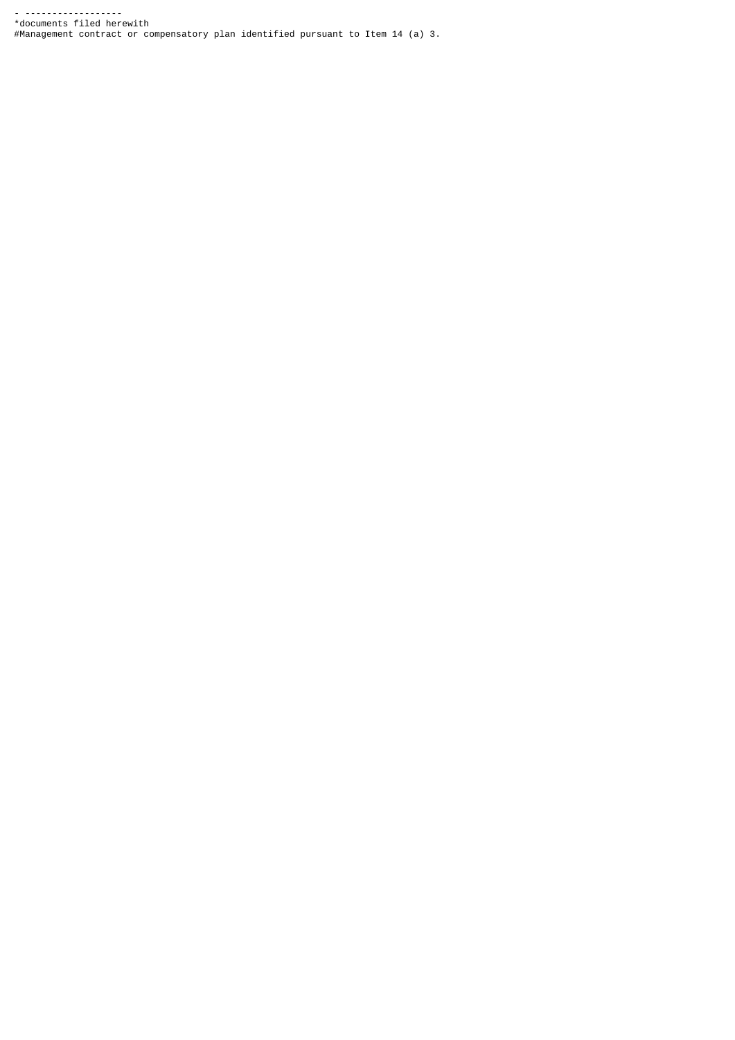- ------------------

*documents filed herewith

#Management contract or compensatory plan identified pursuant to Item 14 (a) 3.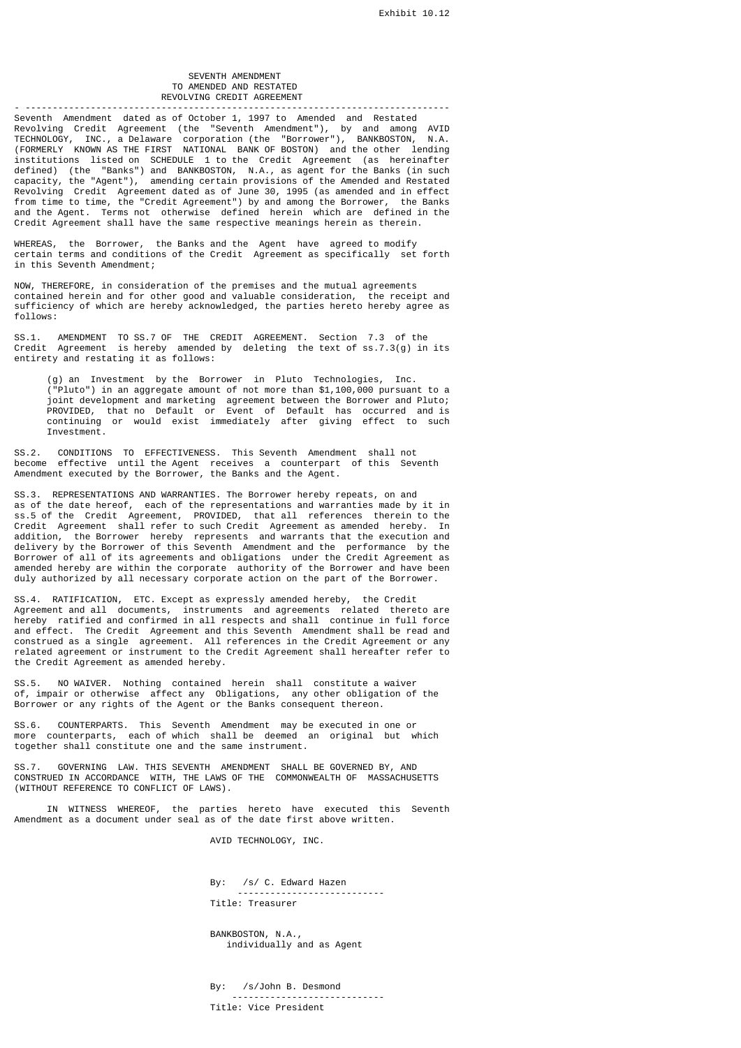Exhibit 10.12

# SEVENTH AMENDMENT
## TO AMENDED AND RESTATED
## REVOLVING CREDIT AGREEMENT

---

Seventh Amendment dated as of October 1, 1997 to Amended and Restated Revolving Credit Agreement (the "Seventh Amendment"), by and among AVID TECHNOLOGY, INC., a Delaware corporation (the "Borrower"), BANKBOSTON, N.A. (FORMERLY KNOWN AS THE FIRST NATIONAL BANK OF BOSTON) and the other lending institutions listed on SCHEDULE 1 to the Credit Agreement (as hereinafter defined) (the "Banks") and BANKBOSTON, N.A., as agent for the Banks (in such capacity, the "Agent"), amending certain provisions of the Amended and Restated Revolving Credit Agreement dated as of June 30, 1995 (as amended and in effect from time to time, the "Credit Agreement") by and among the Borrower, the Banks and the Agent. Terms not otherwise defined herein which are defined in the Credit Agreement shall have the same respective meanings herein as therein.

WHEREAS, the Borrower, the Banks and the Agent have agreed to modify certain terms and conditions of the Credit Agreement as specifically set forth in this Seventh Amendment;

NOW, THEREFORE, in consideration of the premises and the mutual agreements contained herein and for other good and valuable consideration, the receipt and sufficiency of which are hereby acknowledged, the parties hereto hereby agree as follows:

SS.1. AMENDMENT TO SS.7 OF THE CREDIT AGREEMENT. Section 7.3 of the Credit Agreement is hereby amended by deleting the text of ss.7.3(g) in its entirety and restating it as follows:

> (g) an Investment by the Borrower in Pluto Technologies, Inc. ("Pluto") in an aggregate amount of not more than $1,100,000 pursuant to a joint development and marketing agreement between the Borrower and Pluto; PROVIDED, that no Default or Event of Default has occurred and is continuing or would exist immediately after giving effect to such Investment.

SS.2. CONDITIONS TO EFFECTIVENESS. This Seventh Amendment shall not become effective until the Agent receives a counterpart of this Seventh Amendment executed by the Borrower, the Banks and the Agent.

SS.3. REPRESENTATIONS AND WARRANTIES. The Borrower hereby repeats, on and as of the date hereof, each of the representations and warranties made by it in ss.5 of the Credit Agreement, PROVIDED, that all references therein to the Credit Agreement shall refer to such Credit Agreement as amended hereby. In addition, the Borrower hereby represents and warrants that the execution and delivery by the Borrower of this Seventh Amendment and the performance by the Borrower of all of its agreements and obligations under the Credit Agreement as amended hereby are within the corporate authority of the Borrower and have been duly authorized by all necessary corporate action on the part of the Borrower.

SS.4. RATIFICATION, ETC. Except as expressly amended hereby, the Credit Agreement and all documents, instruments and agreements related thereto are hereby ratified and confirmed in all respects and shall continue in full force and effect. The Credit Agreement and this Seventh Amendment shall be read and construed as a single agreement. All references in the Credit Agreement or any related agreement or instrument to the Credit Agreement shall hereafter refer to the Credit Agreement as amended hereby.

SS.5. NO WAIVER. Nothing contained herein shall constitute a waiver of, impair or otherwise affect any Obligations, any other obligation of the Borrower or any rights of the Agent or the Banks consequent thereon.

SS.6. COUNTERPARTS. This Seventh Amendment may be executed in one or more counterparts, each of which shall be deemed an original but which together shall constitute one and the same instrument.

SS.7. GOVERNING LAW. THIS SEVENTH AMENDMENT SHALL BE GOVERNED BY, AND CONSTRUED IN ACCORDANCE WITH, THE LAWS OF THE COMMONWEALTH OF MASSACHUSETTS (WITHOUT REFERENCE TO CONFLICT OF LAWS).

IN WITNESS WHEREOF, the parties hereto have executed this Seventh Amendment as a document under seal as of the date first above written.

AVID TECHNOLOGY, INC.

By: /s/ C. Edward Hazen
Title: Treasurer

BANKBOSTON, N.A.,
individually and as Agent

By: /s/John B. Desmond
Title: Vice President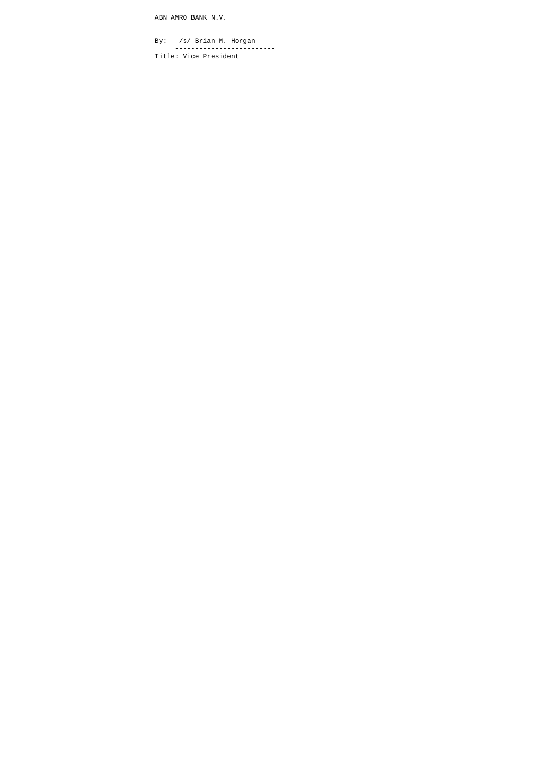ABN AMRO BANK N.V.

By: /s/ Brian M. Horgan
------------------------
Title: Vice President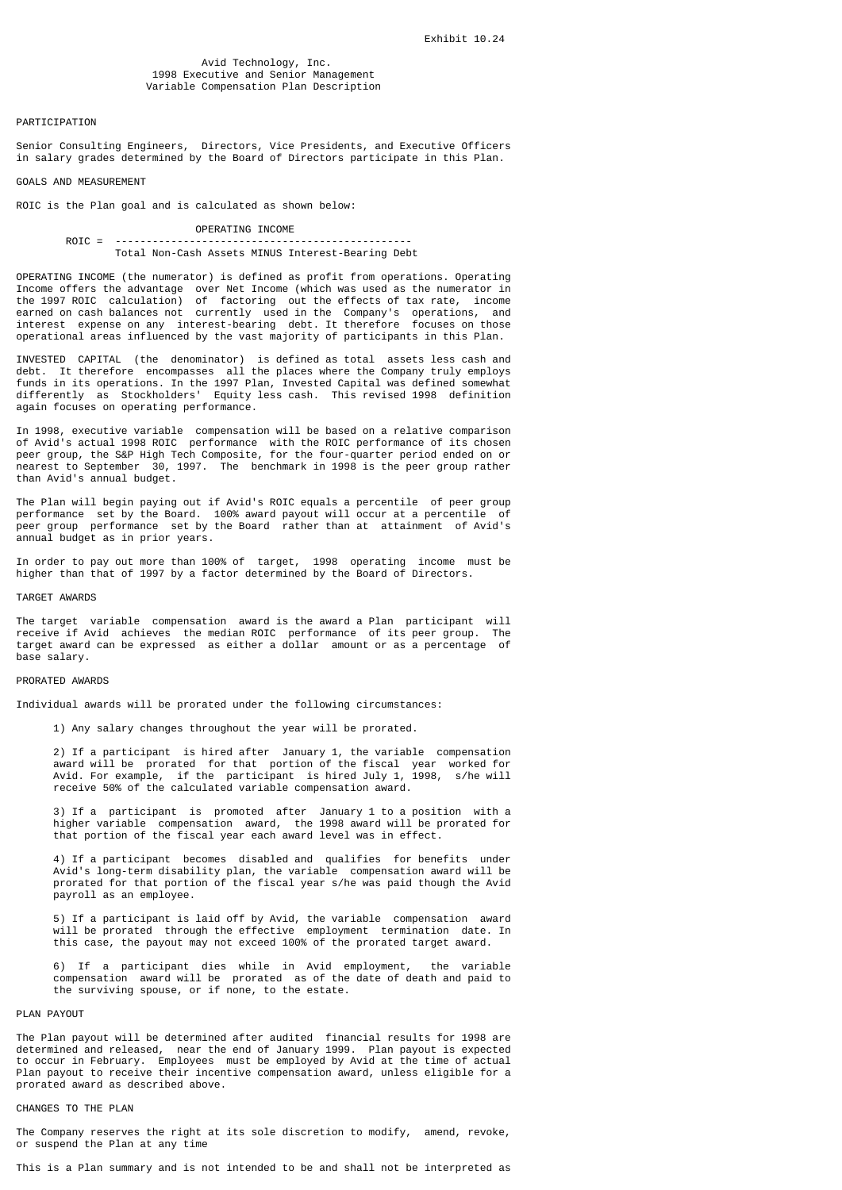Exhibit 10.24

# Avid Technology, Inc.
## 1998 Executive and Senior Management Variable Compensation Plan Description

PARTICIPATION

Senior Consulting Engineers, Directors, Vice Presidents, and Executive Officers in salary grades determined by the Board of Directors participate in this Plan.

GOALS AND MEASUREMENT

ROIC is the Plan goal and is calculated as shown below:

$$ROIC = \frac{\text{OPERATING INCOME}}{\text{Total Non-Cash Assets MINUS Interest-Bearing Debt}}$$

OPERATING INCOME (the numerator) is defined as profit from operations. Operating Income offers the advantage over Net Income (which was used as the numerator in the 1997 ROIC calculation) of factoring out the effects of tax rate, income earned on cash balances not currently used in the Company's operations, and interest expense on any interest-bearing debt. It therefore focuses on those operational areas influenced by the vast majority of participants in this Plan.

INVESTED CAPITAL (the denominator) is defined as total assets less cash and debt. It therefore encompasses all the places where the Company truly employs funds in its operations. In the 1997 Plan, Invested Capital was defined somewhat differently as Stockholders' Equity less cash. This revised 1998 definition again focuses on operating performance.

In 1998, executive variable compensation will be based on a relative comparison of Avid's actual 1998 ROIC performance with the ROIC performance of its chosen peer group, the S&P High Tech Composite, for the four-quarter period ended on or nearest to September 30, 1997. The benchmark in 1998 is the peer group rather than Avid's annual budget.

The Plan will begin paying out if Avid's ROIC equals a percentile of peer group performance set by the Board. 100% award payout will occur at a percentile of peer group performance set by the Board rather than at attainment of Avid's annual budget as in prior years.

In order to pay out more than 100% of target, 1998 operating income must be higher than that of 1997 by a factor determined by the Board of Directors.

TARGET AWARDS

The target variable compensation award is the award a Plan participant will receive if Avid achieves the median ROIC performance of its peer group. The target award can be expressed as either a dollar amount or as a percentage of base salary.

PRORATED AWARDS

Individual awards will be prorated under the following circumstances:

1) Any salary changes throughout the year will be prorated.

2) If a participant is hired after January 1, the variable compensation award will be prorated for that portion of the fiscal year worked for Avid. For example, if the participant is hired July 1, 1998, s/he will receive 50% of the calculated variable compensation award.

3) If a participant is promoted after January 1 to a position with a higher variable compensation award, the 1998 award will be prorated for that portion of the fiscal year each award level was in effect.

4) If a participant becomes disabled and qualifies for benefits under Avid's long-term disability plan, the variable compensation award will be prorated for that portion of the fiscal year s/he was paid though the Avid payroll as an employee.

5) If a participant is laid off by Avid, the variable compensation award will be prorated through the effective employment termination date. In this case, the payout may not exceed 100% of the prorated target award.

6) If a participant dies while in Avid employment, the variable compensation award will be prorated as of the date of death and paid to the surviving spouse, or if none, to the estate.

PLAN PAYOUT

The Plan payout will be determined after audited financial results for 1998 are determined and released, near the end of January 1999. Plan payout is expected to occur in February. Employees must be employed by Avid at the time of actual Plan payout to receive their incentive compensation award, unless eligible for a prorated award as described above.

CHANGES TO THE PLAN

The Company reserves the right at its sole discretion to modify, amend, revoke, or suspend the Plan at any time

This is a Plan summary and is not intended to be and shall not be interpreted as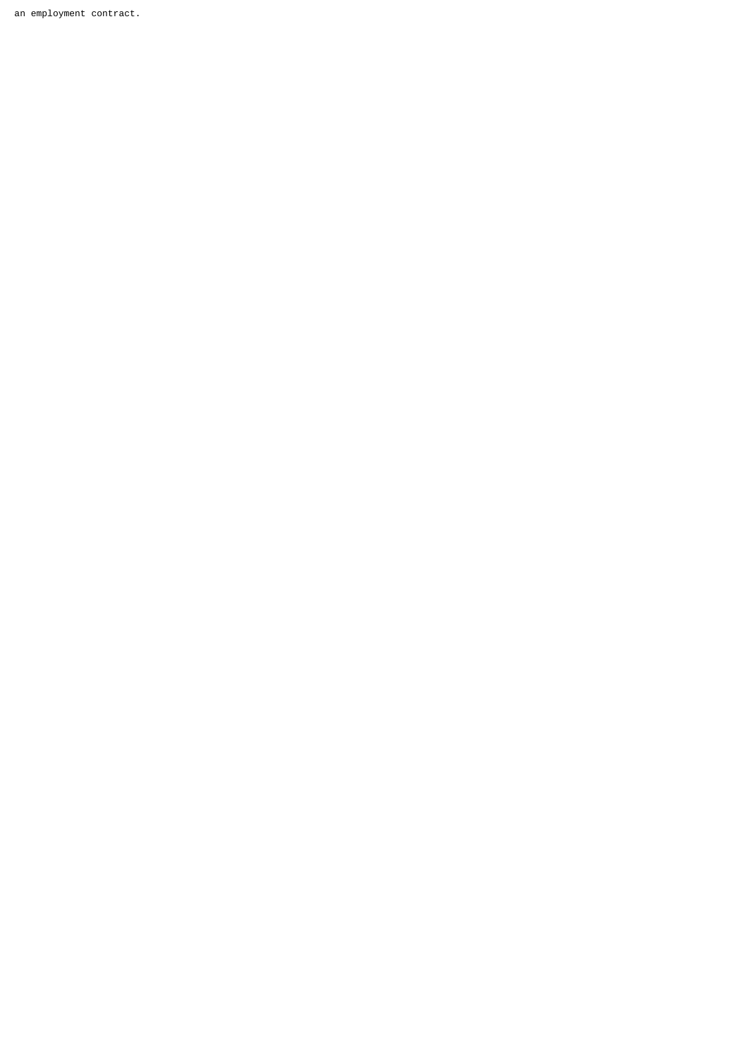an employment contract.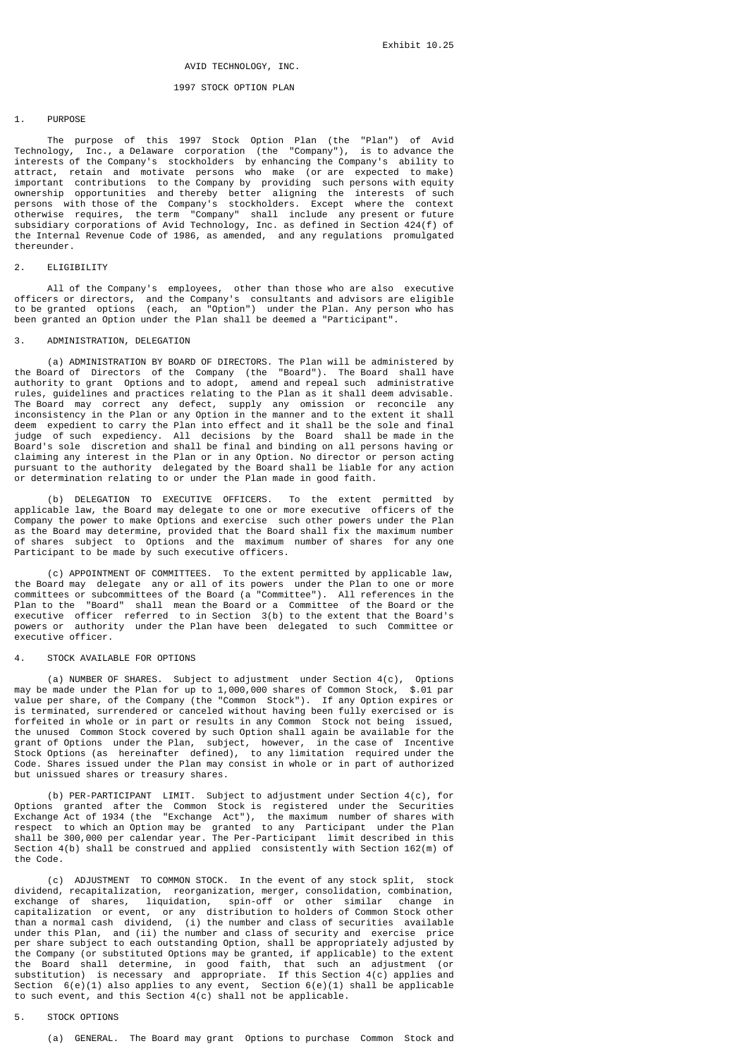Exhibit 10.25

# AVID TECHNOLOGY, INC.

## 1997 STOCK OPTION PLAN

### 1. PURPOSE

The purpose of this 1997 Stock Option Plan (the "Plan") of Avid Technology, Inc., a Delaware corporation (the "Company"), is to advance the interests of the Company's stockholders by enhancing the Company's ability to attract, retain and motivate persons who make (or are expected to make) important contributions to the Company by providing such persons with equity ownership opportunities and thereby better aligning the interests of such persons with those of the Company's stockholders. Except where the context otherwise requires, the term "Company" shall include any present or future subsidiary corporations of Avid Technology, Inc. as defined in Section 424(f) of the Internal Revenue Code of 1986, as amended, and any regulations promulgated thereunder.

### 2. ELIGIBILITY

All of the Company's employees, other than those who are also executive officers or directors, and the Company's consultants and advisors are eligible to be granted options (each, an "Option") under the Plan. Any person who has been granted an Option under the Plan shall be deemed a "Participant".

### 3. ADMINISTRATION, DELEGATION

(a) ADMINISTRATION BY BOARD OF DIRECTORS. The Plan will be administered by the Board of Directors of the Company (the "Board"). The Board shall have authority to grant Options and to adopt, amend and repeal such administrative rules, guidelines and practices relating to the Plan as it shall deem advisable. The Board may correct any defect, supply any omission or reconcile any inconsistency in the Plan or any Option in the manner and to the extent it shall deem expedient to carry the Plan into effect and it shall be the sole and final judge of such expediency. All decisions by the Board shall be made in the Board's sole discretion and shall be final and binding on all persons having or claiming any interest in the Plan or in any Option. No director or person acting pursuant to the authority delegated by the Board shall be liable for any action or determination relating to or under the Plan made in good faith.

(b) DELEGATION TO EXECUTIVE OFFICERS. To the extent permitted by applicable law, the Board may delegate to one or more executive officers of the Company the power to make Options and exercise such other powers under the Plan as the Board may determine, provided that the Board shall fix the maximum number of shares subject to Options and the maximum number of shares for any one Participant to be made by such executive officers.

(c) APPOINTMENT OF COMMITTEES. To the extent permitted by applicable law, the Board may delegate any or all of its powers under the Plan to one or more committees or subcommittees of the Board (a "Committee"). All references in the Plan to the "Board" shall mean the Board or a Committee of the Board or the executive officer referred to in Section 3(b) to the extent that the Board's powers or authority under the Plan have been delegated to such Committee or executive officer.

### 4. STOCK AVAILABLE FOR OPTIONS

(a) NUMBER OF SHARES. Subject to adjustment under Section 4(c), Options may be made under the Plan for up to 1,000,000 shares of Common Stock, $.01 par value per share, of the Company (the "Common Stock"). If any Option expires or is terminated, surrendered or canceled without having been fully exercised or is forfeited in whole or in part or results in any Common Stock not being issued, the unused Common Stock covered by such Option shall again be available for the grant of Options under the Plan, subject, however, in the case of Incentive Stock Options (as hereinafter defined), to any limitation required under the Code. Shares issued under the Plan may consist in whole or in part of authorized but unissued shares or treasury shares.

(b) PER-PARTICIPANT LIMIT. Subject to adjustment under Section 4(c), for Options granted after the Common Stock is registered under the Securities Exchange Act of 1934 (the "Exchange Act"), the maximum number of shares with respect to which an Option may be granted to any Participant under the Plan shall be 300,000 per calendar year. The Per-Participant limit described in this Section 4(b) shall be construed and applied consistently with Section 162(m) of the Code.

(c) ADJUSTMENT TO COMMON STOCK. In the event of any stock split, stock dividend, recapitalization, reorganization, merger, consolidation, combination, exchange of shares, liquidation, spin-off or other similar change in capitalization or event, or any distribution to holders of Common Stock other than a normal cash dividend, (i) the number and class of securities available under this Plan, and (ii) the number and class of security and exercise price per share subject to each outstanding Option, shall be appropriately adjusted by the Company (or substituted Options may be granted, if applicable) to the extent the Board shall determine, in good faith, that such an adjustment (or substitution) is necessary and appropriate. If this Section 4(c) applies and Section 6(e)(1) also applies to any event, Section 6(e)(1) shall be applicable to such event, and this Section 4(c) shall not be applicable.

### 5. STOCK OPTIONS

(a) GENERAL. The Board may grant Options to purchase Common Stock and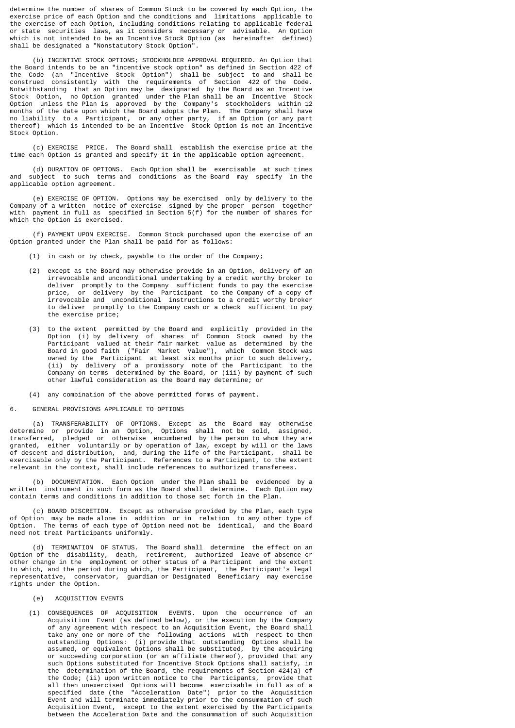determine the number of shares of Common Stock to be covered by each Option, the exercise price of each Option and the conditions and limitations applicable to the exercise of each Option, including conditions relating to applicable federal or state securities laws, as it considers necessary or advisable. An Option which is not intended to be an Incentive Stock Option (as hereinafter defined) shall be designated a "Nonstatutory Stock Option".

(b) INCENTIVE STOCK OPTIONS; STOCKHOLDER APPROVAL REQUIRED. An Option that the Board intends to be an "incentive stock option" as defined in Section 422 of the Code (an "Incentive Stock Option") shall be subject to and shall be construed consistently with the requirements of Section 422 of the Code. Notwithstanding that an Option may be designated by the Board as an Incentive Stock Option, no Option granted under the Plan shall be an Incentive Stock Option unless the Plan is approved by the Company's stockholders within 12 months of the date upon which the Board adopts the Plan. The Company shall have no liability to a Participant, or any other party, if an Option (or any part thereof) which is intended to be an Incentive Stock Option is not an Incentive Stock Option.

(c) EXERCISE PRICE. The Board shall establish the exercise price at the time each Option is granted and specify it in the applicable option agreement.

(d) DURATION OF OPTIONS. Each Option shall be exercisable at such times and subject to such terms and conditions as the Board may specify in the applicable option agreement.

(e) EXERCISE OF OPTION. Options may be exercised only by delivery to the Company of a written notice of exercise signed by the proper person together with payment in full as specified in Section 5(f) for the number of shares for which the Option is exercised.

(f) PAYMENT UPON EXERCISE. Common Stock purchased upon the exercise of an Option granted under the Plan shall be paid for as follows:

(1) in cash or by check, payable to the order of the Company;

(2) except as the Board may otherwise provide in an Option, delivery of an irrevocable and unconditional undertaking by a credit worthy broker to deliver promptly to the Company sufficient funds to pay the exercise price, or delivery by the Participant to the Company of a copy of irrevocable and unconditional instructions to a credit worthy broker to deliver promptly to the Company cash or a check sufficient to pay the exercise price;

(3) to the extent permitted by the Board and explicitly provided in the Option (i) by delivery of shares of Common Stock owned by the Participant valued at their fair market value as determined by the Board in good faith ("Fair Market Value"), which Common Stock was owned by the Participant at least six months prior to such delivery, (ii) by delivery of a promissory note of the Participant to the Company on terms determined by the Board, or (iii) by payment of such other lawful consideration as the Board may determine; or

(4) any combination of the above permitted forms of payment.

6. GENERAL PROVISIONS APPLICABLE TO OPTIONS

(a) TRANSFERABILITY OF OPTIONS. Except as the Board may otherwise determine or provide in an Option, Options shall not be sold, assigned, transferred, pledged or otherwise encumbered by the person to whom they are granted, either voluntarily or by operation of law, except by will or the laws of descent and distribution, and, during the life of the Participant, shall be exercisable only by the Participant. References to a Participant, to the extent relevant in the context, shall include references to authorized transferees.

(b) DOCUMENTATION. Each Option under the Plan shall be evidenced by a written instrument in such form as the Board shall determine. Each Option may contain terms and conditions in addition to those set forth in the Plan.

(c) BOARD DISCRETION. Except as otherwise provided by the Plan, each type of Option may be made alone in addition or in relation to any other type of Option. The terms of each type of Option need not be identical, and the Board need not treat Participants uniformly.

(d) TERMINATION OF STATUS. The Board shall determine the effect on an Option of the disability, death, retirement, authorized leave of absence or other change in the employment or other status of a Participant and the extent to which, and the period during which, the Participant, the Participant's legal representative, conservator, guardian or Designated Beneficiary may exercise rights under the Option.

(e) ACQUISITION EVENTS

(1) CONSEQUENCES OF ACQUISITION EVENTS. Upon the occurrence of an Acquisition Event (as defined below), or the execution by the Company of any agreement with respect to an Acquisition Event, the Board shall take any one or more of the following actions with respect to then outstanding Options: (i) provide that outstanding Options shall be assumed, or equivalent Options shall be substituted, by the acquiring or succeeding corporation (or an affiliate thereof), provided that any such Options substituted for Incentive Stock Options shall satisfy, in the determination of the Board, the requirements of Section 424(a) of the Code; (ii) upon written notice to the Participants, provide that all then unexercised Options will become exercisable in full as of a specified date (the "Acceleration Date") prior to the Acquisition Event and will terminate immediately prior to the consummation of such Acquisition Event, except to the extent exercised by the Participants between the Acceleration Date and the consummation of such Acquisition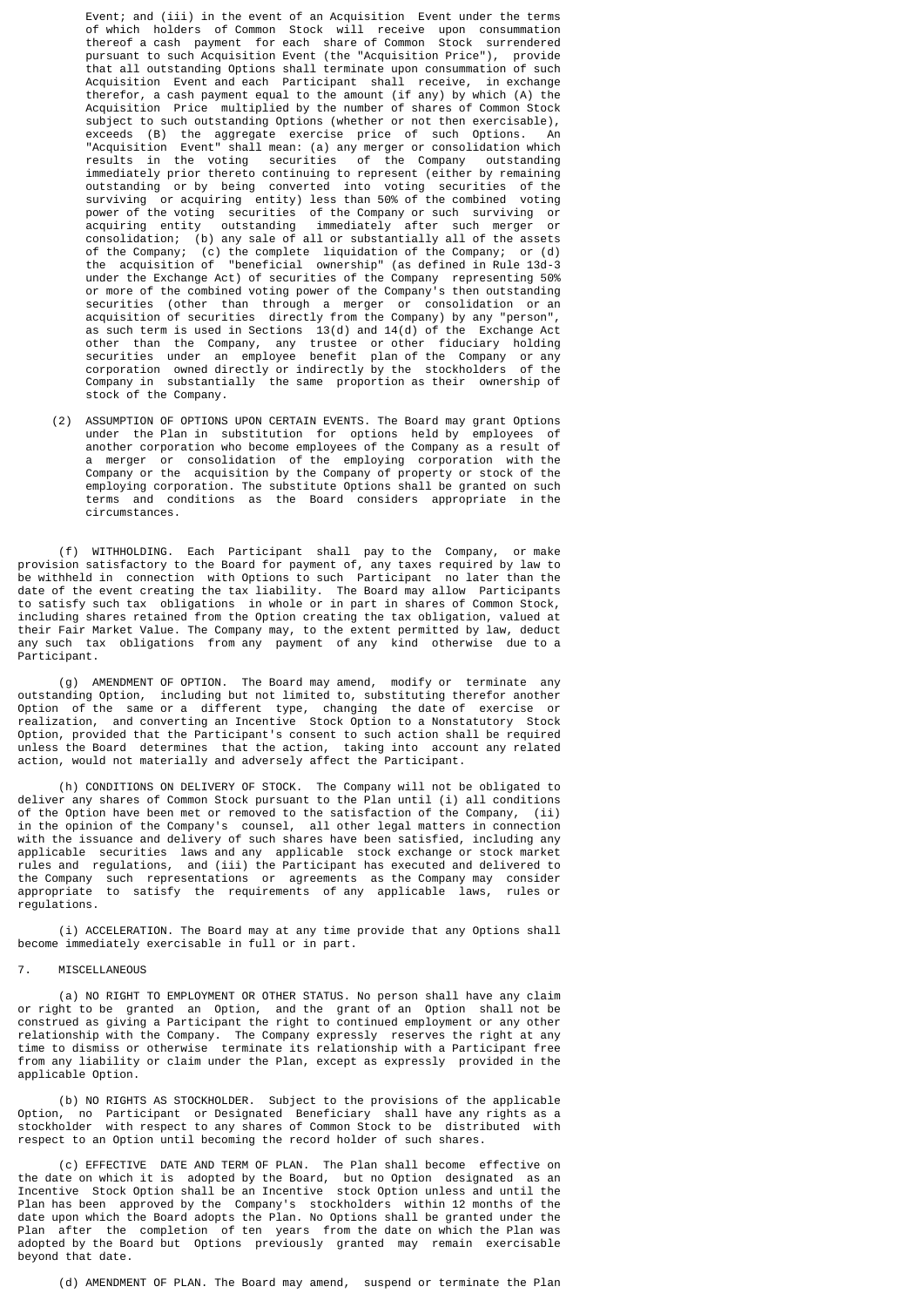Event; and (iii) in the event of an Acquisition Event under the terms of which holders of Common Stock will receive upon consummation thereof a cash payment for each share of Common Stock surrendered pursuant to such Acquisition Event (the "Acquisition Price"), provide that all outstanding Options shall terminate upon consummation of such Acquisition Event and each Participant shall receive, in exchange therefor, a cash payment equal to the amount (if any) by which (A) the Acquisition Price multiplied by the number of shares of Common Stock subject to such outstanding Options (whether or not then exercisable), exceeds (B) the aggregate exercise price of such Options. An "Acquisition Event" shall mean: (a) any merger or consolidation which results in the voting securities of the Company outstanding immediately prior thereto continuing to represent (either by remaining outstanding or by being converted into voting securities of the surviving or acquiring entity) less than 50% of the combined voting power of the voting securities of the Company or such surviving or acquiring entity outstanding immediately after such merger or consolidation; (b) any sale of all or substantially all of the assets of the Company; (c) the complete liquidation of the Company; or (d) the acquisition of "beneficial ownership" (as defined in Rule 13d-3 under the Exchange Act) of securities of the Company representing 50% or more of the combined voting power of the Company's then outstanding securities (other than through a merger or consolidation or an acquisition of securities directly from the Company) by any "person", as such term is used in Sections 13(d) and 14(d) of the Exchange Act other than the Company, any trustee or other fiduciary holding securities under an employee benefit plan of the Company or any corporation owned directly or indirectly by the stockholders of the Company in substantially the same proportion as their ownership of stock of the Company.

(2) ASSUMPTION OF OPTIONS UPON CERTAIN EVENTS. The Board may grant Options under the Plan in substitution for options held by employees of another corporation who become employees of the Company as a result of a merger or consolidation of the employing corporation with the Company or the acquisition by the Company of property or stock of the employing corporation. The substitute Options shall be granted on such terms and conditions as the Board considers appropriate in the circumstances.

(f) WITHHOLDING. Each Participant shall pay to the Company, or make provision satisfactory to the Board for payment of, any taxes required by law to be withheld in connection with Options to such Participant no later than the date of the event creating the tax liability. The Board may allow Participants to satisfy such tax obligations in whole or in part in shares of Common Stock, including shares retained from the Option creating the tax obligation, valued at their Fair Market Value. The Company may, to the extent permitted by law, deduct any such tax obligations from any payment of any kind otherwise due to a Participant.

(g) AMENDMENT OF OPTION. The Board may amend, modify or terminate any outstanding Option, including but not limited to, substituting therefor another Option of the same or a different type, changing the date of exercise or realization, and converting an Incentive Stock Option to a Nonstatutory Stock Option, provided that the Participant's consent to such action shall be required unless the Board determines that the action, taking into account any related action, would not materially and adversely affect the Participant.

(h) CONDITIONS ON DELIVERY OF STOCK. The Company will not be obligated to deliver any shares of Common Stock pursuant to the Plan until (i) all conditions of the Option have been met or removed to the satisfaction of the Company, (ii) in the opinion of the Company's counsel, all other legal matters in connection with the issuance and delivery of such shares have been satisfied, including any applicable securities laws and any applicable stock exchange or stock market rules and regulations, and (iii) the Participant has executed and delivered to the Company such representations or agreements as the Company may consider appropriate to satisfy the requirements of any applicable laws, rules or regulations.

(i) ACCELERATION. The Board may at any time provide that any Options shall become immediately exercisable in full or in part.

7. MISCELLANEOUS

(a) NO RIGHT TO EMPLOYMENT OR OTHER STATUS. No person shall have any claim or right to be granted an Option, and the grant of an Option shall not be construed as giving a Participant the right to continued employment or any other relationship with the Company. The Company expressly reserves the right at any time to dismiss or otherwise terminate its relationship with a Participant free from any liability or claim under the Plan, except as expressly provided in the applicable Option.

(b) NO RIGHTS AS STOCKHOLDER. Subject to the provisions of the applicable Option, no Participant or Designated Beneficiary shall have any rights as a stockholder with respect to any shares of Common Stock to be distributed with respect to an Option until becoming the record holder of such shares.

(c) EFFECTIVE DATE AND TERM OF PLAN. The Plan shall become effective on the date on which it is adopted by the Board, but no Option designated as an Incentive Stock Option shall be an Incentive stock Option unless and until the Plan has been approved by the Company's stockholders within 12 months of the date upon which the Board adopts the Plan. No Options shall be granted under the Plan after the completion of ten years from the date on which the Plan was adopted by the Board but Options previously granted may remain exercisable beyond that date.

(d) AMENDMENT OF PLAN. The Board may amend, suspend or terminate the Plan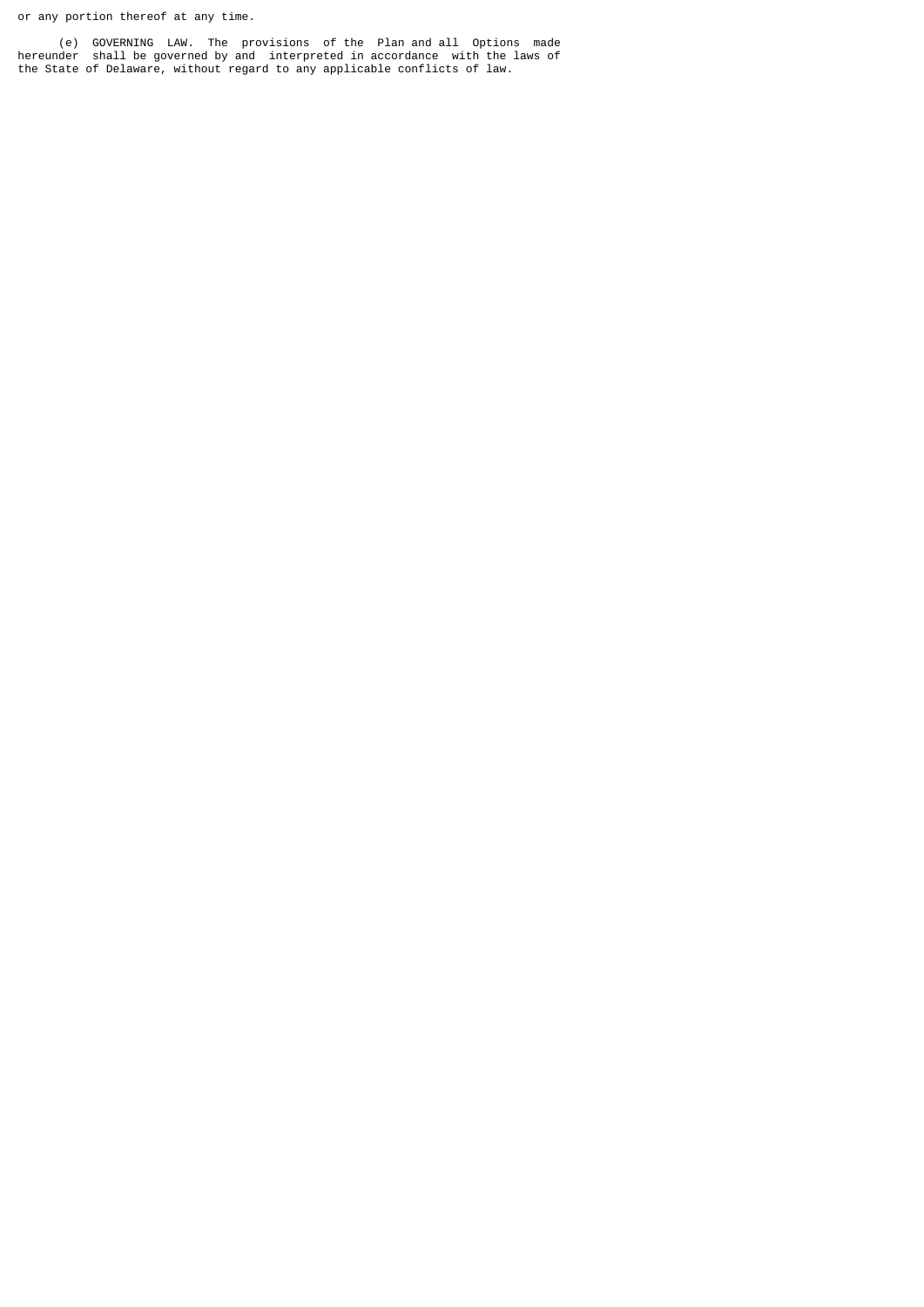or any portion thereof at any time.

(e) GOVERNING LAW. The provisions of the Plan and all Options made hereunder shall be governed by and interpreted in accordance with the laws of the State of Delaware, without regard to any applicable conflicts of law.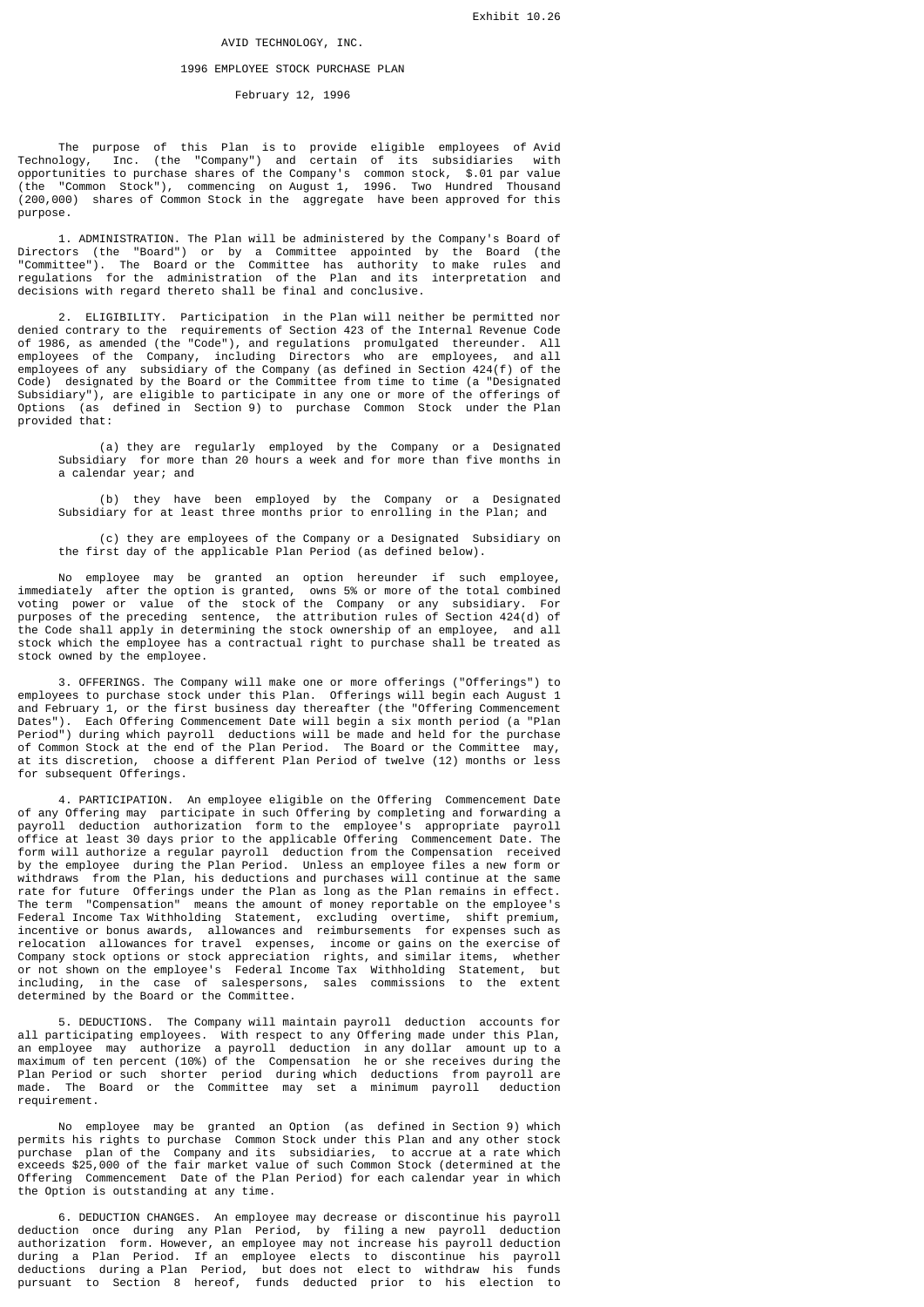Exhibit 10.26

# AVID TECHNOLOGY, INC.

## 1996 EMPLOYEE STOCK PURCHASE PLAN

February 12, 1996

The purpose of this Plan is to provide eligible employees of Avid Technology, Inc. (the "Company") and certain of its subsidiaries with opportunities to purchase shares of the Company's common stock, $.01 par value (the "Common Stock"), commencing on August 1, 1996. Two Hundred Thousand (200,000) shares of Common Stock in the aggregate have been approved for this purpose.

1. ADMINISTRATION. The Plan will be administered by the Company's Board of Directors (the "Board") or by a Committee appointed by the Board (the "Committee"). The Board or the Committee has authority to make rules and regulations for the administration of the Plan and its interpretation and decisions with regard thereto shall be final and conclusive.

2. ELIGIBILITY. Participation in the Plan will neither be permitted nor denied contrary to the requirements of Section 423 of the Internal Revenue Code of 1986, as amended (the "Code"), and regulations promulgated thereunder. All employees of the Company, including Directors who are employees, and all employees of any subsidiary of the Company (as defined in Section 424(f) of the Code) designated by the Board or the Committee from time to time (a "Designated Subsidiary"), are eligible to participate in any one or more of the offerings of Options (as defined in Section 9) to purchase Common Stock under the Plan provided that:

(a) they are regularly employed by the Company or a Designated Subsidiary for more than 20 hours a week and for more than five months in a calendar year; and

(b) they have been employed by the Company or a Designated Subsidiary for at least three months prior to enrolling in the Plan; and

(c) they are employees of the Company or a Designated Subsidiary on the first day of the applicable Plan Period (as defined below).

No employee may be granted an option hereunder if such employee, immediately after the option is granted, owns 5% or more of the total combined voting power or value of the stock of the Company or any subsidiary. For purposes of the preceding sentence, the attribution rules of Section 424(d) of the Code shall apply in determining the stock ownership of an employee, and all stock which the employee has a contractual right to purchase shall be treated as stock owned by the employee.

3. OFFERINGS. The Company will make one or more offerings ("Offerings") to employees to purchase stock under this Plan. Offerings will begin each August 1 and February 1, or the first business day thereafter (the "Offering Commencement Dates"). Each Offering Commencement Date will begin a six month period (a "Plan Period") during which payroll deductions will be made and held for the purchase of Common Stock at the end of the Plan Period. The Board or the Committee may, at its discretion, choose a different Plan Period of twelve (12) months or less for subsequent Offerings.

4. PARTICIPATION. An employee eligible on the Offering Commencement Date of any Offering may participate in such Offering by completing and forwarding a payroll deduction authorization form to the employee's appropriate payroll office at least 30 days prior to the applicable Offering Commencement Date. The form will authorize a regular payroll deduction from the Compensation received by the employee during the Plan Period. Unless an employee files a new form or withdraws from the Plan, his deductions and purchases will continue at the same rate for future Offerings under the Plan as long as the Plan remains in effect. The term "Compensation" means the amount of money reportable on the employee's Federal Income Tax Withholding Statement, excluding overtime, shift premium, incentive or bonus awards, allowances and reimbursements for expenses such as relocation allowances for travel expenses, income or gains on the exercise of Company stock options or stock appreciation rights, and similar items, whether or not shown on the employee's Federal Income Tax Withholding Statement, but including, in the case of salespersons, sales commissions to the extent determined by the Board or the Committee.

5. DEDUCTIONS. The Company will maintain payroll deduction accounts for all participating employees. With respect to any Offering made under this Plan, an employee may authorize a payroll deduction in any dollar amount up to a maximum of ten percent (10%) of the Compensation he or she receives during the Plan Period or such shorter period during which deductions from payroll are made. The Board or the Committee may set a minimum payroll deduction requirement.

No employee may be granted an Option (as defined in Section 9) which permits his rights to purchase Common Stock under this Plan and any other stock purchase plan of the Company and its subsidiaries, to accrue at a rate which exceeds $25,000 of the fair market value of such Common Stock (determined at the Offering Commencement Date of the Plan Period) for each calendar year in which the Option is outstanding at any time.

6. DEDUCTION CHANGES. An employee may decrease or discontinue his payroll deduction once during any Plan Period, by filing a new payroll deduction authorization form. However, an employee may not increase his payroll deduction during a Plan Period. If an employee elects to discontinue his payroll deductions during a Plan Period, but does not elect to withdraw his funds pursuant to Section 8 hereof, funds deducted prior to his election to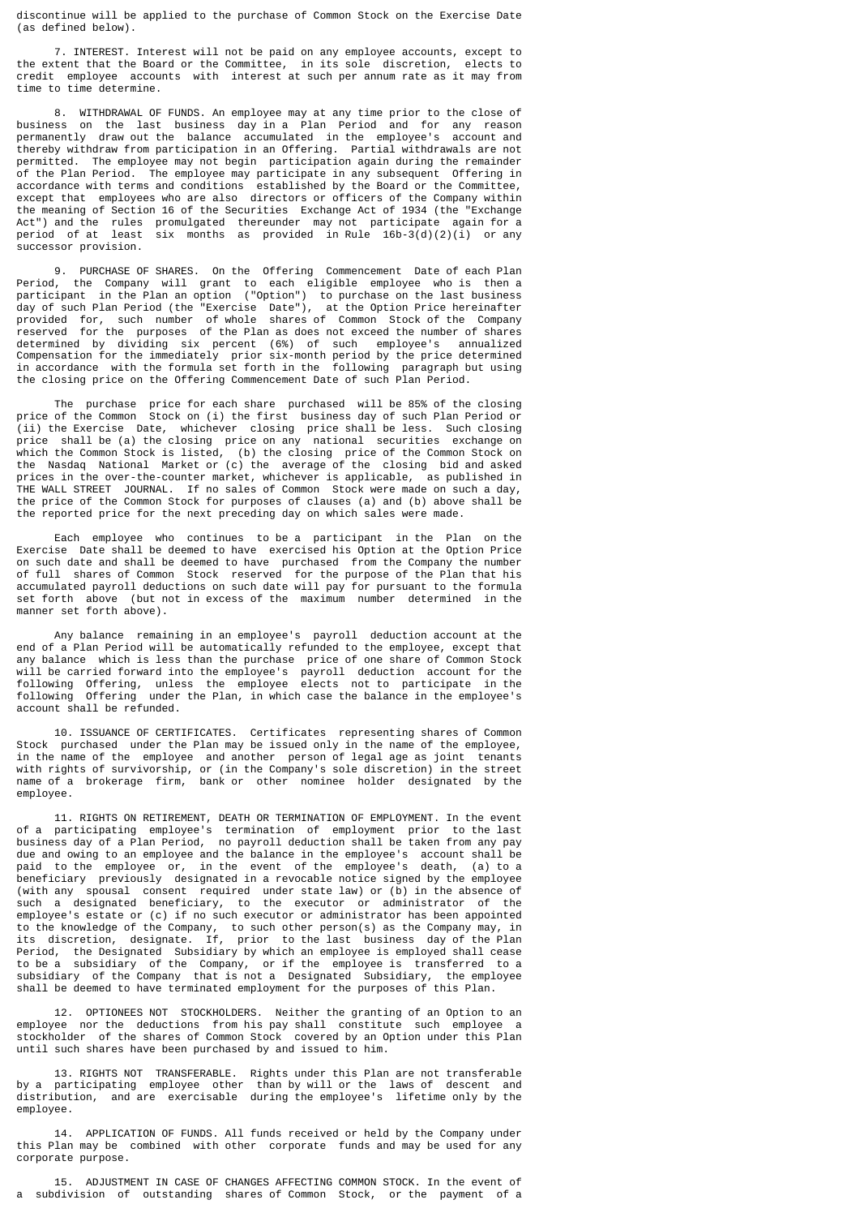discontinue will be applied to the purchase of Common Stock on the Exercise Date (as defined below).

7. INTEREST. Interest will not be paid on any employee accounts, except to the extent that the Board or the Committee, in its sole discretion, elects to credit employee accounts with interest at such per annum rate as it may from time to time determine.

8. WITHDRAWAL OF FUNDS. An employee may at any time prior to the close of business on the last business day in a Plan Period and for any reason permanently draw out the balance accumulated in the employee's account and thereby withdraw from participation in an Offering. Partial withdrawals are not permitted. The employee may not begin participation again during the remainder of the Plan Period. The employee may participate in any subsequent Offering in accordance with terms and conditions established by the Board or the Committee, except that employees who are also directors or officers of the Company within the meaning of Section 16 of the Securities Exchange Act of 1934 (the "Exchange Act") and the rules promulgated thereunder may not participate again for a period of at least six months as provided in Rule 16b-3(d)(2)(i) or any successor provision.

9. PURCHASE OF SHARES. On the Offering Commencement Date of each Plan Period, the Company will grant to each eligible employee who is then a participant in the Plan an option ("Option") to purchase on the last business day of such Plan Period (the "Exercise Date"), at the Option Price hereinafter provided for, such number of whole shares of Common Stock of the Company reserved for the purposes of the Plan as does not exceed the number of shares determined by dividing six percent (6%) of such employee's annualized Compensation for the immediately prior six-month period by the price determined in accordance with the formula set forth in the following paragraph but using the closing price on the Offering Commencement Date of such Plan Period.

The purchase price for each share purchased will be 85% of the closing price of the Common Stock on (i) the first business day of such Plan Period or (ii) the Exercise Date, whichever closing price shall be less. Such closing price shall be (a) the closing price on any national securities exchange on which the Common Stock is listed, (b) the closing price of the Common Stock on the Nasdaq National Market or (c) the average of the closing bid and asked prices in the over-the-counter market, whichever is applicable, as published in THE WALL STREET JOURNAL. If no sales of Common Stock were made on such a day, the price of the Common Stock for purposes of clauses (a) and (b) above shall be the reported price for the next preceding day on which sales were made.

Each employee who continues to be a participant in the Plan on the Exercise Date shall be deemed to have exercised his Option at the Option Price on such date and shall be deemed to have purchased from the Company the number of full shares of Common Stock reserved for the purpose of the Plan that his accumulated payroll deductions on such date will pay for pursuant to the formula set forth above (but not in excess of the maximum number determined in the manner set forth above).

Any balance remaining in an employee's payroll deduction account at the end of a Plan Period will be automatically refunded to the employee, except that any balance which is less than the purchase price of one share of Common Stock will be carried forward into the employee's payroll deduction account for the following Offering, unless the employee elects not to participate in the following Offering under the Plan, in which case the balance in the employee's account shall be refunded.

10. ISSUANCE OF CERTIFICATES. Certificates representing shares of Common Stock purchased under the Plan may be issued only in the name of the employee, in the name of the employee and another person of legal age as joint tenants with rights of survivorship, or (in the Company's sole discretion) in the street name of a brokerage firm, bank or other nominee holder designated by the employee.

11. RIGHTS ON RETIREMENT, DEATH OR TERMINATION OF EMPLOYMENT. In the event of a participating employee's termination of employment prior to the last business day of a Plan Period, no payroll deduction shall be taken from any pay due and owing to an employee and the balance in the employee's account shall be paid to the employee or, in the event of the employee's death, (a) to a beneficiary previously designated in a revocable notice signed by the employee (with any spousal consent required under state law) or (b) in the absence of such a designated beneficiary, to the executor or administrator of the employee's estate or (c) if no such executor or administrator has been appointed to the knowledge of the Company, to such other person(s) as the Company may, in its discretion, designate. If, prior to the last business day of the Plan Period, the Designated Subsidiary by which an employee is employed shall cease to be a subsidiary of the Company, or if the employee is transferred to a subsidiary of the Company that is not a Designated Subsidiary, the employee shall be deemed to have terminated employment for the purposes of this Plan.

12. OPTIONEES NOT STOCKHOLDERS. Neither the granting of an Option to an employee nor the deductions from his pay shall constitute such employee a stockholder of the shares of Common Stock covered by an Option under this Plan until such shares have been purchased by and issued to him.

13. RIGHTS NOT TRANSFERABLE. Rights under this Plan are not transferable by a participating employee other than by will or the laws of descent and distribution, and are exercisable during the employee's lifetime only by the employee.

14. APPLICATION OF FUNDS. All funds received or held by the Company under this Plan may be combined with other corporate funds and may be used for any corporate purpose.

15. ADJUSTMENT IN CASE OF CHANGES AFFECTING COMMON STOCK. In the event of a subdivision of outstanding shares of Common Stock, or the payment of a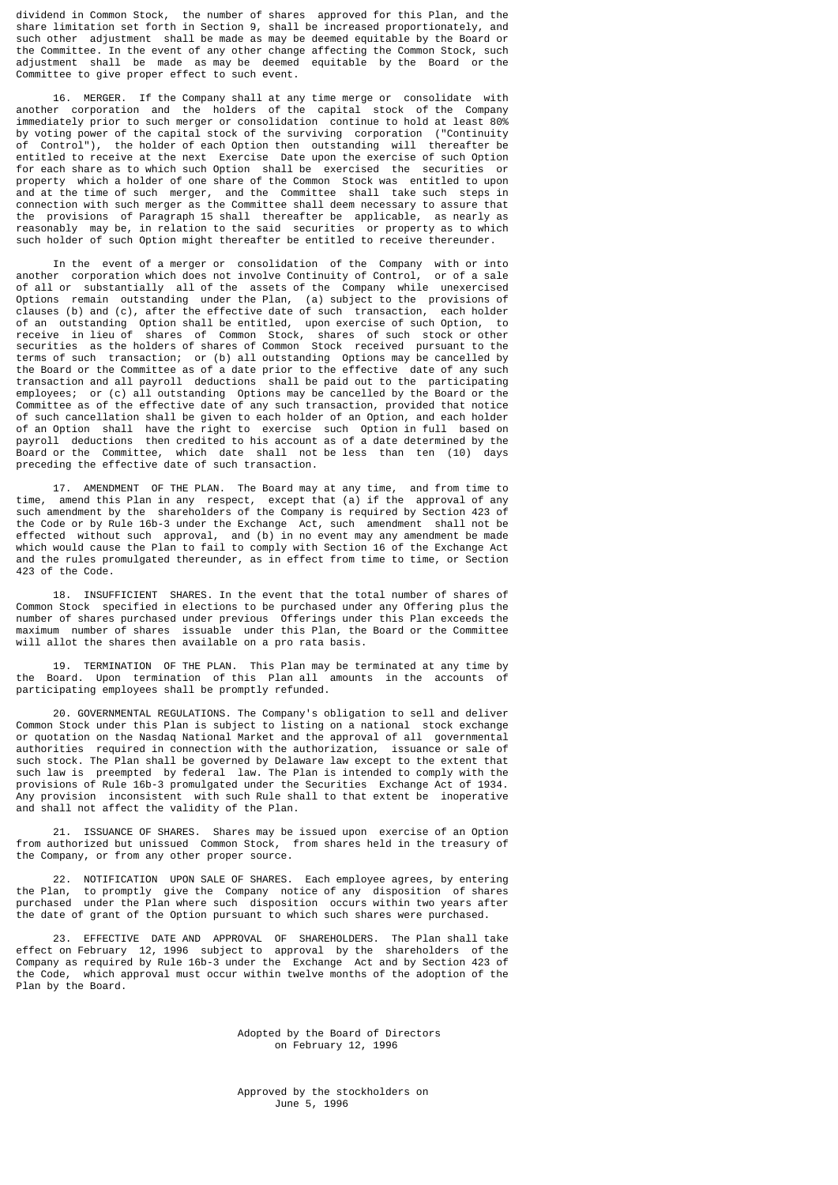dividend in Common Stock, the number of shares approved for this Plan, and the share limitation set forth in Section 9, shall be increased proportionately, and such other adjustment shall be made as may be deemed equitable by the Board or the Committee. In the event of any other change affecting the Common Stock, such adjustment shall be made as may be deemed equitable by the Board or the Committee to give proper effect to such event.

16. MERGER. If the Company shall at any time merge or consolidate with another corporation and the holders of the capital stock of the Company immediately prior to such merger or consolidation continue to hold at least 80% by voting power of the capital stock of the surviving corporation ("Continuity of Control"), the holder of each Option then outstanding will thereafter be entitled to receive at the next Exercise Date upon the exercise of such Option for each share as to which such Option shall be exercised the securities or property which a holder of one share of the Common Stock was entitled to upon and at the time of such merger, and the Committee shall take such steps in connection with such merger as the Committee shall deem necessary to assure that the provisions of Paragraph 15 shall thereafter be applicable, as nearly as reasonably may be, in relation to the said securities or property as to which such holder of such Option might thereafter be entitled to receive thereunder.

In the event of a merger or consolidation of the Company with or into another corporation which does not involve Continuity of Control, or of a sale of all or substantially all of the assets of the Company while unexercised Options remain outstanding under the Plan, (a) subject to the provisions of clauses (b) and (c), after the effective date of such transaction, each holder of an outstanding Option shall be entitled, upon exercise of such Option, to receive in lieu of shares of Common Stock, shares of such stock or other securities as the holders of shares of Common Stock received pursuant to the terms of such transaction; or (b) all outstanding Options may be cancelled by the Board or the Committee as of a date prior to the effective date of any such transaction and all payroll deductions shall be paid out to the participating employees; or (c) all outstanding Options may be cancelled by the Board or the Committee as of the effective date of any such transaction, provided that notice of such cancellation shall be given to each holder of an Option, and each holder of an Option shall have the right to exercise such Option in full based on payroll deductions then credited to his account as of a date determined by the Board or the Committee, which date shall not be less than ten (10) days preceding the effective date of such transaction.

17. AMENDMENT OF THE PLAN. The Board may at any time, and from time to time, amend this Plan in any respect, except that (a) if the approval of any such amendment by the shareholders of the Company is required by Section 423 of the Code or by Rule 16b-3 under the Exchange Act, such amendment shall not be effected without such approval, and (b) in no event may any amendment be made which would cause the Plan to fail to comply with Section 16 of the Exchange Act and the rules promulgated thereunder, as in effect from time to time, or Section 423 of the Code.

18. INSUFFICIENT SHARES. In the event that the total number of shares of Common Stock specified in elections to be purchased under any Offering plus the number of shares purchased under previous Offerings under this Plan exceeds the maximum number of shares issuable under this Plan, the Board or the Committee will allot the shares then available on a pro rata basis.

19. TERMINATION OF THE PLAN. This Plan may be terminated at any time by the Board. Upon termination of this Plan all amounts in the accounts of participating employees shall be promptly refunded.

20. GOVERNMENTAL REGULATIONS. The Company's obligation to sell and deliver Common Stock under this Plan is subject to listing on a national stock exchange or quotation on the Nasdaq National Market and the approval of all governmental authorities required in connection with the authorization, issuance or sale of such stock. The Plan shall be governed by Delaware law except to the extent that such law is preempted by federal law. The Plan is intended to comply with the provisions of Rule 16b-3 promulgated under the Securities Exchange Act of 1934. Any provision inconsistent with such Rule shall to that extent be inoperative and shall not affect the validity of the Plan.

21. ISSUANCE OF SHARES. Shares may be issued upon exercise of an Option from authorized but unissued Common Stock, from shares held in the treasury of the Company, or from any other proper source.

22. NOTIFICATION UPON SALE OF SHARES. Each employee agrees, by entering the Plan, to promptly give the Company notice of any disposition of shares purchased under the Plan where such disposition occurs within two years after the date of grant of the Option pursuant to which such shares were purchased.

23. EFFECTIVE DATE AND APPROVAL OF SHAREHOLDERS. The Plan shall take effect on February 12, 1996 subject to approval by the shareholders of the Company as required by Rule 16b-3 under the Exchange Act and by Section 423 of the Code, which approval must occur within twelve months of the adoption of the Plan by the Board.

Adopted by the Board of Directors
on February 12, 1996

Approved by the stockholders on
June 5, 1996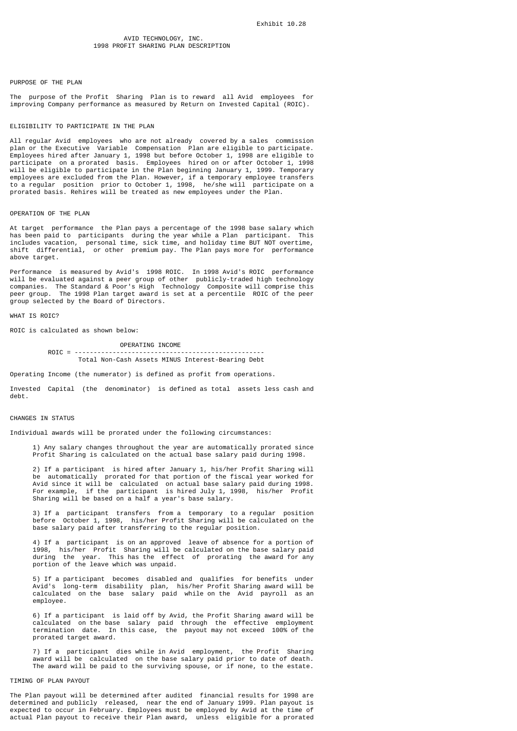Exhibit 10.28

# AVID TECHNOLOGY, INC.
## 1998 PROFIT SHARING PLAN DESCRIPTION

### PURPOSE OF THE PLAN

The purpose of the Profit Sharing Plan is to reward all Avid employees for improving Company performance as measured by Return on Invested Capital (ROIC).

### ELIGIBILITY TO PARTICIPATE IN THE PLAN

All regular Avid employees who are not already covered by a sales commission plan or the Executive Variable Compensation Plan are eligible to participate. Employees hired after January 1, 1998 but before October 1, 1998 are eligible to participate on a prorated basis. Employees hired on or after October 1, 1998 will be eligible to participate in the Plan beginning January 1, 1999. Temporary employees are excluded from the Plan. However, if a temporary employee transfers to a regular position prior to October 1, 1998, he/she will participate on a prorated basis. Rehires will be treated as new employees under the Plan.

### OPERATION OF THE PLAN

At target performance the Plan pays a percentage of the 1998 base salary which has been paid to participants during the year while a Plan participant. This includes vacation, personal time, sick time, and holiday time BUT NOT overtime, shift differential, or other premium pay. The Plan pays more for performance above target.

Performance is measured by Avid's 1998 ROIC. In 1998 Avid's ROIC performance will be evaluated against a peer group of other publicly-traded high technology companies. The Standard & Poor's High Technology Composite will comprise this peer group. The 1998 Plan target award is set at a percentile ROIC of the peer group selected by the Board of Directors.

### WHAT IS ROIC?

ROIC is calculated as shown below:

$$\text{ROIC} = \frac{\text{OPERATING INCOME}}{\text{Total Non-Cash Assets MINUS Interest-Bearing Debt}}$$

Operating Income (the numerator) is defined as profit from operations.

Invested Capital (the denominator) is defined as total assets less cash and debt.

### CHANGES IN STATUS

Individual awards will be prorated under the following circumstances:

1) Any salary changes throughout the year are automatically prorated since Profit Sharing is calculated on the actual base salary paid during 1998.

2) If a participant is hired after January 1, his/her Profit Sharing will be automatically prorated for that portion of the fiscal year worked for Avid since it will be calculated on actual base salary paid during 1998. For example, if the participant is hired July 1, 1998, his/her Profit Sharing will be based on a half a year's base salary.

3) If a participant transfers from a temporary to a regular position before October 1, 1998, his/her Profit Sharing will be calculated on the base salary paid after transferring to the regular position.

4) If a participant is on an approved leave of absence for a portion of 1998, his/her Profit Sharing will be calculated on the base salary paid during the year. This has the effect of prorating the award for any portion of the leave which was unpaid.

5) If a participant becomes disabled and qualifies for benefits under Avid's long-term disability plan, his/her Profit Sharing award will be calculated on the base salary paid while on the Avid payroll as an employee.

6) If a participant is laid off by Avid, the Profit Sharing award will be calculated on the base salary paid through the effective employment termination date. In this case, the payout may not exceed 100% of the prorated target award.

7) If a participant dies while in Avid employment, the Profit Sharing award will be calculated on the base salary paid prior to date of death. The award will be paid to the surviving spouse, or if none, to the estate.

### TIMING OF PLAN PAYOUT

The Plan payout will be determined after audited financial results for 1998 are determined and publicly released, near the end of January 1999. Plan payout is expected to occur in February. Employees must be employed by Avid at the time of actual Plan payout to receive their Plan award, unless eligible for a prorated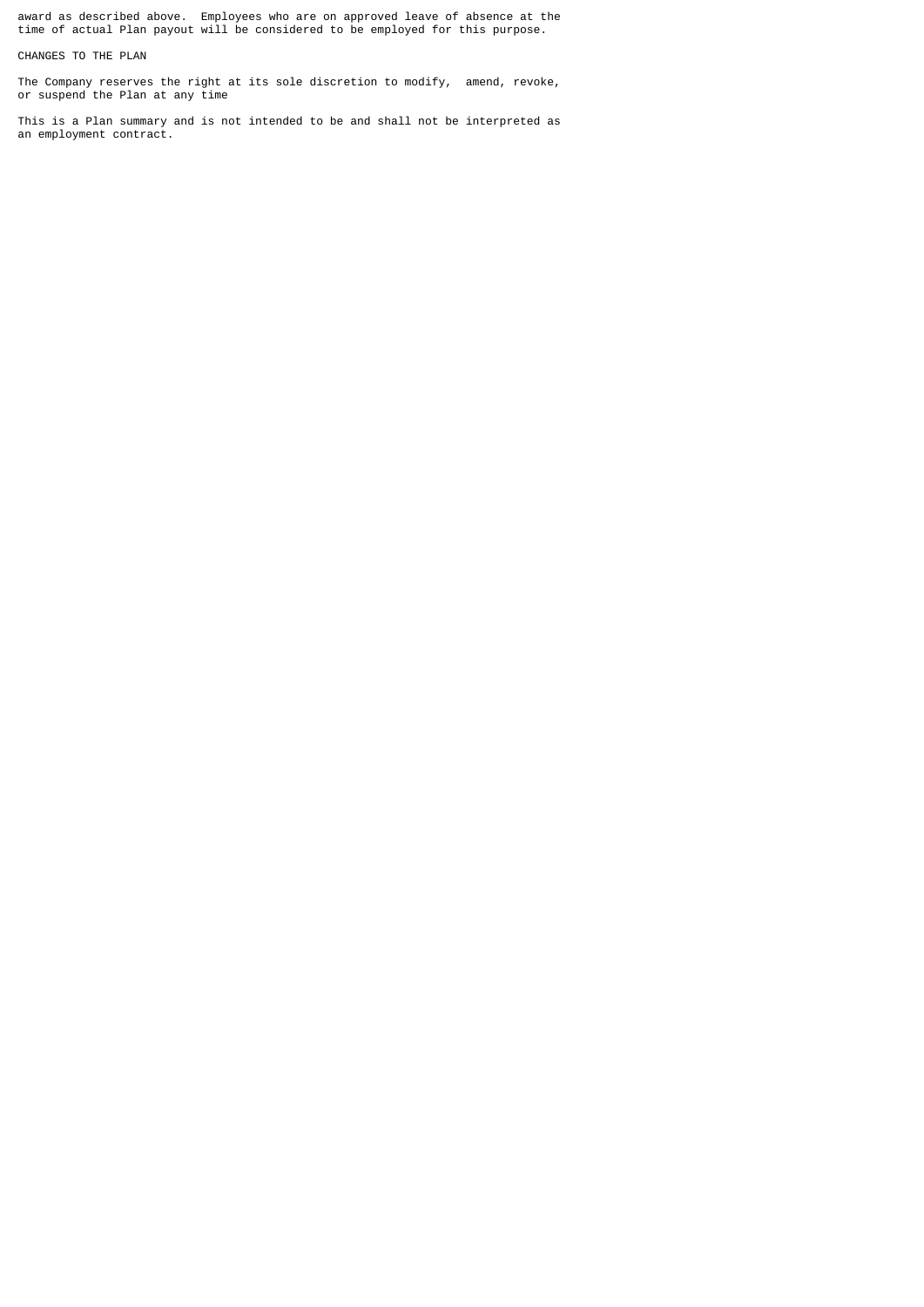award as described above. Employees who are on approved leave of absence at the time of actual Plan payout will be considered to be employed for this purpose.

## CHANGES TO THE PLAN

The Company reserves the right at its sole discretion to modify, amend, revoke, or suspend the Plan at any time

This is a Plan summary and is not intended to be and shall not be interpreted as an employment contract.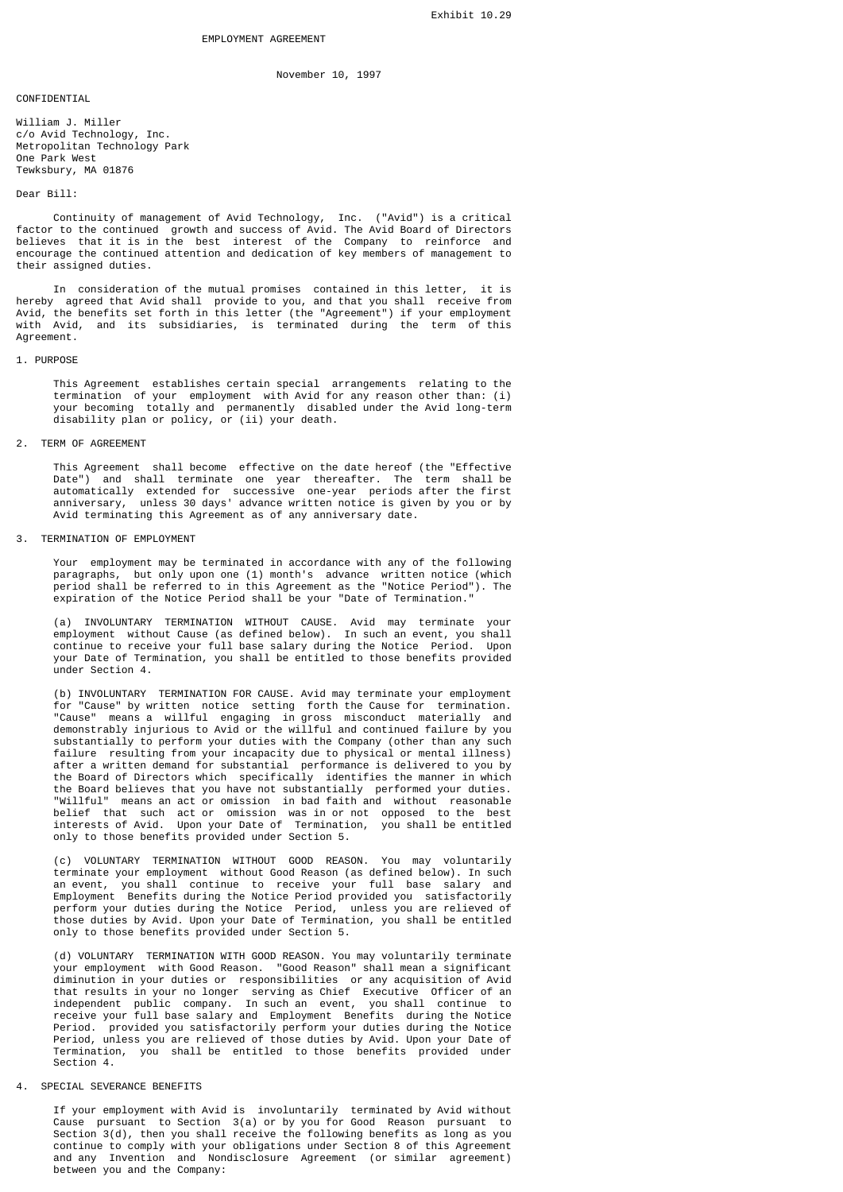Exhibit 10.29

# EMPLOYMENT AGREEMENT

November 10, 1997

CONFIDENTIAL

William J. Miller
c/o Avid Technology, Inc.
Metropolitan Technology Park
One Park West
Tewksbury, MA 01876

Dear Bill:

Continuity of management of Avid Technology, Inc. ("Avid") is a critical factor to the continued growth and success of Avid. The Avid Board of Directors believes that it is in the best interest of the Company to reinforce and encourage the continued attention and dedication of key members of management to their assigned duties.

In consideration of the mutual promises contained in this letter, it is hereby agreed that Avid shall provide to you, and that you shall receive from Avid, the benefits set forth in this letter (the "Agreement") if your employment with Avid, and its subsidiaries, is terminated during the term of this Agreement.

## 1. PURPOSE

This Agreement establishes certain special arrangements relating to the termination of your employment with Avid for any reason other than: (i) your becoming totally and permanently disabled under the Avid long-term disability plan or policy, or (ii) your death.

## 2. TERM OF AGREEMENT

This Agreement shall become effective on the date hereof (the "Effective Date") and shall terminate one year thereafter. The term shall be automatically extended for successive one-year periods after the first anniversary, unless 30 days' advance written notice is given by you or by Avid terminating this Agreement as of any anniversary date.

## 3. TERMINATION OF EMPLOYMENT

Your employment may be terminated in accordance with any of the following paragraphs, but only upon one (1) month's advance written notice (which period shall be referred to in this Agreement as the "Notice Period"). The expiration of the Notice Period shall be your "Date of Termination."

(a) INVOLUNTARY TERMINATION WITHOUT CAUSE. Avid may terminate your employment without Cause (as defined below). In such an event, you shall continue to receive your full base salary during the Notice Period. Upon your Date of Termination, you shall be entitled to those benefits provided under Section 4.

(b) INVOLUNTARY TERMINATION FOR CAUSE. Avid may terminate your employment for "Cause" by written notice setting forth the Cause for termination. "Cause" means a willful engaging in gross misconduct materially and demonstrably injurious to Avid or the willful and continued failure by you substantially to perform your duties with the Company (other than any such failure resulting from your incapacity due to physical or mental illness) after a written demand for substantial performance is delivered to you by the Board of Directors which specifically identifies the manner in which the Board believes that you have not substantially performed your duties. "Willful" means an act or omission in bad faith and without reasonable belief that such act or omission was in or not opposed to the best interests of Avid. Upon your Date of Termination, you shall be entitled only to those benefits provided under Section 5.

(c) VOLUNTARY TERMINATION WITHOUT GOOD REASON. You may voluntarily terminate your employment without Good Reason (as defined below). In such an event, you shall continue to receive your full base salary and Employment Benefits during the Notice Period provided you satisfactorily perform your duties during the Notice Period, unless you are relieved of those duties by Avid. Upon your Date of Termination, you shall be entitled only to those benefits provided under Section 5.

(d) VOLUNTARY TERMINATION WITH GOOD REASON. You may voluntarily terminate your employment with Good Reason. "Good Reason" shall mean a significant diminution in your duties or responsibilities or any acquisition of Avid that results in your no longer serving as Chief Executive Officer of an independent public company. In such an event, you shall continue to receive your full base salary and Employment Benefits during the Notice Period. provided you satisfactorily perform your duties during the Notice Period, unless you are relieved of those duties by Avid. Upon your Date of Termination, you shall be entitled to those benefits provided under Section 4.

## 4. SPECIAL SEVERANCE BENEFITS

If your employment with Avid is involuntarily terminated by Avid without Cause pursuant to Section 3(a) or by you for Good Reason pursuant to Section 3(d), then you shall receive the following benefits as long as you continue to comply with your obligations under Section 8 of this Agreement and any Invention and Nondisclosure Agreement (or similar agreement) between you and the Company: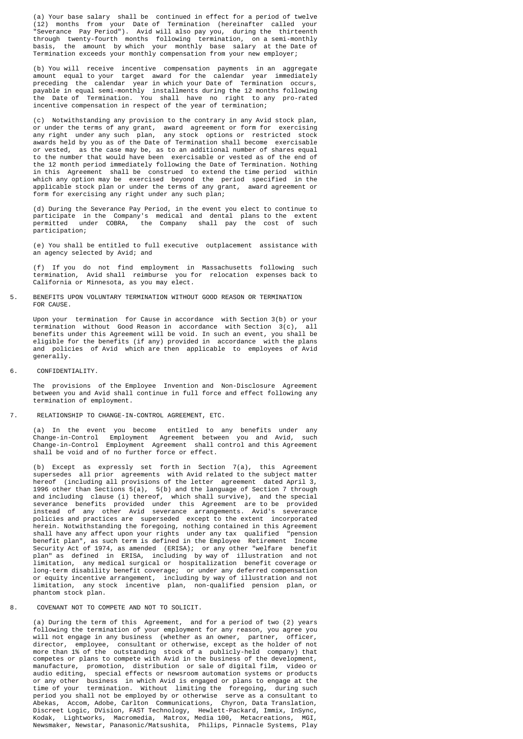(a) Your base salary shall be continued in effect for a period of twelve (12) months from your Date of Termination (hereinafter called your "Severance Pay Period"). Avid will also pay you, during the thirteenth through twenty-fourth months following termination, on a semi-monthly basis, the amount by which your monthly base salary at the Date of Termination exceeds your monthly compensation from your new employer;

(b) You will receive incentive compensation payments in an aggregate amount equal to your target award for the calendar year immediately preceding the calendar year in which your Date of Termination occurs, payable in equal semi-monthly installments during the 12 months following the Date of Termination. You shall have no right to any pro-rated incentive compensation in respect of the year of termination;

(c) Notwithstanding any provision to the contrary in any Avid stock plan, or under the terms of any grant, award agreement or form for exercising any right under any such plan, any stock options or restricted stock awards held by you as of the Date of Termination shall become exercisable or vested, as the case may be, as to an additional number of shares equal to the number that would have been exercisable or vested as of the end of the 12 month period immediately following the Date of Termination. Nothing in this Agreement shall be construed to extend the time period within which any option may be exercised beyond the period specified in the applicable stock plan or under the terms of any grant, award agreement or form for exercising any right under any such plan;

(d) During the Severance Pay Period, in the event you elect to continue to participate in the Company's medical and dental plans to the extent permitted under COBRA, the Company shall pay the cost of such participation;

(e) You shall be entitled to full executive outplacement assistance with an agency selected by Avid; and

(f) If you do not find employment in Massachusetts following such termination, Avid shall reimburse you for relocation expenses back to California or Minnesota, as you may elect.

5. BENEFITS UPON VOLUNTARY TERMINATION WITHOUT GOOD REASON OR TERMINATION FOR CAUSE.

Upon your termination for Cause in accordance with Section 3(b) or your termination without Good Reason in accordance with Section 3(c), all benefits under this Agreement will be void. In such an event, you shall be eligible for the benefits (if any) provided in accordance with the plans and policies of Avid which are then applicable to employees of Avid generally.

6. CONFIDENTIALITY.

The provisions of the Employee Invention and Non-Disclosure Agreement between you and Avid shall continue in full force and effect following any termination of employment.

7. RELATIONSHIP TO CHANGE-IN-CONTROL AGREEMENT, ETC.

(a) In the event you become entitled to any benefits under any Change-in-Control Employment Agreement between you and Avid, such Change-in-Control Employment Agreement shall control and this Agreement shall be void and of no further force or effect.

(b) Except as expressly set forth in Section 7(a), this Agreement supersedes all prior agreements with Avid related to the subject matter hereof (including all provisions of the letter agreement dated April 3, 1996 other than Sections 5(a), 5(b) and the language of Section 7 through and including clause (i) thereof, which shall survive), and the special severance benefits provided under this Agreement are to be provided instead of any other Avid severance arrangements. Avid's severance policies and practices are superseded except to the extent incorporated herein. Notwithstanding the foregoing, nothing contained in this Agreement shall have any affect upon your rights under any tax qualified "pension benefit plan", as such term is defined in the Employee Retirement Income Security Act of 1974, as amended (ERISA); or any other "welfare benefit plan" as defined in ERISA, including by way of illustration and not limitation, any medical surgical or hospitalization benefit coverage or long-term disability benefit coverage; or under any deferred compensation or equity incentive arrangement, including by way of illustration and not limitation, any stock incentive plan, non-qualified pension plan, or phantom stock plan.

8. COVENANT NOT TO COMPETE AND NOT TO SOLICIT.

(a) During the term of this Agreement, and for a period of two (2) years following the termination of your employment for any reason, you agree you will not engage in any business (whether as an owner, partner, officer, director, employee, consultant or otherwise, except as the holder of not more than 1% of the outstanding stock of a publicly-held company) that competes or plans to compete with Avid in the business of the development, manufacture, promotion, distribution or sale of digital film, video or audio editing, special effects or newsroom automation systems or products or any other business in which Avid is engaged or plans to engage at the time of your termination. Without limiting the foregoing, during such period you shall not be employed by or otherwise serve as a consultant to Abekas, Accom, Adobe, Carlton Communications, Chyron, Data Translation, Discreet Logic, DVision, FAST Technology, Hewlett-Packard, Immix, InSync, Kodak, Lightworks, Macromedia, Matrox, Media 100, Metacreations, MGI, Newsmaker, Newstar, Panasonic/Matsushita, Philips, Pinnacle Systems, Play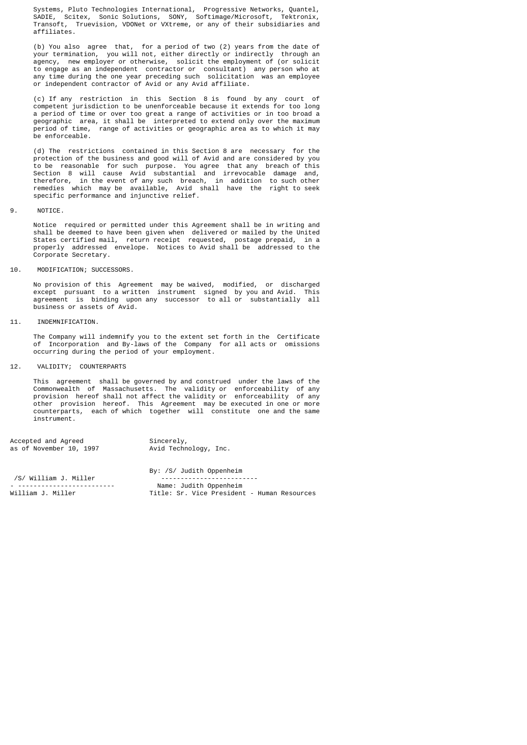Systems, Pluto Technologies International, Progressive Networks, Quantel, SADIE, Scitex, Sonic Solutions, SONY, Softimage/Microsoft, Tektronix, Transoft, Truevision, VDONet or VXtreme, or any of their subsidiaries and affiliates.

(b) You also agree that, for a period of two (2) years from the date of your termination, you will not, either directly or indirectly through an agency, new employer or otherwise, solicit the employment of (or solicit to engage as an independent contractor or consultant) any person who at any time during the one year preceding such solicitation was an employee or independent contractor of Avid or any Avid affiliate.

(c) If any restriction in this Section 8 is found by any court of competent jurisdiction to be unenforceable because it extends for too long a period of time or over too great a range of activities or in too broad a geographic area, it shall be interpreted to extend only over the maximum period of time, range of activities or geographic area as to which it may be enforceable.

(d) The restrictions contained in this Section 8 are necessary for the protection of the business and good will of Avid and are considered by you to be reasonable for such purpose. You agree that any breach of this Section 8 will cause Avid substantial and irrevocable damage and, therefore, in the event of any such breach, in addition to such other remedies which may be available, Avid shall have the right to seek specific performance and injunctive relief.

9. NOTICE.

Notice required or permitted under this Agreement shall be in writing and shall be deemed to have been given when delivered or mailed by the United States certified mail, return receipt requested, postage prepaid, in a properly addressed envelope. Notices to Avid shall be addressed to the Corporate Secretary.

10. MODIFICATION; SUCCESSORS.

No provision of this Agreement may be waived, modified, or discharged except pursuant to a written instrument signed by you and Avid. This agreement is binding upon any successor to all or substantially all business or assets of Avid.

11. INDEMNIFICATION.

The Company will indemnify you to the extent set forth in the Certificate of Incorporation and By-laws of the Company for all acts or omissions occurring during the period of your employment.

12. VALIDITY; COUNTERPARTS

This agreement shall be governed by and construed under the laws of the Commonwealth of Massachusetts. The validity or enforceability of any provision hereof shall not affect the validity or enforceability of any other provision hereof. This Agreement may be executed in one or more counterparts, each of which together will constitute one and the same instrument.

Accepted and Agreed
as of November 10, 1997

/S/ William J. Miller

---

William J. Miller

Sincerely,
Avid Technology, Inc.

By: /S/ Judith Oppenheim

---

Name: Judith Oppenheim
Title: Sr. Vice President - Human Resources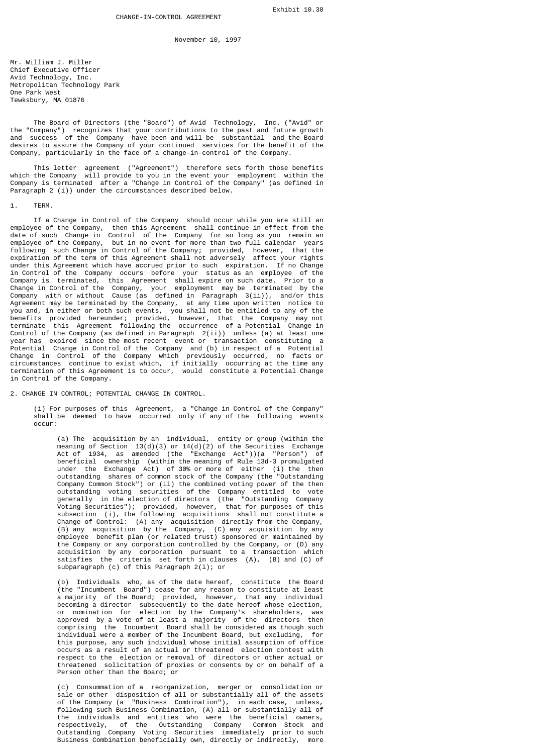Exhibit 10.30

CHANGE-IN-CONTROL AGREEMENT

November 10, 1997

Mr. William J. Miller
Chief Executive Officer
Avid Technology, Inc.
Metropolitan Technology Park
One Park West
Tewksbury, MA 01876

The Board of Directors (the "Board") of Avid Technology, Inc. ("Avid" or the "Company") recognizes that your contributions to the past and future growth and success of the Company have been and will be substantial and the Board desires to assure the Company of your continued services for the benefit of the Company, particularly in the face of a change-in-control of the Company.

This letter agreement ("Agreement") therefore sets forth those benefits which the Company will provide to you in the event your employment within the Company is terminated after a "Change in Control of the Company" (as defined in Paragraph 2 (i)) under the circumstances described below.

1. TERM.

If a Change in Control of the Company should occur while you are still an employee of the Company, then this Agreement shall continue in effect from the date of such Change in Control of the Company for so long as you remain an employee of the Company, but in no event for more than two full calendar years following such Change in Control of the Company; provided, however, that the expiration of the term of this Agreement shall not adversely affect your rights under this Agreement which have accrued prior to such expiration. If no Change in Control of the Company occurs before your status as an employee of the Company is terminated, this Agreement shall expire on such date. Prior to a Change in Control of the Company, your employment may be terminated by the Company with or without Cause (as defined in Paragraph 3(ii)), and/or this Agreement may be terminated by the Company, at any time upon written notice to you and, in either or both such events, you shall not be entitled to any of the benefits provided hereunder; provided, however, that the Company may not terminate this Agreement following the occurrence of a Potential Change in Control of the Company (as defined in Paragraph 2(ii)) unless (a) at least one year has expired since the most recent event or transaction constituting a Potential Change in Control of the Company and (b) in respect of a Potential Change in Control of the Company which previously occurred, no facts or circumstances continue to exist which, if initially occurring at the time any termination of this Agreement is to occur, would constitute a Potential Change in Control of the Company.

2. CHANGE IN CONTROL; POTENTIAL CHANGE IN CONTROL.

(i) For purposes of this Agreement, a "Change in Control of the Company" shall be deemed to have occurred only if any of the following events occur:

(a) The acquisition by an individual, entity or group (within the meaning of Section 13(d)(3) or 14(d)(2) of the Securities Exchange Act of 1934, as amended (the "Exchange Act"))(a "Person") of beneficial ownership (within the meaning of Rule 13d-3 promulgated under the Exchange Act) of 30% or more of either (i) the then outstanding shares of common stock of the Company (the "Outstanding Company Common Stock") or (ii) the combined voting power of the then outstanding voting securities of the Company entitled to vote generally in the election of directors (the "Outstanding Company Voting Securities"); provided, however, that for purposes of this subsection (i), the following acquisitions shall not constitute a Change of Control: (A) any acquisition directly from the Company, (B) any acquisition by the Company, (C) any acquisition by any employee benefit plan (or related trust) sponsored or maintained by the Company or any corporation controlled by the Company, or (D) any acquisition by any corporation pursuant to a transaction which satisfies the criteria set forth in clauses (A), (B) and (C) of subparagraph (c) of this Paragraph 2(i); or

(b) Individuals who, as of the date hereof, constitute the Board (the "Incumbent Board") cease for any reason to constitute at least a majority of the Board; provided, however, that any individual becoming a director subsequently to the date hereof whose election, or nomination for election by the Company's shareholders, was approved by a vote of at least a majority of the directors then comprising the Incumbent Board shall be considered as though such individual were a member of the Incumbent Board, but excluding, for this purpose, any such individual whose initial assumption of office occurs as a result of an actual or threatened election contest with respect to the election or removal of directors or other actual or threatened solicitation of proxies or consents by or on behalf of a Person other than the Board; or

(c) Consummation of a reorganization, merger or consolidation or sale or other disposition of all or substantially all of the assets of the Company (a "Business Combination"), in each case, unless, following such Business Combination, (A) all or substantially all of the individuals and entities who were the beneficial owners, respectively, of the Outstanding Company Common Stock and Outstanding Company Voting Securities immediately prior to such Business Combination beneficially own, directly or indirectly, more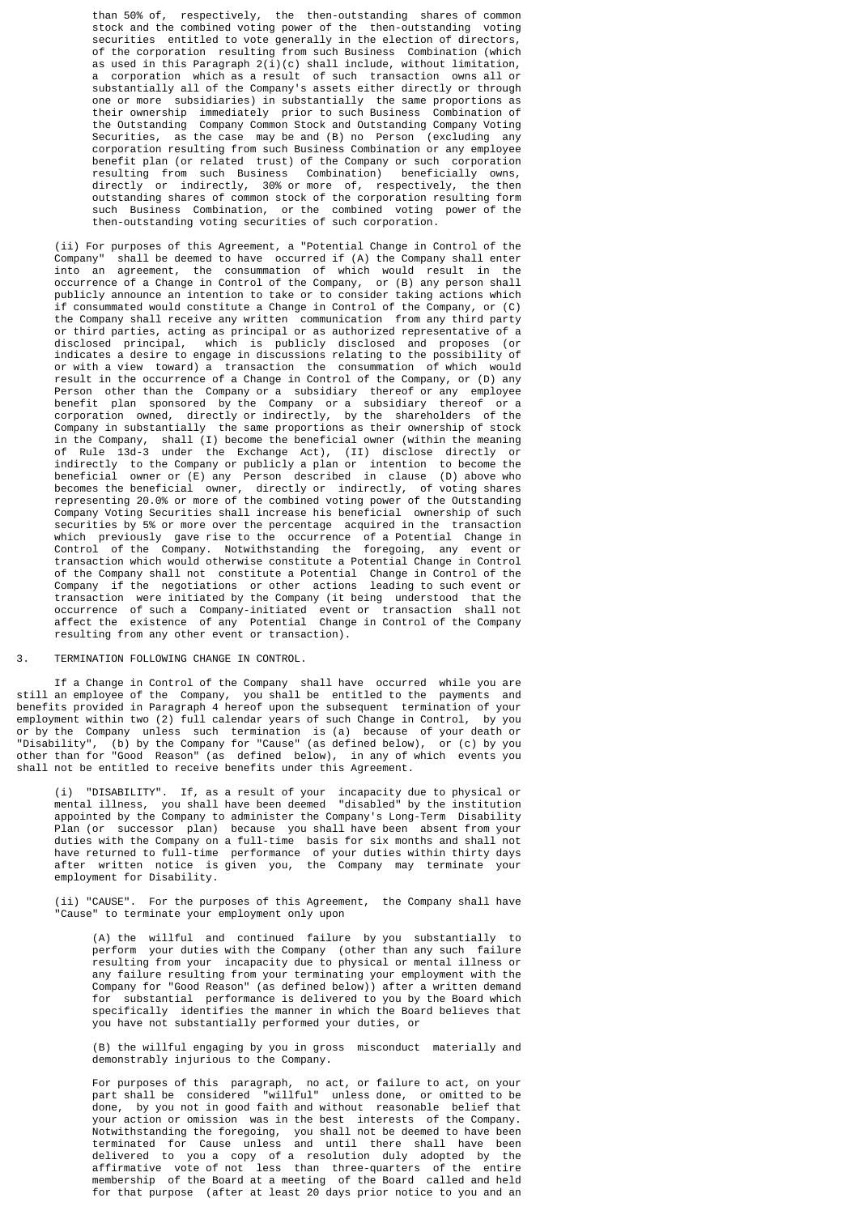than 50% of, respectively, the then-outstanding shares of common stock and the combined voting power of the then-outstanding voting securities entitled to vote generally in the election of directors, of the corporation resulting from such Business Combination (which as used in this Paragraph 2(i)(c) shall include, without limitation, a corporation which as a result of such transaction owns all or substantially all of the Company's assets either directly or through one or more subsidiaries) in substantially the same proportions as their ownership immediately prior to such Business Combination of the Outstanding Company Common Stock and Outstanding Company Voting Securities, as the case may be and (B) no Person (excluding any corporation resulting from such Business Combination or any employee benefit plan (or related trust) of the Company or such corporation resulting from such Business Combination) beneficially owns, directly or indirectly, 30% or more of, respectively, the then outstanding shares of common stock of the corporation resulting form such Business Combination, or the combined voting power of the then-outstanding voting securities of such corporation.

(ii) For purposes of this Agreement, a "Potential Change in Control of the Company" shall be deemed to have occurred if (A) the Company shall enter into an agreement, the consummation of which would result in the occurrence of a Change in Control of the Company, or (B) any person shall publicly announce an intention to take or to consider taking actions which if consummated would constitute a Change in Control of the Company, or (C) the Company shall receive any written communication from any third party or third parties, acting as principal or as authorized representative of a disclosed principal, which is publicly disclosed and proposes (or indicates a desire to engage in discussions relating to the possibility of or with a view toward) a transaction the consummation of which would result in the occurrence of a Change in Control of the Company, or (D) any Person other than the Company or a subsidiary thereof or any employee benefit plan sponsored by the Company or a subsidiary thereof or a corporation owned, directly or indirectly, by the shareholders of the Company in substantially the same proportions as their ownership of stock in the Company, shall (I) become the beneficial owner (within the meaning of Rule 13d-3 under the Exchange Act), (II) disclose directly or indirectly to the Company or publicly a plan or intention to become the beneficial owner or (E) any Person described in clause (D) above who becomes the beneficial owner, directly or indirectly, of voting shares representing 20.0% or more of the combined voting power of the Outstanding Company Voting Securities shall increase his beneficial ownership of such securities by 5% or more over the percentage acquired in the transaction which previously gave rise to the occurrence of a Potential Change in Control of the Company. Notwithstanding the foregoing, any event or transaction which would otherwise constitute a Potential Change in Control of the Company shall not constitute a Potential Change in Control of the Company if the negotiations or other actions leading to such event or transaction were initiated by the Company (it being understood that the occurrence of such a Company-initiated event or transaction shall not affect the existence of any Potential Change in Control of the Company resulting from any other event or transaction).

3. TERMINATION FOLLOWING CHANGE IN CONTROL.

If a Change in Control of the Company shall have occurred while you are still an employee of the Company, you shall be entitled to the payments and benefits provided in Paragraph 4 hereof upon the subsequent termination of your employment within two (2) full calendar years of such Change in Control, by you or by the Company unless such termination is (a) because of your death or "Disability", (b) by the Company for "Cause" (as defined below), or (c) by you other than for "Good Reason" (as defined below), in any of which events you shall not be entitled to receive benefits under this Agreement.

(i) "DISABILITY". If, as a result of your incapacity due to physical or mental illness, you shall have been deemed "disabled" by the institution appointed by the Company to administer the Company's Long-Term Disability Plan (or successor plan) because you shall have been absent from your duties with the Company on a full-time basis for six months and shall not have returned to full-time performance of your duties within thirty days after written notice is given you, the Company may terminate your employment for Disability.

(ii) "CAUSE". For the purposes of this Agreement, the Company shall have "Cause" to terminate your employment only upon

(A) the willful and continued failure by you substantially to perform your duties with the Company (other than any such failure resulting from your incapacity due to physical or mental illness or any failure resulting from your terminating your employment with the Company for "Good Reason" (as defined below)) after a written demand for substantial performance is delivered to you by the Board which specifically identifies the manner in which the Board believes that you have not substantially performed your duties, or

(B) the willful engaging by you in gross misconduct materially and demonstrably injurious to the Company.

For purposes of this paragraph, no act, or failure to act, on your part shall be considered "willful" unless done, or omitted to be done, by you not in good faith and without reasonable belief that your action or omission was in the best interests of the Company. Notwithstanding the foregoing, you shall not be deemed to have been terminated for Cause unless and until there shall have been delivered to you a copy of a resolution duly adopted by the affirmative vote of not less than three-quarters of the entire membership of the Board at a meeting of the Board called and held for that purpose (after at least 20 days prior notice to you and an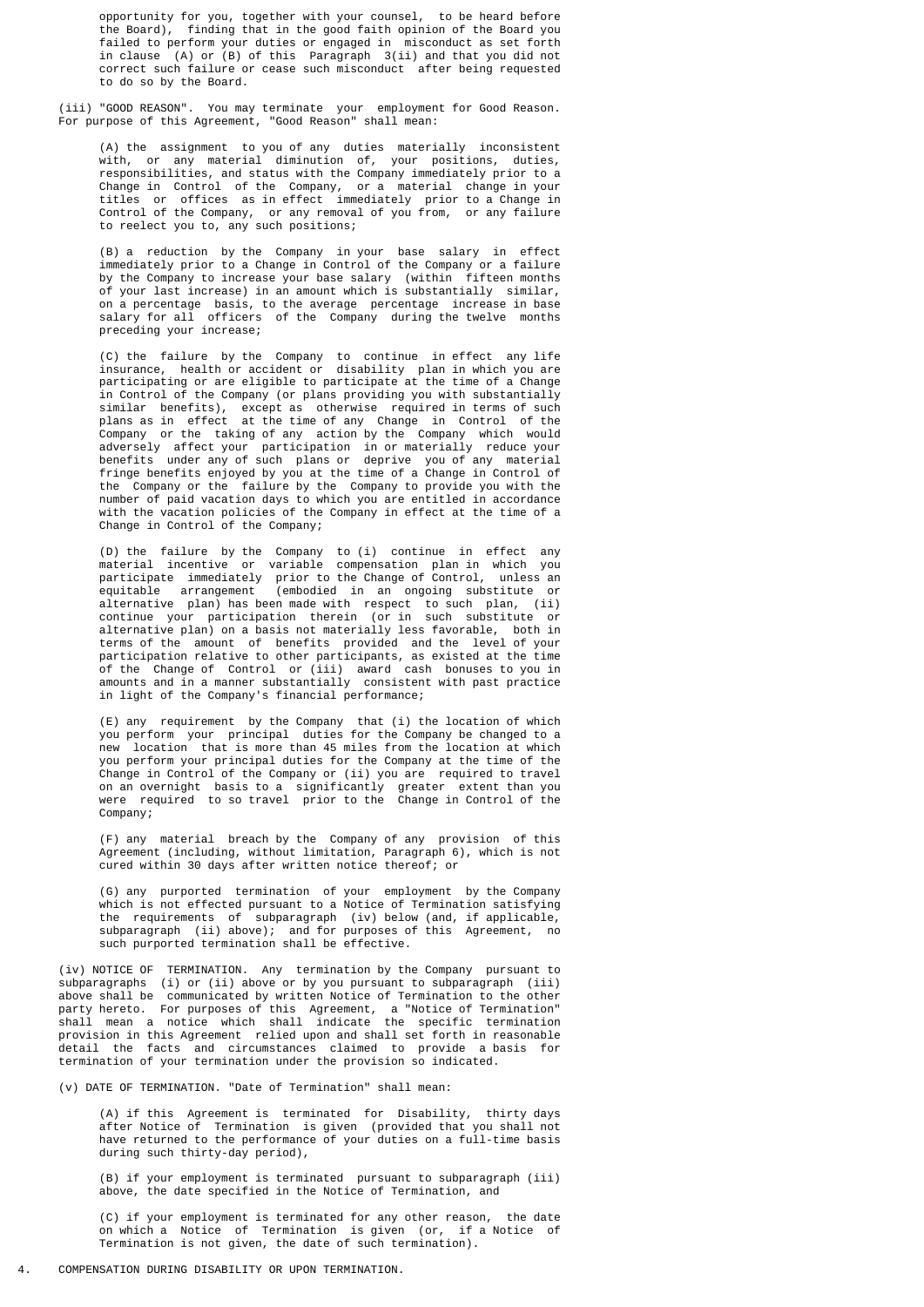opportunity for you, together with your counsel, to be heard before the Board), finding that in the good faith opinion of the Board you failed to perform your duties or engaged in misconduct as set forth in clause (A) or (B) of this Paragraph 3(ii) and that you did not correct such failure or cease such misconduct after being requested to do so by the Board.

(iii) "GOOD REASON". You may terminate your employment for Good Reason. For purpose of this Agreement, "Good Reason" shall mean:

(A) the assignment to you of any duties materially inconsistent with, or any material diminution of, your positions, duties, responsibilities, and status with the Company immediately prior to a Change in Control of the Company, or a material change in your titles or offices as in effect immediately prior to a Change in Control of the Company, or any removal of you from, or any failure to reelect you to, any such positions;

(B) a reduction by the Company in your base salary in effect immediately prior to a Change in Control of the Company or a failure by the Company to increase your base salary (within fifteen months of your last increase) in an amount which is substantially similar, on a percentage basis, to the average percentage increase in base salary for all officers of the Company during the twelve months preceding your increase;

(C) the failure by the Company to continue in effect any life insurance, health or accident or disability plan in which you are participating or are eligible to participate at the time of a Change in Control of the Company (or plans providing you with substantially similar benefits), except as otherwise required in terms of such plans as in effect at the time of any Change in Control of the Company or the taking of any action by the Company which would adversely affect your participation in or materially reduce your benefits under any of such plans or deprive you of any material fringe benefits enjoyed by you at the time of a Change in Control of the Company or the failure by the Company to provide you with the number of paid vacation days to which you are entitled in accordance with the vacation policies of the Company in effect at the time of a Change in Control of the Company;

(D) the failure by the Company to (i) continue in effect any material incentive or variable compensation plan in which you participate immediately prior to the Change of Control, unless an equitable arrangement (embodied in an ongoing substitute or alternative plan) has been made with respect to such plan, (ii) continue your participation therein (or in such substitute or alternative plan) on a basis not materially less favorable, both in terms of the amount of benefits provided and the level of your participation relative to other participants, as existed at the time of the Change of Control or (iii) award cash bonuses to you in amounts and in a manner substantially consistent with past practice in light of the Company's financial performance;

(E) any requirement by the Company that (i) the location of which you perform your principal duties for the Company be changed to a new location that is more than 45 miles from the location at which you perform your principal duties for the Company at the time of the Change in Control of the Company or (ii) you are required to travel on an overnight basis to a significantly greater extent than you were required to so travel prior to the Change in Control of the Company;

(F) any material breach by the Company of any provision of this Agreement (including, without limitation, Paragraph 6), which is not cured within 30 days after written notice thereof; or

(G) any purported termination of your employment by the Company which is not effected pursuant to a Notice of Termination satisfying the requirements of subparagraph (iv) below (and, if applicable, subparagraph (ii) above); and for purposes of this Agreement, no such purported termination shall be effective.

(iv) NOTICE OF TERMINATION. Any termination by the Company pursuant to subparagraphs (i) or (ii) above or by you pursuant to subparagraph (iii) above shall be communicated by written Notice of Termination to the other party hereto. For purposes of this Agreement, a "Notice of Termination" shall mean a notice which shall indicate the specific termination provision in this Agreement relied upon and shall set forth in reasonable detail the facts and circumstances claimed to provide a basis for termination of your termination under the provision so indicated.

(v) DATE OF TERMINATION. "Date of Termination" shall mean:

(A) if this Agreement is terminated for Disability, thirty days after Notice of Termination is given (provided that you shall not have returned to the performance of your duties on a full-time basis during such thirty-day period),

(B) if your employment is terminated pursuant to subparagraph (iii) above, the date specified in the Notice of Termination, and

(C) if your employment is terminated for any other reason, the date on which a Notice of Termination is given (or, if a Notice of Termination is not given, the date of such termination).

4. COMPENSATION DURING DISABILITY OR UPON TERMINATION.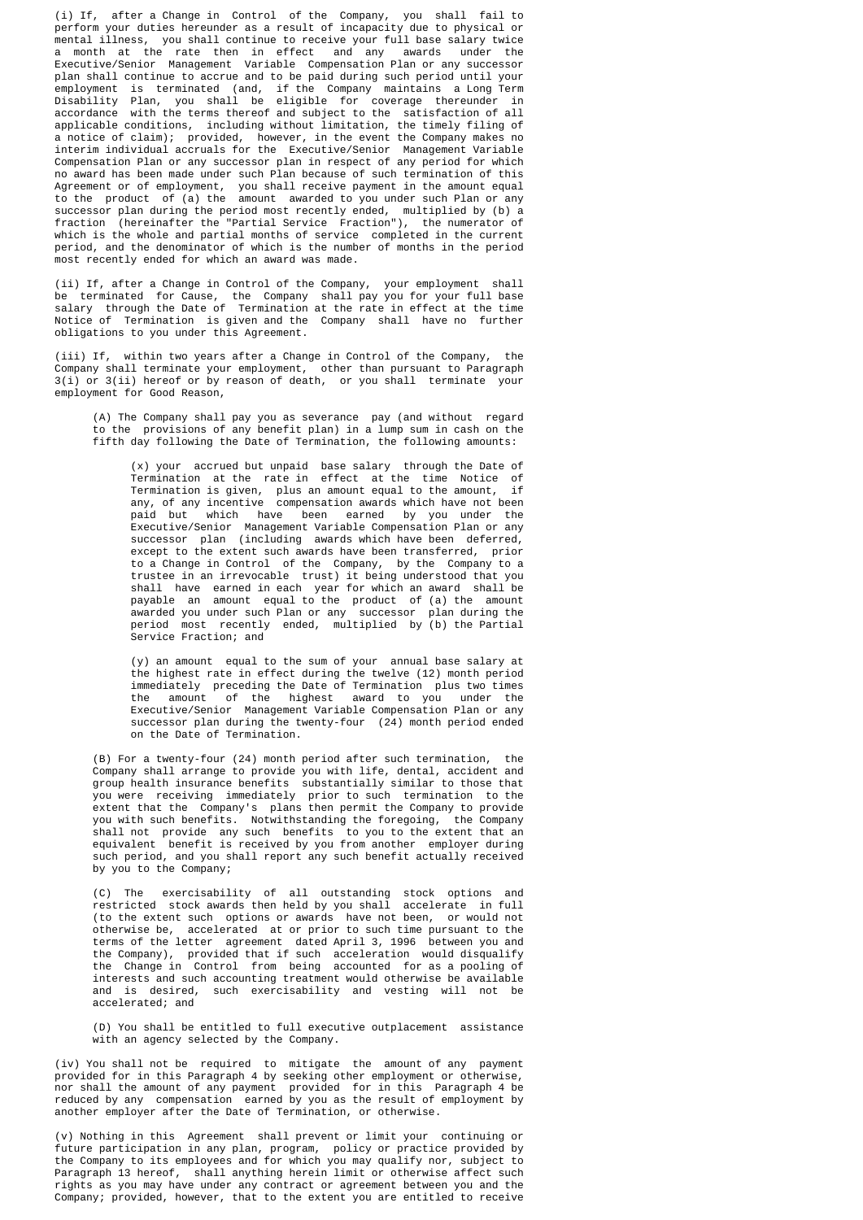(i) If, after a Change in Control of the Company, you shall fail to perform your duties hereunder as a result of incapacity due to physical or mental illness, you shall continue to receive your full base salary twice a month at the rate then in effect and any awards under the Executive/Senior Management Variable Compensation Plan or any successor plan shall continue to accrue and to be paid during such period until your employment is terminated (and, if the Company maintains a Long Term Disability Plan, you shall be eligible for coverage thereunder in accordance with the terms thereof and subject to the satisfaction of all applicable conditions, including without limitation, the timely filing of a notice of claim); provided, however, in the event the Company makes no interim individual accruals for the Executive/Senior Management Variable Compensation Plan or any successor plan in respect of any period for which no award has been made under such Plan because of such termination of this Agreement or of employment, you shall receive payment in the amount equal to the product of (a) the amount awarded to you under such Plan or any successor plan during the period most recently ended, multiplied by (b) a fraction (hereinafter the "Partial Service Fraction"), the numerator of which is the whole and partial months of service completed in the current period, and the denominator of which is the number of months in the period most recently ended for which an award was made.

(ii) If, after a Change in Control of the Company, your employment shall be terminated for Cause, the Company shall pay you for your full base salary through the Date of Termination at the rate in effect at the time Notice of Termination is given and the Company shall have no further obligations to you under this Agreement.

(iii) If, within two years after a Change in Control of the Company, the Company shall terminate your employment, other than pursuant to Paragraph 3(i) or 3(ii) hereof or by reason of death, or you shall terminate your employment for Good Reason,

(A) The Company shall pay you as severance pay (and without regard to the provisions of any benefit plan) in a lump sum in cash on the fifth day following the Date of Termination, the following amounts:

(x) your accrued but unpaid base salary through the Date of Termination at the rate in effect at the time Notice of Termination is given, plus an amount equal to the amount, if any, of any incentive compensation awards which have not been paid but which have been earned by you under the Executive/Senior Management Variable Compensation Plan or any successor plan (including awards which have been deferred, except to the extent such awards have been transferred, prior to a Change in Control of the Company, by the Company to a trustee in an irrevocable trust) it being understood that you shall have earned in each year for which an award shall be payable an amount equal to the product of (a) the amount awarded you under such Plan or any successor plan during the period most recently ended, multiplied by (b) the Partial Service Fraction; and

(y) an amount equal to the sum of your annual base salary at the highest rate in effect during the twelve (12) month period immediately preceding the Date of Termination plus two times the amount of the highest award to you under the Executive/Senior Management Variable Compensation Plan or any successor plan during the twenty-four (24) month period ended on the Date of Termination.

(B) For a twenty-four (24) month period after such termination, the Company shall arrange to provide you with life, dental, accident and group health insurance benefits substantially similar to those that you were receiving immediately prior to such termination to the extent that the Company's plans then permit the Company to provide you with such benefits. Notwithstanding the foregoing, the Company shall not provide any such benefits to you to the extent that an equivalent benefit is received by you from another employer during such period, and you shall report any such benefit actually received by you to the Company;

(C) The exercisability of all outstanding stock options and restricted stock awards then held by you shall accelerate in full (to the extent such options or awards have not been, or would not otherwise be, accelerated at or prior to such time pursuant to the terms of the letter agreement dated April 3, 1996 between you and the Company), provided that if such acceleration would disqualify the Change in Control from being accounted for as a pooling of interests and such accounting treatment would otherwise be available and is desired, such exercisability and vesting will not be accelerated; and

(D) You shall be entitled to full executive outplacement assistance with an agency selected by the Company.

(iv) You shall not be required to mitigate the amount of any payment provided for in this Paragraph 4 by seeking other employment or otherwise, nor shall the amount of any payment provided for in this Paragraph 4 be reduced by any compensation earned by you as the result of employment by another employer after the Date of Termination, or otherwise.

(v) Nothing in this Agreement shall prevent or limit your continuing or future participation in any plan, program, policy or practice provided by the Company to its employees and for which you may qualify nor, subject to Paragraph 13 hereof, shall anything herein limit or otherwise affect such rights as you may have under any contract or agreement between you and the Company; provided, however, that to the extent you are entitled to receive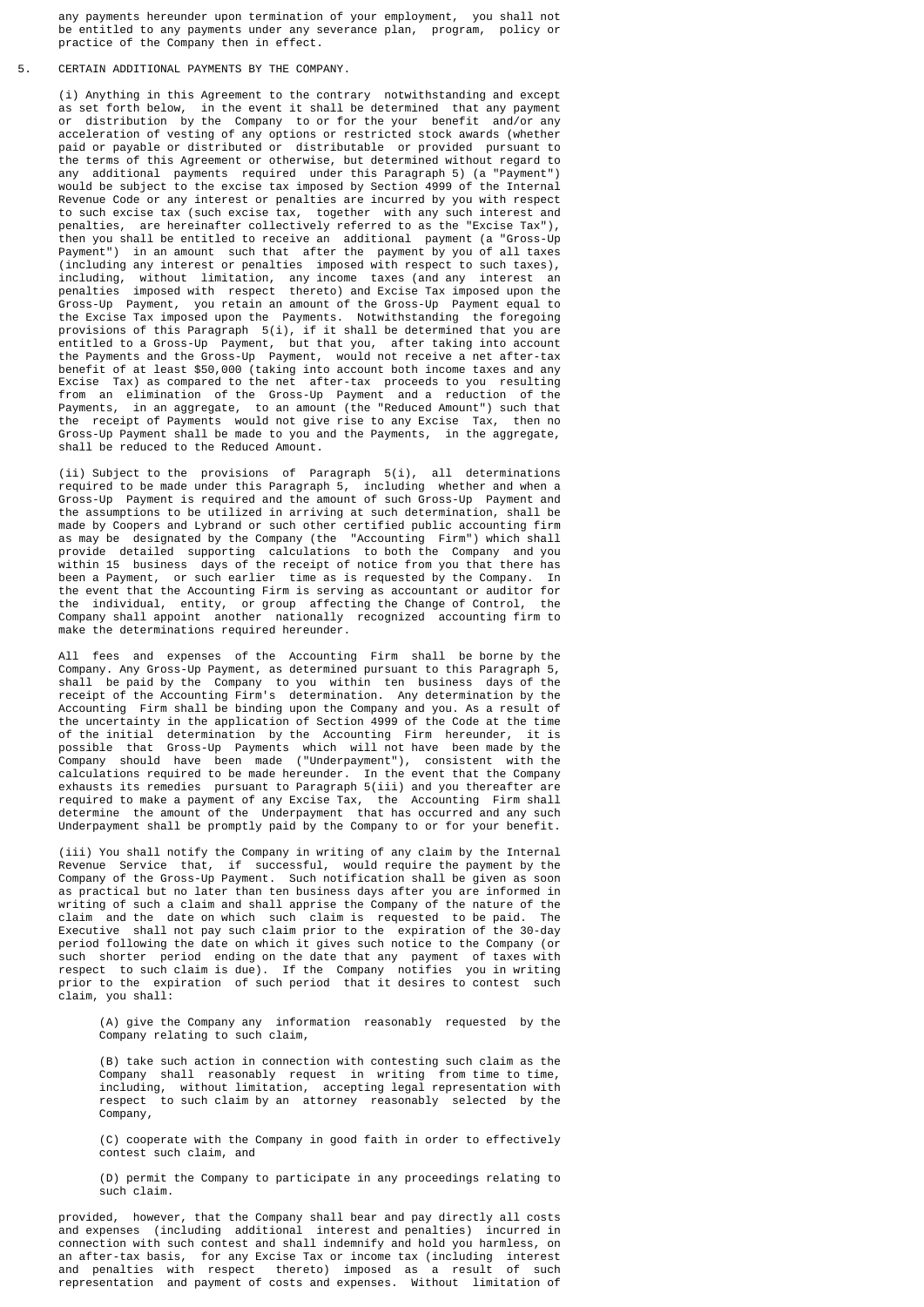any payments hereunder upon termination of your employment, you shall not be entitled to any payments under any severance plan, program, policy or practice of the Company then in effect.

5. CERTAIN ADDITIONAL PAYMENTS BY THE COMPANY.

(i) Anything in this Agreement to the contrary notwithstanding and except as set forth below, in the event it shall be determined that any payment or distribution by the Company to or for the your benefit and/or any acceleration of vesting of any options or restricted stock awards (whether paid or payable or distributed or distributable or provided pursuant to the terms of this Agreement or otherwise, but determined without regard to any additional payments required under this Paragraph 5) (a "Payment") would be subject to the excise tax imposed by Section 4999 of the Internal Revenue Code or any interest or penalties are incurred by you with respect to such excise tax (such excise tax, together with any such interest and penalties, are hereinafter collectively referred to as the "Excise Tax"), then you shall be entitled to receive an additional payment (a "Gross-Up Payment") in an amount such that after the payment by you of all taxes (including any interest or penalties imposed with respect to such taxes), including, without limitation, any income taxes (and any interest an penalties imposed with respect thereto) and Excise Tax imposed upon the Gross-Up Payment, you retain an amount of the Gross-Up Payment equal to the Excise Tax imposed upon the Payments. Notwithstanding the foregoing provisions of this Paragraph 5(i), if it shall be determined that you are entitled to a Gross-Up Payment, but that you, after taking into account the Payments and the Gross-Up Payment, would not receive a net after-tax benefit of at least $50,000 (taking into account both income taxes and any Excise Tax) as compared to the net after-tax proceeds to you resulting from an elimination of the Gross-Up Payment and a reduction of the Payments, in an aggregate, to an amount (the "Reduced Amount") such that the receipt of Payments would not give rise to any Excise Tax, then no Gross-Up Payment shall be made to you and the Payments, in the aggregate, shall be reduced to the Reduced Amount.

(ii) Subject to the provisions of Paragraph 5(i), all determinations required to be made under this Paragraph 5, including whether and when a Gross-Up Payment is required and the amount of such Gross-Up Payment and the assumptions to be utilized in arriving at such determination, shall be made by Coopers and Lybrand or such other certified public accounting firm as may be designated by the Company (the "Accounting Firm") which shall provide detailed supporting calculations to both the Company and you within 15 business days of the receipt of notice from you that there has been a Payment, or such earlier time as is requested by the Company. In the event that the Accounting Firm is serving as accountant or auditor for the individual, entity, or group affecting the Change of Control, the Company shall appoint another nationally recognized accounting firm to make the determinations required hereunder.

All fees and expenses of the Accounting Firm shall be borne by the Company. Any Gross-Up Payment, as determined pursuant to this Paragraph 5, shall be paid by the Company to you within ten business days of the receipt of the Accounting Firm's determination. Any determination by the Accounting Firm shall be binding upon the Company and you. As a result of the uncertainty in the application of Section 4999 of the Code at the time of the initial determination by the Accounting Firm hereunder, it is possible that Gross-Up Payments which will not have been made by the Company should have been made ("Underpayment"), consistent with the calculations required to be made hereunder. In the event that the Company exhausts its remedies pursuant to Paragraph 5(iii) and you thereafter are required to make a payment of any Excise Tax, the Accounting Firm shall determine the amount of the Underpayment that has occurred and any such Underpayment shall be promptly paid by the Company to or for your benefit.

(iii) You shall notify the Company in writing of any claim by the Internal Revenue Service that, if successful, would require the payment by the Company of the Gross-Up Payment. Such notification shall be given as soon as practical but no later than ten business days after you are informed in writing of such a claim and shall apprise the Company of the nature of the claim and the date on which such claim is requested to be paid. The Executive shall not pay such claim prior to the expiration of the 30-day period following the date on which it gives such notice to the Company (or such shorter period ending on the date that any payment of taxes with respect to such claim is due). If the Company notifies you in writing prior to the expiration of such period that it desires to contest such claim, you shall:

(A) give the Company any information reasonably requested by the Company relating to such claim,

(B) take such action in connection with contesting such claim as the Company shall reasonably request in writing from time to time, including, without limitation, accepting legal representation with respect to such claim by an attorney reasonably selected by the Company,

(C) cooperate with the Company in good faith in order to effectively contest such claim, and

(D) permit the Company to participate in any proceedings relating to such claim.

provided, however, that the Company shall bear and pay directly all costs and expenses (including additional interest and penalties) incurred in connection with such contest and shall indemnify and hold you harmless, on an after-tax basis, for any Excise Tax or income tax (including interest and penalties with respect thereto) imposed as a result of such representation and payment of costs and expenses. Without limitation of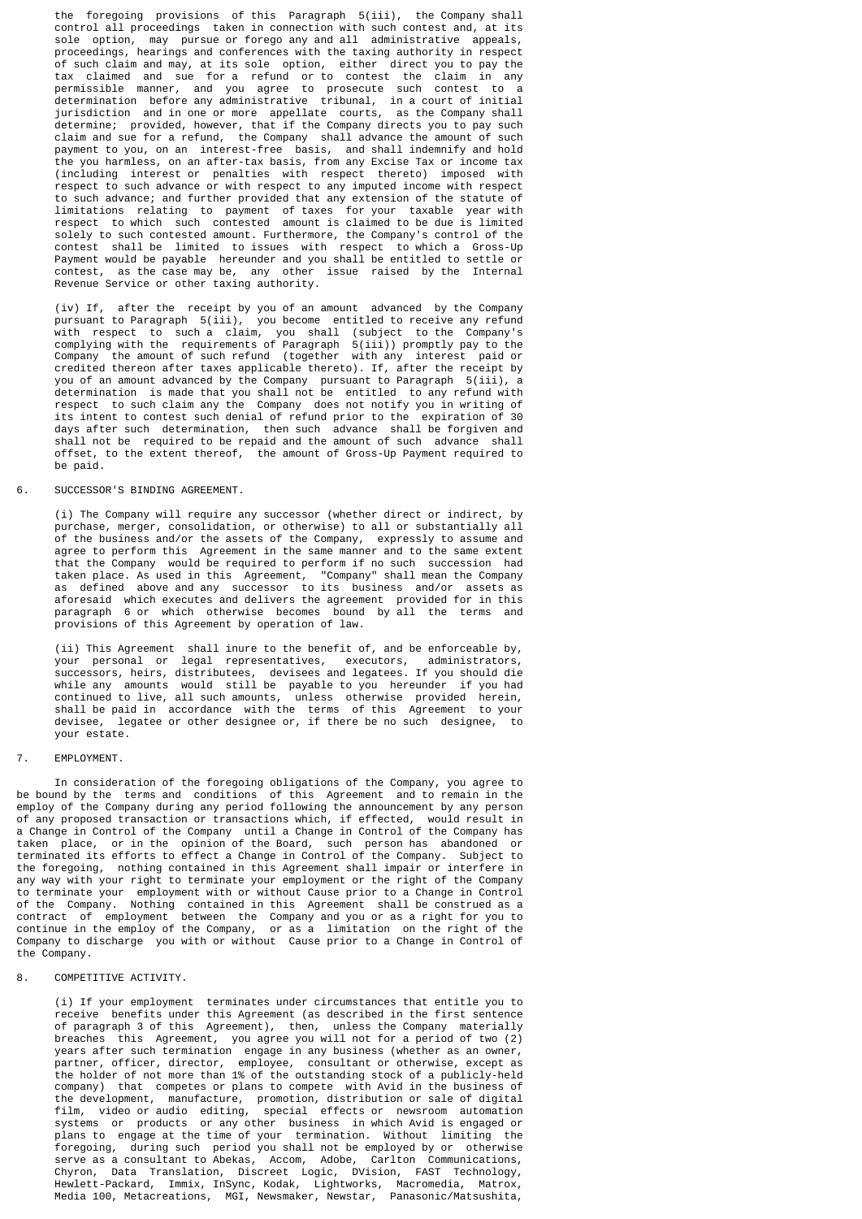the foregoing provisions of this Paragraph 5(iii), the Company shall control all proceedings taken in connection with such contest and, at its sole option, may pursue or forego any and all administrative appeals, proceedings, hearings and conferences with the taxing authority in respect of such claim and may, at its sole option, either direct you to pay the tax claimed and sue for a refund or to contest the claim in any permissible manner, and you agree to prosecute such contest to a determination before any administrative tribunal, in a court of initial jurisdiction and in one or more appellate courts, as the Company shall determine; provided, however, that if the Company directs you to pay such claim and sue for a refund, the Company shall advance the amount of such payment to you, on an interest-free basis, and shall indemnify and hold you harmless, on an after-tax basis, from any Excise Tax or income tax (including interest or penalties with respect thereto) imposed with respect to such advance or with respect to any imputed income with respect to such advance; and further provided that any extension of the statute of limitations relating to payment of taxes for your taxable year with respect to which such contested amount is claimed to be due is limited solely to such contested amount. Furthermore, the Company's control of the contest shall be limited to issues with respect to which a Gross-Up Payment would be payable hereunder and you shall be entitled to settle or contest, as the case may be, any other issue raised by the Internal Revenue Service or other taxing authority.

(iv) If, after the receipt by you of an amount advanced by the Company pursuant to Paragraph 5(iii), you become entitled to receive any refund with respect to such a claim, you shall (subject to the Company's complying with the requirements of Paragraph 5(iii)) promptly pay to the Company the amount of such refund (together with any interest paid or credited thereon after taxes applicable thereto). If, after the receipt by you of an amount advanced by the Company pursuant to Paragraph 5(iii), a determination is made that you shall not be entitled to any refund with respect to such claim any the Company does not notify you in writing of its intent to contest such denial of refund prior to the expiration of 30 days after such determination, then such advance shall be forgiven and shall not be required to be repaid and the amount of such advance shall offset, to the extent thereof, the amount of Gross-Up Payment required to be paid.

6. SUCCESSOR'S BINDING AGREEMENT.

(i) The Company will require any successor (whether direct or indirect, by purchase, merger, consolidation, or otherwise) to all or substantially all of the business and/or the assets of the Company, expressly to assume and agree to perform this Agreement in the same manner and to the same extent that the Company would be required to perform if no such succession had taken place. As used in this Agreement, "Company" shall mean the Company as defined above and any successor to its business and/or assets as aforesaid which executes and delivers the agreement provided for in this paragraph 6 or which otherwise becomes bound by all the terms and provisions of this Agreement by operation of law.

(ii) This Agreement shall inure to the benefit of, and be enforceable by, your personal or legal representatives, executors, administrators, successors, heirs, distributees, devisees and legatees. If you should die while any amounts would still be payable to you hereunder if you had continued to live, all such amounts, unless otherwise provided herein, shall be paid in accordance with the terms of this Agreement to your devisee, legatee or other designee or, if there be no such designee, to your estate.

7. EMPLOYMENT.

In consideration of the foregoing obligations of the Company, you agree to be bound by the terms and conditions of this Agreement and to remain in the employ of the Company during any period following the announcement by any person of any proposed transaction or transactions which, if effected, would result in a Change in Control of the Company until a Change in Control of the Company has taken place, or in the opinion of the Board, such person has abandoned or terminated its efforts to effect a Change in Control of the Company. Subject to the foregoing, nothing contained in this Agreement shall impair or interfere in any way with your right to terminate your employment or the right of the Company to terminate your employment with or without Cause prior to a Change in Control of the Company. Nothing contained in this Agreement shall be construed as a contract of employment between the Company and you or as a right for you to continue in the employ of the Company, or as a limitation on the right of the Company to discharge you with or without Cause prior to a Change in Control of the Company.

8. COMPETITIVE ACTIVITY.

(i) If your employment terminates under circumstances that entitle you to receive benefits under this Agreement (as described in the first sentence of paragraph 3 of this Agreement), then, unless the Company materially breaches this Agreement, you agree you will not for a period of two (2) years after such termination engage in any business (whether as an owner, partner, officer, director, employee, consultant or otherwise, except as the holder of not more than 1% of the outstanding stock of a publicly-held company) that competes or plans to compete with Avid in the business of the development, manufacture, promotion, distribution or sale of digital film, video or audio editing, special effects or newsroom automation systems or products or any other business in which Avid is engaged or plans to engage at the time of your termination. Without limiting the foregoing, during such period you shall not be employed by or otherwise serve as a consultant to Abekas, Accom, Adobe, Carlton Communications, Chyron, Data Translation, Discreet Logic, DVision, FAST Technology, Hewlett-Packard, Immix, InSync, Kodak, Lightworks, Macromedia, Matrox, Media 100, Metacreations, MGI, Newsmaker, Newstar, Panasonic/Matsushita,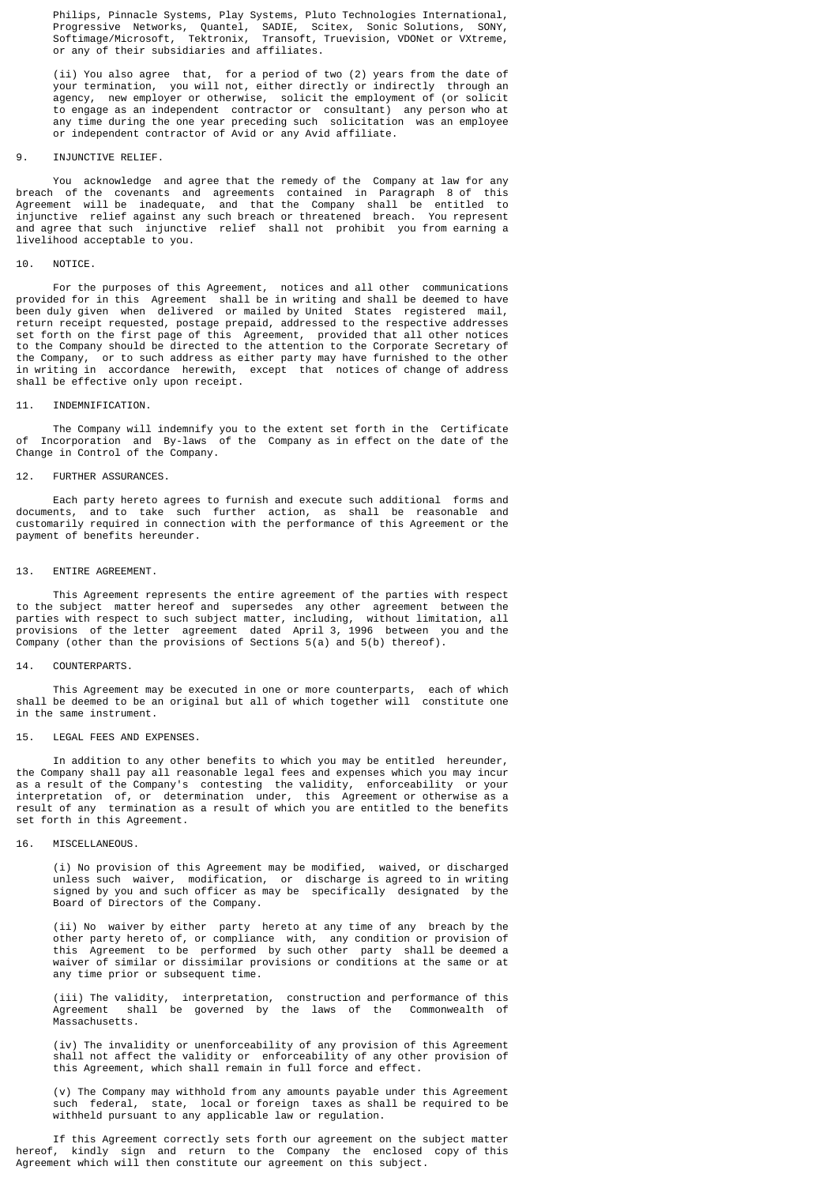Philips, Pinnacle Systems, Play Systems, Pluto Technologies International, Progressive Networks, Quantel, SADIE, Scitex, Sonic Solutions, SONY, Softimage/Microsoft, Tektronix, Transoft, Truevision, VDONet or VXtreme, or any of their subsidiaries and affiliates.

(ii) You also agree that, for a period of two (2) years from the date of your termination, you will not, either directly or indirectly through an agency, new employer or otherwise, solicit the employment of (or solicit to engage as an independent contractor or consultant) any person who at any time during the one year preceding such solicitation was an employee or independent contractor of Avid or any Avid affiliate.

## 9. INJUNCTIVE RELIEF.

You acknowledge and agree that the remedy of the Company at law for any breach of the covenants and agreements contained in Paragraph 8 of this Agreement will be inadequate, and that the Company shall be entitled to injunctive relief against any such breach or threatened breach. You represent and agree that such injunctive relief shall not prohibit you from earning a livelihood acceptable to you.

## 10. NOTICE.

For the purposes of this Agreement, notices and all other communications provided for in this Agreement shall be in writing and shall be deemed to have been duly given when delivered or mailed by United States registered mail, return receipt requested, postage prepaid, addressed to the respective addresses set forth on the first page of this Agreement, provided that all other notices to the Company should be directed to the attention to the Corporate Secretary of the Company, or to such address as either party may have furnished to the other in writing in accordance herewith, except that notices of change of address shall be effective only upon receipt.

## 11. INDEMNIFICATION.

The Company will indemnify you to the extent set forth in the Certificate of Incorporation and By-laws of the Company as in effect on the date of the Change in Control of the Company.

## 12. FURTHER ASSURANCES.

Each party hereto agrees to furnish and execute such additional forms and documents, and to take such further action, as shall be reasonable and customarily required in connection with the performance of this Agreement or the payment of benefits hereunder.

## 13. ENTIRE AGREEMENT.

This Agreement represents the entire agreement of the parties with respect to the subject matter hereof and supersedes any other agreement between the parties with respect to such subject matter, including, without limitation, all provisions of the letter agreement dated April 3, 1996 between you and the Company (other than the provisions of Sections 5(a) and 5(b) thereof).

## 14. COUNTERPARTS.

This Agreement may be executed in one or more counterparts, each of which shall be deemed to be an original but all of which together will constitute one in the same instrument.

## 15. LEGAL FEES AND EXPENSES.

In addition to any other benefits to which you may be entitled hereunder, the Company shall pay all reasonable legal fees and expenses which you may incur as a result of the Company's contesting the validity, enforceability or your interpretation of, or determination under, this Agreement or otherwise as a result of any termination as a result of which you are entitled to the benefits set forth in this Agreement.

## 16. MISCELLANEOUS.

(i) No provision of this Agreement may be modified, waived, or discharged unless such waiver, modification, or discharge is agreed to in writing signed by you and such officer as may be specifically designated by the Board of Directors of the Company.

(ii) No waiver by either party hereto at any time of any breach by the other party hereto of, or compliance with, any condition or provision of this Agreement to be performed by such other party shall be deemed a waiver of similar or dissimilar provisions or conditions at the same or at any time prior or subsequent time.

(iii) The validity, interpretation, construction and performance of this Agreement shall be governed by the laws of the Commonwealth of Massachusetts.

(iv) The invalidity or unenforceability of any provision of this Agreement shall not affect the validity or enforceability of any other provision of this Agreement, which shall remain in full force and effect.

(v) The Company may withhold from any amounts payable under this Agreement such federal, state, local or foreign taxes as shall be required to be withheld pursuant to any applicable law or regulation.

If this Agreement correctly sets forth our agreement on the subject matter hereof, kindly sign and return to the Company the enclosed copy of this Agreement which will then constitute our agreement on this subject.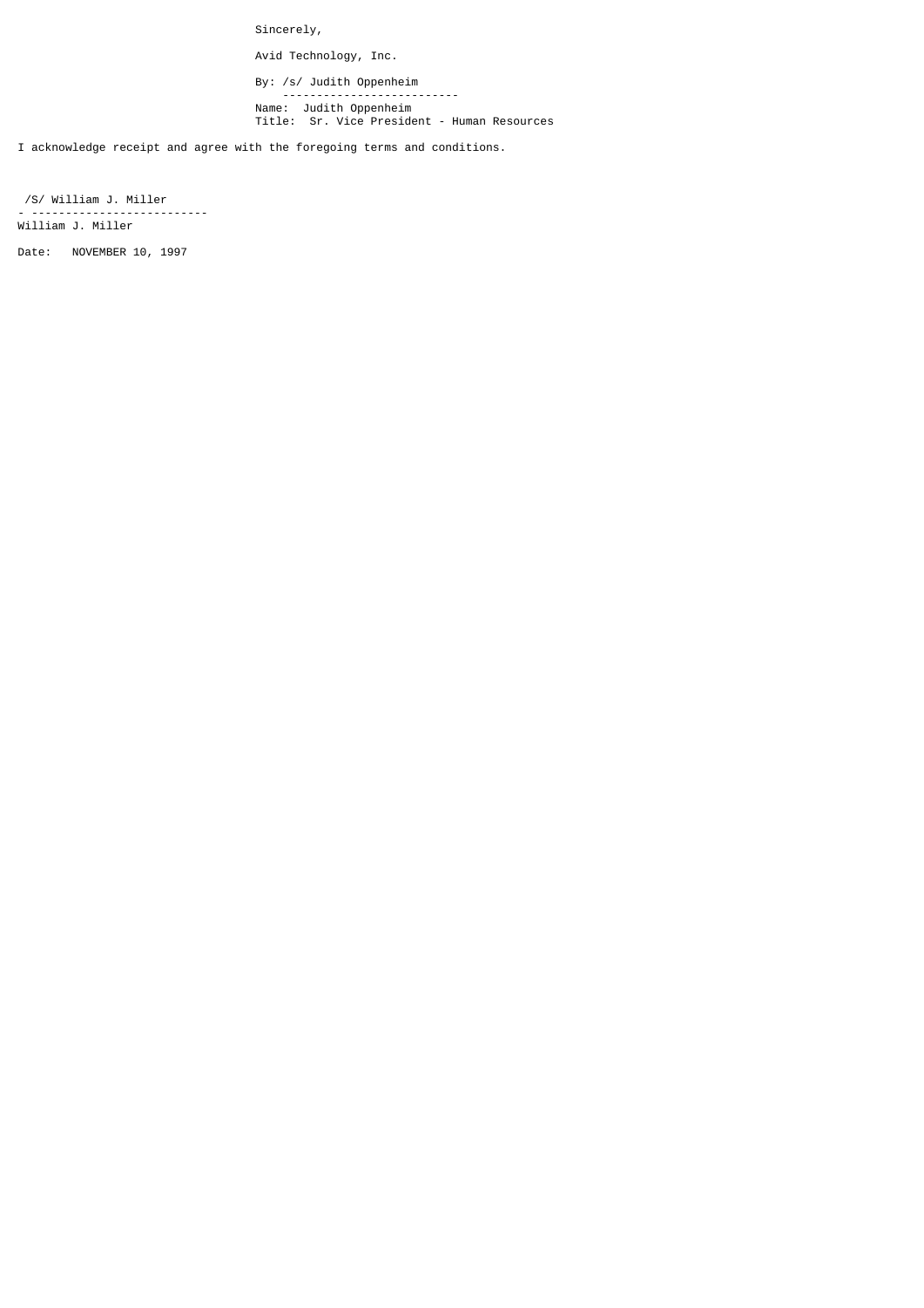Sincerely,

Avid Technology, Inc.

By: /s/ Judith Oppenheim
-------------------------
Name: Judith Oppenheim
Title: Sr. Vice President - Human Resources

I acknowledge receipt and agree with the foregoing terms and conditions.

/S/ William J. Miller
-------------------------
William J. Miller

Date: NOVEMBER 10, 1997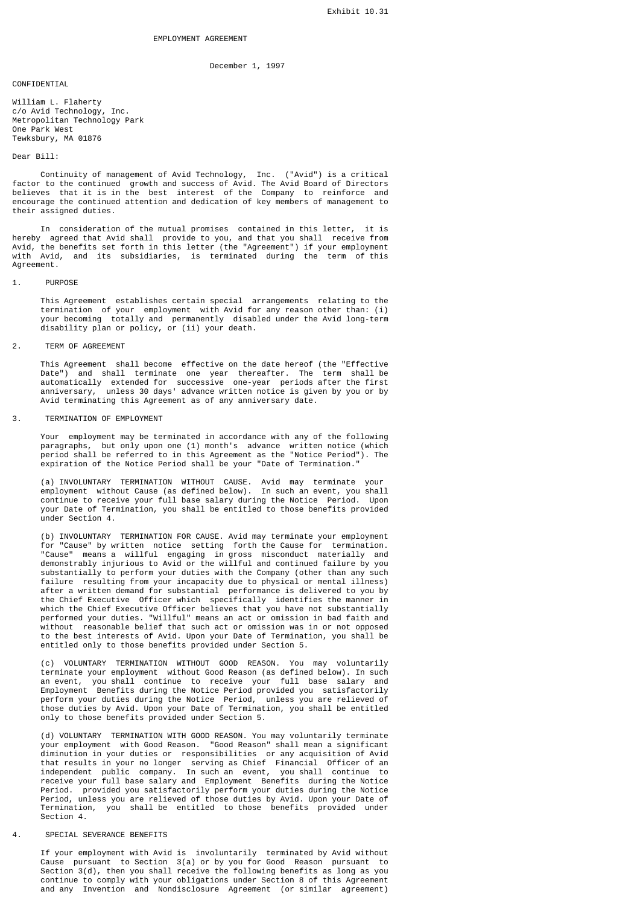Exhibit 10.31

EMPLOYMENT AGREEMENT

December 1, 1997

CONFIDENTIAL

William L. Flaherty
c/o Avid Technology, Inc.
Metropolitan Technology Park
One Park West
Tewksbury, MA 01876

Dear Bill:

Continuity of management of Avid Technology, Inc. ("Avid") is a critical factor to the continued growth and success of Avid. The Avid Board of Directors believes that it is in the best interest of the Company to reinforce and encourage the continued attention and dedication of key members of management to their assigned duties.

In consideration of the mutual promises contained in this letter, it is hereby agreed that Avid shall provide to you, and that you shall receive from Avid, the benefits set forth in this letter (the "Agreement") if your employment with Avid, and its subsidiaries, is terminated during the term of this Agreement.

1. PURPOSE

This Agreement establishes certain special arrangements relating to the termination of your employment with Avid for any reason other than: (i) your becoming totally and permanently disabled under the Avid long-term disability plan or policy, or (ii) your death.

2. TERM OF AGREEMENT

This Agreement shall become effective on the date hereof (the "Effective Date") and shall terminate one year thereafter. The term shall be automatically extended for successive one-year periods after the first anniversary, unless 30 days' advance written notice is given by you or by Avid terminating this Agreement as of any anniversary date.

3. TERMINATION OF EMPLOYMENT

Your employment may be terminated in accordance with any of the following paragraphs, but only upon one (1) month's advance written notice (which period shall be referred to in this Agreement as the "Notice Period"). The expiration of the Notice Period shall be your "Date of Termination."

(a) INVOLUNTARY TERMINATION WITHOUT CAUSE. Avid may terminate your employment without Cause (as defined below). In such an event, you shall continue to receive your full base salary during the Notice Period. Upon your Date of Termination, you shall be entitled to those benefits provided under Section 4.

(b) INVOLUNTARY TERMINATION FOR CAUSE. Avid may terminate your employment for "Cause" by written notice setting forth the Cause for termination. "Cause" means a willful engaging in gross misconduct materially and demonstrably injurious to Avid or the willful and continued failure by you substantially to perform your duties with the Company (other than any such failure resulting from your incapacity due to physical or mental illness) after a written demand for substantial performance is delivered to you by the Chief Executive Officer which specifically identifies the manner in which the Chief Executive Officer believes that you have not substantially performed your duties. "Willful" means an act or omission in bad faith and without reasonable belief that such act or omission was in or not opposed to the best interests of Avid. Upon your Date of Termination, you shall be entitled only to those benefits provided under Section 5.

(c) VOLUNTARY TERMINATION WITHOUT GOOD REASON. You may voluntarily terminate your employment without Good Reason (as defined below). In such an event, you shall continue to receive your full base salary and Employment Benefits during the Notice Period provided you satisfactorily perform your duties during the Notice Period, unless you are relieved of those duties by Avid. Upon your Date of Termination, you shall be entitled only to those benefits provided under Section 5.

(d) VOLUNTARY TERMINATION WITH GOOD REASON. You may voluntarily terminate your employment with Good Reason. "Good Reason" shall mean a significant diminution in your duties or responsibilities or any acquisition of Avid that results in your no longer serving as Chief Financial Officer of an independent public company. In such an event, you shall continue to receive your full base salary and Employment Benefits during the Notice Period. provided you satisfactorily perform your duties during the Notice Period, unless you are relieved of those duties by Avid. Upon your Date of Termination, you shall be entitled to those benefits provided under Section 4.

4. SPECIAL SEVERANCE BENEFITS

If your employment with Avid is involuntarily terminated by Avid without Cause pursuant to Section 3(a) or by you for Good Reason pursuant to Section 3(d), then you shall receive the following benefits as long as you continue to comply with your obligations under Section 8 of this Agreement and any Invention and Nondisclosure Agreement (or similar agreement)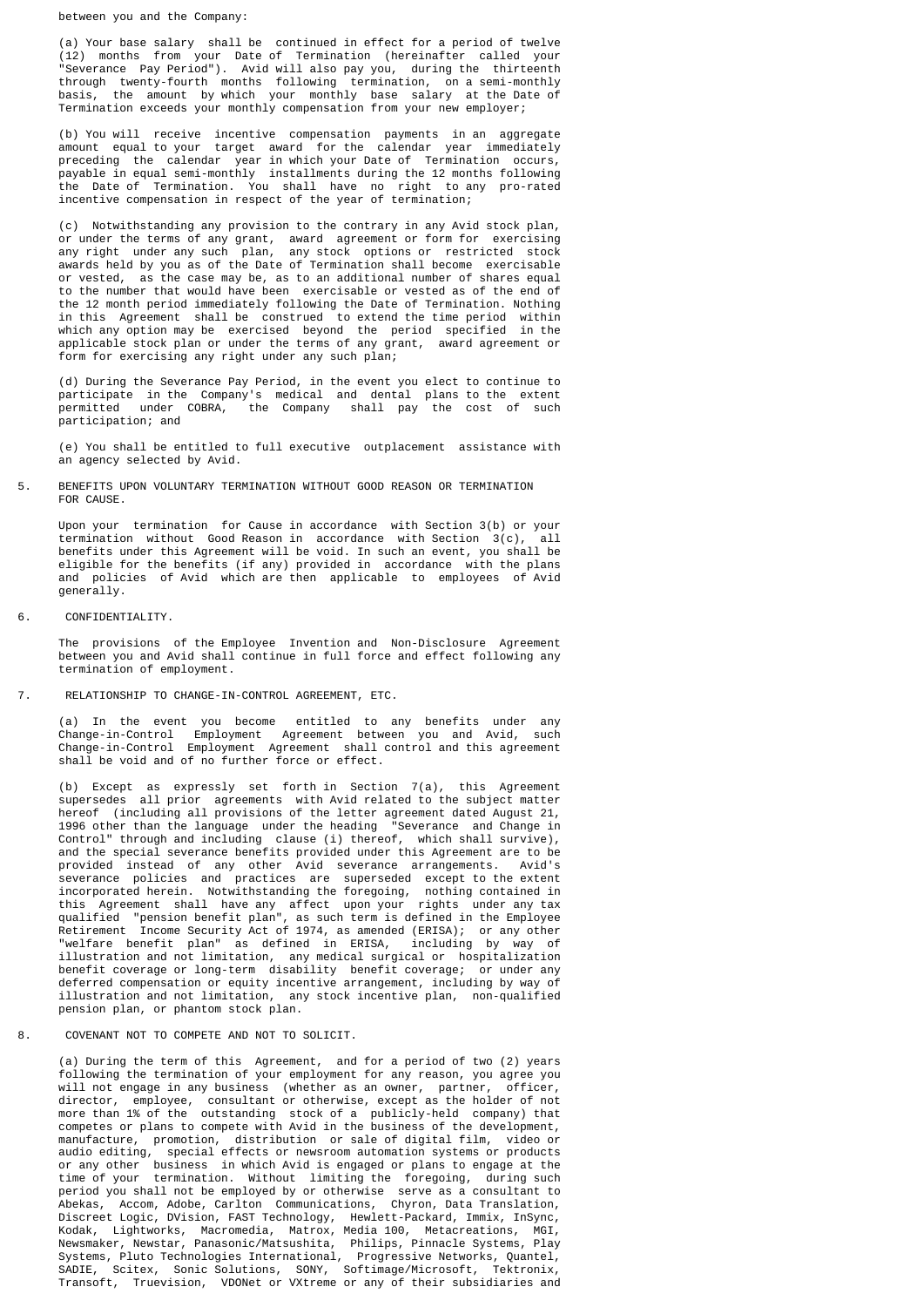between you and the Company:

(a) Your base salary shall be continued in effect for a period of twelve (12) months from your Date of Termination (hereinafter called your "Severance Pay Period"). Avid will also pay you, during the thirteenth through twenty-fourth months following termination, on a semi-monthly basis, the amount by which your monthly base salary at the Date of Termination exceeds your monthly compensation from your new employer;

(b) You will receive incentive compensation payments in an aggregate amount equal to your target award for the calendar year immediately preceding the calendar year in which your Date of Termination occurs, payable in equal semi-monthly installments during the 12 months following the Date of Termination. You shall have no right to any pro-rated incentive compensation in respect of the year of termination;

(c) Notwithstanding any provision to the contrary in any Avid stock plan, or under the terms of any grant, award agreement or form for exercising any right under any such plan, any stock options or restricted stock awards held by you as of the Date of Termination shall become exercisable or vested, as the case may be, as to an additional number of shares equal to the number that would have been exercisable or vested as of the end of the 12 month period immediately following the Date of Termination. Nothing in this Agreement shall be construed to extend the time period within which any option may be exercised beyond the period specified in the applicable stock plan or under the terms of any grant, award agreement or form for exercising any right under any such plan;

(d) During the Severance Pay Period, in the event you elect to continue to participate in the Company's medical and dental plans to the extent permitted under COBRA, the Company shall pay the cost of such participation; and

(e) You shall be entitled to full executive outplacement assistance with an agency selected by Avid.

5. BENEFITS UPON VOLUNTARY TERMINATION WITHOUT GOOD REASON OR TERMINATION FOR CAUSE.

Upon your termination for Cause in accordance with Section 3(b) or your termination without Good Reason in accordance with Section 3(c), all benefits under this Agreement will be void. In such an event, you shall be eligible for the benefits (if any) provided in accordance with the plans and policies of Avid which are then applicable to employees of Avid generally.

6. CONFIDENTIALITY.

The provisions of the Employee Invention and Non-Disclosure Agreement between you and Avid shall continue in full force and effect following any termination of employment.

7. RELATIONSHIP TO CHANGE-IN-CONTROL AGREEMENT, ETC.

(a) In the event you become entitled to any benefits under any Change-in-Control Employment Agreement between you and Avid, such Change-in-Control Employment Agreement shall control and this agreement shall be void and of no further force or effect.

(b) Except as expressly set forth in Section 7(a), this Agreement supersedes all prior agreements with Avid related to the subject matter hereof (including all provisions of the letter agreement dated August 21, 1996 other than the language under the heading "Severance and Change in Control" through and including clause (i) thereof, which shall survive), and the special severance benefits provided under this Agreement are to be provided instead of any other Avid severance arrangements. Avid's severance policies and practices are superseded except to the extent incorporated herein. Notwithstanding the foregoing, nothing contained in this Agreement shall have any affect upon your rights under any tax qualified "pension benefit plan", as such term is defined in the Employee Retirement Income Security Act of 1974, as amended (ERISA); or any other "welfare benefit plan" as defined in ERISA, including by way of illustration and not limitation, any medical surgical or hospitalization benefit coverage or long-term disability benefit coverage; or under any deferred compensation or equity incentive arrangement, including by way of illustration and not limitation, any stock incentive plan, non-qualified pension plan, or phantom stock plan.

8. COVENANT NOT TO COMPETE AND NOT TO SOLICIT.

(a) During the term of this Agreement, and for a period of two (2) years following the termination of your employment for any reason, you agree you will not engage in any business (whether as an owner, partner, officer, director, employee, consultant or otherwise, except as the holder of not more than 1% of the outstanding stock of a publicly-held company) that competes or plans to compete with Avid in the business of the development, manufacture, promotion, distribution or sale of digital film, video or audio editing, special effects or newsroom automation systems or products or any other business in which Avid is engaged or plans to engage at the time of your termination. Without limiting the foregoing, during such period you shall not be employed by or otherwise serve as a consultant to Abekas, Accom, Adobe, Carlton Communications, Chyron, Data Translation, Discreet Logic, DVision, FAST Technology, Hewlett-Packard, Immix, InSync, Kodak, Lightworks, Macromedia, Matrox, Media 100, Metacreations, MGI, Newsmaker, Newstar, Panasonic/Matsushita, Philips, Pinnacle Systems, Play Systems, Pluto Technologies International, Progressive Networks, Quantel, SADIE, Scitex, Sonic Solutions, SONY, Softimage/Microsoft, Tektronix, Transoft, Truevision, VDONet or VXtreme or any of their subsidiaries and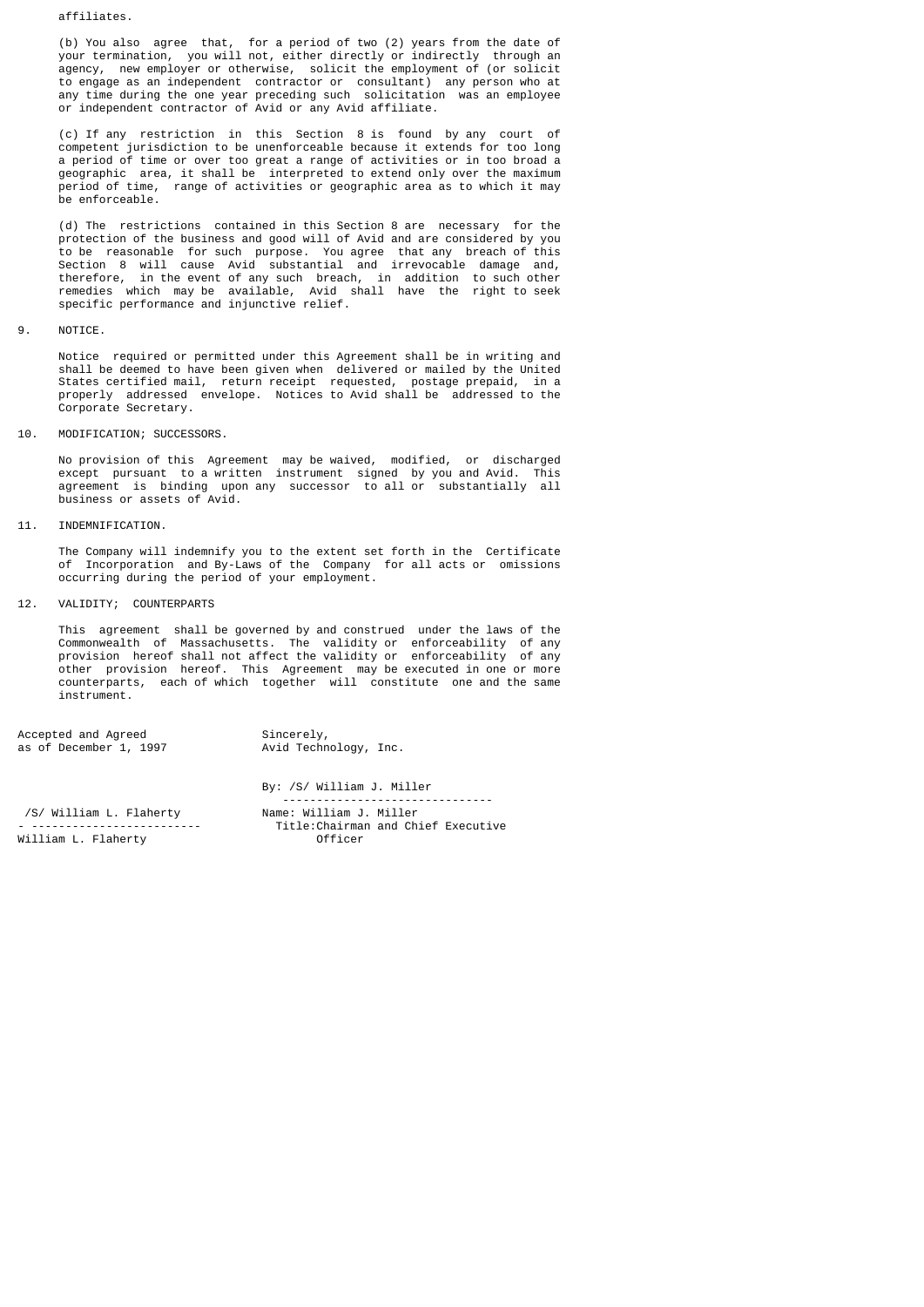affiliates.

(b) You also agree that, for a period of two (2) years from the date of your termination, you will not, either directly or indirectly through an agency, new employer or otherwise, solicit the employment of (or solicit to engage as an independent contractor or consultant) any person who at any time during the one year preceding such solicitation was an employee or independent contractor of Avid or any Avid affiliate.

(c) If any restriction in this Section 8 is found by any court of competent jurisdiction to be unenforceable because it extends for too long a period of time or over too great a range of activities or in too broad a geographic area, it shall be interpreted to extend only over the maximum period of time, range of activities or geographic area as to which it may be enforceable.

(d) The restrictions contained in this Section 8 are necessary for the protection of the business and good will of Avid and are considered by you to be reasonable for such purpose. You agree that any breach of this Section 8 will cause Avid substantial and irrevocable damage and, therefore, in the event of any such breach, in addition to such other remedies which may be available, Avid shall have the right to seek specific performance and injunctive relief.

9. NOTICE.

Notice required or permitted under this Agreement shall be in writing and shall be deemed to have been given when delivered or mailed by the United States certified mail, return receipt requested, postage prepaid, in a properly addressed envelope. Notices to Avid shall be addressed to the Corporate Secretary.

10. MODIFICATION; SUCCESSORS.

No provision of this Agreement may be waived, modified, or discharged except pursuant to a written instrument signed by you and Avid. This agreement is binding upon any successor to all or substantially all business or assets of Avid.

11. INDEMNIFICATION.

The Company will indemnify you to the extent set forth in the Certificate of Incorporation and By-Laws of the Company for all acts or omissions occurring during the period of your employment.

12. VALIDITY; COUNTERPARTS

This agreement shall be governed by and construed under the laws of the Commonwealth of Massachusetts. The validity or enforceability of any provision hereof shall not affect the validity or enforceability of any other provision hereof. This Agreement may be executed in one or more counterparts, each of which together will constitute one and the same instrument.

Accepted and Agreed
as of December 1, 1997

/S/ William L. Flaherty
-------------------------
William L. Flaherty

Sincerely,
Avid Technology, Inc.

By: /S/ William J. Miller
-------------------------------
Name: William J. Miller
Title: Chairman and Chief Executive Officer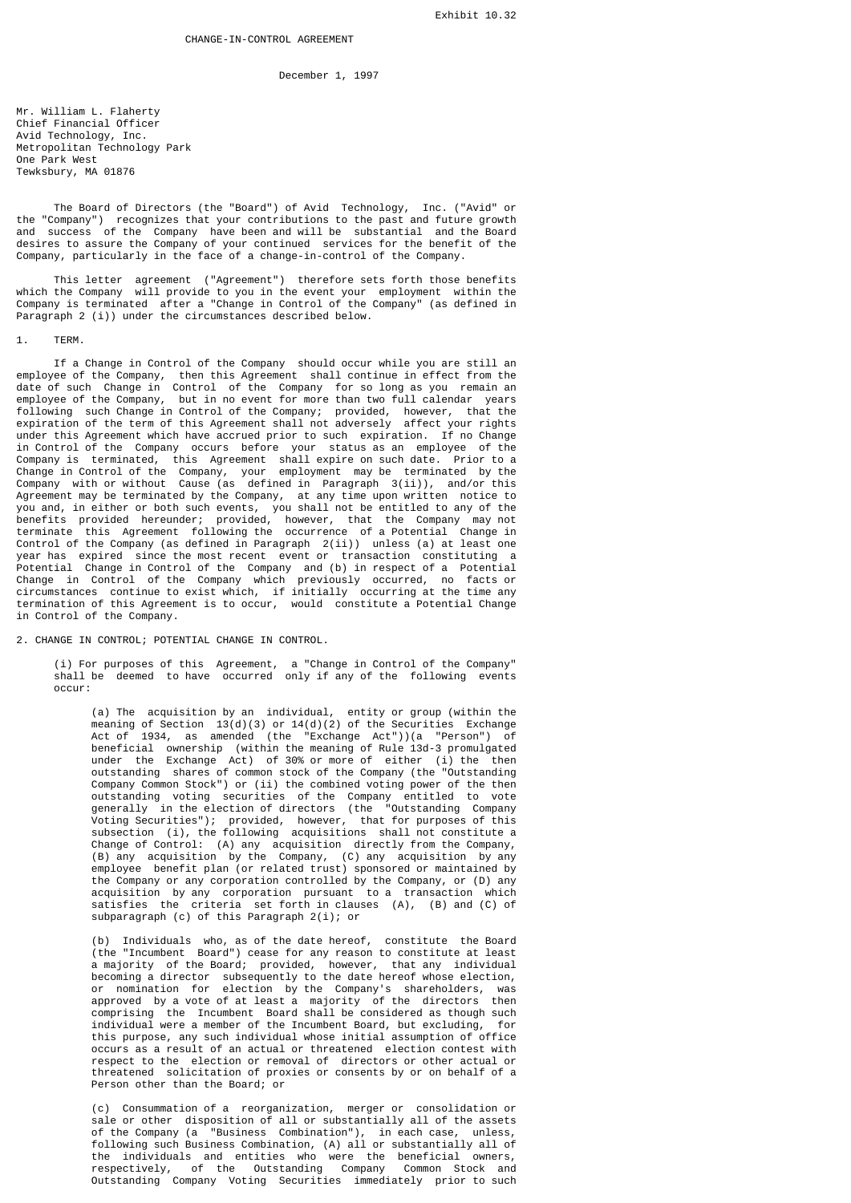Exhibit 10.32

CHANGE-IN-CONTROL AGREEMENT

December 1, 1997

Mr. William L. Flaherty
Chief Financial Officer
Avid Technology, Inc.
Metropolitan Technology Park
One Park West
Tewksbury, MA 01876

The Board of Directors (the "Board") of Avid Technology, Inc. ("Avid" or the "Company") recognizes that your contributions to the past and future growth and success of the Company have been and will be substantial and the Board desires to assure the Company of your continued services for the benefit of the Company, particularly in the face of a change-in-control of the Company.

This letter agreement ("Agreement") therefore sets forth those benefits which the Company will provide to you in the event your employment within the Company is terminated after a "Change in Control of the Company" (as defined in Paragraph 2 (i)) under the circumstances described below.

1. TERM.

If a Change in Control of the Company should occur while you are still an employee of the Company, then this Agreement shall continue in effect from the date of such Change in Control of the Company for so long as you remain an employee of the Company, but in no event for more than two full calendar years following such Change in Control of the Company; provided, however, that the expiration of the term of this Agreement shall not adversely affect your rights under this Agreement which have accrued prior to such expiration. If no Change in Control of the Company occurs before your status as an employee of the Company is terminated, this Agreement shall expire on such date. Prior to a Change in Control of the Company, your employment may be terminated by the Company with or without Cause (as defined in Paragraph 3(ii)), and/or this Agreement may be terminated by the Company, at any time upon written notice to you and, in either or both such events, you shall not be entitled to any of the benefits provided hereunder; provided, however, that the Company may not terminate this Agreement following the occurrence of a Potential Change in Control of the Company (as defined in Paragraph 2(ii)) unless (a) at least one year has expired since the most recent event or transaction constituting a Potential Change in Control of the Company and (b) in respect of a Potential Change in Control of the Company which previously occurred, no facts or circumstances continue to exist which, if initially occurring at the time any termination of this Agreement is to occur, would constitute a Potential Change in Control of the Company.

2. CHANGE IN CONTROL; POTENTIAL CHANGE IN CONTROL.

(i) For purposes of this Agreement, a "Change in Control of the Company" shall be deemed to have occurred only if any of the following events occur:

(a) The acquisition by an individual, entity or group (within the meaning of Section 13(d)(3) or 14(d)(2) of the Securities Exchange Act of 1934, as amended (the "Exchange Act"))(a "Person") of beneficial ownership (within the meaning of Rule 13d-3 promulgated under the Exchange Act) of 30% or more of either (i) the then outstanding shares of common stock of the Company (the "Outstanding Company Common Stock") or (ii) the combined voting power of the then outstanding voting securities of the Company entitled to vote generally in the election of directors (the "Outstanding Company Voting Securities"); provided, however, that for purposes of this subsection (i), the following acquisitions shall not constitute a Change of Control: (A) any acquisition directly from the Company, (B) any acquisition by the Company, (C) any acquisition by any employee benefit plan (or related trust) sponsored or maintained by the Company or any corporation controlled by the Company, or (D) any acquisition by any corporation pursuant to a transaction which satisfies the criteria set forth in clauses (A), (B) and (C) of subparagraph (c) of this Paragraph 2(i); or

(b) Individuals who, as of the date hereof, constitute the Board (the "Incumbent Board") cease for any reason to constitute at least a majority of the Board; provided, however, that any individual becoming a director subsequently to the date hereof whose election, or nomination for election by the Company's shareholders, was approved by a vote of at least a majority of the directors then comprising the Incumbent Board shall be considered as though such individual were a member of the Incumbent Board, but excluding, for this purpose, any such individual whose initial assumption of office occurs as a result of an actual or threatened election contest with respect to the election or removal of directors or other actual or threatened solicitation of proxies or consents by or on behalf of a Person other than the Board; or

(c) Consummation of a reorganization, merger or consolidation or sale or other disposition of all or substantially all of the assets of the Company (a "Business Combination"), in each case, unless, following such Business Combination, (A) all or substantially all of the individuals and entities who were the beneficial owners, respectively, of the Outstanding Company Common Stock and Outstanding Company Voting Securities immediately prior to such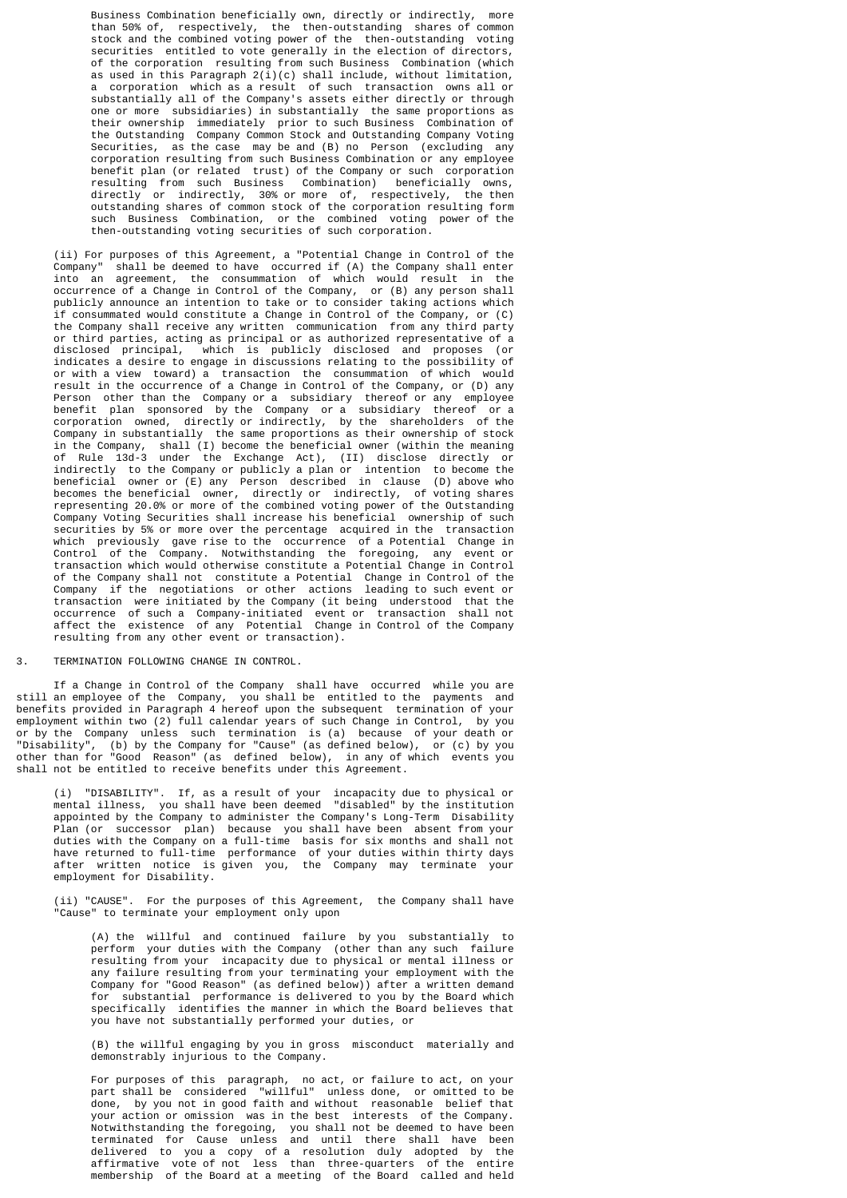Business Combination beneficially own, directly or indirectly, more than 50% of, respectively, the then-outstanding shares of common stock and the combined voting power of the then-outstanding voting securities entitled to vote generally in the election of directors, of the corporation resulting from such Business Combination (which as used in this Paragraph 2(i)(c) shall include, without limitation, a corporation which as a result of such transaction owns all or substantially all of the Company's assets either directly or through one or more subsidiaries) in substantially the same proportions as their ownership immediately prior to such Business Combination of the Outstanding Company Common Stock and Outstanding Company Voting Securities, as the case may be and (B) no Person (excluding any corporation resulting from such Business Combination or any employee benefit plan (or related trust) of the Company or such corporation resulting from such Business Combination) beneficially owns, directly or indirectly, 30% or more of, respectively, the then outstanding shares of common stock of the corporation resulting form such Business Combination, or the combined voting power of the then-outstanding voting securities of such corporation.

(ii) For purposes of this Agreement, a "Potential Change in Control of the Company" shall be deemed to have occurred if (A) the Company shall enter into an agreement, the consummation of which would result in the occurrence of a Change in Control of the Company, or (B) any person shall publicly announce an intention to take or to consider taking actions which if consummated would constitute a Change in Control of the Company, or (C) the Company shall receive any written communication from any third party or third parties, acting as principal or as authorized representative of a disclosed principal, which is publicly disclosed and proposes (or indicates a desire to engage in discussions relating to the possibility of or with a view toward) a transaction the consummation of which would result in the occurrence of a Change in Control of the Company, or (D) any Person other than the Company or a subsidiary thereof or any employee benefit plan sponsored by the Company or a subsidiary thereof or a corporation owned, directly or indirectly, by the shareholders of the Company in substantially the same proportions as their ownership of stock in the Company, shall (I) become the beneficial owner (within the meaning of Rule 13d-3 under the Exchange Act), (II) disclose directly or indirectly to the Company or publicly a plan or intention to become the beneficial owner or (E) any Person described in clause (D) above who becomes the beneficial owner, directly or indirectly, of voting shares representing 20.0% or more of the combined voting power of the Outstanding Company Voting Securities shall increase his beneficial ownership of such securities by 5% or more over the percentage acquired in the transaction which previously gave rise to the occurrence of a Potential Change in Control of the Company. Notwithstanding the foregoing, any event or transaction which would otherwise constitute a Potential Change in Control of the Company shall not constitute a Potential Change in Control of the Company if the negotiations or other actions leading to such event or transaction were initiated by the Company (it being understood that the occurrence of such a Company-initiated event or transaction shall not affect the existence of any Potential Change in Control of the Company resulting from any other event or transaction).

3. TERMINATION FOLLOWING CHANGE IN CONTROL.

If a Change in Control of the Company shall have occurred while you are still an employee of the Company, you shall be entitled to the payments and benefits provided in Paragraph 4 hereof upon the subsequent termination of your employment within two (2) full calendar years of such Change in Control, by you or by the Company unless such termination is (a) because of your death or "Disability", (b) by the Company for "Cause" (as defined below), or (c) by you other than for "Good Reason" (as defined below), in any of which events you shall not be entitled to receive benefits under this Agreement.

(i) "DISABILITY". If, as a result of your incapacity due to physical or mental illness, you shall have been deemed "disabled" by the institution appointed by the Company to administer the Company's Long-Term Disability Plan (or successor plan) because you shall have been absent from your duties with the Company on a full-time basis for six months and shall not have returned to full-time performance of your duties within thirty days after written notice is given you, the Company may terminate your employment for Disability.

(ii) "CAUSE". For the purposes of this Agreement, the Company shall have "Cause" to terminate your employment only upon

(A) the willful and continued failure by you substantially to perform your duties with the Company (other than any such failure resulting from your incapacity due to physical or mental illness or any failure resulting from your terminating your employment with the Company for "Good Reason" (as defined below)) after a written demand for substantial performance is delivered to you by the Board which specifically identifies the manner in which the Board believes that you have not substantially performed your duties, or

(B) the willful engaging by you in gross misconduct materially and demonstrably injurious to the Company.

For purposes of this paragraph, no act, or failure to act, on your part shall be considered "willful" unless done, or omitted to be done, by you not in good faith and without reasonable belief that your action or omission was in the best interests of the Company. Notwithstanding the foregoing, you shall not be deemed to have been terminated for Cause unless and until there shall have been delivered to you a copy of a resolution duly adopted by the affirmative vote of not less than three-quarters of the entire membership of the Board at a meeting of the Board called and held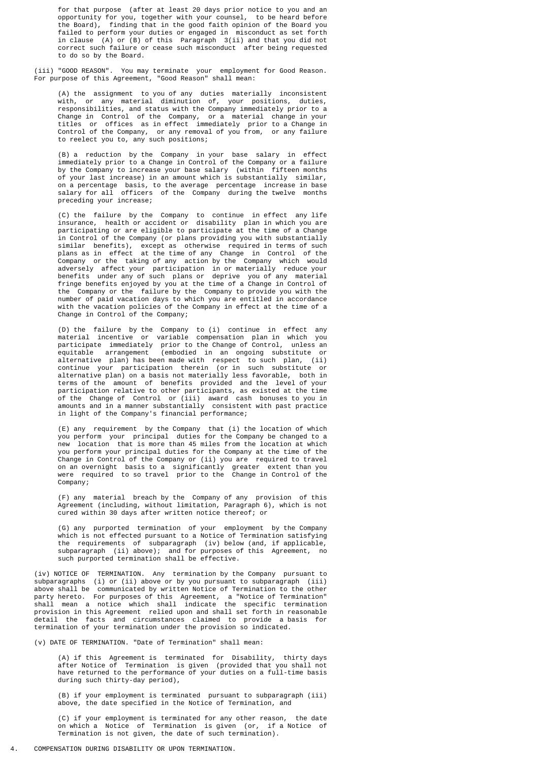for that purpose (after at least 20 days prior notice to you and an opportunity for you, together with your counsel, to be heard before the Board), finding that in the good faith opinion of the Board you failed to perform your duties or engaged in misconduct as set forth in clause (A) or (B) of this Paragraph 3(ii) and that you did not correct such failure or cease such misconduct after being requested to do so by the Board.

(iii) "GOOD REASON". You may terminate your employment for Good Reason. For purpose of this Agreement, "Good Reason" shall mean:

(A) the assignment to you of any duties materially inconsistent with, or any material diminution of, your positions, duties, responsibilities, and status with the Company immediately prior to a Change in Control of the Company, or a material change in your titles or offices as in effect immediately prior to a Change in Control of the Company, or any removal of you from, or any failure to reelect you to, any such positions;

(B) a reduction by the Company in your base salary in effect immediately prior to a Change in Control of the Company or a failure by the Company to increase your base salary (within fifteen months of your last increase) in an amount which is substantially similar, on a percentage basis, to the average percentage increase in base salary for all officers of the Company during the twelve months preceding your increase;

(C) the failure by the Company to continue in effect any life insurance, health or accident or disability plan in which you are participating or are eligible to participate at the time of a Change in Control of the Company (or plans providing you with substantially similar benefits), except as otherwise required in terms of such plans as in effect at the time of any Change in Control of the Company or the taking of any action by the Company which would adversely affect your participation in or materially reduce your benefits under any of such plans or deprive you of any material fringe benefits enjoyed by you at the time of a Change in Control of the Company or the failure by the Company to provide you with the number of paid vacation days to which you are entitled in accordance with the vacation policies of the Company in effect at the time of a Change in Control of the Company;

(D) the failure by the Company to (i) continue in effect any material incentive or variable compensation plan in which you participate immediately prior to the Change of Control, unless an equitable arrangement (embodied in an ongoing substitute or alternative plan) has been made with respect to such plan, (ii) continue your participation therein (or in such substitute or alternative plan) on a basis not materially less favorable, both in terms of the amount of benefits provided and the level of your participation relative to other participants, as existed at the time of the Change of Control or (iii) award cash bonuses to you in amounts and in a manner substantially consistent with past practice in light of the Company's financial performance;

(E) any requirement by the Company that (i) the location of which you perform your principal duties for the Company be changed to a new location that is more than 45 miles from the location at which you perform your principal duties for the Company at the time of the Change in Control of the Company or (ii) you are required to travel on an overnight basis to a significantly greater extent than you were required to so travel prior to the Change in Control of the Company;

(F) any material breach by the Company of any provision of this Agreement (including, without limitation, Paragraph 6), which is not cured within 30 days after written notice thereof; or

(G) any purported termination of your employment by the Company which is not effected pursuant to a Notice of Termination satisfying the requirements of subparagraph (iv) below (and, if applicable, subparagraph (ii) above); and for purposes of this Agreement, no such purported termination shall be effective.

(iv) NOTICE OF TERMINATION. Any termination by the Company pursuant to subparagraphs (i) or (ii) above or by you pursuant to subparagraph (iii) above shall be communicated by written Notice of Termination to the other party hereto. For purposes of this Agreement, a "Notice of Termination" shall mean a notice which shall indicate the specific termination provision in this Agreement relied upon and shall set forth in reasonable detail the facts and circumstances claimed to provide a basis for termination of your termination under the provision so indicated.

(v) DATE OF TERMINATION. "Date of Termination" shall mean:

(A) if this Agreement is terminated for Disability, thirty days after Notice of Termination is given (provided that you shall not have returned to the performance of your duties on a full-time basis during such thirty-day period),

(B) if your employment is terminated pursuant to subparagraph (iii) above, the date specified in the Notice of Termination, and

(C) if your employment is terminated for any other reason, the date on which a Notice of Termination is given (or, if a Notice of Termination is not given, the date of such termination).

4. COMPENSATION DURING DISABILITY OR UPON TERMINATION.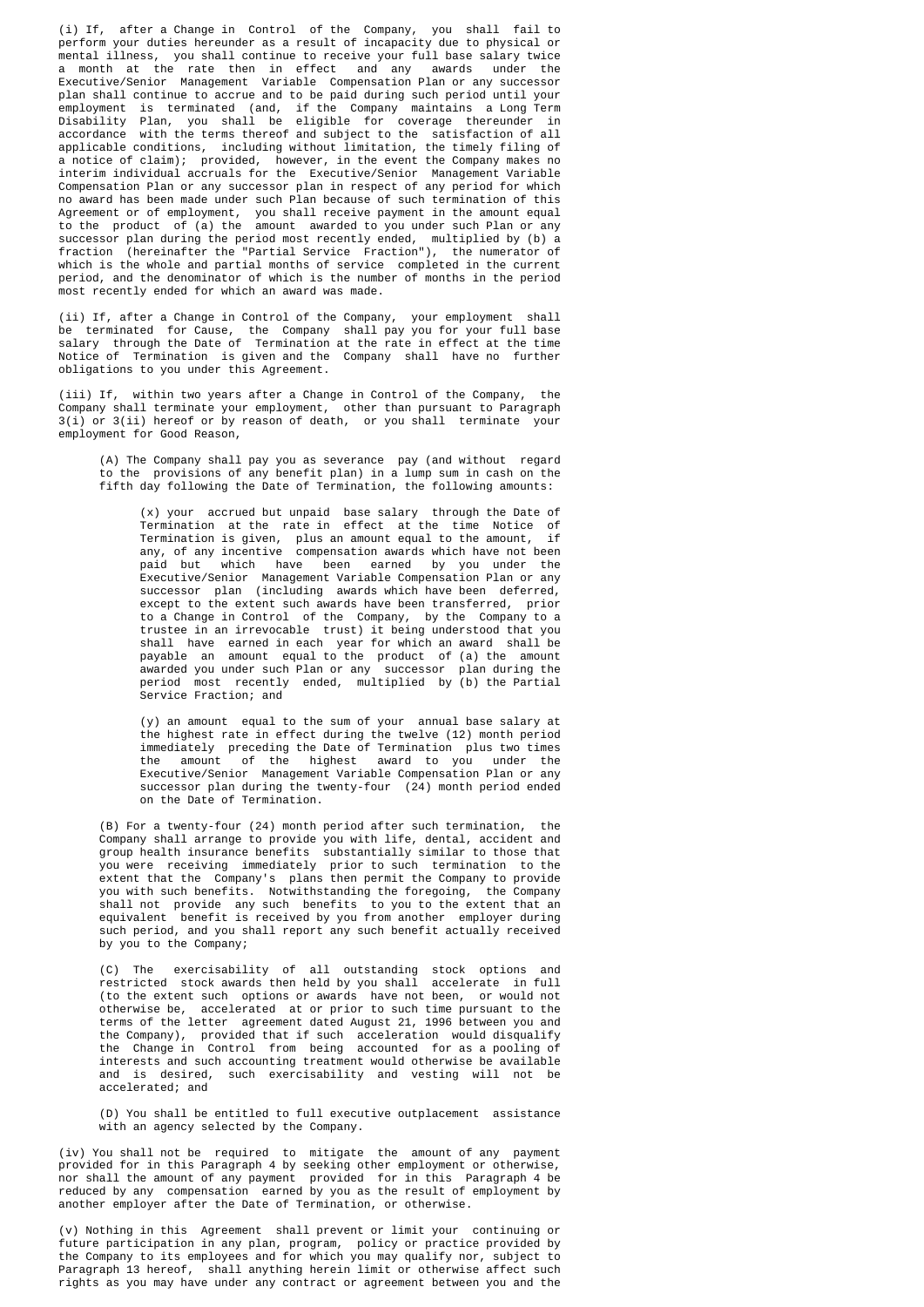(i) If, after a Change in Control of the Company, you shall fail to perform your duties hereunder as a result of incapacity due to physical or mental illness, you shall continue to receive your full base salary twice a month at the rate then in effect and any awards under the Executive/Senior Management Variable Compensation Plan or any successor plan shall continue to accrue and to be paid during such period until your employment is terminated (and, if the Company maintains a Long Term Disability Plan, you shall be eligible for coverage thereunder in accordance with the terms thereof and subject to the satisfaction of all applicable conditions, including without limitation, the timely filing of a notice of claim); provided, however, in the event the Company makes no interim individual accruals for the Executive/Senior Management Variable Compensation Plan or any successor plan in respect of any period for which no award has been made under such Plan because of such termination of this Agreement or of employment, you shall receive payment in the amount equal to the product of (a) the amount awarded to you under such Plan or any successor plan during the period most recently ended, multiplied by (b) a fraction (hereinafter the "Partial Service Fraction"), the numerator of which is the whole and partial months of service completed in the current period, and the denominator of which is the number of months in the period most recently ended for which an award was made.

(ii) If, after a Change in Control of the Company, your employment shall be terminated for Cause, the Company shall pay you for your full base salary through the Date of Termination at the rate in effect at the time Notice of Termination is given and the Company shall have no further obligations to you under this Agreement.

(iii) If, within two years after a Change in Control of the Company, the Company shall terminate your employment, other than pursuant to Paragraph 3(i) or 3(ii) hereof or by reason of death, or you shall terminate your employment for Good Reason,

> (A) The Company shall pay you as severance pay (and without regard to the provisions of any benefit plan) in a lump sum in cash on the fifth day following the Date of Termination, the following amounts:
>
> > (x) your accrued but unpaid base salary through the Date of Termination at the rate in effect at the time Notice of Termination is given, plus an amount equal to the amount, if any, of any incentive compensation awards which have not been paid but which have been earned by you under the Executive/Senior Management Variable Compensation Plan or any successor plan (including awards which have been deferred, except to the extent such awards have been transferred, prior to a Change in Control of the Company, by the Company to a trustee in an irrevocable trust) it being understood that you shall have earned in each year for which an award shall be payable an amount equal to the product of (a) the amount awarded you under such Plan or any successor plan during the period most recently ended, multiplied by (b) the Partial Service Fraction; and
> >
> > (y) an amount equal to the sum of your annual base salary at the highest rate in effect during the twelve (12) month period immediately preceding the Date of Termination plus two times the amount of the highest award to you under the Executive/Senior Management Variable Compensation Plan or any successor plan during the twenty-four (24) month period ended on the Date of Termination.
>
> (B) For a twenty-four (24) month period after such termination, the Company shall arrange to provide you with life, dental, accident and group health insurance benefits substantially similar to those that you were receiving immediately prior to such termination to the extent that the Company's plans then permit the Company to provide you with such benefits. Notwithstanding the foregoing, the Company shall not provide any such benefits to you to the extent that an equivalent benefit is received by you from another employer during such period, and you shall report any such benefit actually received by you to the Company;
>
> (C) The exercisability of all outstanding stock options and restricted stock awards then held by you shall accelerate in full (to the extent such options or awards have not been, or would not otherwise be, accelerated at or prior to such time pursuant to the terms of the letter agreement dated August 21, 1996 between you and the Company), provided that if such acceleration would disqualify the Change in Control from being accounted for as a pooling of interests and such accounting treatment would otherwise be available and is desired, such exercisability and vesting will not be accelerated; and
>
> (D) You shall be entitled to full executive outplacement assistance with an agency selected by the Company.

(iv) You shall not be required to mitigate the amount of any payment provided for in this Paragraph 4 by seeking other employment or otherwise, nor shall the amount of any payment provided for in this Paragraph 4 be reduced by any compensation earned by you as the result of employment by another employer after the Date of Termination, or otherwise.

(v) Nothing in this Agreement shall prevent or limit your continuing or future participation in any plan, program, policy or practice provided by the Company to its employees and for which you may qualify nor, subject to Paragraph 13 hereof, shall anything herein limit or otherwise affect such rights as you may have under any contract or agreement between you and the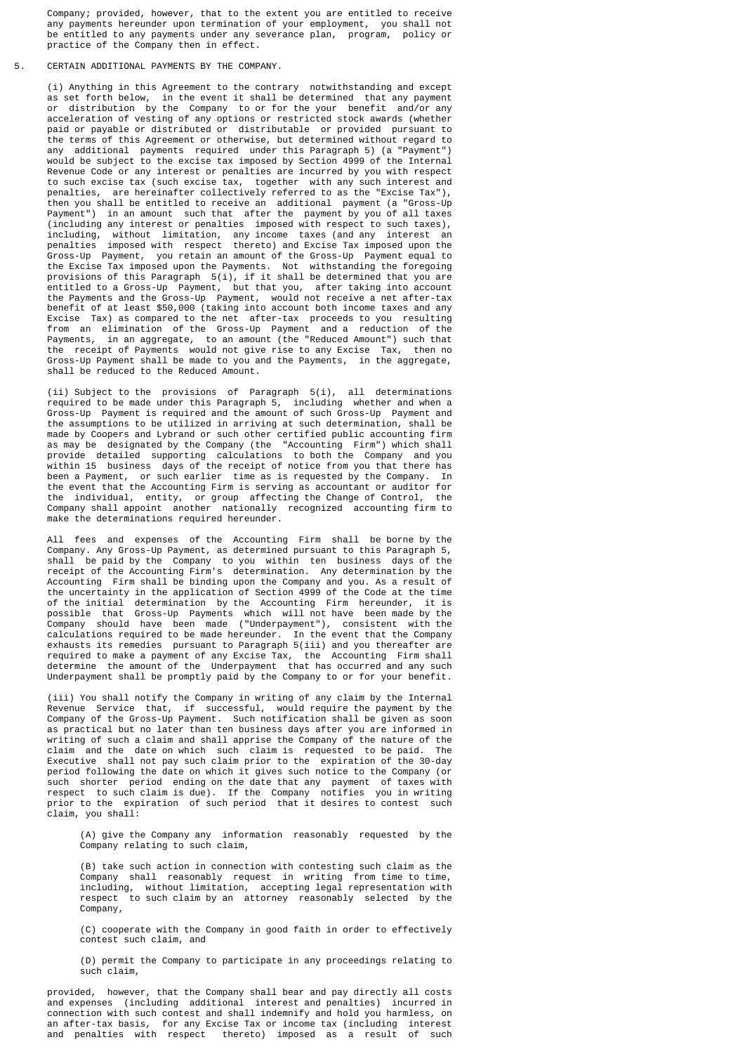Company; provided, however, that to the extent you are entitled to receive any payments hereunder upon termination of your employment, you shall not be entitled to any payments under any severance plan, program, policy or practice of the Company then in effect.

5. CERTAIN ADDITIONAL PAYMENTS BY THE COMPANY.

(i) Anything in this Agreement to the contrary notwithstanding and except as set forth below, in the event it shall be determined that any payment or distribution by the Company to or for the your benefit and/or any acceleration of vesting of any options or restricted stock awards (whether paid or payable or distributed or distributable or provided pursuant to the terms of this Agreement or otherwise, but determined without regard to any additional payments required under this Paragraph 5) (a "Payment") would be subject to the excise tax imposed by Section 4999 of the Internal Revenue Code or any interest or penalties are incurred by you with respect to such excise tax (such excise tax, together with any such interest and penalties, are hereinafter collectively referred to as the "Excise Tax"), then you shall be entitled to receive an additional payment (a "Gross-Up Payment") in an amount such that after the payment by you of all taxes (including any interest or penalties imposed with respect to such taxes), including, without limitation, any income taxes (and any interest an penalties imposed with respect thereto) and Excise Tax imposed upon the Gross-Up Payment, you retain an amount of the Gross-Up Payment equal to the Excise Tax imposed upon the Payments. Not withstanding the foregoing provisions of this Paragraph 5(i), if it shall be determined that you are entitled to a Gross-Up Payment, but that you, after taking into account the Payments and the Gross-Up Payment, would not receive a net after-tax benefit of at least $50,000 (taking into account both income taxes and any Excise Tax) as compared to the net after-tax proceeds to you resulting from an elimination of the Gross-Up Payment and a reduction of the Payments, in an aggregate, to an amount (the "Reduced Amount") such that the receipt of Payments would not give rise to any Excise Tax, then no Gross-Up Payment shall be made to you and the Payments, in the aggregate, shall be reduced to the Reduced Amount.

(ii) Subject to the provisions of Paragraph 5(i), all determinations required to be made under this Paragraph 5, including whether and when a Gross-Up Payment is required and the amount of such Gross-Up Payment and the assumptions to be utilized in arriving at such determination, shall be made by Coopers and Lybrand or such other certified public accounting firm as may be designated by the Company (the "Accounting Firm") which shall provide detailed supporting calculations to both the Company and you within 15 business days of the receipt of notice from you that there has been a Payment, or such earlier time as is requested by the Company. In the event that the Accounting Firm is serving as accountant or auditor for the individual, entity, or group affecting the Change of Control, the Company shall appoint another nationally recognized accounting firm to make the determinations required hereunder.

All fees and expenses of the Accounting Firm shall be borne by the Company. Any Gross-Up Payment, as determined pursuant to this Paragraph 5, shall be paid by the Company to you within ten business days of the receipt of the Accounting Firm's determination. Any determination by the Accounting Firm shall be binding upon the Company and you. As a result of the uncertainty in the application of Section 4999 of the Code at the time of the initial determination by the Accounting Firm hereunder, it is possible that Gross-Up Payments which will not have been made by the Company should have been made ("Underpayment"), consistent with the calculations required to be made hereunder. In the event that the Company exhausts its remedies pursuant to Paragraph 5(iii) and you thereafter are required to make a payment of any Excise Tax, the Accounting Firm shall determine the amount of the Underpayment that has occurred and any such Underpayment shall be promptly paid by the Company to or for your benefit.

(iii) You shall notify the Company in writing of any claim by the Internal Revenue Service that, if successful, would require the payment by the Company of the Gross-Up Payment. Such notification shall be given as soon as practical but no later than ten business days after you are informed in writing of such a claim and shall apprise the Company of the nature of the claim and the date on which such claim is requested to be paid. The Executive shall not pay such claim prior to the expiration of the 30-day period following the date on which it gives such notice to the Company (or such shorter period ending on the date that any payment of taxes with respect to such claim is due). If the Company notifies you in writing prior to the expiration of such period that it desires to contest such claim, you shall:

(A) give the Company any information reasonably requested by the Company relating to such claim,

(B) take such action in connection with contesting such claim as the Company shall reasonably request in writing from time to time, including, without limitation, accepting legal representation with respect to such claim by an attorney reasonably selected by the Company,

(C) cooperate with the Company in good faith in order to effectively contest such claim, and

(D) permit the Company to participate in any proceedings relating to such claim,

provided, however, that the Company shall bear and pay directly all costs and expenses (including additional interest and penalties) incurred in connection with such contest and shall indemnify and hold you harmless, on an after-tax basis, for any Excise Tax or income tax (including interest and penalties with respect thereto) imposed as a result of such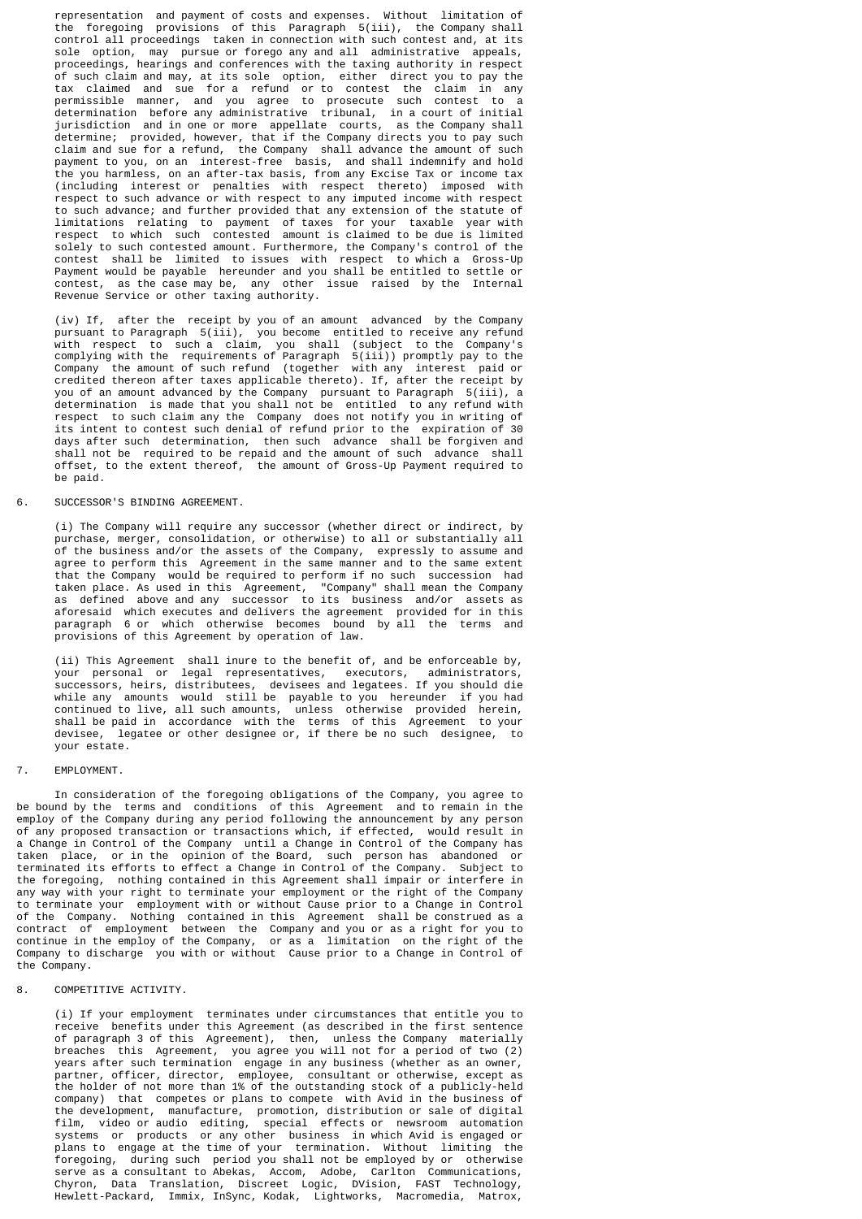representation and payment of costs and expenses. Without limitation of the foregoing provisions of this Paragraph 5(iii), the Company shall control all proceedings taken in connection with such contest and, at its sole option, may pursue or forego any and all administrative appeals, proceedings, hearings and conferences with the taxing authority in respect of such claim and may, at its sole option, either direct you to pay the tax claimed and sue for a refund or to contest the claim in any permissible manner, and you agree to prosecute such contest to a determination before any administrative tribunal, in a court of initial jurisdiction and in one or more appellate courts, as the Company shall determine; provided, however, that if the Company directs you to pay such claim and sue for a refund, the Company shall advance the amount of such payment to you, on an interest-free basis, and shall indemnify and hold the you harmless, on an after-tax basis, from any Excise Tax or income tax (including interest or penalties with respect thereto) imposed with respect to such advance or with respect to any imputed income with respect to such advance; and further provided that any extension of the statute of limitations relating to payment of taxes for your taxable year with respect to which such contested amount is claimed to be due is limited solely to such contested amount. Furthermore, the Company's control of the contest shall be limited to issues with respect to which a Gross-Up Payment would be payable hereunder and you shall be entitled to settle or contest, as the case may be, any other issue raised by the Internal Revenue Service or other taxing authority.

(iv) If, after the receipt by you of an amount advanced by the Company pursuant to Paragraph 5(iii), you become entitled to receive any refund with respect to such a claim, you shall (subject to the Company's complying with the requirements of Paragraph 5(iii)) promptly pay to the Company the amount of such refund (together with any interest paid or credited thereon after taxes applicable thereto). If, after the receipt by you of an amount advanced by the Company pursuant to Paragraph 5(iii), a determination is made that you shall not be entitled to any refund with respect to such claim any the Company does not notify you in writing of its intent to contest such denial of refund prior to the expiration of 30 days after such determination, then such advance shall be forgiven and shall not be required to be repaid and the amount of such advance shall offset, to the extent thereof, the amount of Gross-Up Payment required to be paid.

6. SUCCESSOR'S BINDING AGREEMENT.

(i) The Company will require any successor (whether direct or indirect, by purchase, merger, consolidation, or otherwise) to all or substantially all of the business and/or the assets of the Company, expressly to assume and agree to perform this Agreement in the same manner and to the same extent that the Company would be required to perform if no such succession had taken place. As used in this Agreement, "Company" shall mean the Company as defined above and any successor to its business and/or assets as aforesaid which executes and delivers the agreement provided for in this paragraph 6 or which otherwise becomes bound by all the terms and provisions of this Agreement by operation of law.

(ii) This Agreement shall inure to the benefit of, and be enforceable by, your personal or legal representatives, executors, administrators, successors, heirs, distributees, devisees and legatees. If you should die while any amounts would still be payable to you hereunder if you had continued to live, all such amounts, unless otherwise provided herein, shall be paid in accordance with the terms of this Agreement to your devisee, legatee or other designee or, if there be no such designee, to your estate.

7. EMPLOYMENT.

In consideration of the foregoing obligations of the Company, you agree to be bound by the terms and conditions of this Agreement and to remain in the employ of the Company during any period following the announcement by any person of any proposed transaction or transactions which, if effected, would result in a Change in Control of the Company until a Change in Control of the Company has taken place, or in the opinion of the Board, such person has abandoned or terminated its efforts to effect a Change in Control of the Company. Subject to the foregoing, nothing contained in this Agreement shall impair or interfere in any way with your right to terminate your employment or the right of the Company to terminate your employment with or without Cause prior to a Change in Control of the Company. Nothing contained in this Agreement shall be construed as a contract of employment between the Company and you or as a right for you to continue in the employ of the Company, or as a limitation on the right of the Company to discharge you with or without Cause prior to a Change in Control of the Company.

8. COMPETITIVE ACTIVITY.

(i) If your employment terminates under circumstances that entitle you to receive benefits under this Agreement (as described in the first sentence of paragraph 3 of this Agreement), then, unless the Company materially breaches this Agreement, you agree you will not for a period of two (2) years after such termination engage in any business (whether as an owner, partner, officer, director, employee, consultant or otherwise, except as the holder of not more than 1% of the outstanding stock of a publicly-held company) that competes or plans to compete with Avid in the business of the development, manufacture, promotion, distribution or sale of digital film, video or audio editing, special effects or newsroom automation systems or products or any other business in which Avid is engaged or plans to engage at the time of your termination. Without limiting the foregoing, during such period you shall not be employed by or otherwise serve as a consultant to Abekas, Accom, Adobe, Carlton Communications, Chyron, Data Translation, Discreet Logic, DVision, FAST Technology, Hewlett-Packard, Immix, InSync, Kodak, Lightworks, Macromedia, Matrox,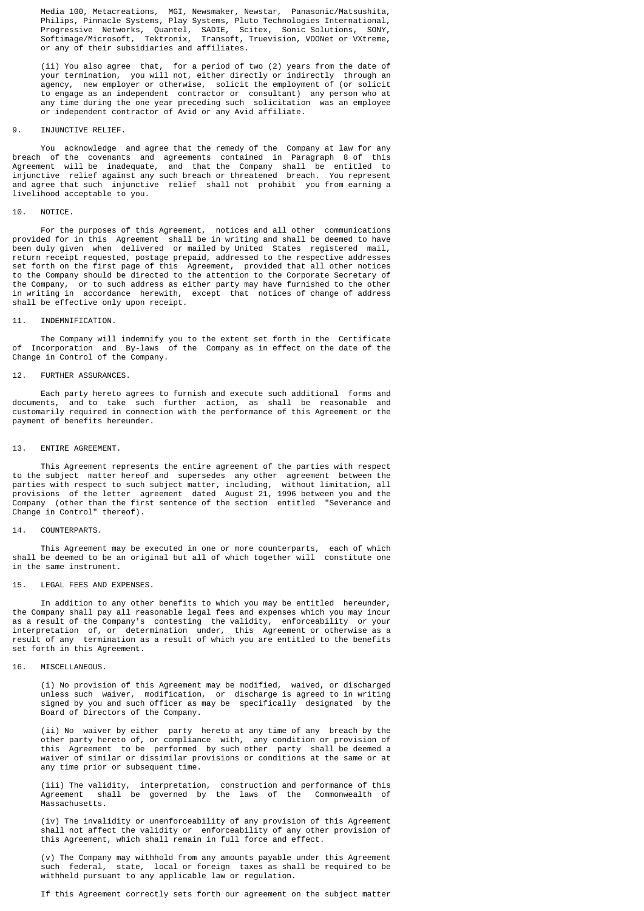Media 100, Metacreations, MGI, Newsmaker, Newstar, Panasonic/Matsushita, Philips, Pinnacle Systems, Play Systems, Pluto Technologies International, Progressive Networks, Quantel, SADIE, Scitex, Sonic Solutions, SONY, Softimage/Microsoft, Tektronix, Transoft, Truevision, VDONet or VXtreme, or any of their subsidiaries and affiliates.

(ii) You also agree that, for a period of two (2) years from the date of your termination, you will not, either directly or indirectly through an agency, new employer or otherwise, solicit the employment of (or solicit to engage as an independent contractor or consultant) any person who at any time during the one year preceding such solicitation was an employee or independent contractor of Avid or any Avid affiliate.

9. INJUNCTIVE RELIEF.

You acknowledge and agree that the remedy of the Company at law for any breach of the covenants and agreements contained in Paragraph 8 of this Agreement will be inadequate, and that the Company shall be entitled to injunctive relief against any such breach or threatened breach. You represent and agree that such injunctive relief shall not prohibit you from earning a livelihood acceptable to you.

10. NOTICE.

For the purposes of this Agreement, notices and all other communications provided for in this Agreement shall be in writing and shall be deemed to have been duly given when delivered or mailed by United States registered mail, return receipt requested, postage prepaid, addressed to the respective addresses set forth on the first page of this Agreement, provided that all other notices to the Company should be directed to the attention to the Corporate Secretary of the Company, or to such address as either party may have furnished to the other in writing in accordance herewith, except that notices of change of address shall be effective only upon receipt.

11. INDEMNIFICATION.

The Company will indemnify you to the extent set forth in the Certificate of Incorporation and By-laws of the Company as in effect on the date of the Change in Control of the Company.

12. FURTHER ASSURANCES.

Each party hereto agrees to furnish and execute such additional forms and documents, and to take such further action, as shall be reasonable and customarily required in connection with the performance of this Agreement or the payment of benefits hereunder.

13. ENTIRE AGREEMENT.

This Agreement represents the entire agreement of the parties with respect to the subject matter hereof and supersedes any other agreement between the parties with respect to such subject matter, including, without limitation, all provisions of the letter agreement dated August 21, 1996 between you and the Company (other than the first sentence of the section entitled "Severance and Change in Control" thereof).

14. COUNTERPARTS.

This Agreement may be executed in one or more counterparts, each of which shall be deemed to be an original but all of which together will constitute one in the same instrument.

15. LEGAL FEES AND EXPENSES.

In addition to any other benefits to which you may be entitled hereunder, the Company shall pay all reasonable legal fees and expenses which you may incur as a result of the Company's contesting the validity, enforceability or your interpretation of, or determination under, this Agreement or otherwise as a result of any termination as a result of which you are entitled to the benefits set forth in this Agreement.

16. MISCELLANEOUS.

(i) No provision of this Agreement may be modified, waived, or discharged unless such waiver, modification, or discharge is agreed to in writing signed by you and such officer as may be specifically designated by the Board of Directors of the Company.

(ii) No waiver by either party hereto at any time of any breach by the other party hereto of, or compliance with, any condition or provision of this Agreement to be performed by such other party shall be deemed a waiver of similar or dissimilar provisions or conditions at the same or at any time prior or subsequent time.

(iii) The validity, interpretation, construction and performance of this Agreement shall be governed by the laws of the Commonwealth of Massachusetts.

(iv) The invalidity or unenforceability of any provision of this Agreement shall not affect the validity or enforceability of any other provision of this Agreement, which shall remain in full force and effect.

(v) The Company may withhold from any amounts payable under this Agreement such federal, state, local or foreign taxes as shall be required to be withheld pursuant to any applicable law or regulation.

If this Agreement correctly sets forth our agreement on the subject matter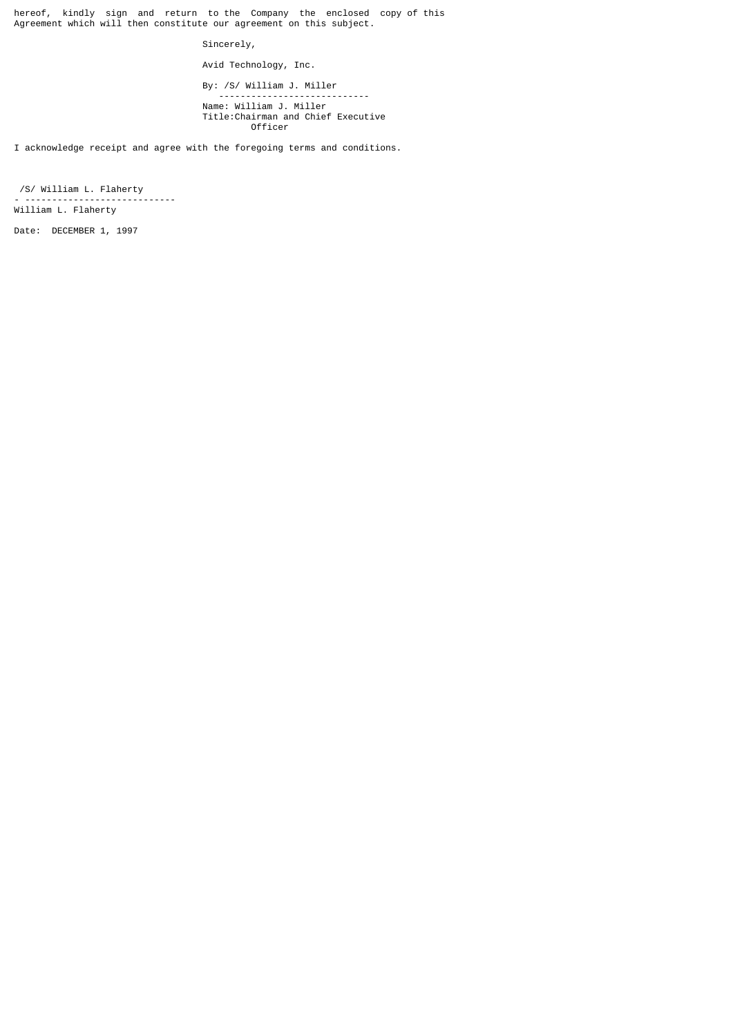hereof, kindly sign and return to the Company the enclosed copy of this Agreement which will then constitute our agreement on this subject.

Sincerely,

Avid Technology, Inc.

By: /S/ William J. Miller

Name: William J. Miller
Title: Chairman and Chief Executive Officer

I acknowledge receipt and agree with the foregoing terms and conditions.

/S/ William L. Flaherty

William L. Flaherty

Date: DECEMBER 1, 1997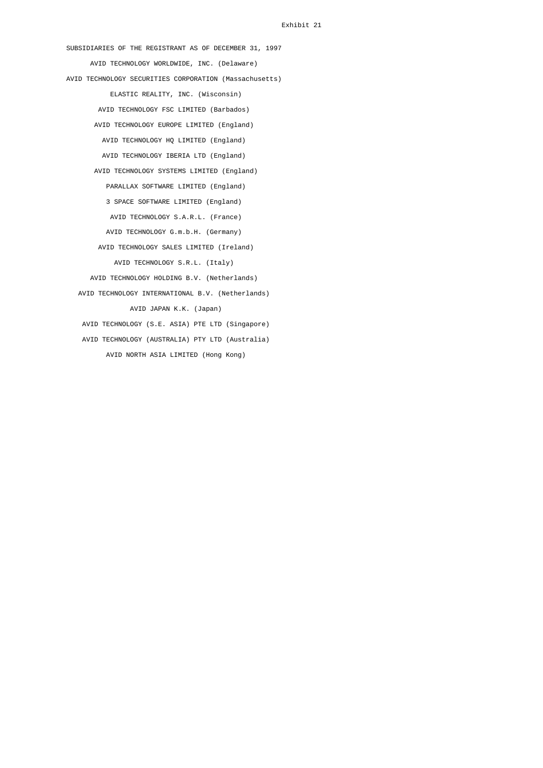Exhibit 21

SUBSIDIARIES OF THE REGISTRANT AS OF DECEMBER 31, 1997

AVID TECHNOLOGY WORLDWIDE, INC. (Delaware)

AVID TECHNOLOGY SECURITIES CORPORATION (Massachusetts)

ELASTIC REALITY, INC. (Wisconsin)

AVID TECHNOLOGY FSC LIMITED (Barbados)

AVID TECHNOLOGY EUROPE LIMITED (England)

AVID TECHNOLOGY HQ LIMITED (England)

AVID TECHNOLOGY IBERIA LTD (England)

AVID TECHNOLOGY SYSTEMS LIMITED (England)

PARALLAX SOFTWARE LIMITED (England)

3 SPACE SOFTWARE LIMITED (England)

AVID TECHNOLOGY S.A.R.L. (France)

AVID TECHNOLOGY G.m.b.H. (Germany)

AVID TECHNOLOGY SALES LIMITED (Ireland)

AVID TECHNOLOGY S.R.L. (Italy)

AVID TECHNOLOGY HOLDING B.V. (Netherlands)

AVID TECHNOLOGY INTERNATIONAL B.V. (Netherlands)

AVID JAPAN K.K. (Japan)

AVID TECHNOLOGY (S.E. ASIA) PTE LTD (Singapore)

AVID TECHNOLOGY (AUSTRALIA) PTY LTD (Australia)

AVID NORTH ASIA LIMITED (Hong Kong)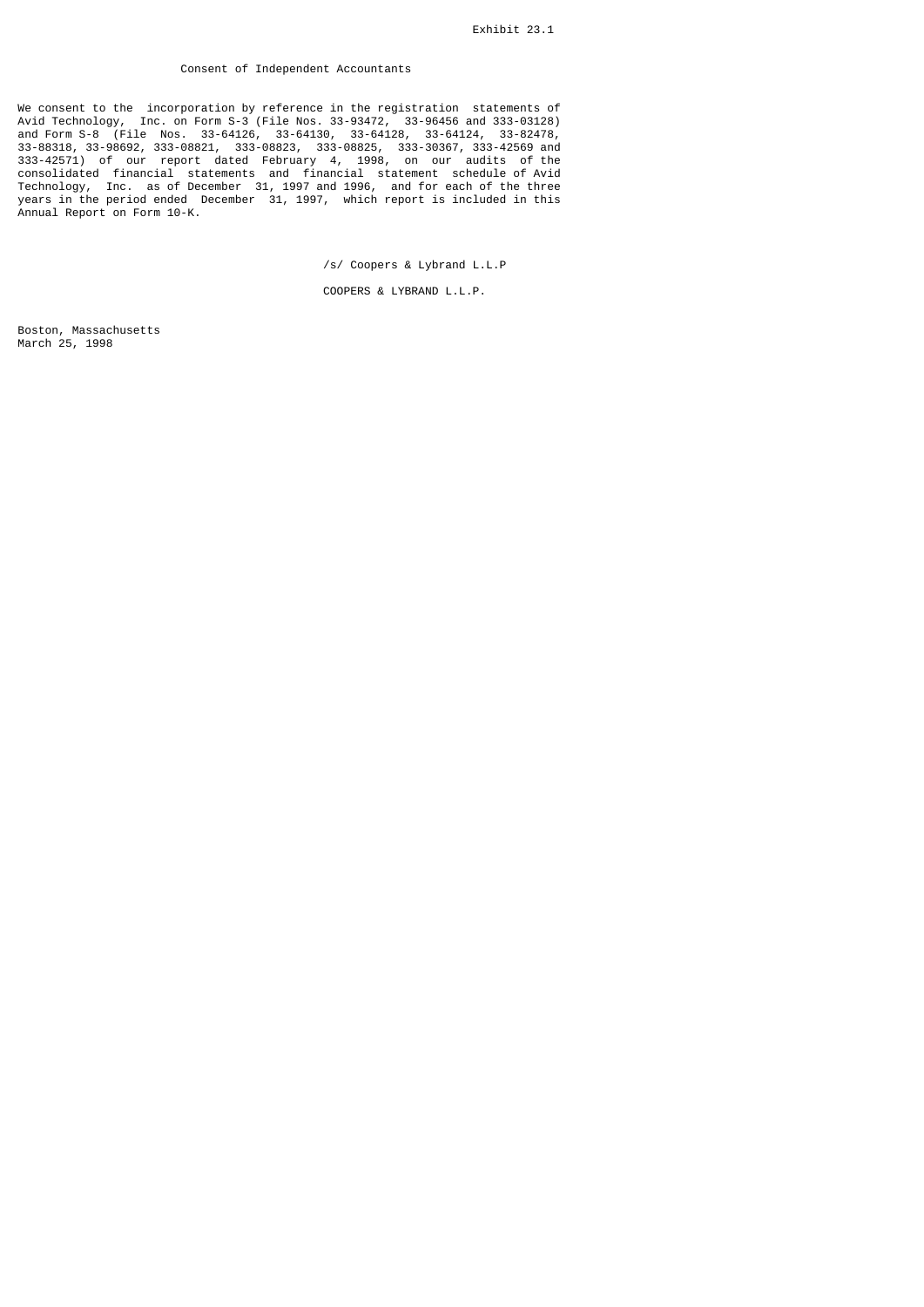Exhibit 23.1

# Consent of Independent Accountants

We consent to the incorporation by reference in the registration statements of Avid Technology, Inc. on Form S-3 (File Nos. 33-93472, 33-96456 and 333-03128) and Form S-8 (File Nos. 33-64126, 33-64130, 33-64128, 33-64124, 33-82478, 33-88318, 33-98692, 333-08821, 333-08823, 333-08825, 333-30367, 333-42569 and 333-42571) of our report dated February 4, 1998, on our audits of the consolidated financial statements and financial statement schedule of Avid Technology, Inc. as of December 31, 1997 and 1996, and for each of the three years in the period ended December 31, 1997, which report is included in this Annual Report on Form 10-K.

/s/ Coopers & Lybrand L.L.P

COOPERS & LYBRAND L.L.P.

Boston, Massachusetts
March 25, 1998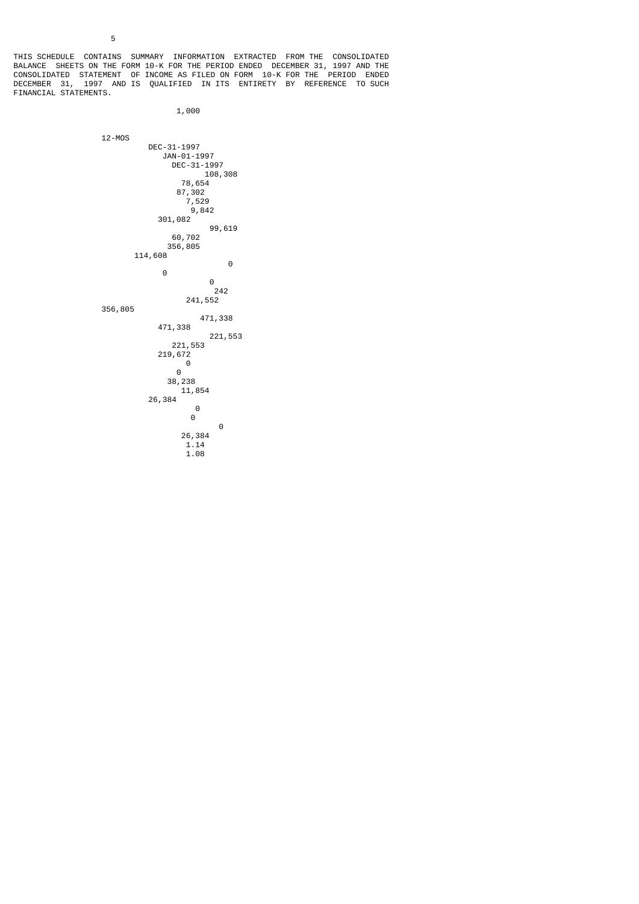5

THIS SCHEDULE CONTAINS SUMMARY INFORMATION EXTRACTED FROM THE CONSOLIDATED BALANCE SHEETS ON THE FORM 10-K FOR THE PERIOD ENDED DECEMBER 31, 1997 AND THE CONSOLIDATED STATEMENT OF INCOME AS FILED ON FORM 10-K FOR THE PERIOD ENDED DECEMBER 31, 1997 AND IS QUALIFIED IN ITS ENTIRETY BY REFERENCE TO SUCH FINANCIAL STATEMENTS.

```
                           1,000


             12-MOS
                     DEC-31-1997
                        JAN-01-1997
                          DEC-31-1997
                              108,308
                            78,654
                           87,302
                              7,529
                               9,842
                     301,082
                                 99,619
                        60,702
                       356,805
                 114,608
                                      0
                     0
                               0
                                 242
                          241,552
             356,805
                             471,338
                     471,338
                                221,553
                        221,553
                     219,672
                           0
                         0
                      38,238
                         11,854
                   26,384
                             0
                            0
                                  0
                          26,384
                            1.14
                            1.08
```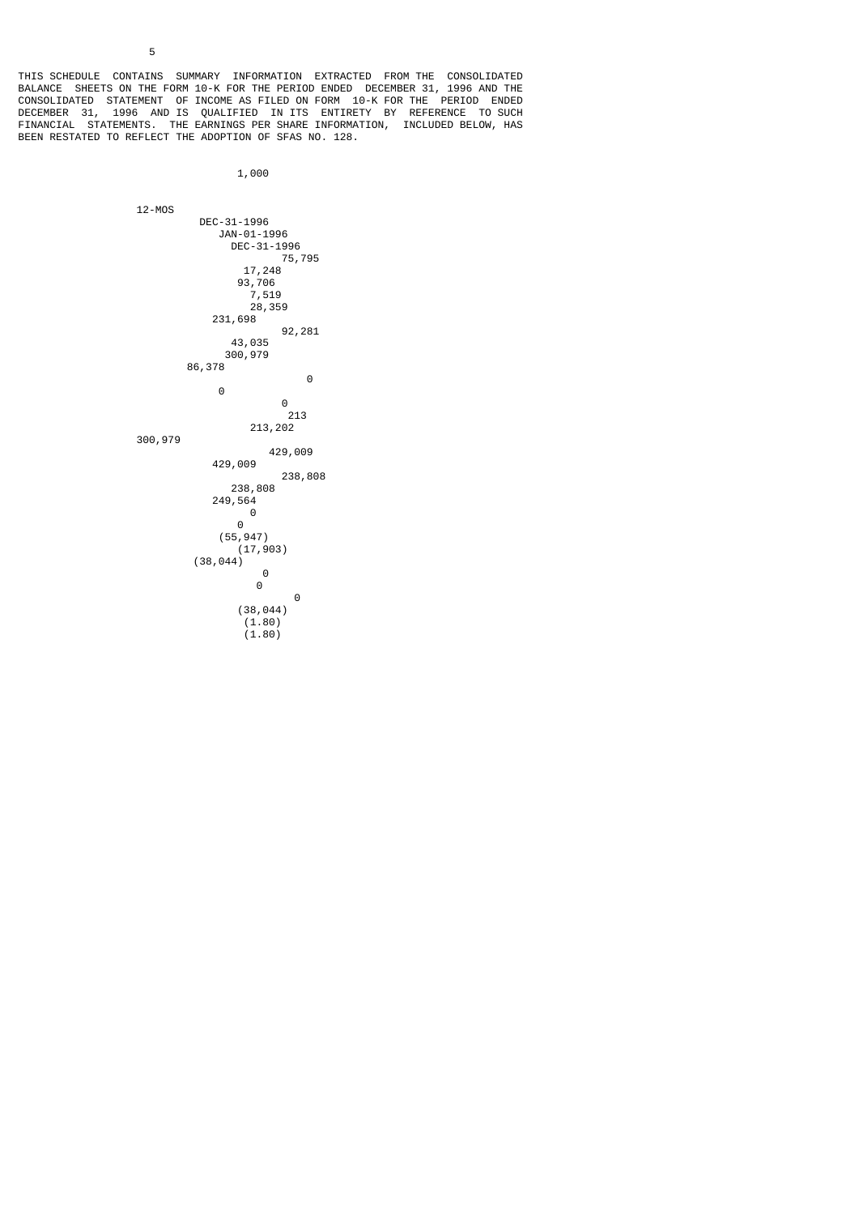THIS SCHEDULE CONTAINS SUMMARY INFORMATION EXTRACTED FROM THE CONSOLIDATED BALANCE SHEETS ON THE FORM 10-K FOR THE PERIOD ENDED DECEMBER 31, 1996 AND THE CONSOLIDATED STATEMENT OF INCOME AS FILED ON FORM 10-K FOR THE PERIOD ENDED DECEMBER 31, 1996 AND IS QUALIFIED IN ITS ENTIRETY BY REFERENCE TO SUCH FINANCIAL STATEMENTS. THE EARNINGS PER SHARE INFORMATION, INCLUDED BELOW, HAS BEEN RESTATED TO REFLECT THE ADOPTION OF SFAS NO. 128.

1,000

```
12-MOS
DEC-31-1996
JAN-01-1996
DEC-31-1996
75,795
17,248
93,706
7,519
28,359
231,698
92,281
43,035
300,979
86,378
0
0
0
213
213,202
300,979
429,009
429,009
238,808
238,808
249,564
0
0
(55,947)
(17,903)
(38,044)
0
0
0
(38,044)
(1.80)
(1.80)
```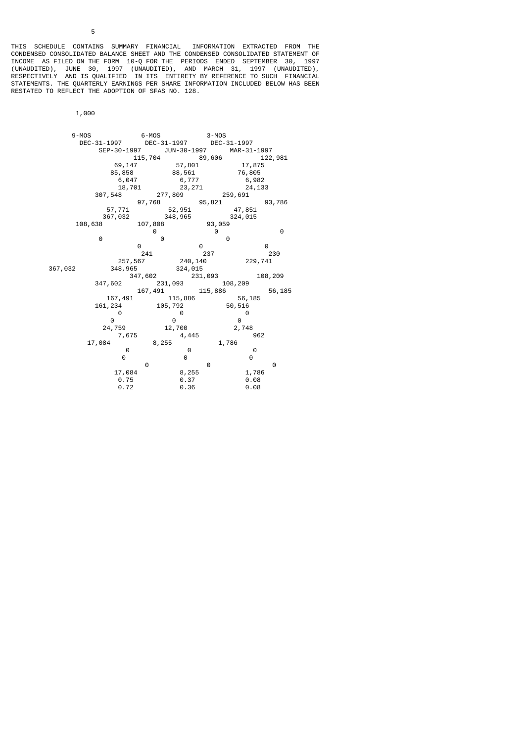THIS SCHEDULE CONTAINS SUMMARY FINANCIAL INFORMATION EXTRACTED FROM THE CONDENSED CONSOLIDATED BALANCE SHEET AND THE CONDENSED CONSOLIDATED STATEMENT OF INCOME AS FILED ON THE FORM 10-Q FOR THE PERIODS ENDED SEPTEMBER 30, 1997 (UNAUDITED), JUNE 30, 1997 (UNAUDITED), AND MARCH 31, 1997 (UNAUDITED), RESPECTIVELY AND IS QUALIFIED IN ITS ENTIRETY BY REFERENCE TO SUCH FINANCIAL STATEMENTS. THE QUARTERLY EARNINGS PER SHARE INFORMATION INCLUDED BELOW HAS BEEN RESTATED TO REFLECT THE ADOPTION OF SFAS NO. 128.

1,000

| 9-MOS | 6-MOS | 3-MOS |
|---|---|---|
| DEC-31-1997 | DEC-31-1997 | DEC-31-1997 |
| SEP-30-1997 | JUN-30-1997 | MAR-31-1997 |
| 115,704 | 89,606 | 122,981 |
| 69,147 | 57,801 | 17,875 |
| 85,858 | 88,561 | 76,805 |
| 6,047 | 6,777 | 6,982 |
| 18,701 | 23,271 | 24,133 |
| 307,548 | 277,809 | 259,691 |
| 97,768 | 95,821 | 93,786 |
| 57,771 | 52,951 | 47,851 |
| 367,032 | 348,965 | 324,015 |
| 108,638 | 107,808 | 93,059 |
| 0 | 0 | 0 |
| 0 | 0 | 0 |
| 0 | 0 | 0 |
| 241 | 237 | 230 |
| 257,567 | 240,140 | 229,741 |
| 367,032 | 348,965 | 324,015 |
| 347,602 | 231,093 | 108,209 |
| 347,602 | 231,093 | 108,209 |
| 167,491 | 115,886 | 56,185 |
| 167,491 | 115,886 | 56,185 |
| 161,234 | 105,792 | 50,516 |
| 0 | 0 | 0 |
| 0 | 0 | 0 |
| 24,759 | 12,700 | 2,748 |
| 7,675 | 4,445 | 962 |
| 17,084 | 8,255 | 1,786 |
| 0 | 0 | 0 |
| 0 | 0 | 0 |
| 0 | 0 | 0 |
| 17,084 | 8,255 | 1,786 |
| 0.75 | 0.37 | 0.08 |
| 0.72 | 0.36 | 0.08 |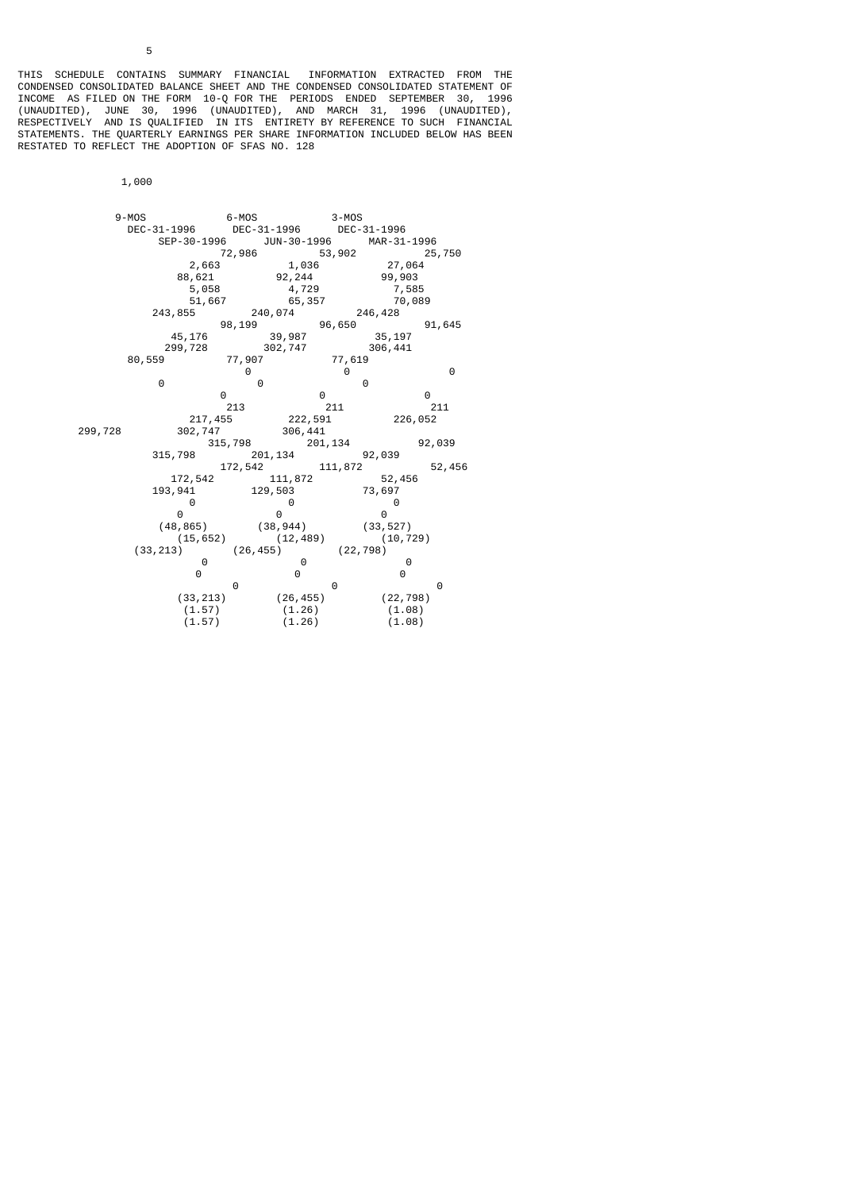5

THIS SCHEDULE CONTAINS SUMMARY FINANCIAL INFORMATION EXTRACTED FROM THE CONDENSED CONSOLIDATED BALANCE SHEET AND THE CONDENSED CONSOLIDATED STATEMENT OF INCOME AS FILED ON THE FORM 10-Q FOR THE PERIODS ENDED SEPTEMBER 30, 1996 (UNAUDITED), JUNE 30, 1996 (UNAUDITED), AND MARCH 31, 1996 (UNAUDITED), RESPECTIVELY AND IS QUALIFIED IN ITS ENTIRETY BY REFERENCE TO SUCH FINANCIAL STATEMENTS. THE QUARTERLY EARNINGS PER SHARE INFORMATION INCLUDED BELOW HAS BEEN RESTATED TO REFLECT THE ADOPTION OF SFAS NO. 128

1,000

| 9-MOS | 6-MOS | 3-MOS |
|---|---|---|
| DEC-31-1996 | DEC-31-1996 | DEC-31-1996 |
| SEP-30-1996 | JUN-30-1996 | MAR-31-1996 |
| 72,986 | 53,902 | 25,750 |
| 2,663 | 1,036 | 27,064 |
| 88,621 | 92,244 | 99,903 |
| 5,058 | 4,729 | 7,585 |
| 51,667 | 65,357 | 70,089 |
| 243,855 | 240,074 | 246,428 |
| 98,199 | 96,650 | 91,645 |
| 45,176 | 39,987 | 35,197 |
| 299,728 | 302,747 | 306,441 |
| 80,559 | 77,907 | 77,619 |
| 0 | 0 | 0 |
| 0 | 0 | 0 |
| 0 | 0 | 0 |
| 213 | 211 | 211 |
| 217,455 | 222,591 | 226,052 |
| 299,728 | 302,747 | 306,441 |
| 315,798 | 201,134 | 92,039 |
| 315,798 | 201,134 | 92,039 |
| 172,542 | 111,872 | 52,456 |
| 172,542 | 111,872 | 52,456 |
| 193,941 | 129,503 | 73,697 |
| 0 | 0 | 0 |
| 0 | 0 | 0 |
| (48,865) | (38,944) | (33,527) |
| (15,652) | (12,489) | (10,729) |
| (33,213) | (26,455) | (22,798) |
| 0 | 0 | 0 |
| 0 | 0 | 0 |
| 0 | 0 | 0 |
| (33,213) | (26,455) | (22,798) |
| (1.57) | (1.26) | (1.08) |
| (1.57) | (1.26) | (1.08) |